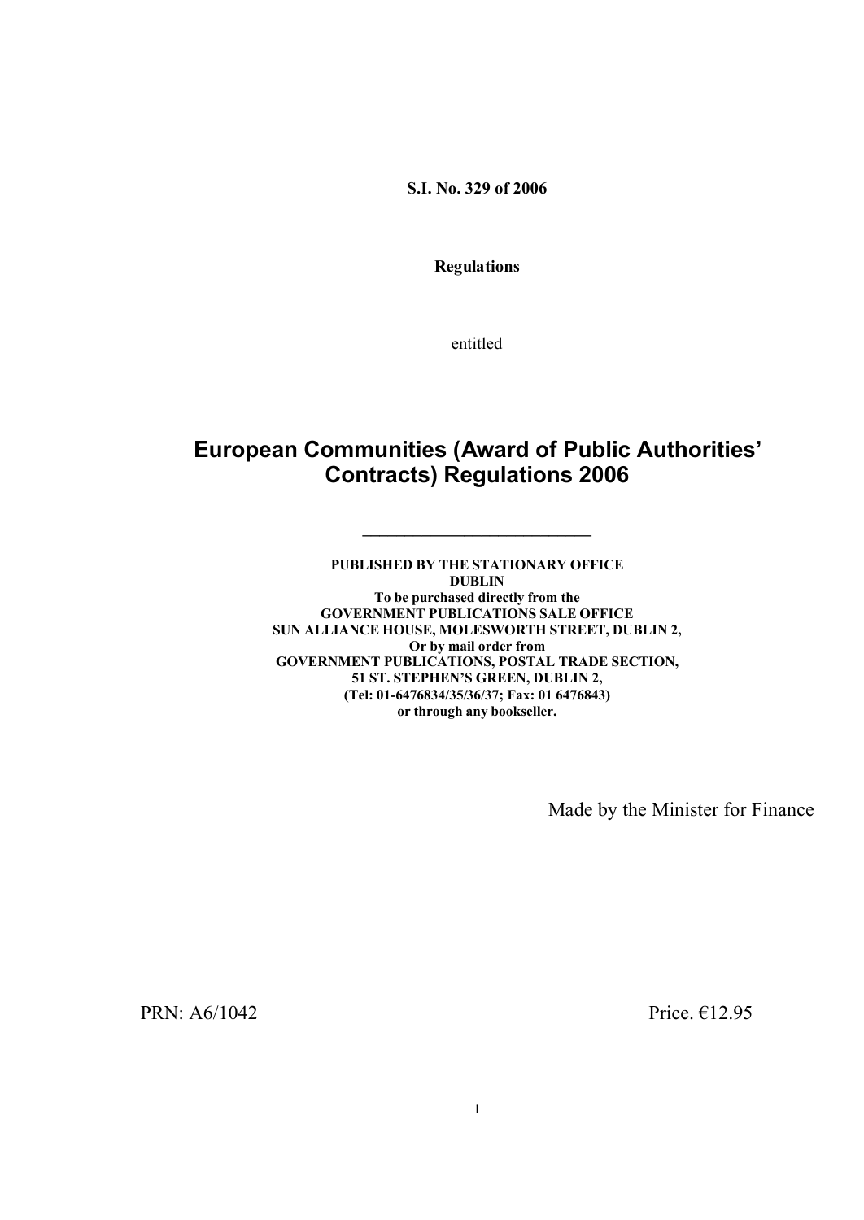**S.I. No. 329 of 2006**

**Regulations**

entitled

# European Communities (Award of Public Authorities' Contracts) Regulations 2006

---

**PUBLISHED BY THE STATIONARY OFFICE**
**DUBLIN**
**To be purchased directly from the**
**GOVERNMENT PUBLICATIONS SALE OFFICE**
**SUN ALLIANCE HOUSE, MOLESWORTH STREET, DUBLIN 2,**
**Or by mail order from**
**GOVERNMENT PUBLICATIONS, POSTAL TRADE SECTION,**
**51 ST. STEPHEN'S GREEN, DUBLIN 2,**
**(Tel: 01-6476834/35/36/37; Fax: 01 6476843)**
**or through any bookseller.**

Made by the Minister for Finance

PRN: A6/1042

Price. €12.95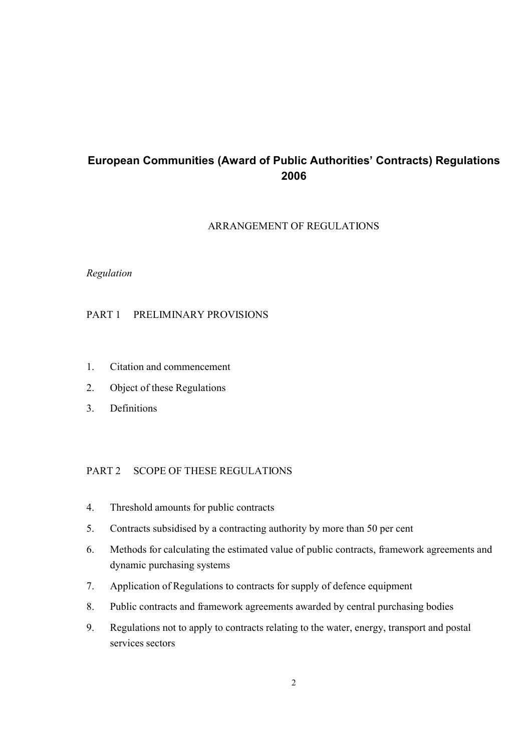# European Communities (Award of Public Authorities' Contracts) Regulations 2006

ARRANGEMENT OF REGULATIONS

*Regulation*

PART 1 PRELIMINARY PROVISIONS

1. Citation and commencement
2. Object of these Regulations
3. Definitions

PART 2 SCOPE OF THESE REGULATIONS

4. Threshold amounts for public contracts
5. Contracts subsidised by a contracting authority by more than 50 per cent
6. Methods for calculating the estimated value of public contracts, framework agreements and dynamic purchasing systems
7. Application of Regulations to contracts for supply of defence equipment
8. Public contracts and framework agreements awarded by central purchasing bodies
9. Regulations not to apply to contracts relating to the water, energy, transport and postal services sectors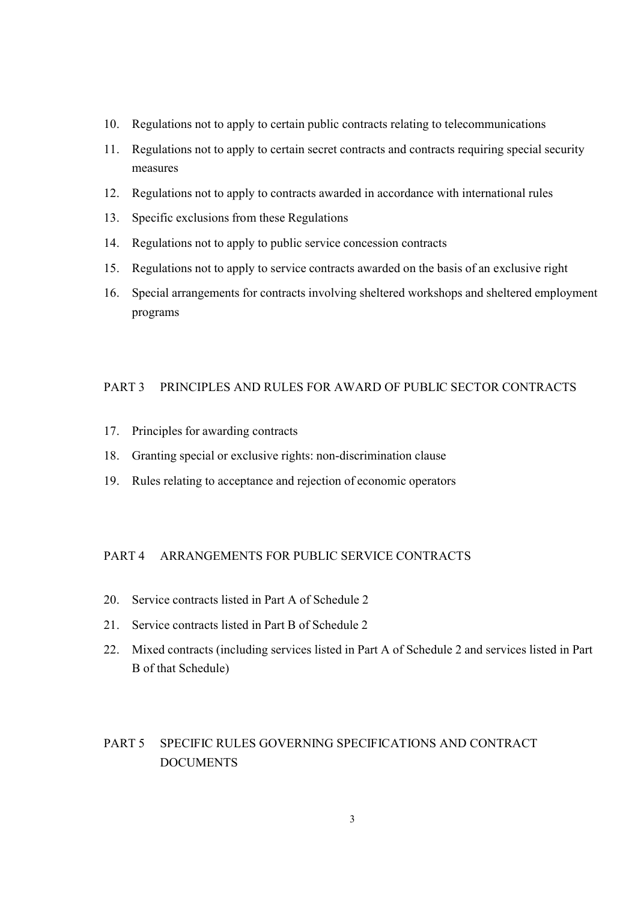10. Regulations not to apply to certain public contracts relating to telecommunications
11. Regulations not to apply to certain secret contracts and contracts requiring special security measures
12. Regulations not to apply to contracts awarded in accordance with international rules
13. Specific exclusions from these Regulations
14. Regulations not to apply to public service concession contracts
15. Regulations not to apply to service contracts awarded on the basis of an exclusive right
16. Special arrangements for contracts involving sheltered workshops and sheltered employment programs

## PART 3 PRINCIPLES AND RULES FOR AWARD OF PUBLIC SECTOR CONTRACTS

17. Principles for awarding contracts
18. Granting special or exclusive rights: non-discrimination clause
19. Rules relating to acceptance and rejection of economic operators

## PART 4 ARRANGEMENTS FOR PUBLIC SERVICE CONTRACTS

20. Service contracts listed in Part A of Schedule 2
21. Service contracts listed in Part B of Schedule 2
22. Mixed contracts (including services listed in Part A of Schedule 2 and services listed in Part B of that Schedule)

## PART 5 SPECIFIC RULES GOVERNING SPECIFICATIONS AND CONTRACT DOCUMENTS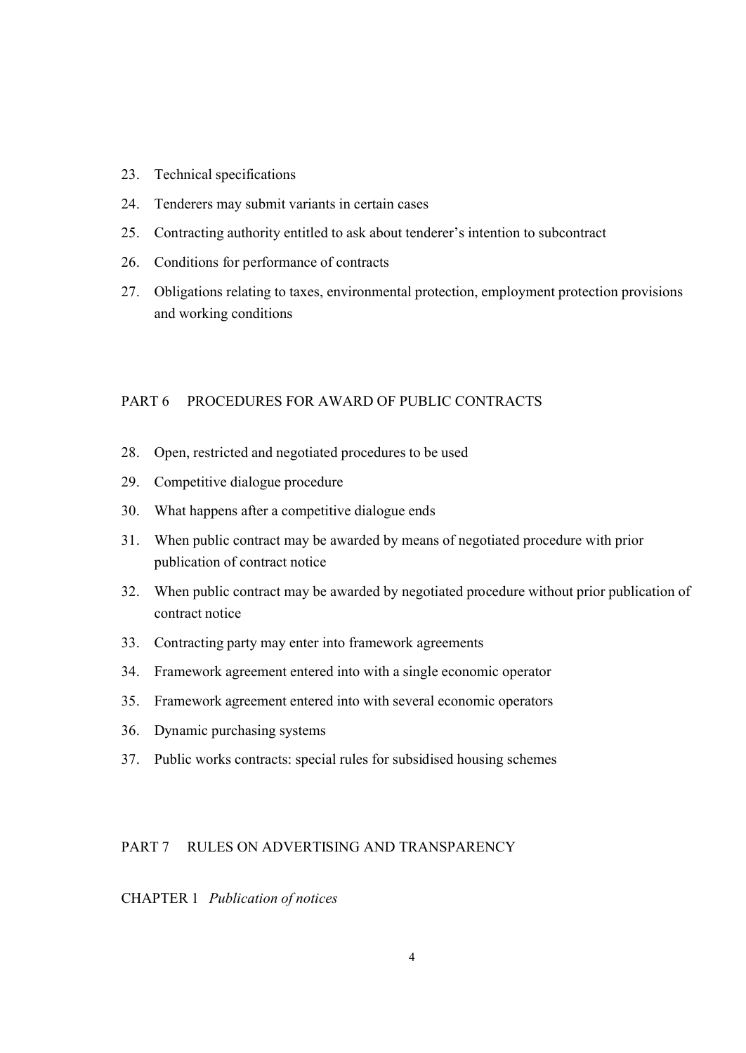23. Technical specifications
24. Tenderers may submit variants in certain cases
25. Contracting authority entitled to ask about tenderer's intention to subcontract
26. Conditions for performance of contracts
27. Obligations relating to taxes, environmental protection, employment protection provisions and working conditions

PART 6 PROCEDURES FOR AWARD OF PUBLIC CONTRACTS

28. Open, restricted and negotiated procedures to be used
29. Competitive dialogue procedure
30. What happens after a competitive dialogue ends
31. When public contract may be awarded by means of negotiated procedure with prior publication of contract notice
32. When public contract may be awarded by negotiated procedure without prior publication of contract notice
33. Contracting party may enter into framework agreements
34. Framework agreement entered into with a single economic operator
35. Framework agreement entered into with several economic operators
36. Dynamic purchasing systems
37. Public works contracts: special rules for subsidised housing schemes

PART 7 RULES ON ADVERTISING AND TRANSPARENCY

CHAPTER 1 *Publication of notices*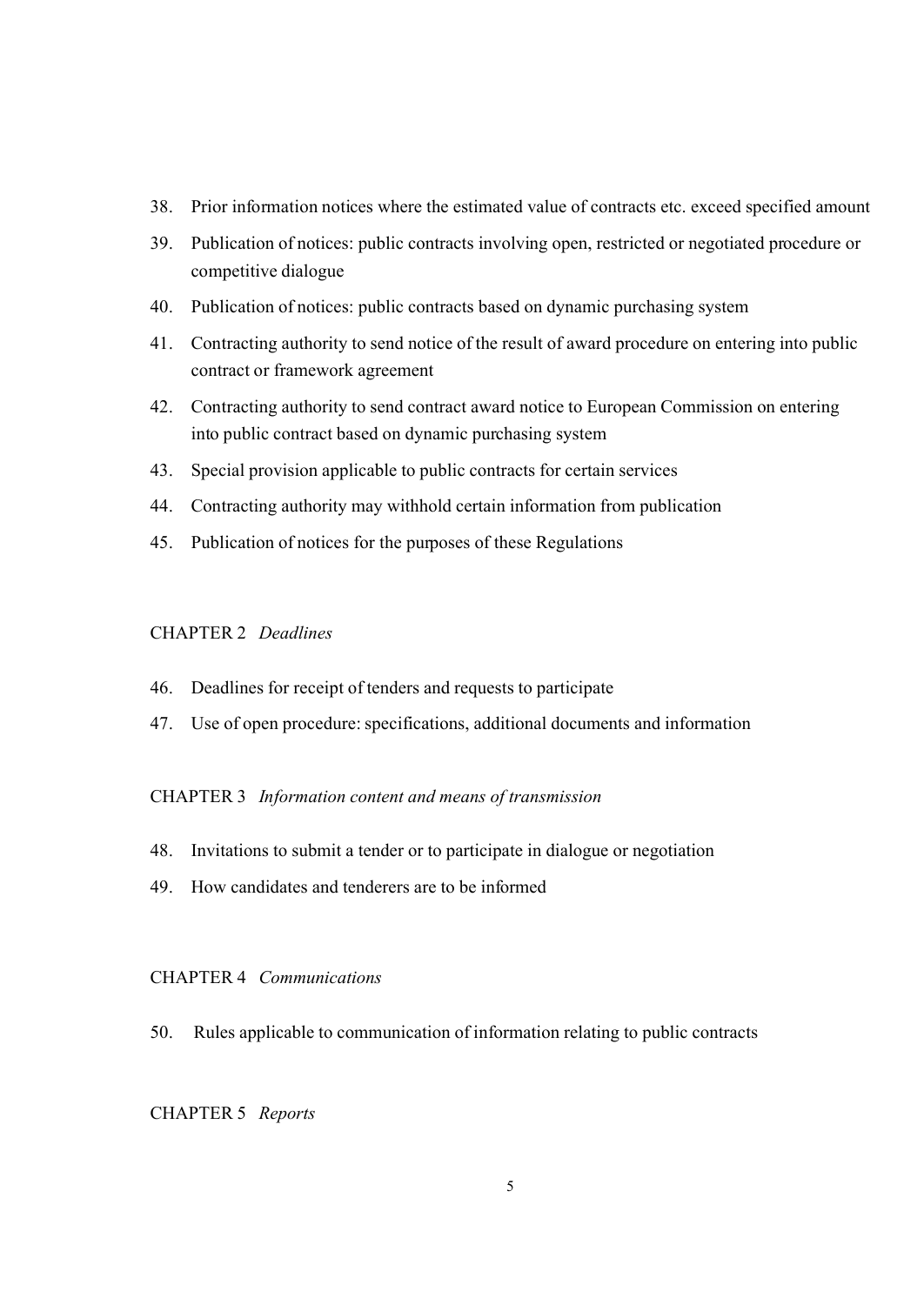38. Prior information notices where the estimated value of contracts etc. exceed specified amount
39. Publication of notices: public contracts involving open, restricted or negotiated procedure or competitive dialogue
40. Publication of notices: public contracts based on dynamic purchasing system
41. Contracting authority to send notice of the result of award procedure on entering into public contract or framework agreement
42. Contracting authority to send contract award notice to European Commission on entering into public contract based on dynamic purchasing system
43. Special provision applicable to public contracts for certain services
44. Contracting authority may withhold certain information from publication
45. Publication of notices for the purposes of these Regulations

CHAPTER 2 *Deadlines*

46. Deadlines for receipt of tenders and requests to participate
47. Use of open procedure: specifications, additional documents and information

CHAPTER 3 *Information content and means of transmission*

48. Invitations to submit a tender or to participate in dialogue or negotiation
49. How candidates and tenderers are to be informed

CHAPTER 4 *Communications*

50. Rules applicable to communication of information relating to public contracts

CHAPTER 5 *Reports*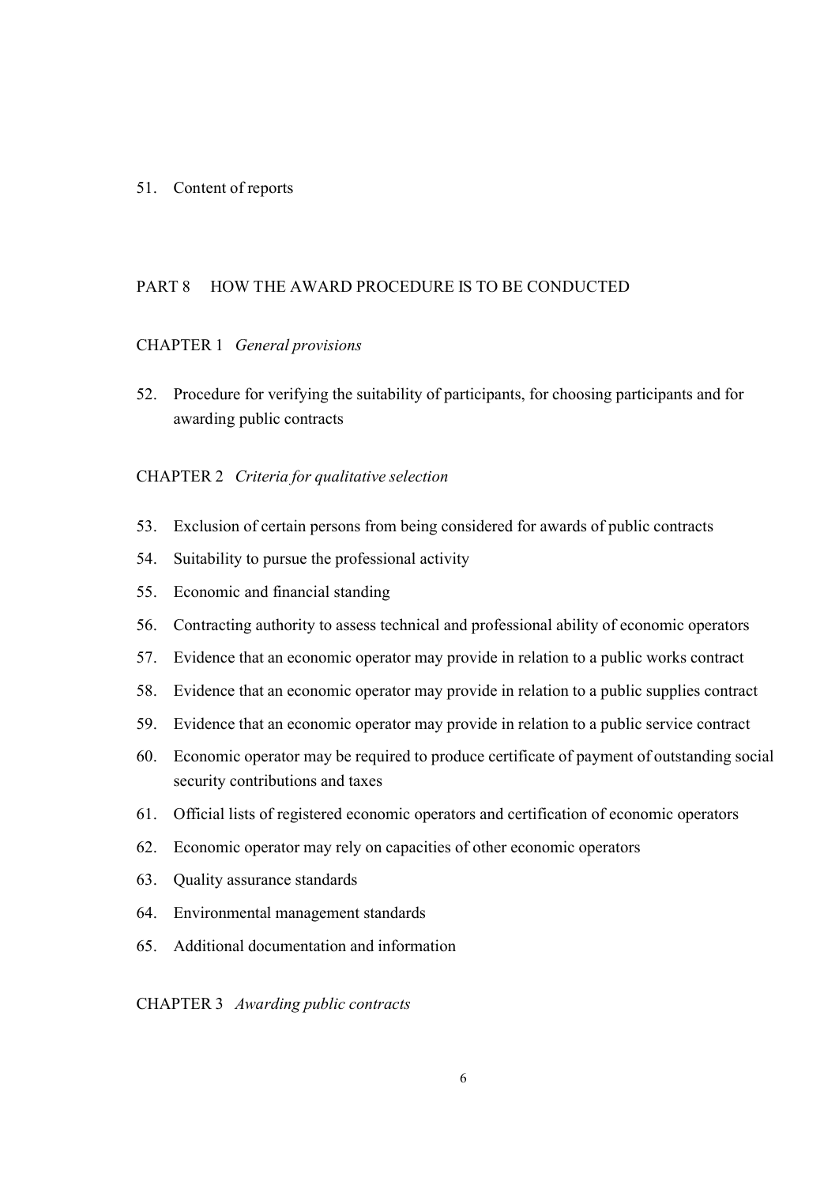51. Content of reports

## PART 8 HOW THE AWARD PROCEDURE IS TO BE CONDUCTED

### CHAPTER 1 *General provisions*

52. Procedure for verifying the suitability of participants, for choosing participants and for awarding public contracts

### CHAPTER 2 *Criteria for qualitative selection*

53. Exclusion of certain persons from being considered for awards of public contracts
54. Suitability to pursue the professional activity
55. Economic and financial standing
56. Contracting authority to assess technical and professional ability of economic operators
57. Evidence that an economic operator may provide in relation to a public works contract
58. Evidence that an economic operator may provide in relation to a public supplies contract
59. Evidence that an economic operator may provide in relation to a public service contract
60. Economic operator may be required to produce certificate of payment of outstanding social security contributions and taxes
61. Official lists of registered economic operators and certification of economic operators
62. Economic operator may rely on capacities of other economic operators
63. Quality assurance standards
64. Environmental management standards
65. Additional documentation and information

### CHAPTER 3 *Awarding public contracts*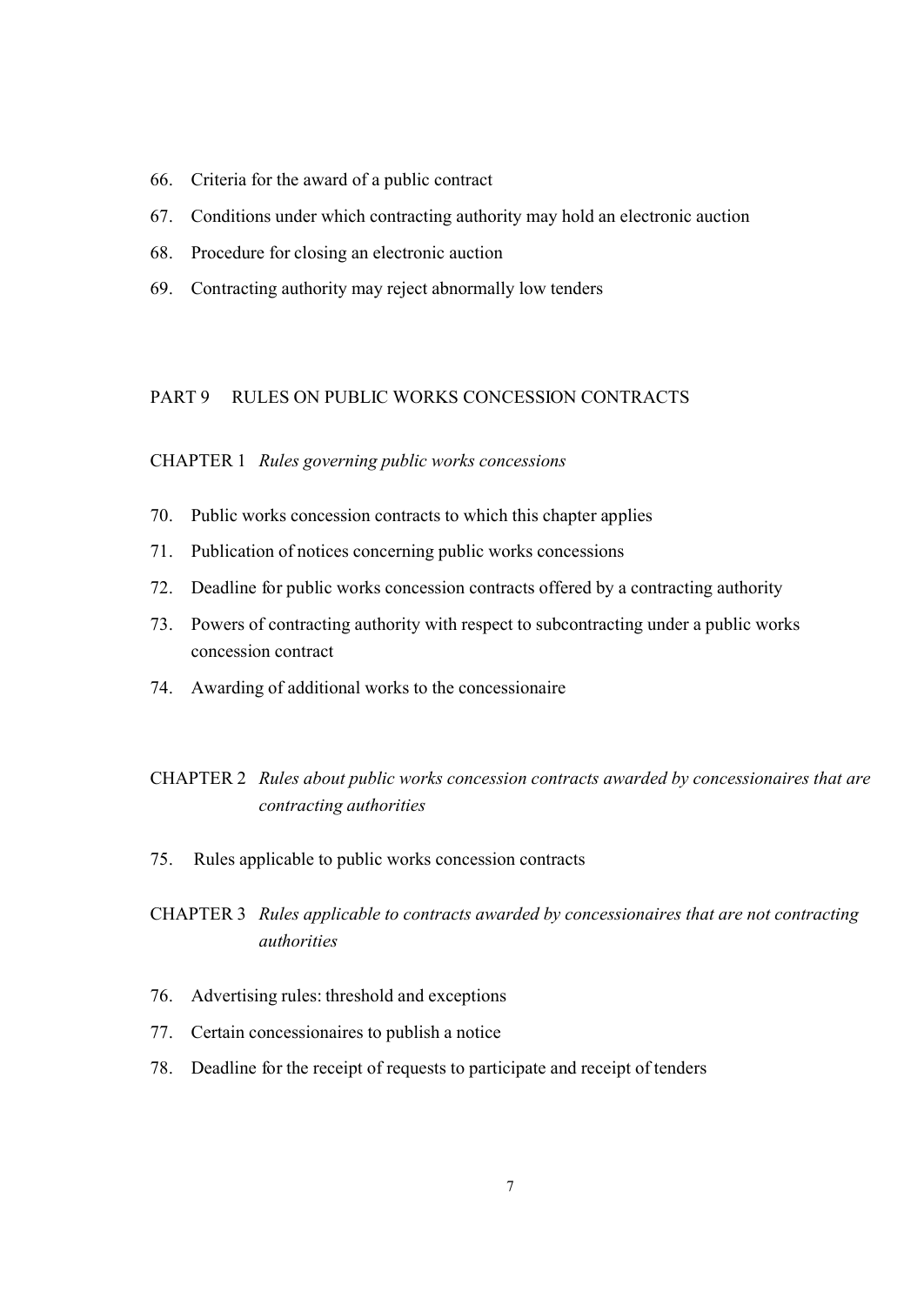66. Criteria for the award of a public contract
67. Conditions under which contracting authority may hold an electronic auction
68. Procedure for closing an electronic auction
69. Contracting authority may reject abnormally low tenders

## PART 9 RULES ON PUBLIC WORKS CONCESSION CONTRACTS

### CHAPTER 1 *Rules governing public works concessions*

70. Public works concession contracts to which this chapter applies
71. Publication of notices concerning public works concessions
72. Deadline for public works concession contracts offered by a contracting authority
73. Powers of contracting authority with respect to subcontracting under a public works concession contract
74. Awarding of additional works to the concessionaire

### CHAPTER 2 *Rules about public works concession contracts awarded by concessionaires that are contracting authorities*

75. Rules applicable to public works concession contracts

### CHAPTER 3 *Rules applicable to contracts awarded by concessionaires that are not contracting authorities*

76. Advertising rules: threshold and exceptions
77. Certain concessionaires to publish a notice
78. Deadline for the receipt of requests to participate and receipt of tenders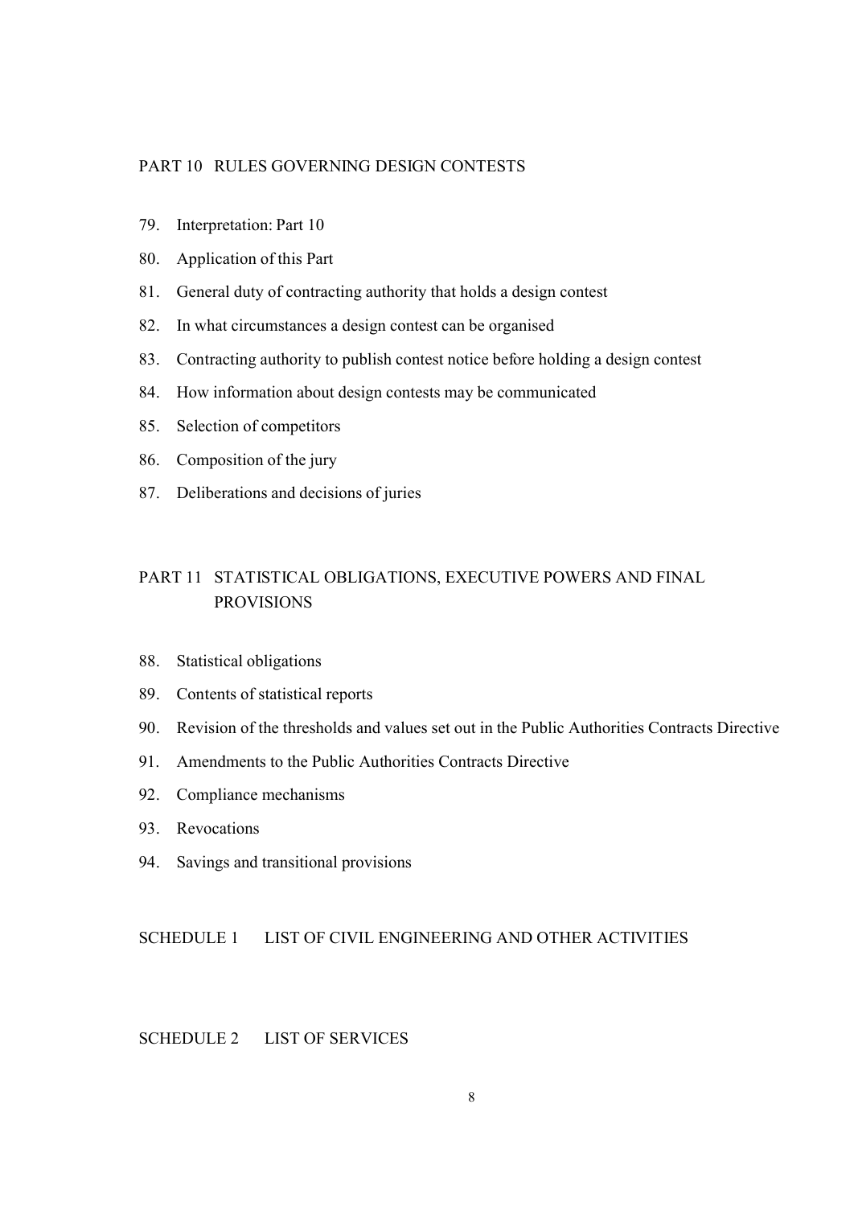PART 10 RULES GOVERNING DESIGN CONTESTS

79. Interpretation: Part 10
80. Application of this Part
81. General duty of contracting authority that holds a design contest
82. In what circumstances a design contest can be organised
83. Contracting authority to publish contest notice before holding a design contest
84. How information about design contests may be communicated
85. Selection of competitors
86. Composition of the jury
87. Deliberations and decisions of juries

PART 11 STATISTICAL OBLIGATIONS, EXECUTIVE POWERS AND FINAL PROVISIONS

88. Statistical obligations
89. Contents of statistical reports
90. Revision of the thresholds and values set out in the Public Authorities Contracts Directive
91. Amendments to the Public Authorities Contracts Directive
92. Compliance mechanisms
93. Revocations
94. Savings and transitional provisions

SCHEDULE 1 LIST OF CIVIL ENGINEERING AND OTHER ACTIVITIES

SCHEDULE 2 LIST OF SERVICES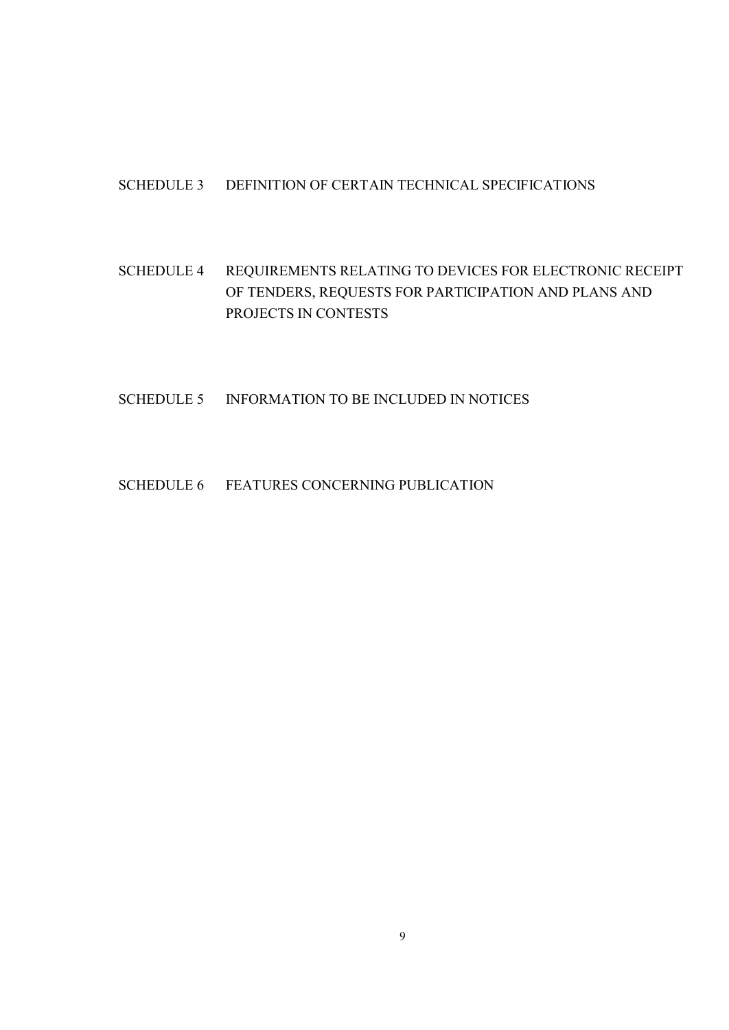SCHEDULE 3 DEFINITION OF CERTAIN TECHNICAL SPECIFICATIONS

SCHEDULE 4 REQUIREMENTS RELATING TO DEVICES FOR ELECTRONIC RECEIPT OF TENDERS, REQUESTS FOR PARTICIPATION AND PLANS AND PROJECTS IN CONTESTS

SCHEDULE 5 INFORMATION TO BE INCLUDED IN NOTICES

SCHEDULE 6 FEATURES CONCERNING PUBLICATION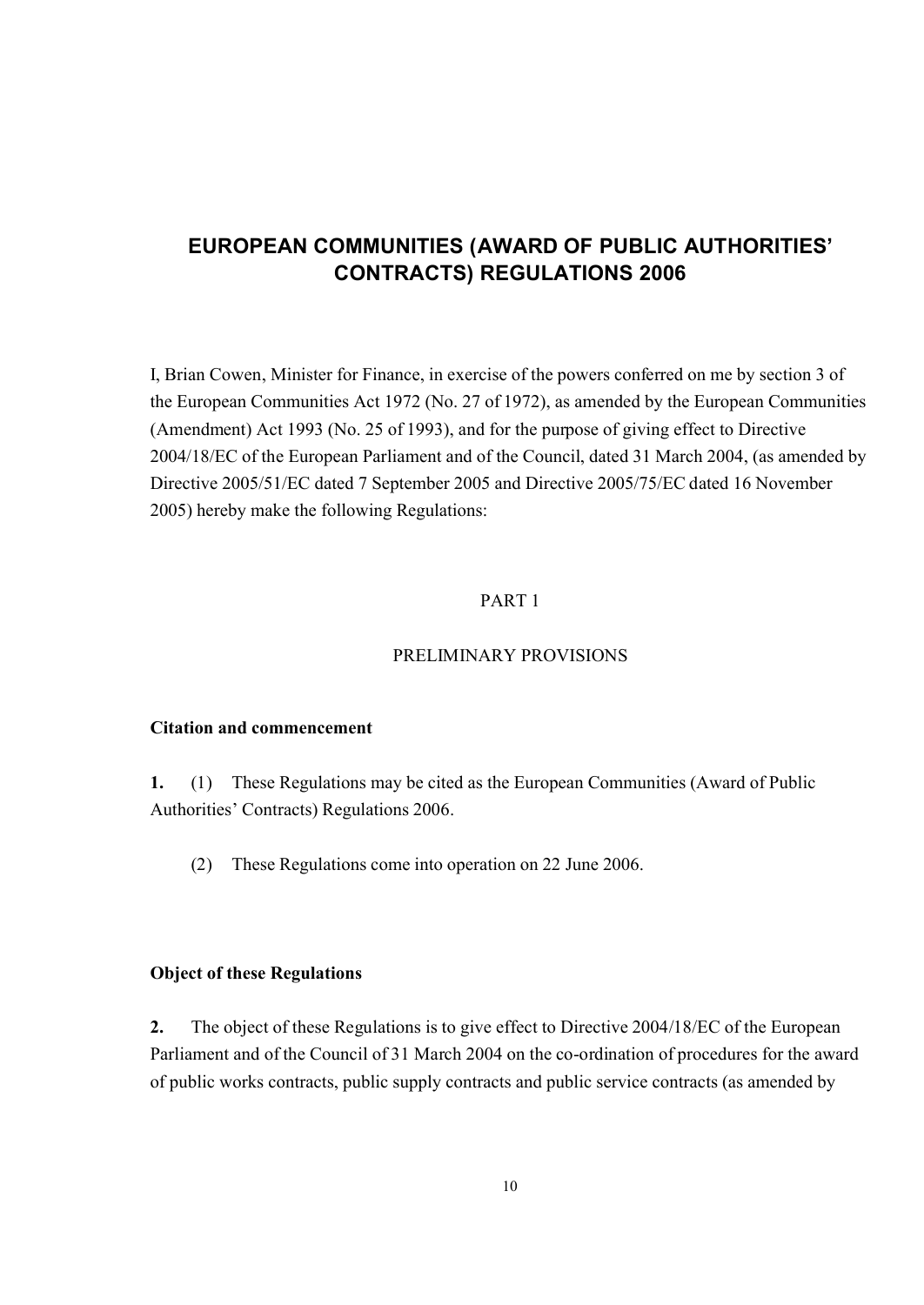# EUROPEAN COMMUNITIES (AWARD OF PUBLIC AUTHORITIES' CONTRACTS) REGULATIONS 2006

I, Brian Cowen, Minister for Finance, in exercise of the powers conferred on me by section 3 of the European Communities Act 1972 (No. 27 of 1972), as amended by the European Communities (Amendment) Act 1993 (No. 25 of 1993), and for the purpose of giving effect to Directive 2004/18/EC of the European Parliament and of the Council, dated 31 March 2004, (as amended by Directive 2005/51/EC dated 7 September 2005 and Directive 2005/75/EC dated 16 November 2005) hereby make the following Regulations:

PART 1

PRELIMINARY PROVISIONS

**Citation and commencement**

**1.** (1) These Regulations may be cited as the European Communities (Award of Public Authorities' Contracts) Regulations 2006.

(2) These Regulations come into operation on 22 June 2006.

**Object of these Regulations**

**2.** The object of these Regulations is to give effect to Directive 2004/18/EC of the European Parliament and of the Council of 31 March 2004 on the co-ordination of procedures for the award of public works contracts, public supply contracts and public service contracts (as amended by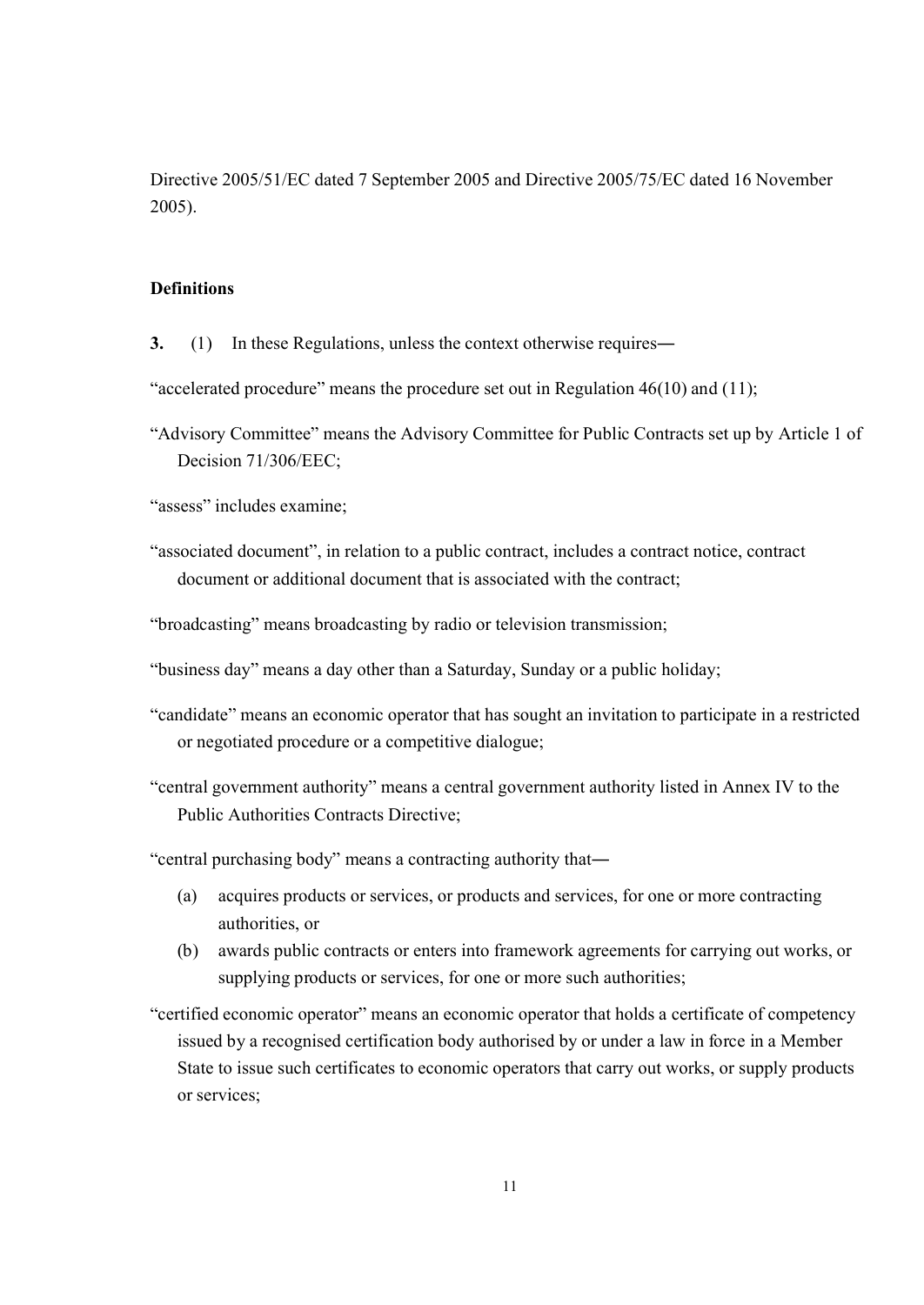Directive 2005/51/EC dated 7 September 2005 and Directive 2005/75/EC dated 16 November 2005).

**Definitions**

**3.** (1) In these Regulations, unless the context otherwise requires―

"accelerated procedure" means the procedure set out in Regulation 46(10) and (11);

"Advisory Committee" means the Advisory Committee for Public Contracts set up by Article 1 of Decision 71/306/EEC;

"assess" includes examine;

"associated document", in relation to a public contract, includes a contract notice, contract document or additional document that is associated with the contract;

"broadcasting" means broadcasting by radio or television transmission;

"business day" means a day other than a Saturday, Sunday or a public holiday;

"candidate" means an economic operator that has sought an invitation to participate in a restricted or negotiated procedure or a competitive dialogue;

"central government authority" means a central government authority listed in Annex IV to the Public Authorities Contracts Directive;

"central purchasing body" means a contracting authority that―

(a) acquires products or services, or products and services, for one or more contracting authorities, or

(b) awards public contracts or enters into framework agreements for carrying out works, or supplying products or services, for one or more such authorities;

"certified economic operator" means an economic operator that holds a certificate of competency issued by a recognised certification body authorised by or under a law in force in a Member State to issue such certificates to economic operators that carry out works, or supply products or services;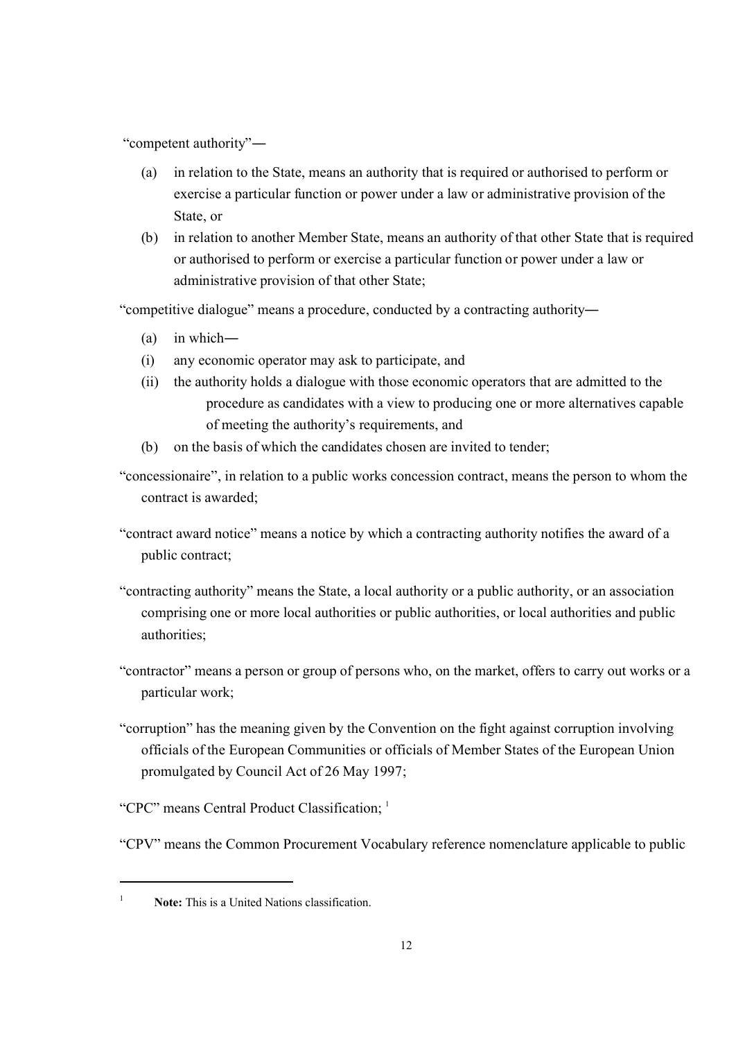"competent authority"—

- (a) in relation to the State, means an authority that is required or authorised to perform or exercise a particular function or power under a law or administrative provision of the State, or
- (b) in relation to another Member State, means an authority of that other State that is required or authorised to perform or exercise a particular function or power under a law or administrative provision of that other State;

"competitive dialogue" means a procedure, conducted by a contracting authority—

- (a) in which—
- (i) any economic operator may ask to participate, and
- (ii) the authority holds a dialogue with those economic operators that are admitted to the procedure as candidates with a view to producing one or more alternatives capable of meeting the authority's requirements, and
- (b) on the basis of which the candidates chosen are invited to tender;

"concessionaire", in relation to a public works concession contract, means the person to whom the contract is awarded;

"contract award notice" means a notice by which a contracting authority notifies the award of a public contract;

"contracting authority" means the State, a local authority or a public authority, or an association comprising one or more local authorities or public authorities, or local authorities and public authorities;

"contractor" means a person or group of persons who, on the market, offers to carry out works or a particular work;

"corruption" has the meaning given by the Convention on the fight against corruption involving officials of the European Communities or officials of Member States of the European Union promulgated by Council Act of 26 May 1997;

"CPC" means Central Product Classification; [1]

"CPV" means the Common Procurement Vocabulary reference nomenclature applicable to public

---

[1] **Note:** This is a United Nations classification.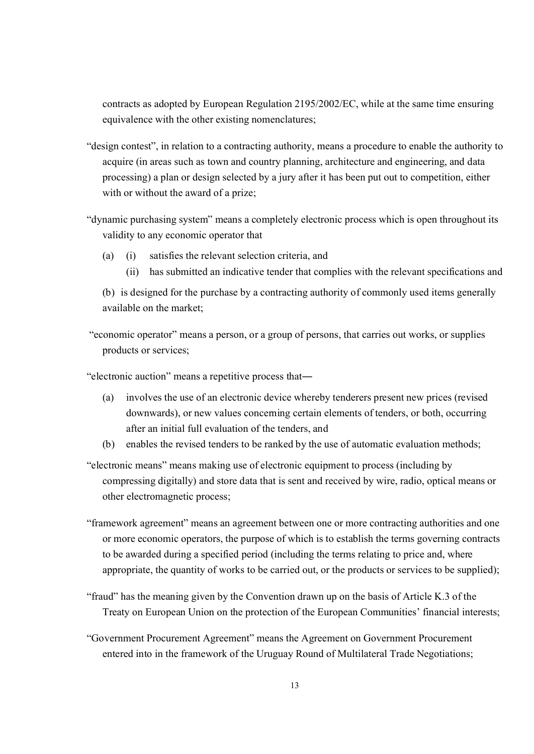contracts as adopted by European Regulation 2195/2002/EC, while at the same time ensuring equivalence with the other existing nomenclatures;

"design contest", in relation to a contracting authority, means a procedure to enable the authority to acquire (in areas such as town and country planning, architecture and engineering, and data processing) a plan or design selected by a jury after it has been put out to competition, either with or without the award of a prize;

"dynamic purchasing system" means a completely electronic process which is open throughout its validity to any economic operator that

(a) (i) satisfies the relevant selection criteria, and

(ii) has submitted an indicative tender that complies with the relevant specifications and

(b) is designed for the purchase by a contracting authority of commonly used items generally available on the market;

"economic operator" means a person, or a group of persons, that carries out works, or supplies products or services;

"electronic auction" means a repetitive process that—

(a) involves the use of an electronic device whereby tenderers present new prices (revised downwards), or new values concerning certain elements of tenders, or both, occurring after an initial full evaluation of the tenders, and

(b) enables the revised tenders to be ranked by the use of automatic evaluation methods;

"electronic means" means making use of electronic equipment to process (including by compressing digitally) and store data that is sent and received by wire, radio, optical means or other electromagnetic process;

"framework agreement" means an agreement between one or more contracting authorities and one or more economic operators, the purpose of which is to establish the terms governing contracts to be awarded during a specified period (including the terms relating to price and, where appropriate, the quantity of works to be carried out, or the products or services to be supplied);

"fraud" has the meaning given by the Convention drawn up on the basis of Article K.3 of the Treaty on European Union on the protection of the European Communities' financial interests;

"Government Procurement Agreement" means the Agreement on Government Procurement entered into in the framework of the Uruguay Round of Multilateral Trade Negotiations;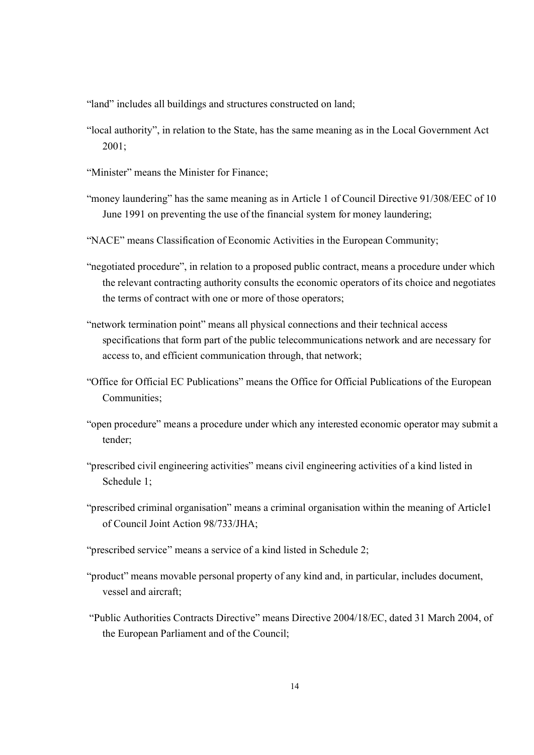"land" includes all buildings and structures constructed on land;

"local authority", in relation to the State, has the same meaning as in the Local Government Act 2001;

"Minister" means the Minister for Finance;

"money laundering" has the same meaning as in Article 1 of Council Directive 91/308/EEC of 10 June 1991 on preventing the use of the financial system for money laundering;

"NACE" means Classification of Economic Activities in the European Community;

"negotiated procedure", in relation to a proposed public contract, means a procedure under which the relevant contracting authority consults the economic operators of its choice and negotiates the terms of contract with one or more of those operators;

"network termination point" means all physical connections and their technical access specifications that form part of the public telecommunications network and are necessary for access to, and efficient communication through, that network;

"Office for Official EC Publications" means the Office for Official Publications of the European Communities;

"open procedure" means a procedure under which any interested economic operator may submit a tender;

"prescribed civil engineering activities" means civil engineering activities of a kind listed in Schedule 1;

"prescribed criminal organisation" means a criminal organisation within the meaning of Article1 of Council Joint Action 98/733/JHA;

"prescribed service" means a service of a kind listed in Schedule 2;

"product" means movable personal property of any kind and, in particular, includes document, vessel and aircraft;

"Public Authorities Contracts Directive" means Directive 2004/18/EC, dated 31 March 2004, of the European Parliament and of the Council;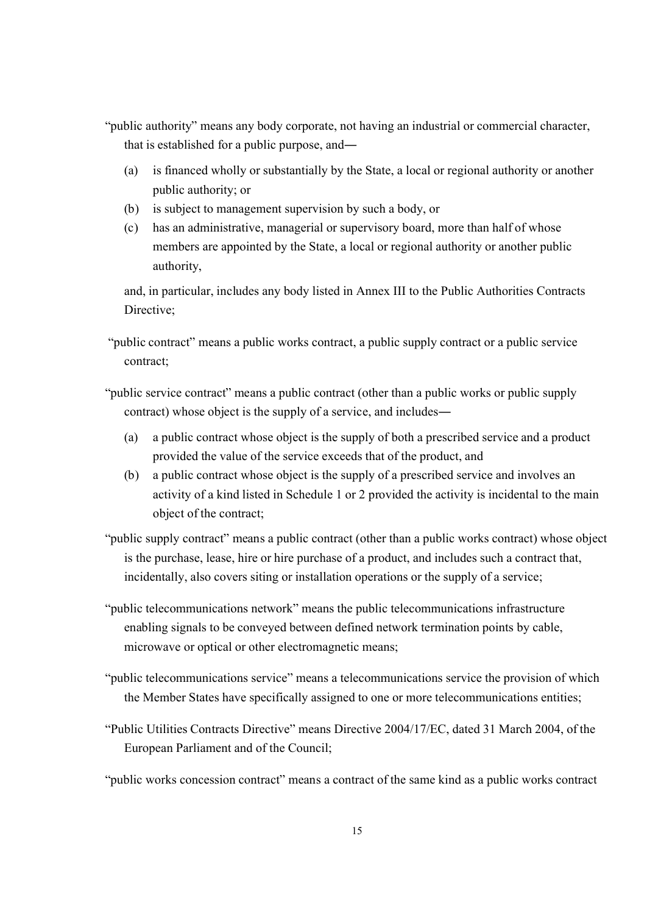"public authority" means any body corporate, not having an industrial or commercial character, that is established for a public purpose, and—

(a) is financed wholly or substantially by the State, a local or regional authority or another public authority; or
(b) is subject to management supervision by such a body, or
(c) has an administrative, managerial or supervisory board, more than half of whose members are appointed by the State, a local or regional authority or another public authority,

and, in particular, includes any body listed in Annex III to the Public Authorities Contracts Directive;

"public contract" means a public works contract, a public supply contract or a public service contract;

"public service contract" means a public contract (other than a public works or public supply contract) whose object is the supply of a service, and includes—

(a) a public contract whose object is the supply of both a prescribed service and a product provided the value of the service exceeds that of the product, and
(b) a public contract whose object is the supply of a prescribed service and involves an activity of a kind listed in Schedule 1 or 2 provided the activity is incidental to the main object of the contract;

"public supply contract" means a public contract (other than a public works contract) whose object is the purchase, lease, hire or hire purchase of a product, and includes such a contract that, incidentally, also covers siting or installation operations or the supply of a service;

"public telecommunications network" means the public telecommunications infrastructure enabling signals to be conveyed between defined network termination points by cable, microwave or optical or other electromagnetic means;

"public telecommunications service" means a telecommunications service the provision of which the Member States have specifically assigned to one or more telecommunications entities;

"Public Utilities Contracts Directive" means Directive 2004/17/EC, dated 31 March 2004, of the European Parliament and of the Council;

"public works concession contract" means a contract of the same kind as a public works contract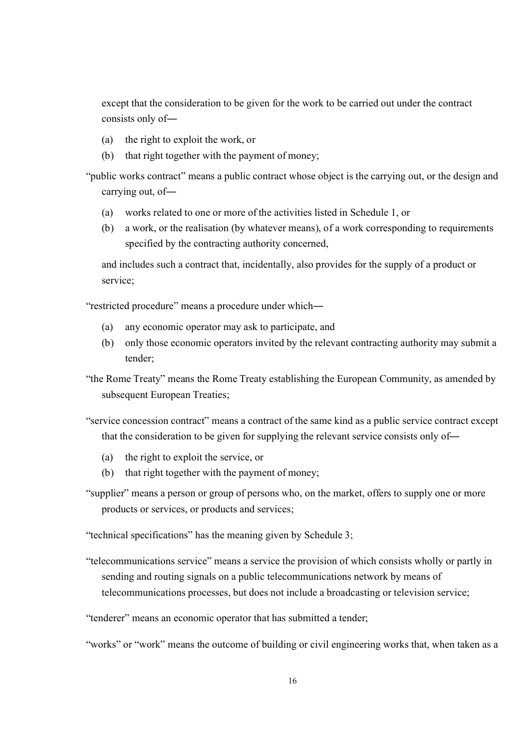except that the consideration to be given for the work to be carried out under the contract consists only of—

(a) the right to exploit the work, or

(b) that right together with the payment of money;

"public works contract" means a public contract whose object is the carrying out, or the design and carrying out, of—

(a) works related to one or more of the activities listed in Schedule 1, or

(b) a work, or the realisation (by whatever means), of a work corresponding to requirements specified by the contracting authority concerned,

and includes such a contract that, incidentally, also provides for the supply of a product or service;

"restricted procedure" means a procedure under which—

(a) any economic operator may ask to participate, and

(b) only those economic operators invited by the relevant contracting authority may submit a tender;

"the Rome Treaty" means the Rome Treaty establishing the European Community, as amended by subsequent European Treaties;

"service concession contract" means a contract of the same kind as a public service contract except that the consideration to be given for supplying the relevant service consists only of—

(a) the right to exploit the service, or

(b) that right together with the payment of money;

"supplier" means a person or group of persons who, on the market, offers to supply one or more products or services, or products and services;

"technical specifications" has the meaning given by Schedule 3;

"telecommunications service" means a service the provision of which consists wholly or partly in sending and routing signals on a public telecommunications network by means of telecommunications processes, but does not include a broadcasting or television service;

"tenderer" means an economic operator that has submitted a tender;

"works" or "work" means the outcome of building or civil engineering works that, when taken as a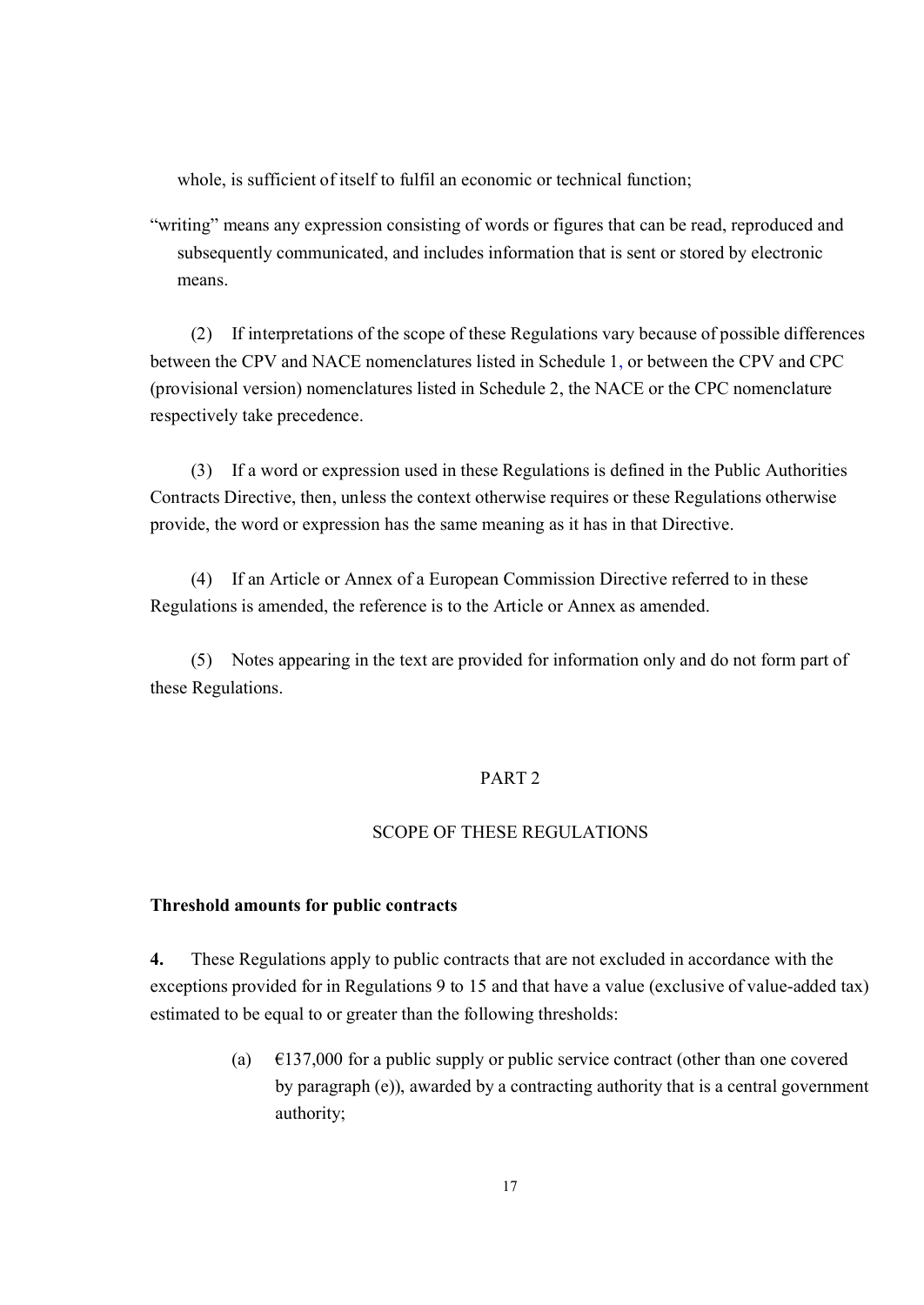whole, is sufficient of itself to fulfil an economic or technical function;

"writing" means any expression consisting of words or figures that can be read, reproduced and subsequently communicated, and includes information that is sent or stored by electronic means.

(2) If interpretations of the scope of these Regulations vary because of possible differences between the CPV and NACE nomenclatures listed in Schedule 1, or between the CPV and CPC (provisional version) nomenclatures listed in Schedule 2, the NACE or the CPC nomenclature respectively take precedence.

(3) If a word or expression used in these Regulations is defined in the Public Authorities Contracts Directive, then, unless the context otherwise requires or these Regulations otherwise provide, the word or expression has the same meaning as it has in that Directive.

(4) If an Article or Annex of a European Commission Directive referred to in these Regulations is amended, the reference is to the Article or Annex as amended.

(5) Notes appearing in the text are provided for information only and do not form part of these Regulations.

## PART 2

## SCOPE OF THESE REGULATIONS

### Threshold amounts for public contracts

**4.** These Regulations apply to public contracts that are not excluded in accordance with the exceptions provided for in Regulations 9 to 15 and that have a value (exclusive of value-added tax) estimated to be equal to or greater than the following thresholds:

(a) €137,000 for a public supply or public service contract (other than one covered by paragraph (e)), awarded by a contracting authority that is a central government authority;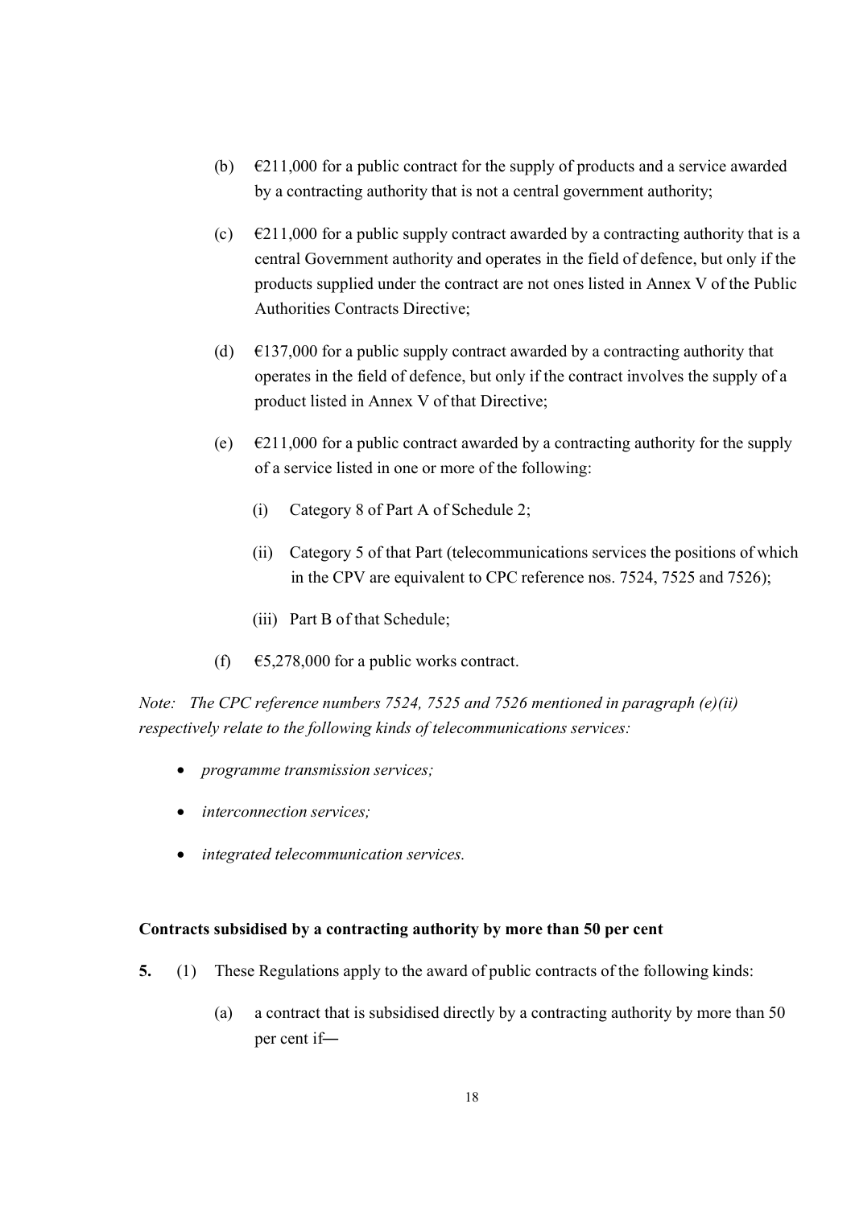(b) €211,000 for a public contract for the supply of products and a service awarded by a contracting authority that is not a central government authority;

(c) €211,000 for a public supply contract awarded by a contracting authority that is a central Government authority and operates in the field of defence, but only if the products supplied under the contract are not ones listed in Annex V of the Public Authorities Contracts Directive;

(d) €137,000 for a public supply contract awarded by a contracting authority that operates in the field of defence, but only if the contract involves the supply of a product listed in Annex V of that Directive;

(e) €211,000 for a public contract awarded by a contracting authority for the supply of a service listed in one or more of the following:

  (i) Category 8 of Part A of Schedule 2;

  (ii) Category 5 of that Part (telecommunications services the positions of which in the CPV are equivalent to CPC reference nos. 7524, 7525 and 7526);

  (iii) Part B of that Schedule;

(f) €5,278,000 for a public works contract.

*Note: The CPC reference numbers 7524, 7525 and 7526 mentioned in paragraph (e)(ii) respectively relate to the following kinds of telecommunications services:*

- *programme transmission services;*
- *interconnection services;*
- *integrated telecommunication services.*

**Contracts subsidised by a contracting authority by more than 50 per cent**

**5.** (1) These Regulations apply to the award of public contracts of the following kinds:

(a) a contract that is subsidised directly by a contracting authority by more than 50 per cent if—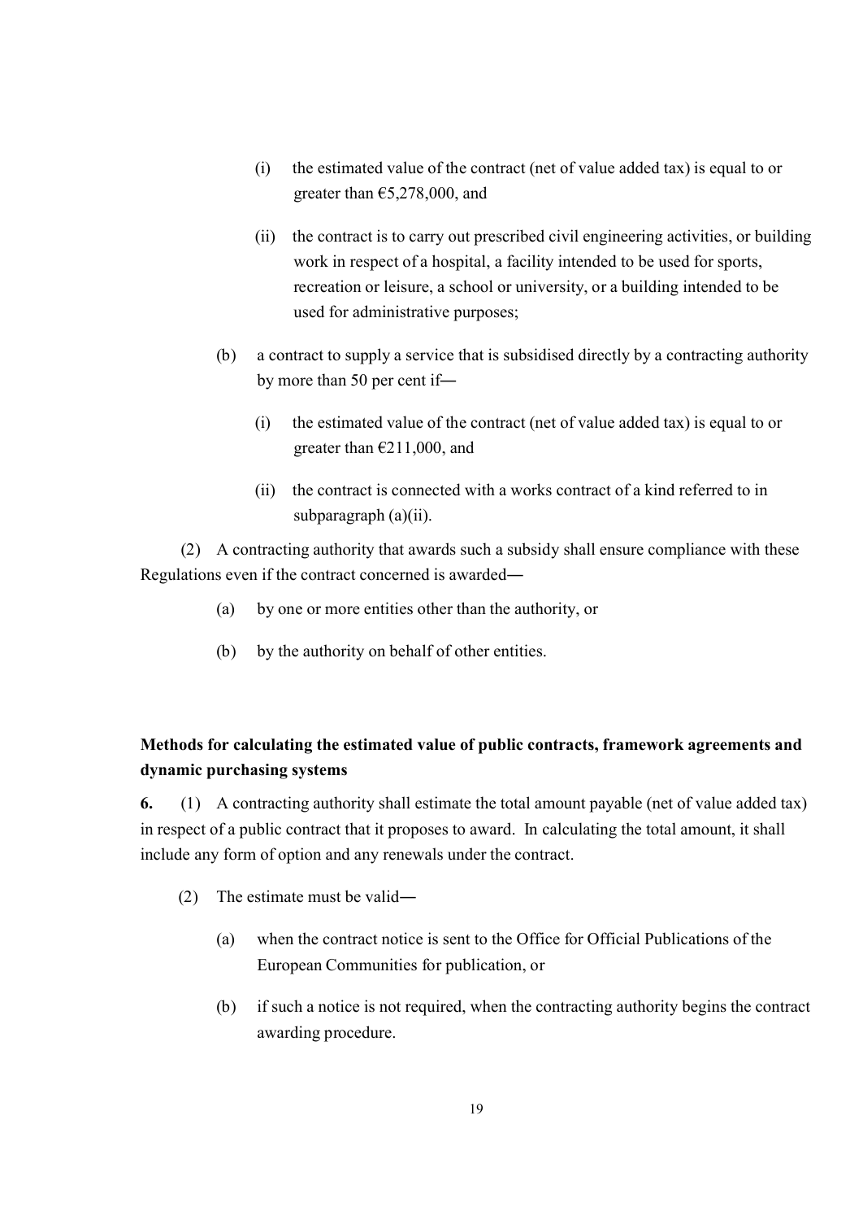(i) the estimated value of the contract (net of value added tax) is equal to or greater than €5,278,000, and

(ii) the contract is to carry out prescribed civil engineering activities, or building work in respect of a hospital, a facility intended to be used for sports, recreation or leisure, a school or university, or a building intended to be used for administrative purposes;

(b) a contract to supply a service that is subsidised directly by a contracting authority by more than 50 per cent if—

(i) the estimated value of the contract (net of value added tax) is equal to or greater than €211,000, and

(ii) the contract is connected with a works contract of a kind referred to in subparagraph (a)(ii).

(2) A contracting authority that awards such a subsidy shall ensure compliance with these Regulations even if the contract concerned is awarded—

(a) by one or more entities other than the authority, or

(b) by the authority on behalf of other entities.

**Methods for calculating the estimated value of public contracts, framework agreements and dynamic purchasing systems**

**6.** (1) A contracting authority shall estimate the total amount payable (net of value added tax) in respect of a public contract that it proposes to award. In calculating the total amount, it shall include any form of option and any renewals under the contract.

(2) The estimate must be valid—

(a) when the contract notice is sent to the Office for Official Publications of the European Communities for publication, or

(b) if such a notice is not required, when the contracting authority begins the contract awarding procedure.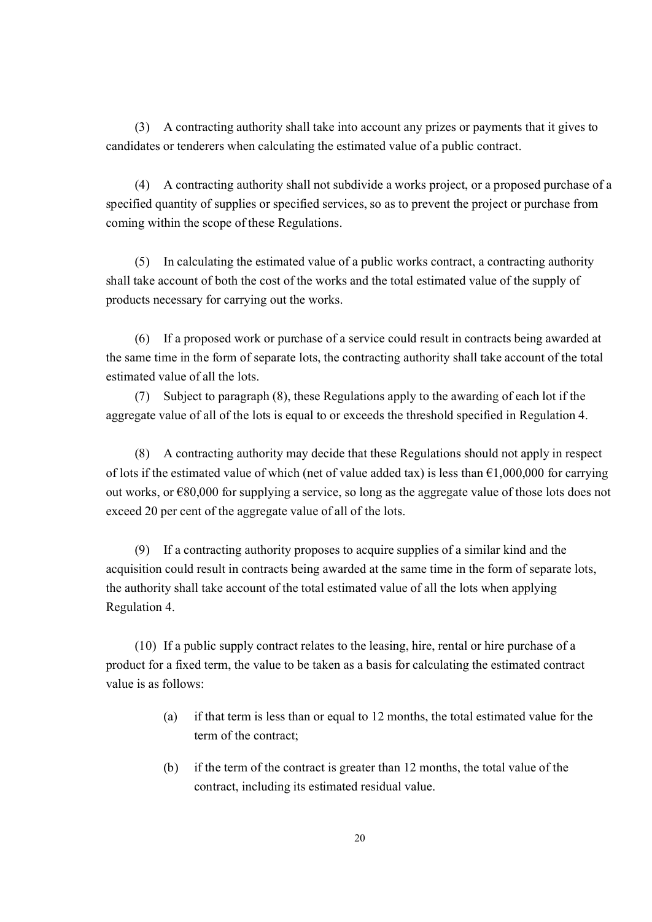(3) A contracting authority shall take into account any prizes or payments that it gives to candidates or tenderers when calculating the estimated value of a public contract.

(4) A contracting authority shall not subdivide a works project, or a proposed purchase of a specified quantity of supplies or specified services, so as to prevent the project or purchase from coming within the scope of these Regulations.

(5) In calculating the estimated value of a public works contract, a contracting authority shall take account of both the cost of the works and the total estimated value of the supply of products necessary for carrying out the works.

(6) If a proposed work or purchase of a service could result in contracts being awarded at the same time in the form of separate lots, the contracting authority shall take account of the total estimated value of all the lots.

(7) Subject to paragraph (8), these Regulations apply to the awarding of each lot if the aggregate value of all of the lots is equal to or exceeds the threshold specified in Regulation 4.

(8) A contracting authority may decide that these Regulations should not apply in respect of lots if the estimated value of which (net of value added tax) is less than €1,000,000 for carrying out works, or €80,000 for supplying a service, so long as the aggregate value of those lots does not exceed 20 per cent of the aggregate value of all of the lots.

(9) If a contracting authority proposes to acquire supplies of a similar kind and the acquisition could result in contracts being awarded at the same time in the form of separate lots, the authority shall take account of the total estimated value of all the lots when applying Regulation 4.

(10) If a public supply contract relates to the leasing, hire, rental or hire purchase of a product for a fixed term, the value to be taken as a basis for calculating the estimated contract value is as follows:

(a) if that term is less than or equal to 12 months, the total estimated value for the term of the contract;

(b) if the term of the contract is greater than 12 months, the total value of the contract, including its estimated residual value.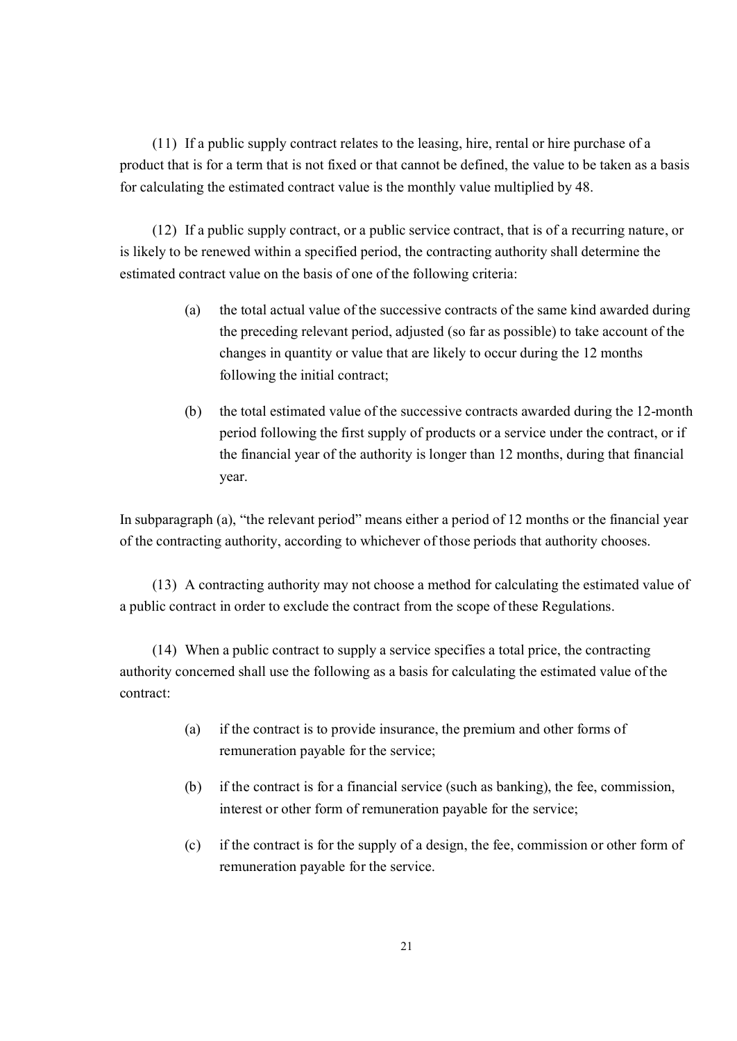(11) If a public supply contract relates to the leasing, hire, rental or hire purchase of a product that is for a term that is not fixed or that cannot be defined, the value to be taken as a basis for calculating the estimated contract value is the monthly value multiplied by 48.

(12) If a public supply contract, or a public service contract, that is of a recurring nature, or is likely to be renewed within a specified period, the contracting authority shall determine the estimated contract value on the basis of one of the following criteria:

(a) the total actual value of the successive contracts of the same kind awarded during the preceding relevant period, adjusted (so far as possible) to take account of the changes in quantity or value that are likely to occur during the 12 months following the initial contract;

(b) the total estimated value of the successive contracts awarded during the 12-month period following the first supply of products or a service under the contract, or if the financial year of the authority is longer than 12 months, during that financial year.

In subparagraph (a), "the relevant period" means either a period of 12 months or the financial year of the contracting authority, according to whichever of those periods that authority chooses.

(13) A contracting authority may not choose a method for calculating the estimated value of a public contract in order to exclude the contract from the scope of these Regulations.

(14) When a public contract to supply a service specifies a total price, the contracting authority concerned shall use the following as a basis for calculating the estimated value of the contract:

(a) if the contract is to provide insurance, the premium and other forms of remuneration payable for the service;

(b) if the contract is for a financial service (such as banking), the fee, commission, interest or other form of remuneration payable for the service;

(c) if the contract is for the supply of a design, the fee, commission or other form of remuneration payable for the service.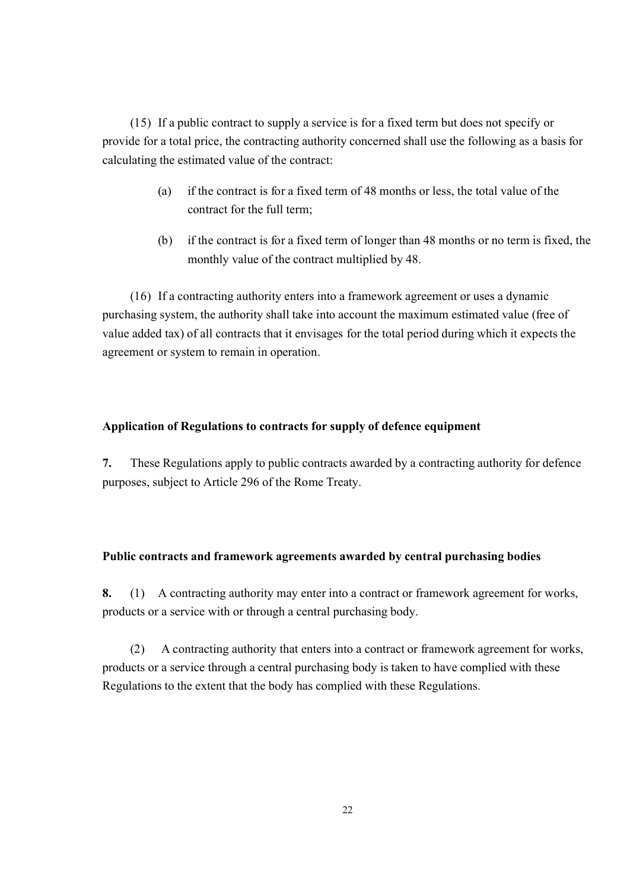(15) If a public contract to supply a service is for a fixed term but does not specify or provide for a total price, the contracting authority concerned shall use the following as a basis for calculating the estimated value of the contract:

(a) if the contract is for a fixed term of 48 months or less, the total value of the contract for the full term;

(b) if the contract is for a fixed term of longer than 48 months or no term is fixed, the monthly value of the contract multiplied by 48.

(16) If a contracting authority enters into a framework agreement or uses a dynamic purchasing system, the authority shall take into account the maximum estimated value (free of value added tax) of all contracts that it envisages for the total period during which it expects the agreement or system to remain in operation.

**Application of Regulations to contracts for supply of defence equipment**

**7.** These Regulations apply to public contracts awarded by a contracting authority for defence purposes, subject to Article 296 of the Rome Treaty.

**Public contracts and framework agreements awarded by central purchasing bodies**

**8.** (1) A contracting authority may enter into a contract or framework agreement for works, products or a service with or through a central purchasing body.

(2) A contracting authority that enters into a contract or framework agreement for works, products or a service through a central purchasing body is taken to have complied with these Regulations to the extent that the body has complied with these Regulations.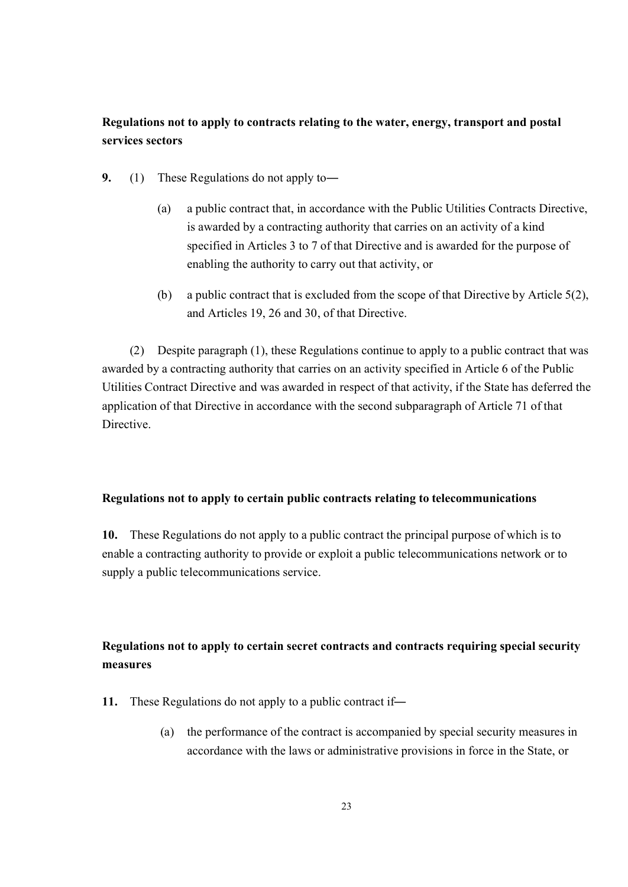**Regulations not to apply to contracts relating to the water, energy, transport and postal services sectors**

**9.** (1) These Regulations do not apply to―

(a) a public contract that, in accordance with the Public Utilities Contracts Directive, is awarded by a contracting authority that carries on an activity of a kind specified in Articles 3 to 7 of that Directive and is awarded for the purpose of enabling the authority to carry out that activity, or

(b) a public contract that is excluded from the scope of that Directive by Article 5(2), and Articles 19, 26 and 30, of that Directive.

(2) Despite paragraph (1), these Regulations continue to apply to a public contract that was awarded by a contracting authority that carries on an activity specified in Article 6 of the Public Utilities Contract Directive and was awarded in respect of that activity, if the State has deferred the application of that Directive in accordance with the second subparagraph of Article 71 of that Directive.

**Regulations not to apply to certain public contracts relating to telecommunications**

**10.** These Regulations do not apply to a public contract the principal purpose of which is to enable a contracting authority to provide or exploit a public telecommunications network or to supply a public telecommunications service.

**Regulations not to apply to certain secret contracts and contracts requiring special security measures**

**11.** These Regulations do not apply to a public contract if―

(a) the performance of the contract is accompanied by special security measures in accordance with the laws or administrative provisions in force in the State, or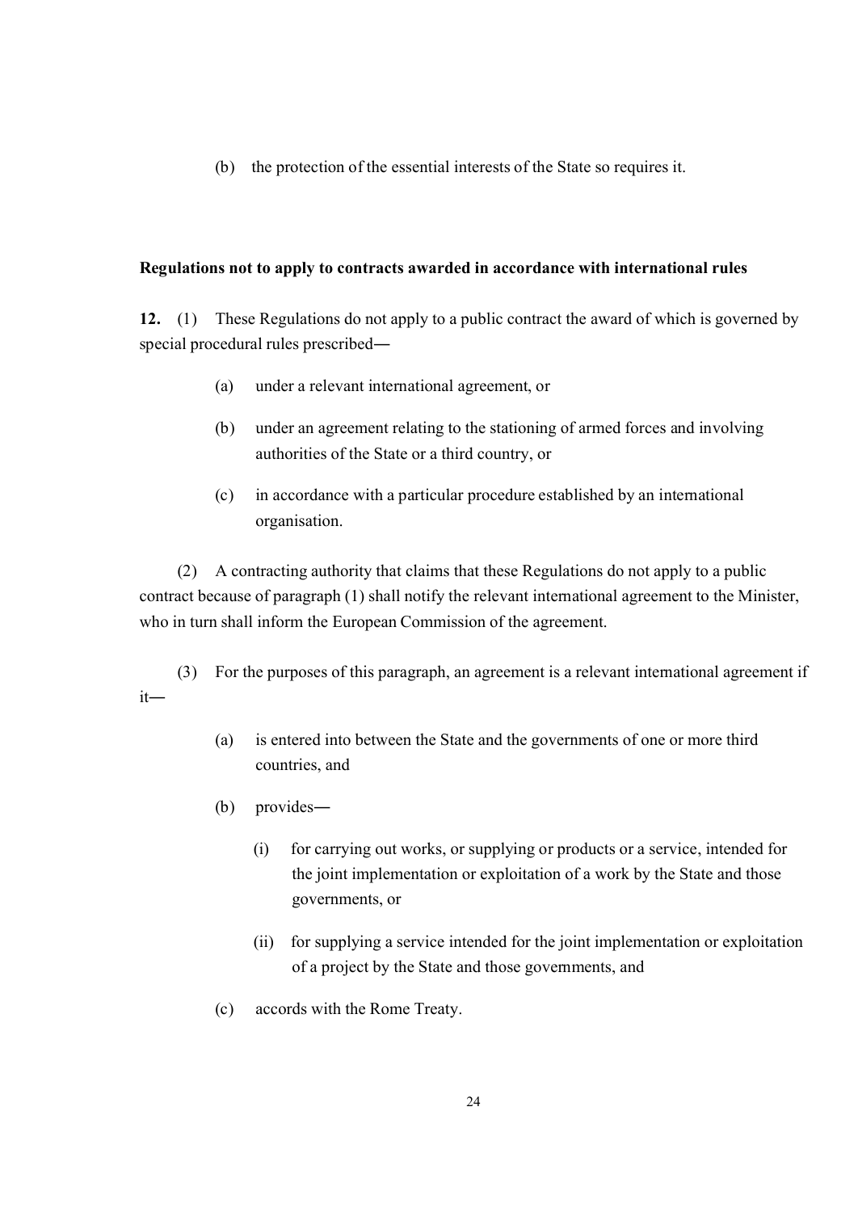(b) the protection of the essential interests of the State so requires it.

**Regulations not to apply to contracts awarded in accordance with international rules**

**12.** (1) These Regulations do not apply to a public contract the award of which is governed by special procedural rules prescribed―

(a) under a relevant international agreement, or

(b) under an agreement relating to the stationing of armed forces and involving authorities of the State or a third country, or

(c) in accordance with a particular procedure established by an international organisation.

(2) A contracting authority that claims that these Regulations do not apply to a public contract because of paragraph (1) shall notify the relevant international agreement to the Minister, who in turn shall inform the European Commission of the agreement.

(3) For the purposes of this paragraph, an agreement is a relevant international agreement if it―

(a) is entered into between the State and the governments of one or more third countries, and

(b) provides―

(i) for carrying out works, or supplying or products or a service, intended for the joint implementation or exploitation of a work by the State and those governments, or

(ii) for supplying a service intended for the joint implementation or exploitation of a project by the State and those governments, and

(c) accords with the Rome Treaty.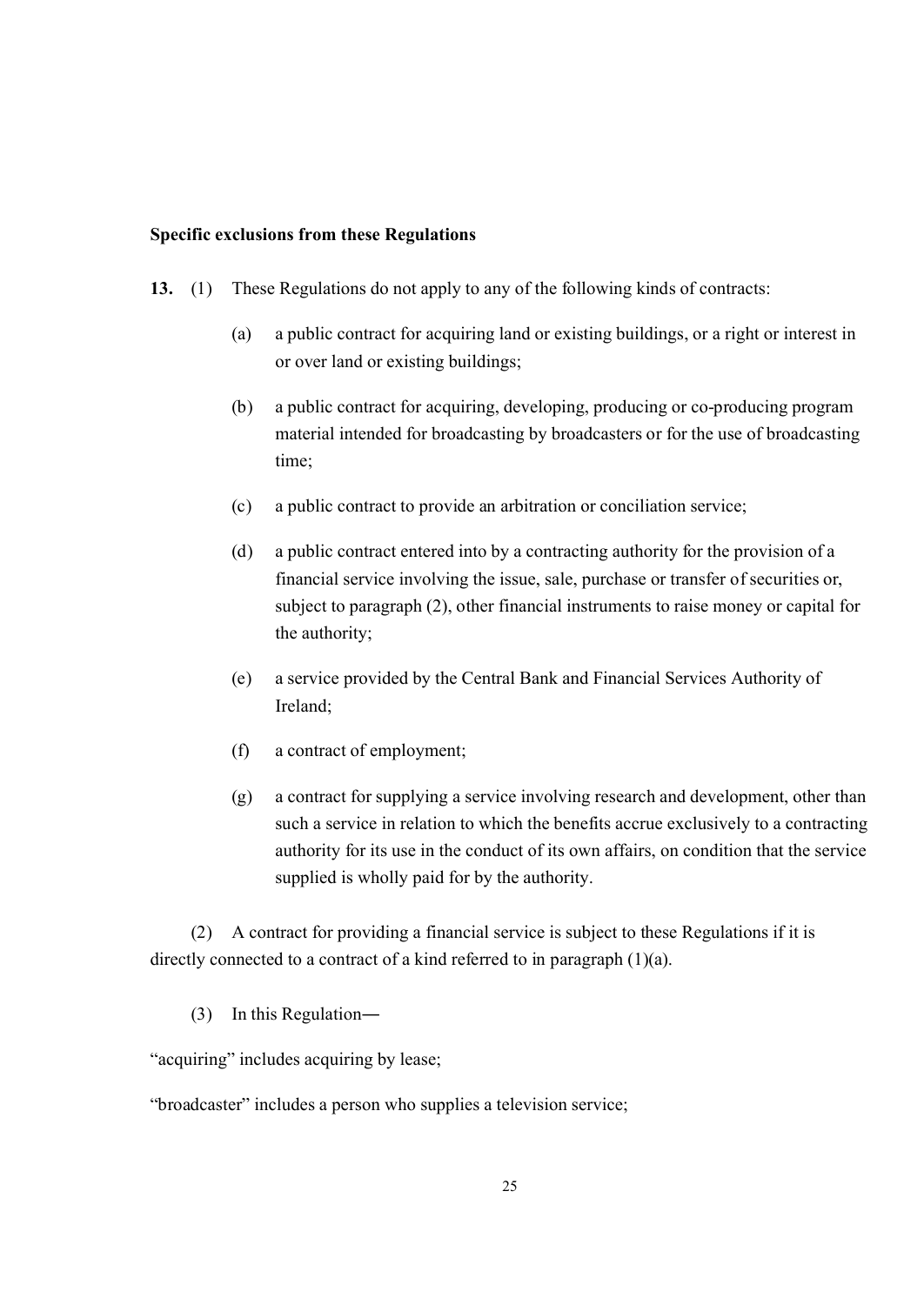**Specific exclusions from these Regulations**

**13.** (1) These Regulations do not apply to any of the following kinds of contracts:

(a) a public contract for acquiring land or existing buildings, or a right or interest in or over land or existing buildings;

(b) a public contract for acquiring, developing, producing or co-producing program material intended for broadcasting by broadcasters or for the use of broadcasting time;

(c) a public contract to provide an arbitration or conciliation service;

(d) a public contract entered into by a contracting authority for the provision of a financial service involving the issue, sale, purchase or transfer of securities or, subject to paragraph (2), other financial instruments to raise money or capital for the authority;

(e) a service provided by the Central Bank and Financial Services Authority of Ireland;

(f) a contract of employment;

(g) a contract for supplying a service involving research and development, other than such a service in relation to which the benefits accrue exclusively to a contracting authority for its use in the conduct of its own affairs, on condition that the service supplied is wholly paid for by the authority.

(2) A contract for providing a financial service is subject to these Regulations if it is directly connected to a contract of a kind referred to in paragraph (1)(a).

(3) In this Regulation―

"acquiring" includes acquiring by lease;

"broadcaster" includes a person who supplies a television service;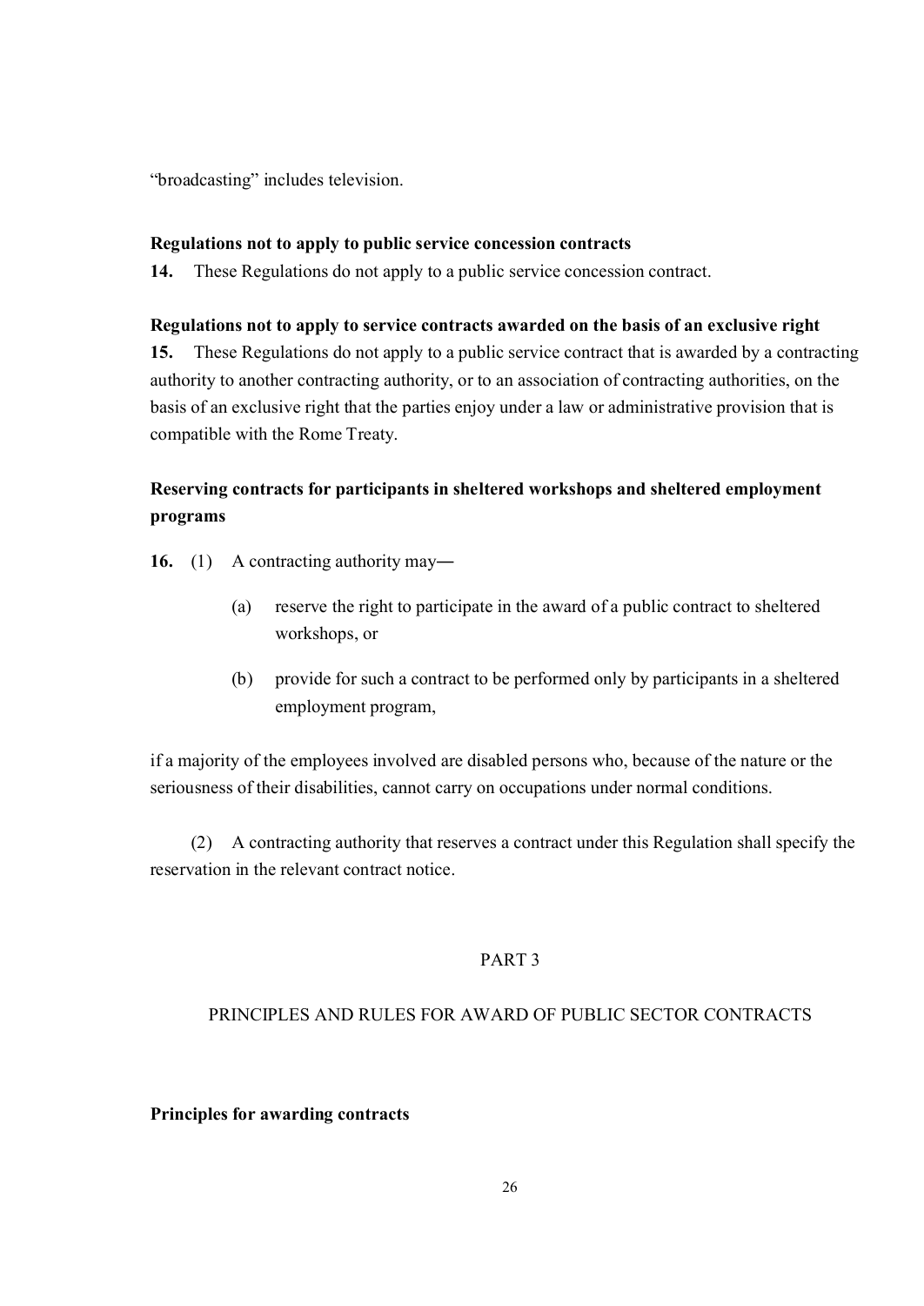"broadcasting" includes television.

**Regulations not to apply to public service concession contracts**

**14.** These Regulations do not apply to a public service concession contract.

**Regulations not to apply to service contracts awarded on the basis of an exclusive right**

**15.** These Regulations do not apply to a public service contract that is awarded by a contracting authority to another contracting authority, or to an association of contracting authorities, on the basis of an exclusive right that the parties enjoy under a law or administrative provision that is compatible with the Rome Treaty.

**Reserving contracts for participants in sheltered workshops and sheltered employment programs**

**16.** (1) A contracting authority may―

(a) reserve the right to participate in the award of a public contract to sheltered workshops, or

(b) provide for such a contract to be performed only by participants in a sheltered employment program,

if a majority of the employees involved are disabled persons who, because of the nature or the seriousness of their disabilities, cannot carry on occupations under normal conditions.

(2) A contracting authority that reserves a contract under this Regulation shall specify the reservation in the relevant contract notice.

PART 3

PRINCIPLES AND RULES FOR AWARD OF PUBLIC SECTOR CONTRACTS

**Principles for awarding contracts**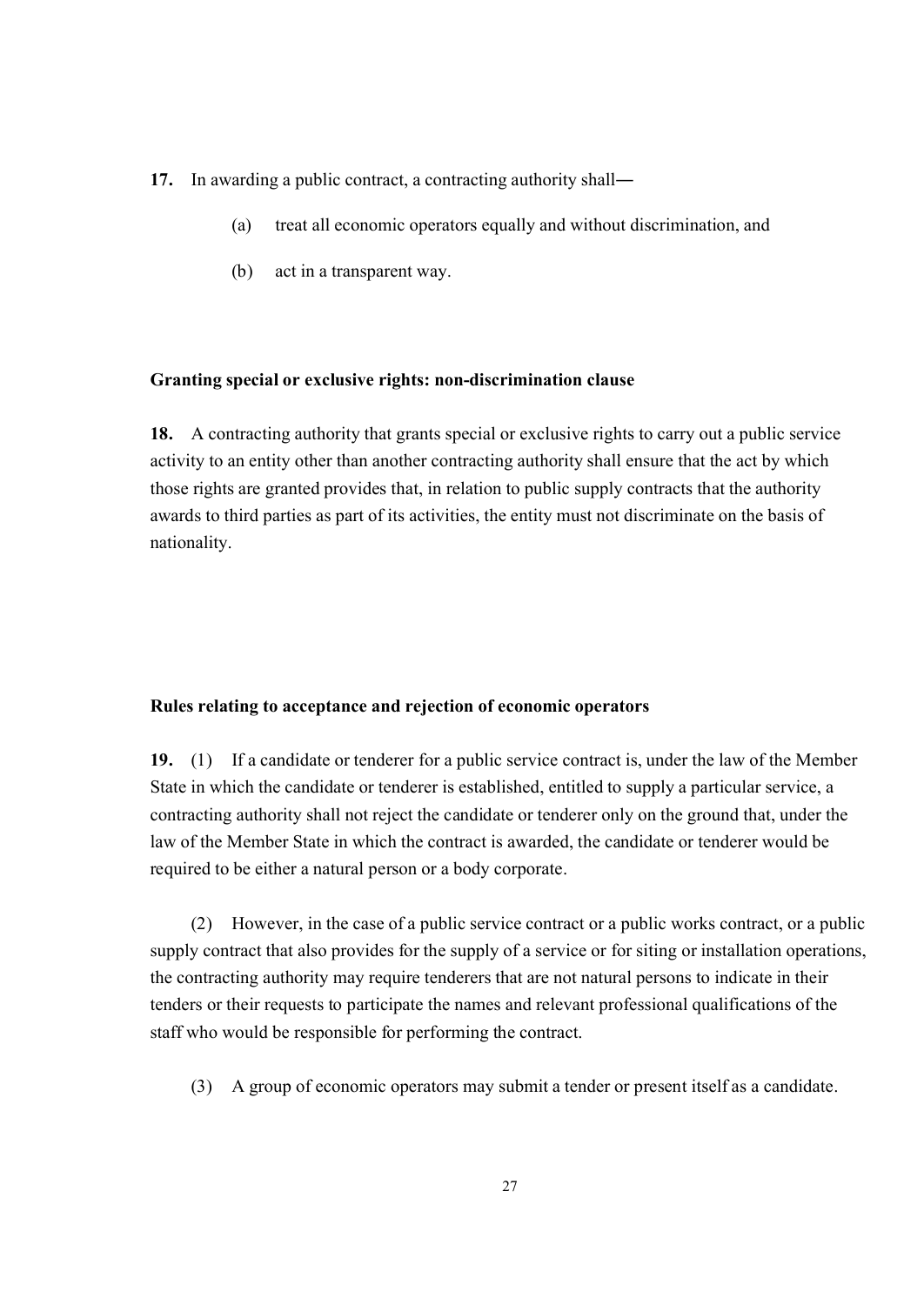**17.** In awarding a public contract, a contracting authority shall—

> (a) treat all economic operators equally and without discrimination, and
>
> (b) act in a transparent way.

**Granting special or exclusive rights: non-discrimination clause**

**18.** A contracting authority that grants special or exclusive rights to carry out a public service activity to an entity other than another contracting authority shall ensure that the act by which those rights are granted provides that, in relation to public supply contracts that the authority awards to third parties as part of its activities, the entity must not discriminate on the basis of nationality.

**Rules relating to acceptance and rejection of economic operators**

**19.** (1) If a candidate or tenderer for a public service contract is, under the law of the Member State in which the candidate or tenderer is established, entitled to supply a particular service, a contracting authority shall not reject the candidate or tenderer only on the ground that, under the law of the Member State in which the contract is awarded, the candidate or tenderer would be required to be either a natural person or a body corporate.

(2) However, in the case of a public service contract or a public works contract, or a public supply contract that also provides for the supply of a service or for siting or installation operations, the contracting authority may require tenderers that are not natural persons to indicate in their tenders or their requests to participate the names and relevant professional qualifications of the staff who would be responsible for performing the contract.

(3) A group of economic operators may submit a tender or present itself as a candidate.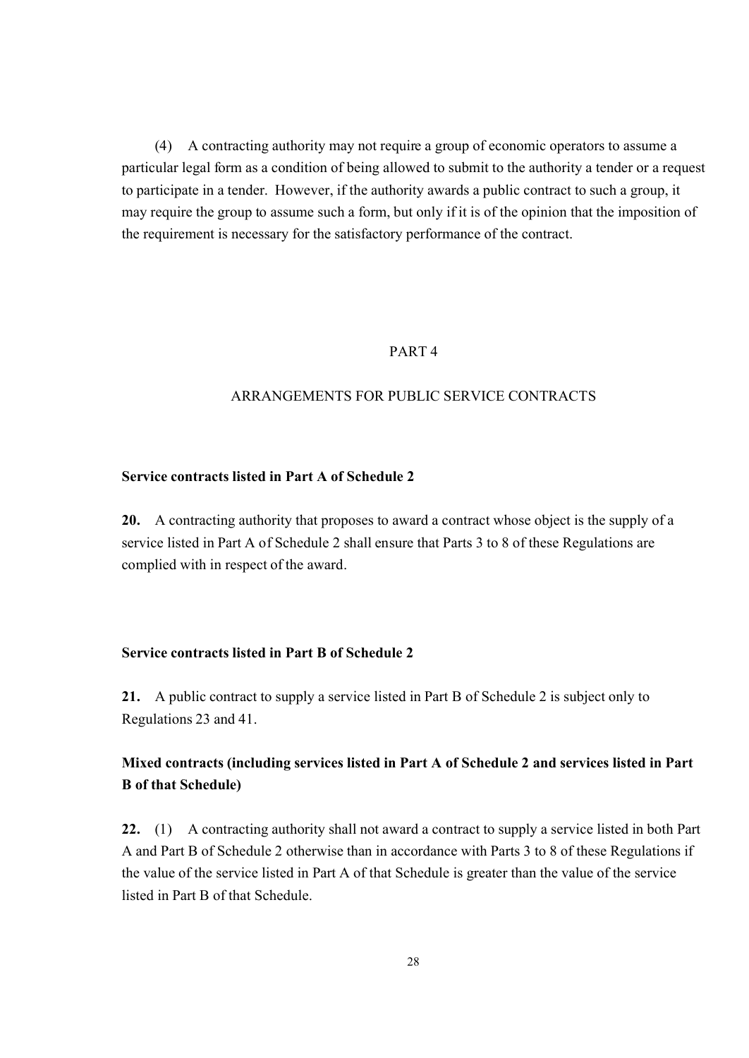(4) A contracting authority may not require a group of economic operators to assume a particular legal form as a condition of being allowed to submit to the authority a tender or a request to participate in a tender. However, if the authority awards a public contract to such a group, it may require the group to assume such a form, but only if it is of the opinion that the imposition of the requirement is necessary for the satisfactory performance of the contract.

## PART 4

## ARRANGEMENTS FOR PUBLIC SERVICE CONTRACTS

### Service contracts listed in Part A of Schedule 2

**20.** A contracting authority that proposes to award a contract whose object is the supply of a service listed in Part A of Schedule 2 shall ensure that Parts 3 to 8 of these Regulations are complied with in respect of the award.

### Service contracts listed in Part B of Schedule 2

**21.** A public contract to supply a service listed in Part B of Schedule 2 is subject only to Regulations 23 and 41.

### Mixed contracts (including services listed in Part A of Schedule 2 and services listed in Part B of that Schedule)

**22.** (1) A contracting authority shall not award a contract to supply a service listed in both Part A and Part B of Schedule 2 otherwise than in accordance with Parts 3 to 8 of these Regulations if the value of the service listed in Part A of that Schedule is greater than the value of the service listed in Part B of that Schedule.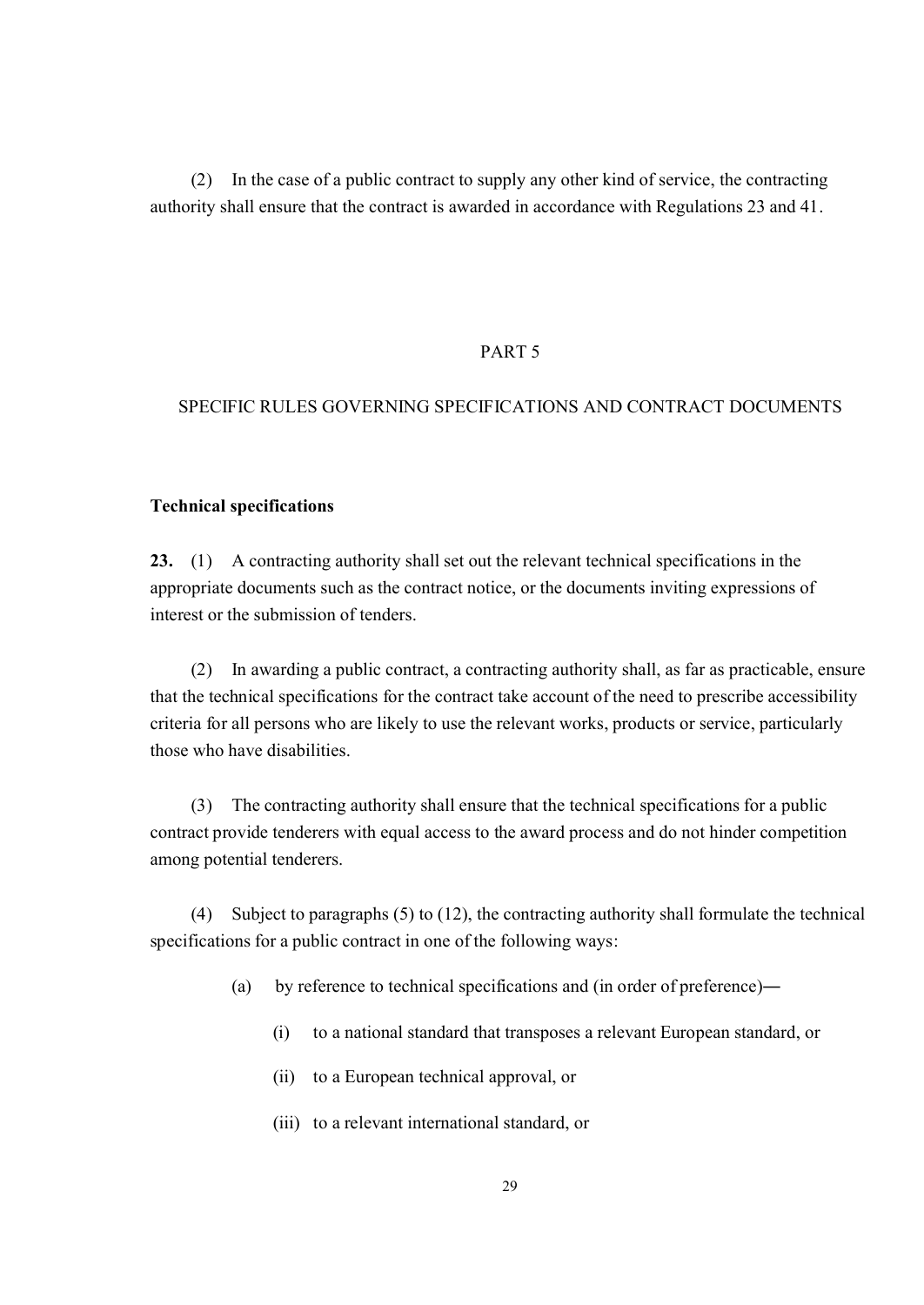(2) In the case of a public contract to supply any other kind of service, the contracting authority shall ensure that the contract is awarded in accordance with Regulations 23 and 41.

## PART 5

## SPECIFIC RULES GOVERNING SPECIFICATIONS AND CONTRACT DOCUMENTS

### Technical specifications

**23.** (1) A contracting authority shall set out the relevant technical specifications in the appropriate documents such as the contract notice, or the documents inviting expressions of interest or the submission of tenders.

(2) In awarding a public contract, a contracting authority shall, as far as practicable, ensure that the technical specifications for the contract take account of the need to prescribe accessibility criteria for all persons who are likely to use the relevant works, products or service, particularly those who have disabilities.

(3) The contracting authority shall ensure that the technical specifications for a public contract provide tenderers with equal access to the award process and do not hinder competition among potential tenderers.

(4) Subject to paragraphs (5) to (12), the contracting authority shall formulate the technical specifications for a public contract in one of the following ways:

- (a) by reference to technical specifications and (in order of preference)―
  - (i) to a national standard that transposes a relevant European standard, or
  - (ii) to a European technical approval, or
  - (iii) to a relevant international standard, or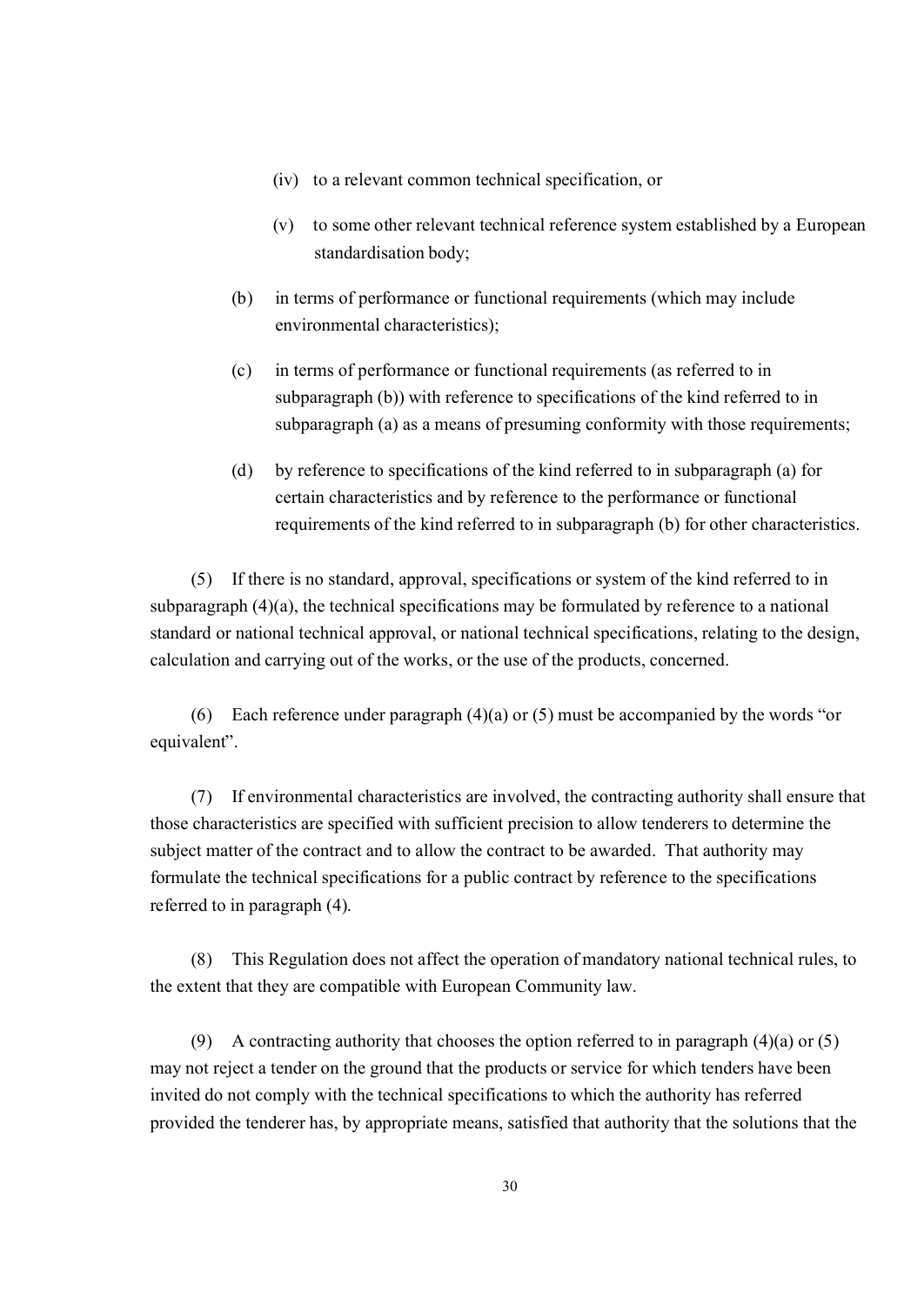(iv) to a relevant common technical specification, or

(v) to some other relevant technical reference system established by a European standardisation body;

(b) in terms of performance or functional requirements (which may include environmental characteristics);

(c) in terms of performance or functional requirements (as referred to in subparagraph (b)) with reference to specifications of the kind referred to in subparagraph (a) as a means of presuming conformity with those requirements;

(d) by reference to specifications of the kind referred to in subparagraph (a) for certain characteristics and by reference to the performance or functional requirements of the kind referred to in subparagraph (b) for other characteristics.

(5) If there is no standard, approval, specifications or system of the kind referred to in subparagraph (4)(a), the technical specifications may be formulated by reference to a national standard or national technical approval, or national technical specifications, relating to the design, calculation and carrying out of the works, or the use of the products, concerned.

(6) Each reference under paragraph (4)(a) or (5) must be accompanied by the words "or equivalent".

(7) If environmental characteristics are involved, the contracting authority shall ensure that those characteristics are specified with sufficient precision to allow tenderers to determine the subject matter of the contract and to allow the contract to be awarded. That authority may formulate the technical specifications for a public contract by reference to the specifications referred to in paragraph (4).

(8) This Regulation does not affect the operation of mandatory national technical rules, to the extent that they are compatible with European Community law.

(9) A contracting authority that chooses the option referred to in paragraph (4)(a) or (5) may not reject a tender on the ground that the products or service for which tenders have been invited do not comply with the technical specifications to which the authority has referred provided the tenderer has, by appropriate means, satisfied that authority that the solutions that the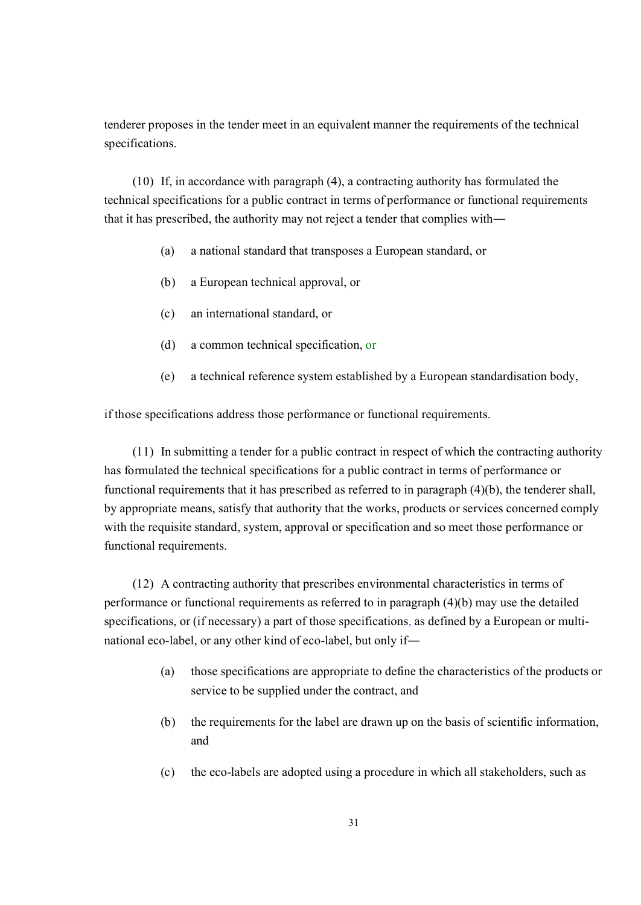tenderer proposes in the tender meet in an equivalent manner the requirements of the technical specifications.

(10) If, in accordance with paragraph (4), a contracting authority has formulated the technical specifications for a public contract in terms of performance or functional requirements that it has prescribed, the authority may not reject a tender that complies with—

- (a) a national standard that transposes a European standard, or
- (b) a European technical approval, or
- (c) an international standard, or
- (d) a common technical specification, or
- (e) a technical reference system established by a European standardisation body,

if those specifications address those performance or functional requirements.

(11) In submitting a tender for a public contract in respect of which the contracting authority has formulated the technical specifications for a public contract in terms of performance or functional requirements that it has prescribed as referred to in paragraph (4)(b), the tenderer shall, by appropriate means, satisfy that authority that the works, products or services concerned comply with the requisite standard, system, approval or specification and so meet those performance or functional requirements.

(12) A contracting authority that prescribes environmental characteristics in terms of performance or functional requirements as referred to in paragraph (4)(b) may use the detailed specifications, or (if necessary) a part of those specifications, as defined by a European or multi-national eco-label, or any other kind of eco-label, but only if—

- (a) those specifications are appropriate to define the characteristics of the products or service to be supplied under the contract, and
- (b) the requirements for the label are drawn up on the basis of scientific information, and
- (c) the eco-labels are adopted using a procedure in which all stakeholders, such as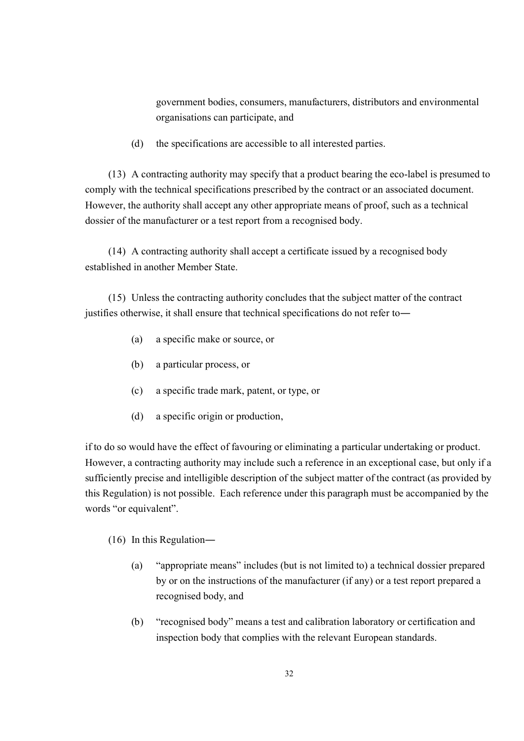government bodies, consumers, manufacturers, distributors and environmental organisations can participate, and

(d) the specifications are accessible to all interested parties.

(13) A contracting authority may specify that a product bearing the eco-label is presumed to comply with the technical specifications prescribed by the contract or an associated document. However, the authority shall accept any other appropriate means of proof, such as a technical dossier of the manufacturer or a test report from a recognised body.

(14) A contracting authority shall accept a certificate issued by a recognised body established in another Member State.

(15) Unless the contracting authority concludes that the subject matter of the contract justifies otherwise, it shall ensure that technical specifications do not refer to—

(a) a specific make or source, or

(b) a particular process, or

(c) a specific trade mark, patent, or type, or

(d) a specific origin or production,

if to do so would have the effect of favouring or eliminating a particular undertaking or product. However, a contracting authority may include such a reference in an exceptional case, but only if a sufficiently precise and intelligible description of the subject matter of the contract (as provided by this Regulation) is not possible. Each reference under this paragraph must be accompanied by the words "or equivalent".

(16) In this Regulation—

(a) "appropriate means" includes (but is not limited to) a technical dossier prepared by or on the instructions of the manufacturer (if any) or a test report prepared a recognised body, and

(b) "recognised body" means a test and calibration laboratory or certification and inspection body that complies with the relevant European standards.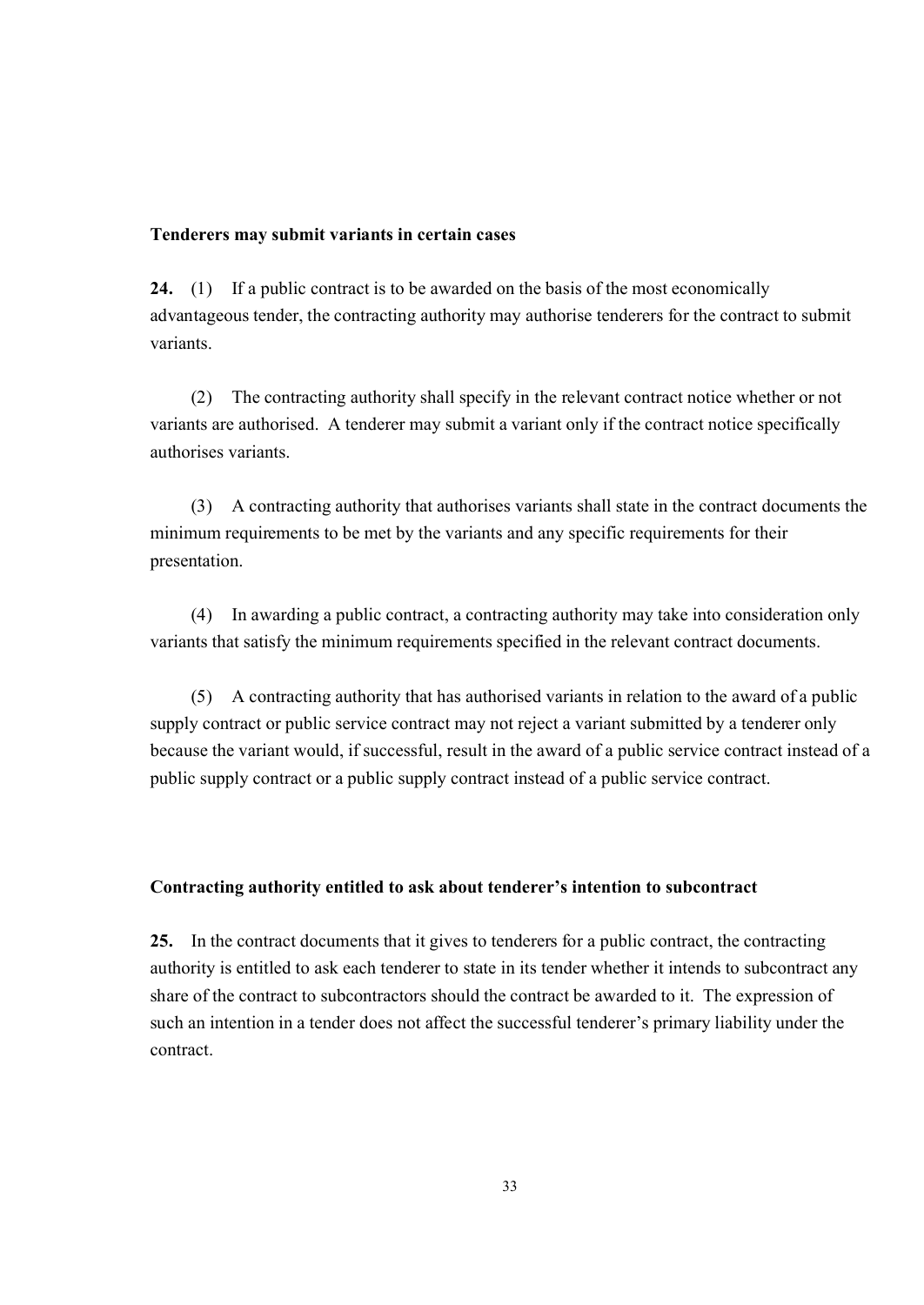**Tenderers may submit variants in certain cases**

**24.** (1) If a public contract is to be awarded on the basis of the most economically advantageous tender, the contracting authority may authorise tenderers for the contract to submit variants.

(2) The contracting authority shall specify in the relevant contract notice whether or not variants are authorised. A tenderer may submit a variant only if the contract notice specifically authorises variants.

(3) A contracting authority that authorises variants shall state in the contract documents the minimum requirements to be met by the variants and any specific requirements for their presentation.

(4) In awarding a public contract, a contracting authority may take into consideration only variants that satisfy the minimum requirements specified in the relevant contract documents.

(5) A contracting authority that has authorised variants in relation to the award of a public supply contract or public service contract may not reject a variant submitted by a tenderer only because the variant would, if successful, result in the award of a public service contract instead of a public supply contract or a public supply contract instead of a public service contract.

**Contracting authority entitled to ask about tenderer's intention to subcontract**

**25.** In the contract documents that it gives to tenderers for a public contract, the contracting authority is entitled to ask each tenderer to state in its tender whether it intends to subcontract any share of the contract to subcontractors should the contract be awarded to it. The expression of such an intention in a tender does not affect the successful tenderer's primary liability under the contract.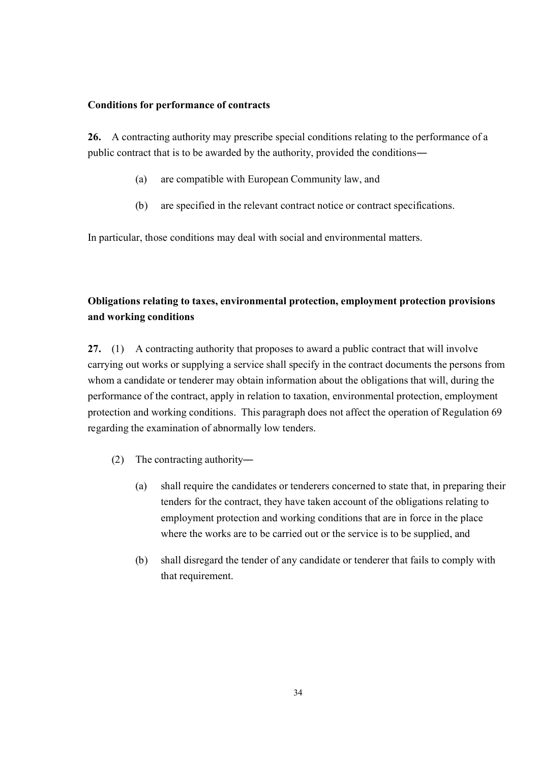**Conditions for performance of contracts**

**26.** A contracting authority may prescribe special conditions relating to the performance of a public contract that is to be awarded by the authority, provided the conditions―

- (a) are compatible with European Community law, and
- (b) are specified in the relevant contract notice or contract specifications.

In particular, those conditions may deal with social and environmental matters.

**Obligations relating to taxes, environmental protection, employment protection provisions and working conditions**

**27.** (1) A contracting authority that proposes to award a public contract that will involve carrying out works or supplying a service shall specify in the contract documents the persons from whom a candidate or tenderer may obtain information about the obligations that will, during the performance of the contract, apply in relation to taxation, environmental protection, employment protection and working conditions. This paragraph does not affect the operation of Regulation 69 regarding the examination of abnormally low tenders.

(2) The contracting authority―

- (a) shall require the candidates or tenderers concerned to state that, in preparing their tenders for the contract, they have taken account of the obligations relating to employment protection and working conditions that are in force in the place where the works are to be carried out or the service is to be supplied, and
- (b) shall disregard the tender of any candidate or tenderer that fails to comply with that requirement.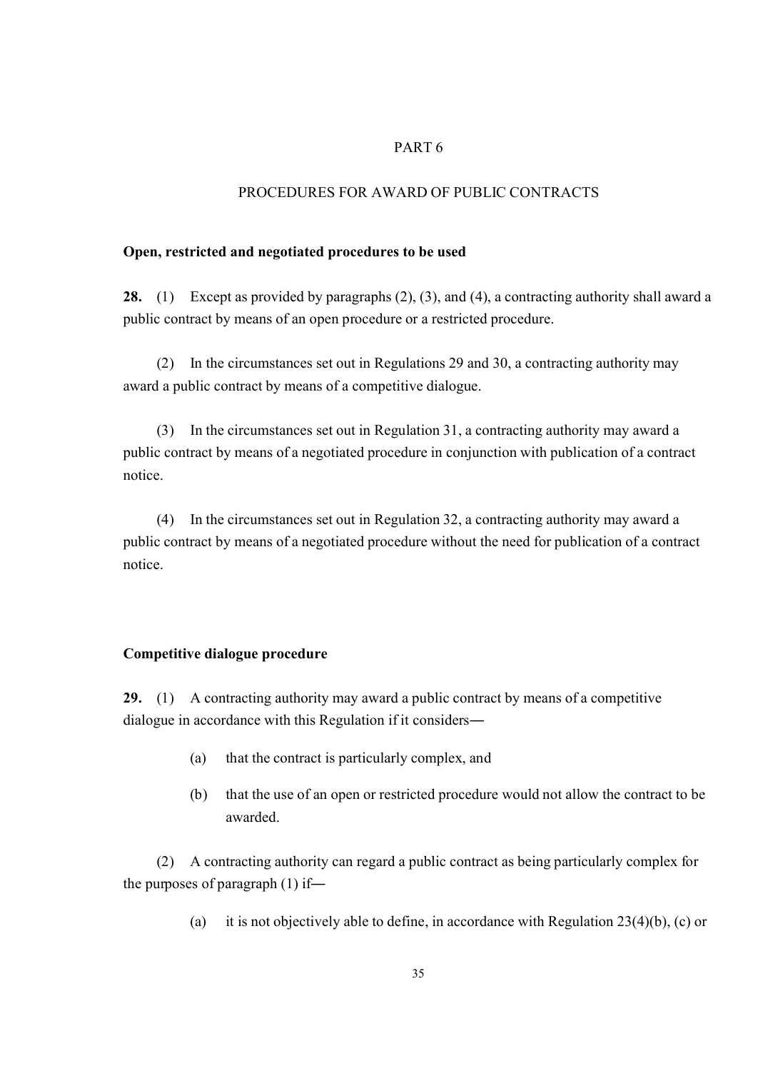PART 6

PROCEDURES FOR AWARD OF PUBLIC CONTRACTS

**Open, restricted and negotiated procedures to be used**

**28.** (1) Except as provided by paragraphs (2), (3), and (4), a contracting authority shall award a public contract by means of an open procedure or a restricted procedure.

(2) In the circumstances set out in Regulations 29 and 30, a contracting authority may award a public contract by means of a competitive dialogue.

(3) In the circumstances set out in Regulation 31, a contracting authority may award a public contract by means of a negotiated procedure in conjunction with publication of a contract notice.

(4) In the circumstances set out in Regulation 32, a contracting authority may award a public contract by means of a negotiated procedure without the need for publication of a contract notice.

**Competitive dialogue procedure**

**29.** (1) A contracting authority may award a public contract by means of a competitive dialogue in accordance with this Regulation if it considers―

(a) that the contract is particularly complex, and

(b) that the use of an open or restricted procedure would not allow the contract to be awarded.

(2) A contracting authority can regard a public contract as being particularly complex for the purposes of paragraph (1) if―

(a) it is not objectively able to define, in accordance with Regulation 23(4)(b), (c) or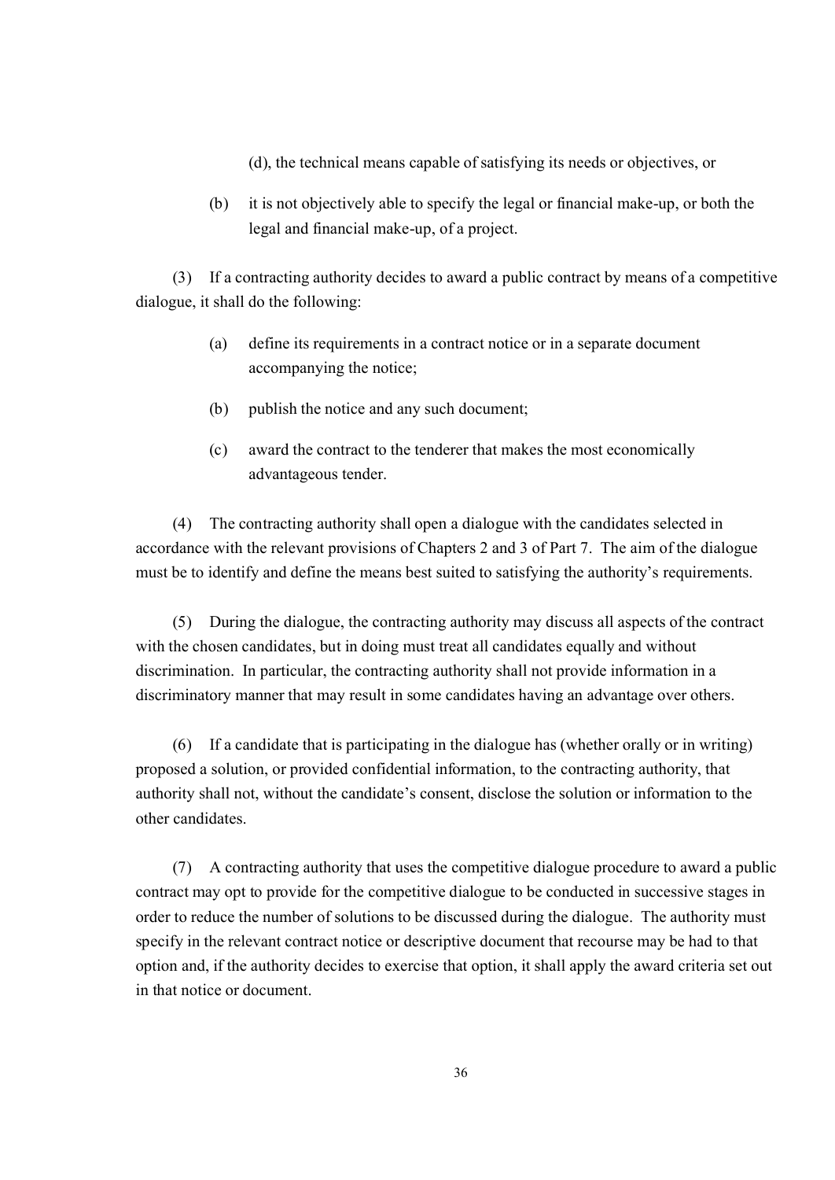(d), the technical means capable of satisfying its needs or objectives, or

(b) it is not objectively able to specify the legal or financial make-up, or both the legal and financial make-up, of a project.

(3) If a contracting authority decides to award a public contract by means of a competitive dialogue, it shall do the following:

(a) define its requirements in a contract notice or in a separate document accompanying the notice;

(b) publish the notice and any such document;

(c) award the contract to the tenderer that makes the most economically advantageous tender.

(4) The contracting authority shall open a dialogue with the candidates selected in accordance with the relevant provisions of Chapters 2 and 3 of Part 7. The aim of the dialogue must be to identify and define the means best suited to satisfying the authority's requirements.

(5) During the dialogue, the contracting authority may discuss all aspects of the contract with the chosen candidates, but in doing must treat all candidates equally and without discrimination. In particular, the contracting authority shall not provide information in a discriminatory manner that may result in some candidates having an advantage over others.

(6) If a candidate that is participating in the dialogue has (whether orally or in writing) proposed a solution, or provided confidential information, to the contracting authority, that authority shall not, without the candidate's consent, disclose the solution or information to the other candidates.

(7) A contracting authority that uses the competitive dialogue procedure to award a public contract may opt to provide for the competitive dialogue to be conducted in successive stages in order to reduce the number of solutions to be discussed during the dialogue. The authority must specify in the relevant contract notice or descriptive document that recourse may be had to that option and, if the authority decides to exercise that option, it shall apply the award criteria set out in that notice or document.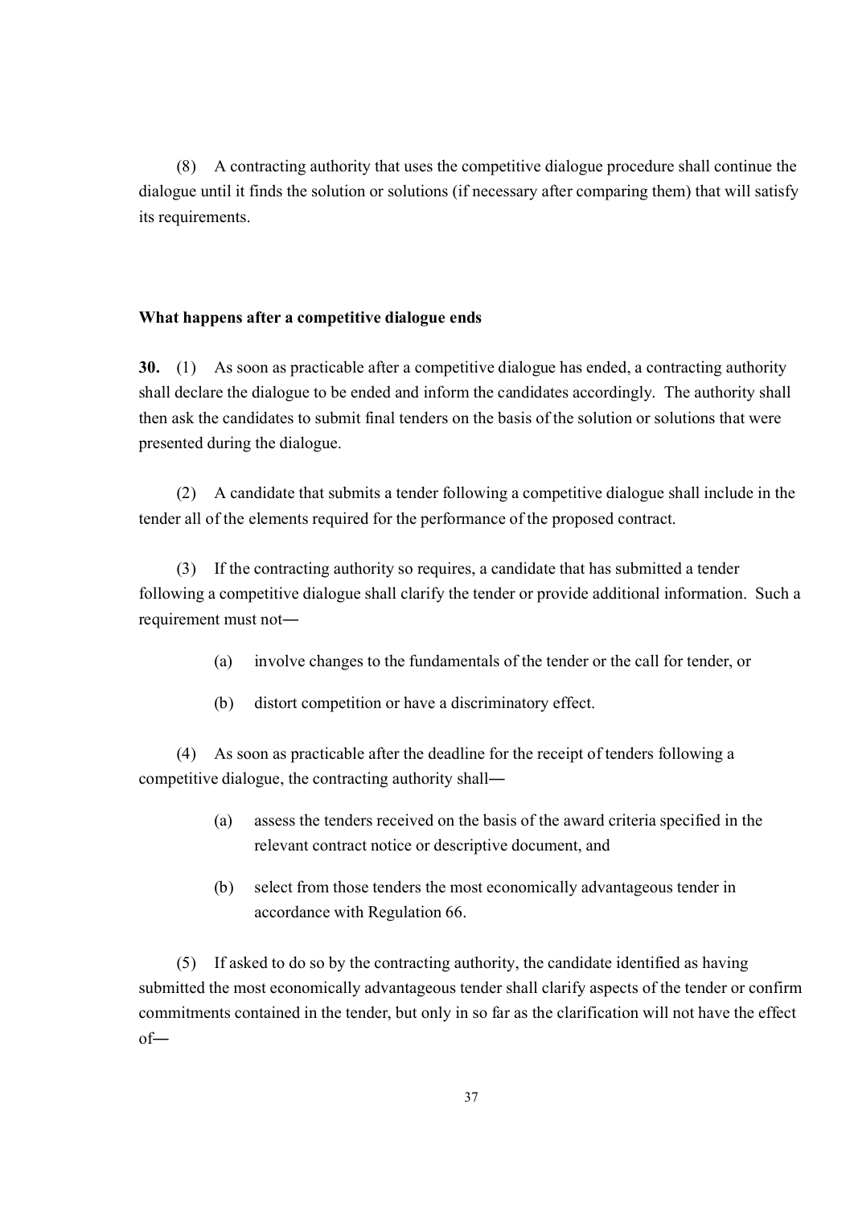(8) A contracting authority that uses the competitive dialogue procedure shall continue the dialogue until it finds the solution or solutions (if necessary after comparing them) that will satisfy its requirements.

**What happens after a competitive dialogue ends**

**30.** (1) As soon as practicable after a competitive dialogue has ended, a contracting authority shall declare the dialogue to be ended and inform the candidates accordingly. The authority shall then ask the candidates to submit final tenders on the basis of the solution or solutions that were presented during the dialogue.

(2) A candidate that submits a tender following a competitive dialogue shall include in the tender all of the elements required for the performance of the proposed contract.

(3) If the contracting authority so requires, a candidate that has submitted a tender following a competitive dialogue shall clarify the tender or provide additional information. Such a requirement must not―

- (a) involve changes to the fundamentals of the tender or the call for tender, or
- (b) distort competition or have a discriminatory effect.

(4) As soon as practicable after the deadline for the receipt of tenders following a competitive dialogue, the contracting authority shall―

- (a) assess the tenders received on the basis of the award criteria specified in the relevant contract notice or descriptive document, and
- (b) select from those tenders the most economically advantageous tender in accordance with Regulation 66.

(5) If asked to do so by the contracting authority, the candidate identified as having submitted the most economically advantageous tender shall clarify aspects of the tender or confirm commitments contained in the tender, but only in so far as the clarification will not have the effect of―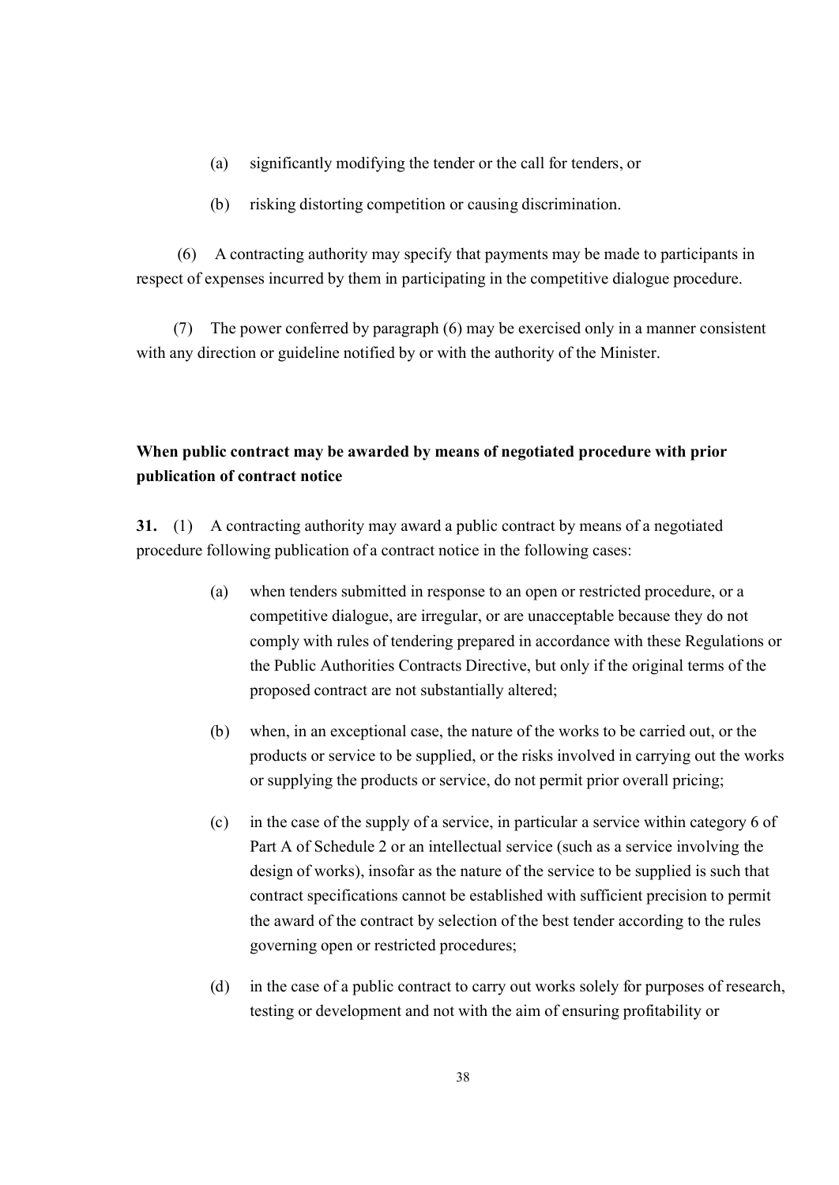(a) significantly modifying the tender or the call for tenders, or

(b) risking distorting competition or causing discrimination.

(6) A contracting authority may specify that payments may be made to participants in respect of expenses incurred by them in participating in the competitive dialogue procedure.

(7) The power conferred by paragraph (6) may be exercised only in a manner consistent with any direction or guideline notified by or with the authority of the Minister.

**When public contract may be awarded by means of negotiated procedure with prior publication of contract notice**

**31.** (1) A contracting authority may award a public contract by means of a negotiated procedure following publication of a contract notice in the following cases:

(a) when tenders submitted in response to an open or restricted procedure, or a competitive dialogue, are irregular, or are unacceptable because they do not comply with rules of tendering prepared in accordance with these Regulations or the Public Authorities Contracts Directive, but only if the original terms of the proposed contract are not substantially altered;

(b) when, in an exceptional case, the nature of the works to be carried out, or the products or service to be supplied, or the risks involved in carrying out the works or supplying the products or service, do not permit prior overall pricing;

(c) in the case of the supply of a service, in particular a service within category 6 of Part A of Schedule 2 or an intellectual service (such as a service involving the design of works), insofar as the nature of the service to be supplied is such that contract specifications cannot be established with sufficient precision to permit the award of the contract by selection of the best tender according to the rules governing open or restricted procedures;

(d) in the case of a public contract to carry out works solely for purposes of research, testing or development and not with the aim of ensuring profitability or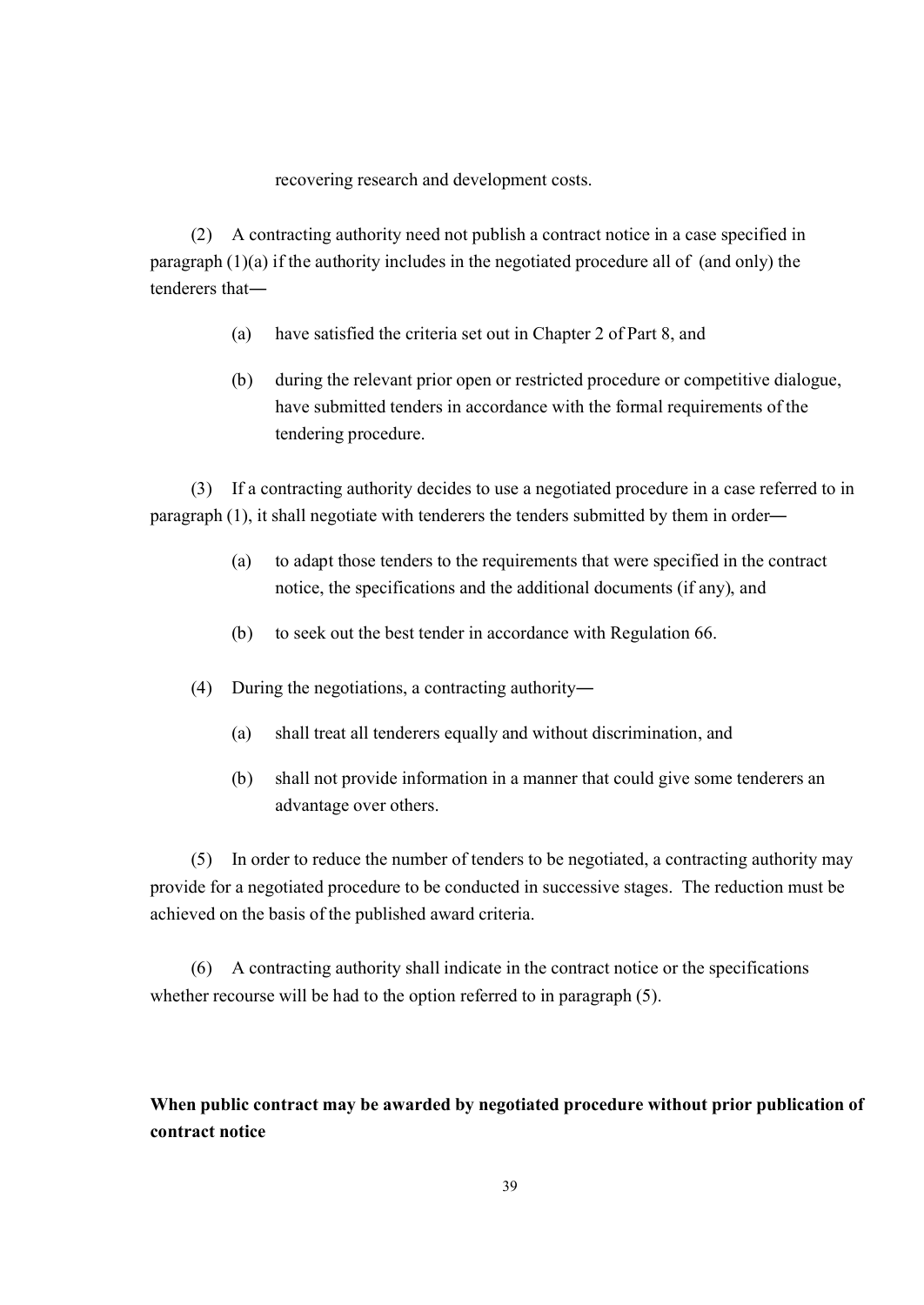recovering research and development costs.

(2) A contracting authority need not publish a contract notice in a case specified in paragraph (1)(a) if the authority includes in the negotiated procedure all of (and only) the tenderers that―

(a) have satisfied the criteria set out in Chapter 2 of Part 8, and

(b) during the relevant prior open or restricted procedure or competitive dialogue, have submitted tenders in accordance with the formal requirements of the tendering procedure.

(3) If a contracting authority decides to use a negotiated procedure in a case referred to in paragraph (1), it shall negotiate with tenderers the tenders submitted by them in order―

(a) to adapt those tenders to the requirements that were specified in the contract notice, the specifications and the additional documents (if any), and

(b) to seek out the best tender in accordance with Regulation 66.

(4) During the negotiations, a contracting authority―

(a) shall treat all tenderers equally and without discrimination, and

(b) shall not provide information in a manner that could give some tenderers an advantage over others.

(5) In order to reduce the number of tenders to be negotiated, a contracting authority may provide for a negotiated procedure to be conducted in successive stages. The reduction must be achieved on the basis of the published award criteria.

(6) A contracting authority shall indicate in the contract notice or the specifications whether recourse will be had to the option referred to in paragraph (5).

**When public contract may be awarded by negotiated procedure without prior publication of contract notice**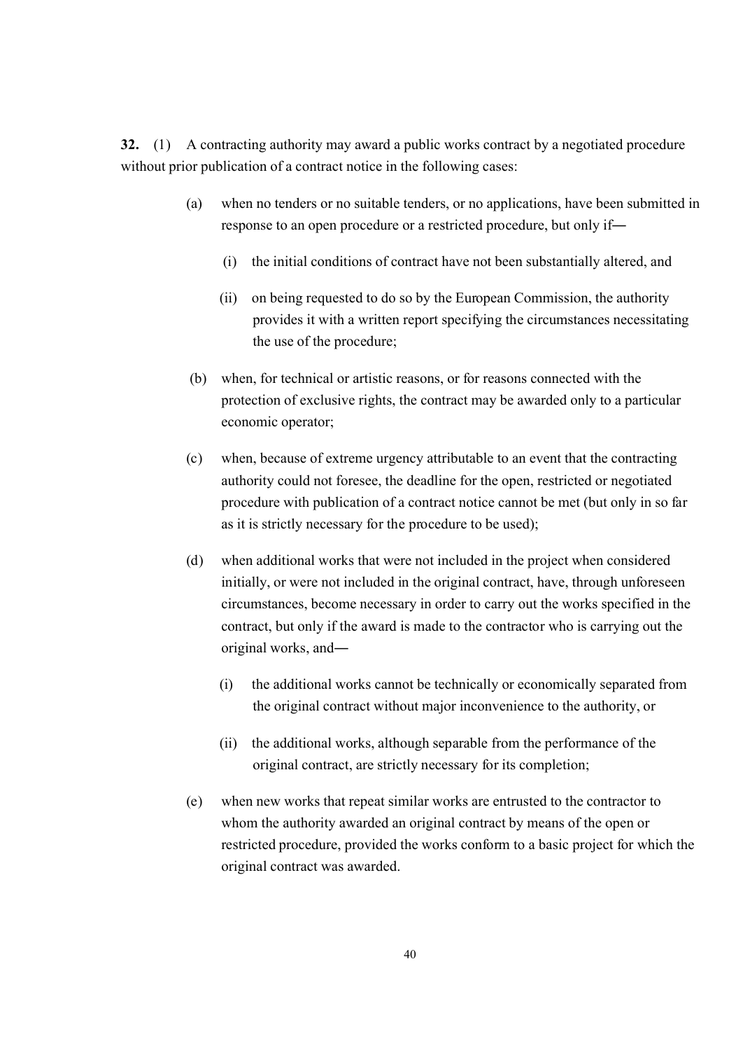**32.** (1) A contracting authority may award a public works contract by a negotiated procedure without prior publication of a contract notice in the following cases:

(a) when no tenders or no suitable tenders, or no applications, have been submitted in response to an open procedure or a restricted procedure, but only if—

  (i) the initial conditions of contract have not been substantially altered, and

  (ii) on being requested to do so by the European Commission, the authority provides it with a written report specifying the circumstances necessitating the use of the procedure;

(b) when, for technical or artistic reasons, or for reasons connected with the protection of exclusive rights, the contract may be awarded only to a particular economic operator;

(c) when, because of extreme urgency attributable to an event that the contracting authority could not foresee, the deadline for the open, restricted or negotiated procedure with publication of a contract notice cannot be met (but only in so far as it is strictly necessary for the procedure to be used);

(d) when additional works that were not included in the project when considered initially, or were not included in the original contract, have, through unforeseen circumstances, become necessary in order to carry out the works specified in the contract, but only if the award is made to the contractor who is carrying out the original works, and—

  (i) the additional works cannot be technically or economically separated from the original contract without major inconvenience to the authority, or

  (ii) the additional works, although separable from the performance of the original contract, are strictly necessary for its completion;

(e) when new works that repeat similar works are entrusted to the contractor to whom the authority awarded an original contract by means of the open or restricted procedure, provided the works conform to a basic project for which the original contract was awarded.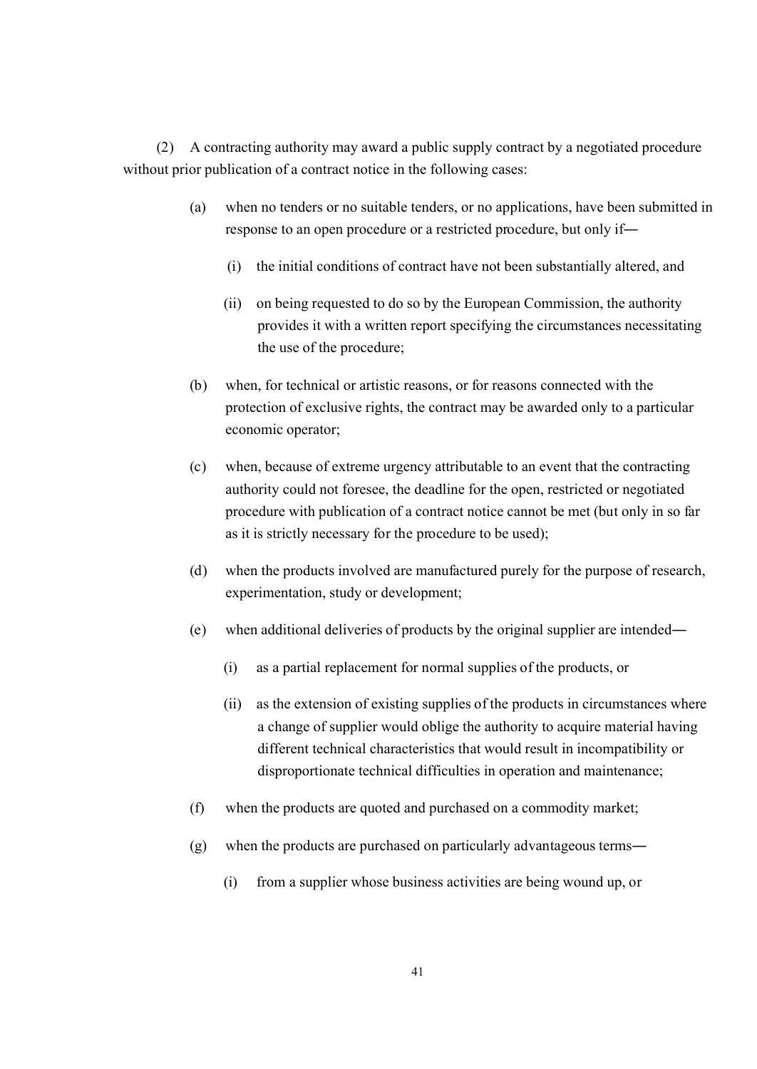(2) A contracting authority may award a public supply contract by a negotiated procedure without prior publication of a contract notice in the following cases:

(a) when no tenders or no suitable tenders, or no applications, have been submitted in response to an open procedure or a restricted procedure, but only if—

(i) the initial conditions of contract have not been substantially altered, and

(ii) on being requested to do so by the European Commission, the authority provides it with a written report specifying the circumstances necessitating the use of the procedure;

(b) when, for technical or artistic reasons, or for reasons connected with the protection of exclusive rights, the contract may be awarded only to a particular economic operator;

(c) when, because of extreme urgency attributable to an event that the contracting authority could not foresee, the deadline for the open, restricted or negotiated procedure with publication of a contract notice cannot be met (but only in so far as it is strictly necessary for the procedure to be used);

(d) when the products involved are manufactured purely for the purpose of research, experimentation, study or development;

(e) when additional deliveries of products by the original supplier are intended—

(i) as a partial replacement for normal supplies of the products, or

(ii) as the extension of existing supplies of the products in circumstances where a change of supplier would oblige the authority to acquire material having different technical characteristics that would result in incompatibility or disproportionate technical difficulties in operation and maintenance;

(f) when the products are quoted and purchased on a commodity market;

(g) when the products are purchased on particularly advantageous terms—

(i) from a supplier whose business activities are being wound up, or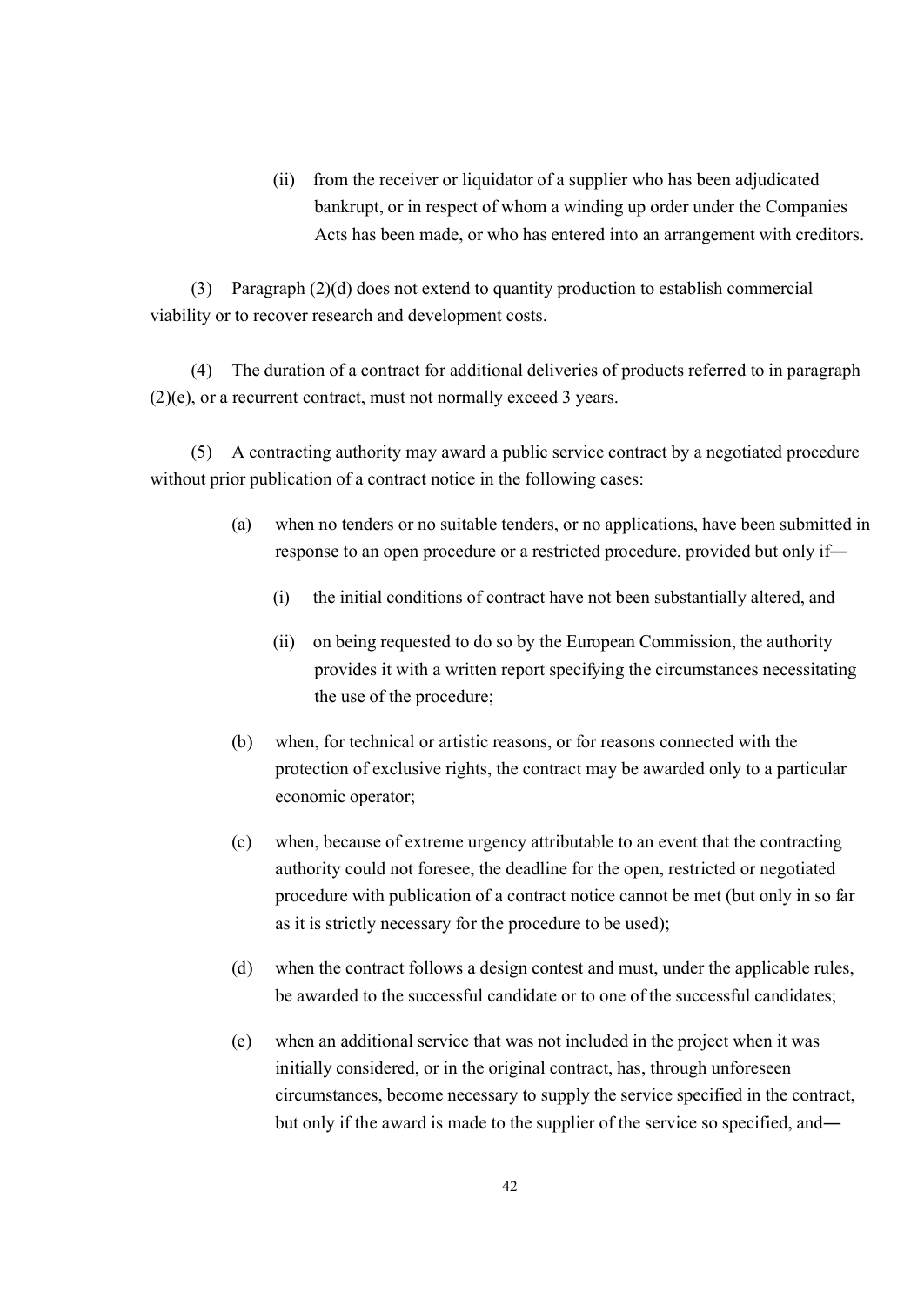(ii) from the receiver or liquidator of a supplier who has been adjudicated bankrupt, or in respect of whom a winding up order under the Companies Acts has been made, or who has entered into an arrangement with creditors.

(3) Paragraph (2)(d) does not extend to quantity production to establish commercial viability or to recover research and development costs.

(4) The duration of a contract for additional deliveries of products referred to in paragraph (2)(e), or a recurrent contract, must not normally exceed 3 years.

(5) A contracting authority may award a public service contract by a negotiated procedure without prior publication of a contract notice in the following cases:

(a) when no tenders or no suitable tenders, or no applications, have been submitted in response to an open procedure or a restricted procedure, provided but only if—

(i) the initial conditions of contract have not been substantially altered, and

(ii) on being requested to do so by the European Commission, the authority provides it with a written report specifying the circumstances necessitating the use of the procedure;

(b) when, for technical or artistic reasons, or for reasons connected with the protection of exclusive rights, the contract may be awarded only to a particular economic operator;

(c) when, because of extreme urgency attributable to an event that the contracting authority could not foresee, the deadline for the open, restricted or negotiated procedure with publication of a contract notice cannot be met (but only in so far as it is strictly necessary for the procedure to be used);

(d) when the contract follows a design contest and must, under the applicable rules, be awarded to the successful candidate or to one of the successful candidates;

(e) when an additional service that was not included in the project when it was initially considered, or in the original contract, has, through unforeseen circumstances, become necessary to supply the service specified in the contract, but only if the award is made to the supplier of the service so specified, and—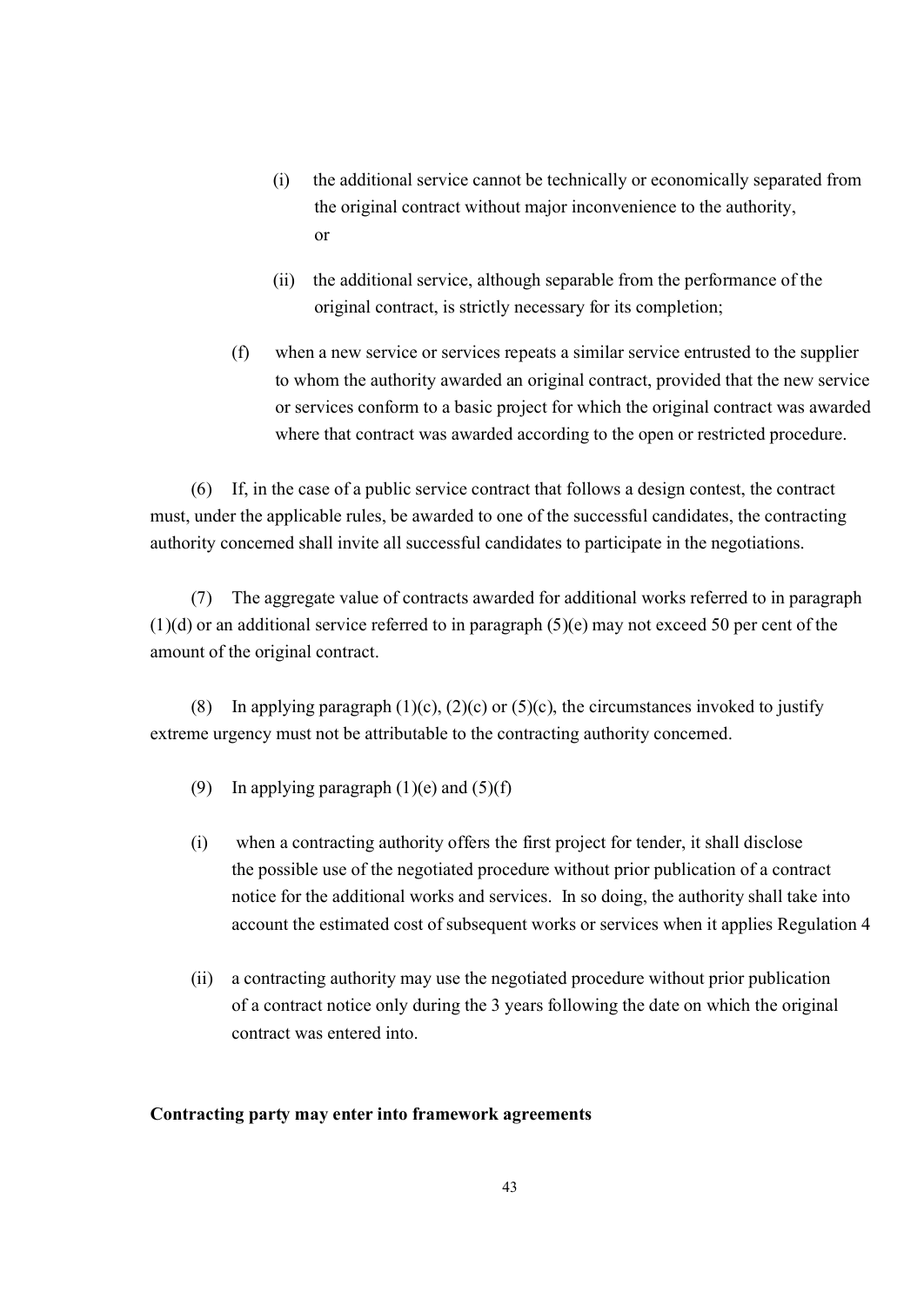(i) the additional service cannot be technically or economically separated from the original contract without major inconvenience to the authority, or

(ii) the additional service, although separable from the performance of the original contract, is strictly necessary for its completion;

(f) when a new service or services repeats a similar service entrusted to the supplier to whom the authority awarded an original contract, provided that the new service or services conform to a basic project for which the original contract was awarded where that contract was awarded according to the open or restricted procedure.

(6) If, in the case of a public service contract that follows a design contest, the contract must, under the applicable rules, be awarded to one of the successful candidates, the contracting authority concerned shall invite all successful candidates to participate in the negotiations.

(7) The aggregate value of contracts awarded for additional works referred to in paragraph (1)(d) or an additional service referred to in paragraph (5)(e) may not exceed 50 per cent of the amount of the original contract.

(8) In applying paragraph (1)(c), (2)(c) or (5)(c), the circumstances invoked to justify extreme urgency must not be attributable to the contracting authority concerned.

(9) In applying paragraph (1)(e) and (5)(f)

(i) when a contracting authority offers the first project for tender, it shall disclose the possible use of the negotiated procedure without prior publication of a contract notice for the additional works and services. In so doing, the authority shall take into account the estimated cost of subsequent works or services when it applies Regulation 4

(ii) a contracting authority may use the negotiated procedure without prior publication of a contract notice only during the 3 years following the date on which the original contract was entered into.

**Contracting party may enter into framework agreements**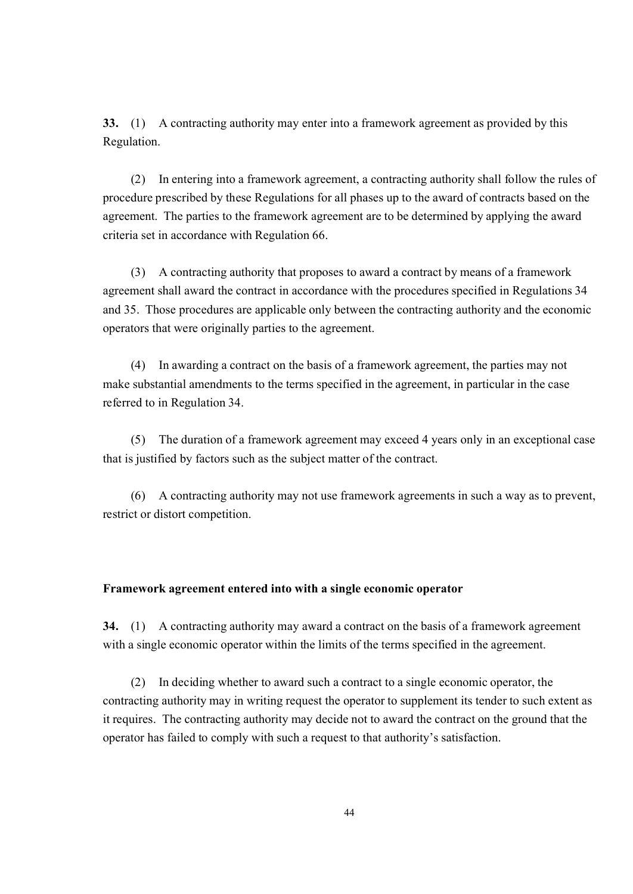**33.** (1) A contracting authority may enter into a framework agreement as provided by this Regulation.

(2) In entering into a framework agreement, a contracting authority shall follow the rules of procedure prescribed by these Regulations for all phases up to the award of contracts based on the agreement. The parties to the framework agreement are to be determined by applying the award criteria set in accordance with Regulation 66.

(3) A contracting authority that proposes to award a contract by means of a framework agreement shall award the contract in accordance with the procedures specified in Regulations 34 and 35. Those procedures are applicable only between the contracting authority and the economic operators that were originally parties to the agreement.

(4) In awarding a contract on the basis of a framework agreement, the parties may not make substantial amendments to the terms specified in the agreement, in particular in the case referred to in Regulation 34.

(5) The duration of a framework agreement may exceed 4 years only in an exceptional case that is justified by factors such as the subject matter of the contract.

(6) A contracting authority may not use framework agreements in such a way as to prevent, restrict or distort competition.

**Framework agreement entered into with a single economic operator**

**34.** (1) A contracting authority may award a contract on the basis of a framework agreement with a single economic operator within the limits of the terms specified in the agreement.

(2) In deciding whether to award such a contract to a single economic operator, the contracting authority may in writing request the operator to supplement its tender to such extent as it requires. The contracting authority may decide not to award the contract on the ground that the operator has failed to comply with such a request to that authority's satisfaction.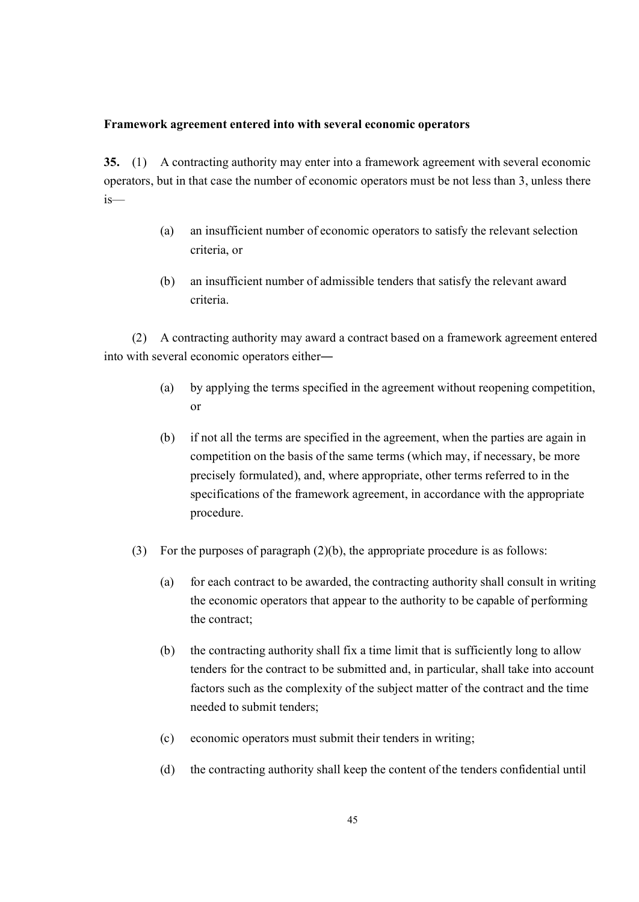**Framework agreement entered into with several economic operators**

**35.** (1) A contracting authority may enter into a framework agreement with several economic operators, but in that case the number of economic operators must be not less than 3, unless there is—

(a) an insufficient number of economic operators to satisfy the relevant selection criteria, or

(b) an insufficient number of admissible tenders that satisfy the relevant award criteria.

(2) A contracting authority may award a contract based on a framework agreement entered into with several economic operators either—

(a) by applying the terms specified in the agreement without reopening competition, or

(b) if not all the terms are specified in the agreement, when the parties are again in competition on the basis of the same terms (which may, if necessary, be more precisely formulated), and, where appropriate, other terms referred to in the specifications of the framework agreement, in accordance with the appropriate procedure.

(3) For the purposes of paragraph (2)(b), the appropriate procedure is as follows:

(a) for each contract to be awarded, the contracting authority shall consult in writing the economic operators that appear to the authority to be capable of performing the contract;

(b) the contracting authority shall fix a time limit that is sufficiently long to allow tenders for the contract to be submitted and, in particular, shall take into account factors such as the complexity of the subject matter of the contract and the time needed to submit tenders;

(c) economic operators must submit their tenders in writing;

(d) the contracting authority shall keep the content of the tenders confidential until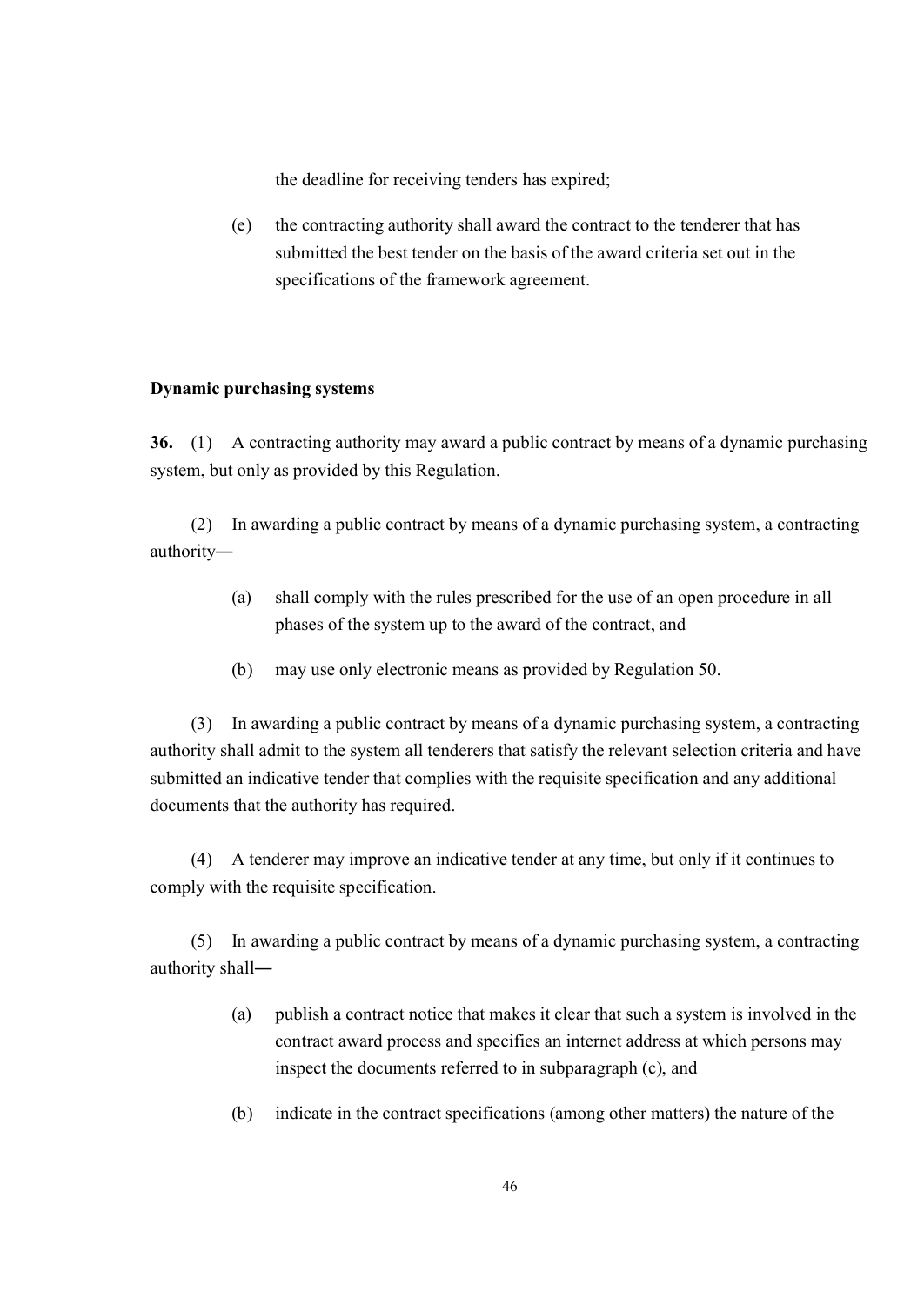the deadline for receiving tenders has expired;

(e) the contracting authority shall award the contract to the tenderer that has submitted the best tender on the basis of the award criteria set out in the specifications of the framework agreement.

**Dynamic purchasing systems**

**36.** (1) A contracting authority may award a public contract by means of a dynamic purchasing system, but only as provided by this Regulation.

(2) In awarding a public contract by means of a dynamic purchasing system, a contracting authority―

(a) shall comply with the rules prescribed for the use of an open procedure in all phases of the system up to the award of the contract, and

(b) may use only electronic means as provided by Regulation 50.

(3) In awarding a public contract by means of a dynamic purchasing system, a contracting authority shall admit to the system all tenderers that satisfy the relevant selection criteria and have submitted an indicative tender that complies with the requisite specification and any additional documents that the authority has required.

(4) A tenderer may improve an indicative tender at any time, but only if it continues to comply with the requisite specification.

(5) In awarding a public contract by means of a dynamic purchasing system, a contracting authority shall―

(a) publish a contract notice that makes it clear that such a system is involved in the contract award process and specifies an internet address at which persons may inspect the documents referred to in subparagraph (c), and

(b) indicate in the contract specifications (among other matters) the nature of the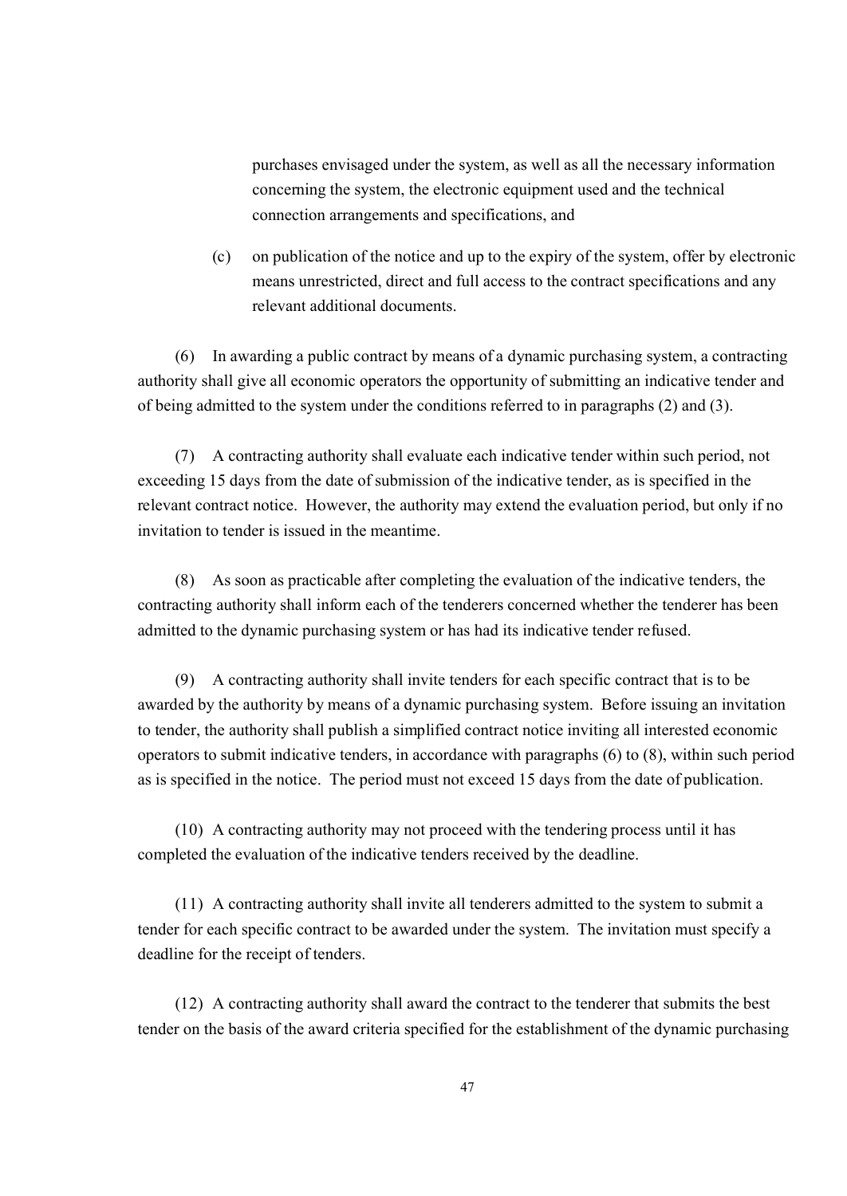purchases envisaged under the system, as well as all the necessary information concerning the system, the electronic equipment used and the technical connection arrangements and specifications, and

(c) on publication of the notice and up to the expiry of the system, offer by electronic means unrestricted, direct and full access to the contract specifications and any relevant additional documents.

(6) In awarding a public contract by means of a dynamic purchasing system, a contracting authority shall give all economic operators the opportunity of submitting an indicative tender and of being admitted to the system under the conditions referred to in paragraphs (2) and (3).

(7) A contracting authority shall evaluate each indicative tender within such period, not exceeding 15 days from the date of submission of the indicative tender, as is specified in the relevant contract notice. However, the authority may extend the evaluation period, but only if no invitation to tender is issued in the meantime.

(8) As soon as practicable after completing the evaluation of the indicative tenders, the contracting authority shall inform each of the tenderers concerned whether the tenderer has been admitted to the dynamic purchasing system or has had its indicative tender refused.

(9) A contracting authority shall invite tenders for each specific contract that is to be awarded by the authority by means of a dynamic purchasing system. Before issuing an invitation to tender, the authority shall publish a simplified contract notice inviting all interested economic operators to submit indicative tenders, in accordance with paragraphs (6) to (8), within such period as is specified in the notice. The period must not exceed 15 days from the date of publication.

(10) A contracting authority may not proceed with the tendering process until it has completed the evaluation of the indicative tenders received by the deadline.

(11) A contracting authority shall invite all tenderers admitted to the system to submit a tender for each specific contract to be awarded under the system. The invitation must specify a deadline for the receipt of tenders.

(12) A contracting authority shall award the contract to the tenderer that submits the best tender on the basis of the award criteria specified for the establishment of the dynamic purchasing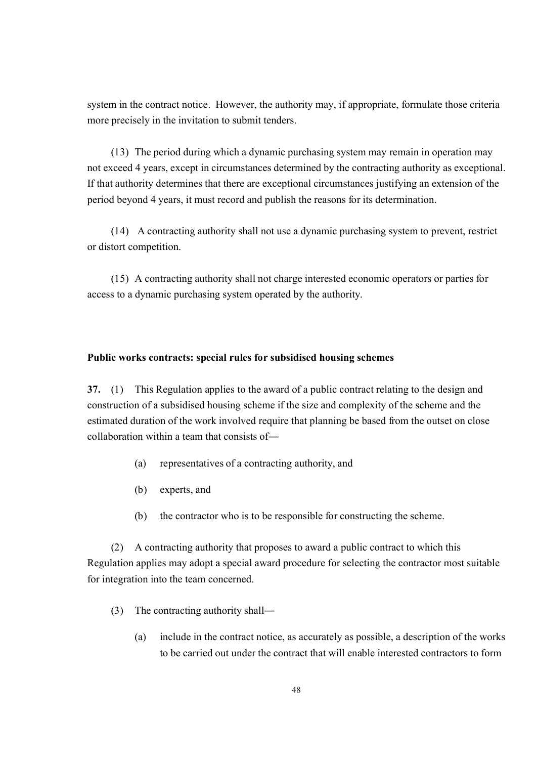system in the contract notice. However, the authority may, if appropriate, formulate those criteria more precisely in the invitation to submit tenders.

(13) The period during which a dynamic purchasing system may remain in operation may not exceed 4 years, except in circumstances determined by the contracting authority as exceptional. If that authority determines that there are exceptional circumstances justifying an extension of the period beyond 4 years, it must record and publish the reasons for its determination.

(14) A contracting authority shall not use a dynamic purchasing system to prevent, restrict or distort competition.

(15) A contracting authority shall not charge interested economic operators or parties for access to a dynamic purchasing system operated by the authority.

**Public works contracts: special rules for subsidised housing schemes**

**37.** (1) This Regulation applies to the award of a public contract relating to the design and construction of a subsidised housing scheme if the size and complexity of the scheme and the estimated duration of the work involved require that planning be based from the outset on close collaboration within a team that consists of―

(a) representatives of a contracting authority, and

(b) experts, and

(b) the contractor who is to be responsible for constructing the scheme.

(2) A contracting authority that proposes to award a public contract to which this Regulation applies may adopt a special award procedure for selecting the contractor most suitable for integration into the team concerned.

(3) The contracting authority shall―

(a) include in the contract notice, as accurately as possible, a description of the works to be carried out under the contract that will enable interested contractors to form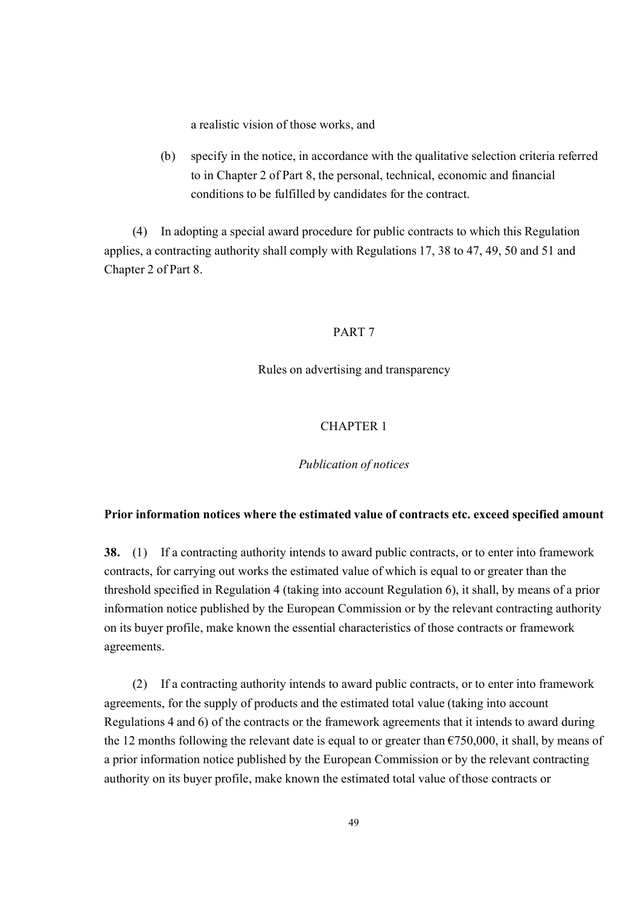a realistic vision of those works, and

(b) specify in the notice, in accordance with the qualitative selection criteria referred to in Chapter 2 of Part 8, the personal, technical, economic and financial conditions to be fulfilled by candidates for the contract.

(4) In adopting a special award procedure for public contracts to which this Regulation applies, a contracting authority shall comply with Regulations 17, 38 to 47, 49, 50 and 51 and Chapter 2 of Part 8.

## PART 7

## Rules on advertising and transparency

### CHAPTER 1

### *Publication of notices*

**Prior information notices where the estimated value of contracts etc. exceed specified amount**

**38.** (1) If a contracting authority intends to award public contracts, or to enter into framework contracts, for carrying out works the estimated value of which is equal to or greater than the threshold specified in Regulation 4 (taking into account Regulation 6), it shall, by means of a prior information notice published by the European Commission or by the relevant contracting authority on its buyer profile, make known the essential characteristics of those contracts or framework agreements.

(2) If a contracting authority intends to award public contracts, or to enter into framework agreements, for the supply of products and the estimated total value (taking into account Regulations 4 and 6) of the contracts or the framework agreements that it intends to award during the 12 months following the relevant date is equal to or greater than €750,000, it shall, by means of a prior information notice published by the European Commission or by the relevant contracting authority on its buyer profile, make known the estimated total value of those contracts or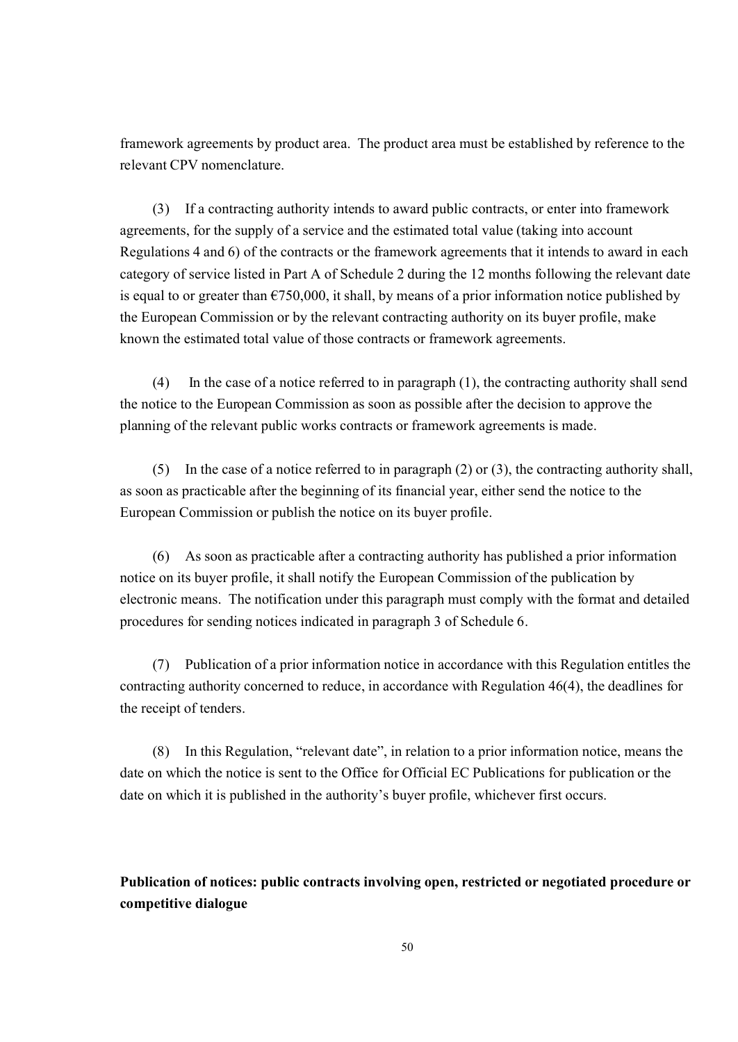framework agreements by product area. The product area must be established by reference to the relevant CPV nomenclature.

(3) If a contracting authority intends to award public contracts, or enter into framework agreements, for the supply of a service and the estimated total value (taking into account Regulations 4 and 6) of the contracts or the framework agreements that it intends to award in each category of service listed in Part A of Schedule 2 during the 12 months following the relevant date is equal to or greater than €750,000, it shall, by means of a prior information notice published by the European Commission or by the relevant contracting authority on its buyer profile, make known the estimated total value of those contracts or framework agreements.

(4) In the case of a notice referred to in paragraph (1), the contracting authority shall send the notice to the European Commission as soon as possible after the decision to approve the planning of the relevant public works contracts or framework agreements is made.

(5) In the case of a notice referred to in paragraph (2) or (3), the contracting authority shall, as soon as practicable after the beginning of its financial year, either send the notice to the European Commission or publish the notice on its buyer profile.

(6) As soon as practicable after a contracting authority has published a prior information notice on its buyer profile, it shall notify the European Commission of the publication by electronic means. The notification under this paragraph must comply with the format and detailed procedures for sending notices indicated in paragraph 3 of Schedule 6.

(7) Publication of a prior information notice in accordance with this Regulation entitles the contracting authority concerned to reduce, in accordance with Regulation 46(4), the deadlines for the receipt of tenders.

(8) In this Regulation, "relevant date", in relation to a prior information notice, means the date on which the notice is sent to the Office for Official EC Publications for publication or the date on which it is published in the authority's buyer profile, whichever first occurs.

**Publication of notices: public contracts involving open, restricted or negotiated procedure or competitive dialogue**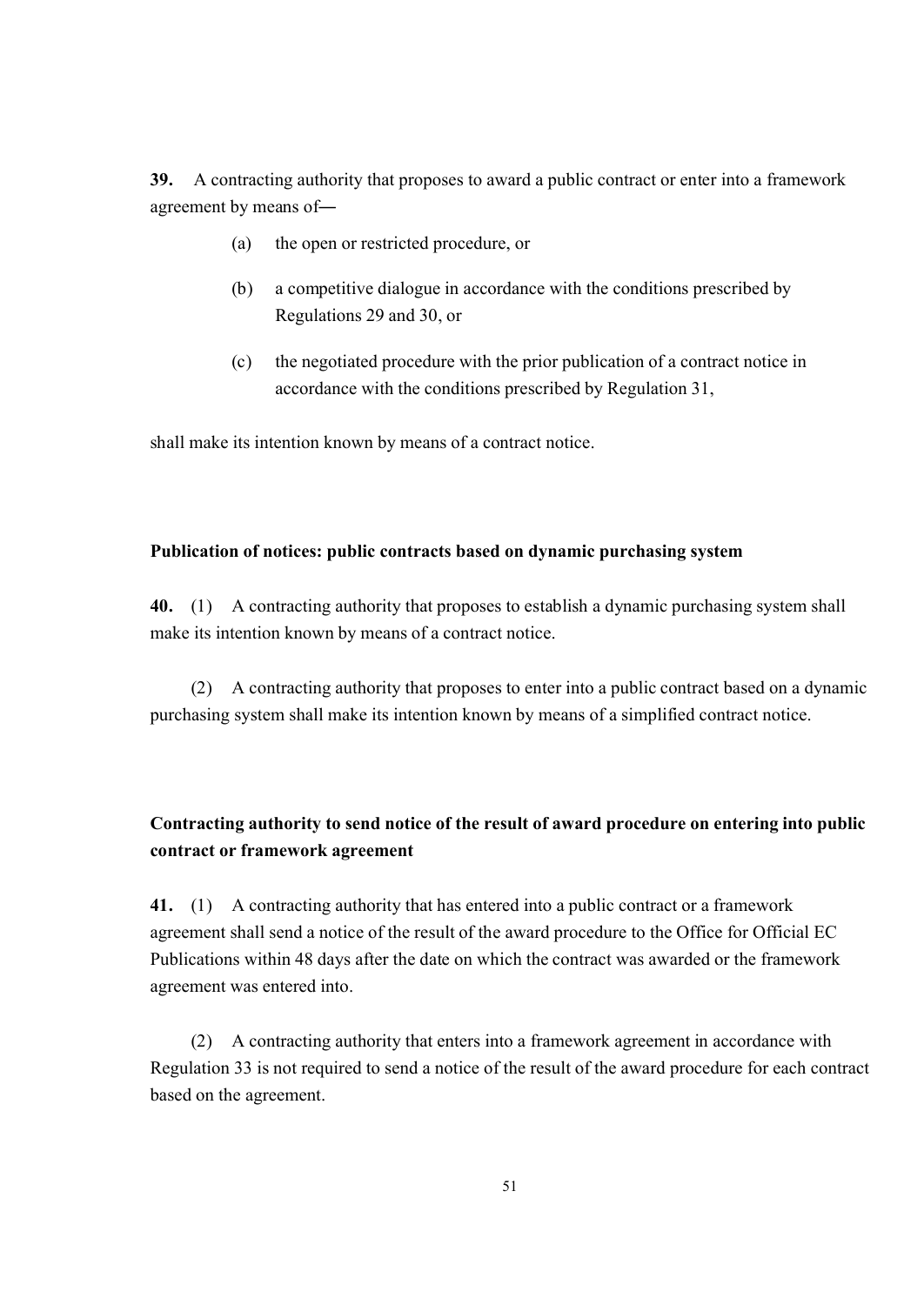**39.** A contracting authority that proposes to award a public contract or enter into a framework agreement by means of―

(a) the open or restricted procedure, or

(b) a competitive dialogue in accordance with the conditions prescribed by Regulations 29 and 30, or

(c) the negotiated procedure with the prior publication of a contract notice in accordance with the conditions prescribed by Regulation 31,

shall make its intention known by means of a contract notice.

**Publication of notices: public contracts based on dynamic purchasing system**

**40.** (1) A contracting authority that proposes to establish a dynamic purchasing system shall make its intention known by means of a contract notice.

(2) A contracting authority that proposes to enter into a public contract based on a dynamic purchasing system shall make its intention known by means of a simplified contract notice.

**Contracting authority to send notice of the result of award procedure on entering into public contract or framework agreement**

**41.** (1) A contracting authority that has entered into a public contract or a framework agreement shall send a notice of the result of the award procedure to the Office for Official EC Publications within 48 days after the date on which the contract was awarded or the framework agreement was entered into.

(2) A contracting authority that enters into a framework agreement in accordance with Regulation 33 is not required to send a notice of the result of the award procedure for each contract based on the agreement.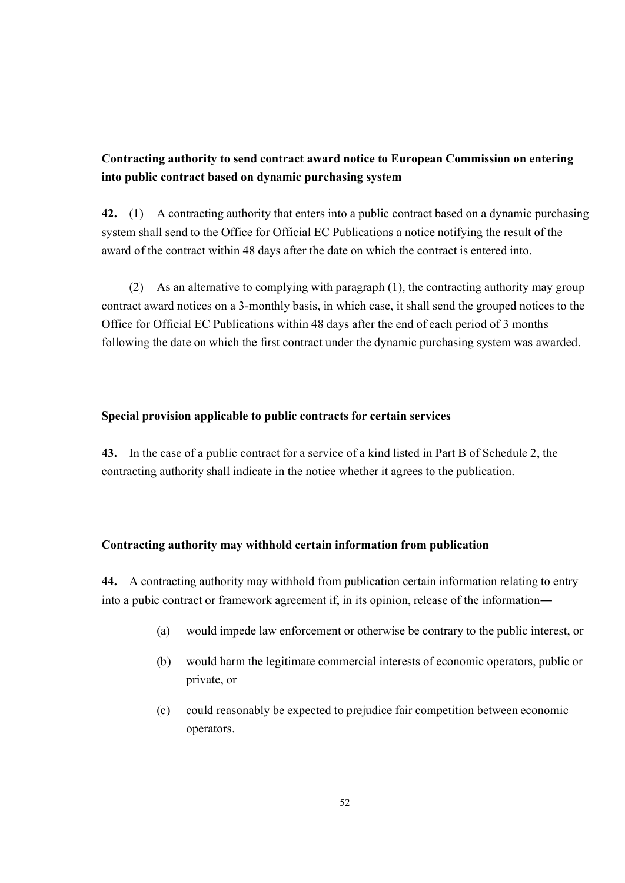**Contracting authority to send contract award notice to European Commission on entering into public contract based on dynamic purchasing system**

**42.** (1) A contracting authority that enters into a public contract based on a dynamic purchasing system shall send to the Office for Official EC Publications a notice notifying the result of the award of the contract within 48 days after the date on which the contract is entered into.

(2) As an alternative to complying with paragraph (1), the contracting authority may group contract award notices on a 3-monthly basis, in which case, it shall send the grouped notices to the Office for Official EC Publications within 48 days after the end of each period of 3 months following the date on which the first contract under the dynamic purchasing system was awarded.

**Special provision applicable to public contracts for certain services**

**43.** In the case of a public contract for a service of a kind listed in Part B of Schedule 2, the contracting authority shall indicate in the notice whether it agrees to the publication.

**Contracting authority may withhold certain information from publication**

**44.** A contracting authority may withhold from publication certain information relating to entry into a pubic contract or framework agreement if, in its opinion, release of the information―

(a) would impede law enforcement or otherwise be contrary to the public interest, or

(b) would harm the legitimate commercial interests of economic operators, public or private, or

(c) could reasonably be expected to prejudice fair competition between economic operators.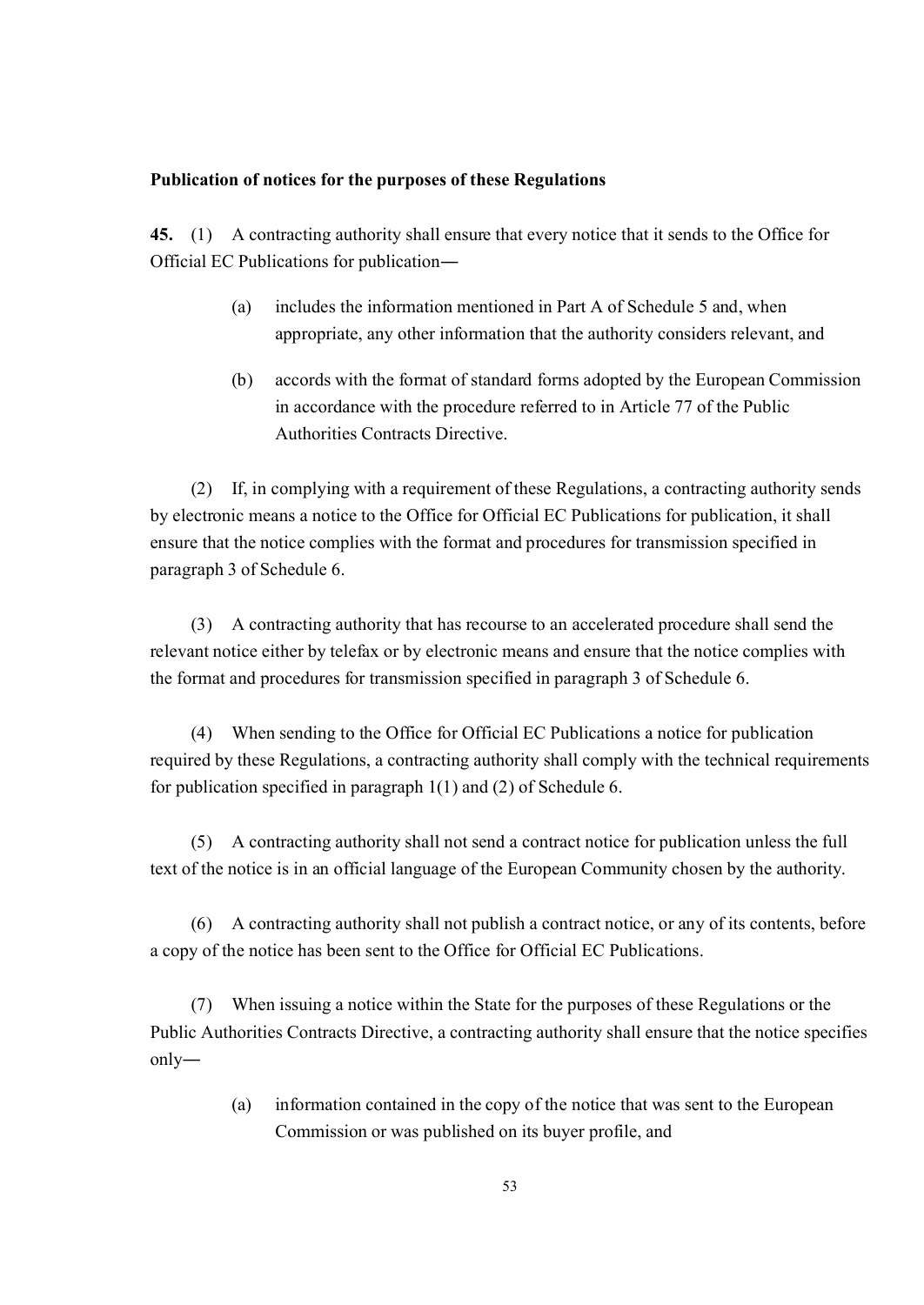**Publication of notices for the purposes of these Regulations**

**45.** (1) A contracting authority shall ensure that every notice that it sends to the Office for Official EC Publications for publication―

> (a) includes the information mentioned in Part A of Schedule 5 and, when appropriate, any other information that the authority considers relevant, and
>
> (b) accords with the format of standard forms adopted by the European Commission in accordance with the procedure referred to in Article 77 of the Public Authorities Contracts Directive.

(2) If, in complying with a requirement of these Regulations, a contracting authority sends by electronic means a notice to the Office for Official EC Publications for publication, it shall ensure that the notice complies with the format and procedures for transmission specified in paragraph 3 of Schedule 6.

(3) A contracting authority that has recourse to an accelerated procedure shall send the relevant notice either by telefax or by electronic means and ensure that the notice complies with the format and procedures for transmission specified in paragraph 3 of Schedule 6.

(4) When sending to the Office for Official EC Publications a notice for publication required by these Regulations, a contracting authority shall comply with the technical requirements for publication specified in paragraph 1(1) and (2) of Schedule 6.

(5) A contracting authority shall not send a contract notice for publication unless the full text of the notice is in an official language of the European Community chosen by the authority.

(6) A contracting authority shall not publish a contract notice, or any of its contents, before a copy of the notice has been sent to the Office for Official EC Publications.

(7) When issuing a notice within the State for the purposes of these Regulations or the Public Authorities Contracts Directive, a contracting authority shall ensure that the notice specifies only―

> (a) information contained in the copy of the notice that was sent to the European Commission or was published on its buyer profile, and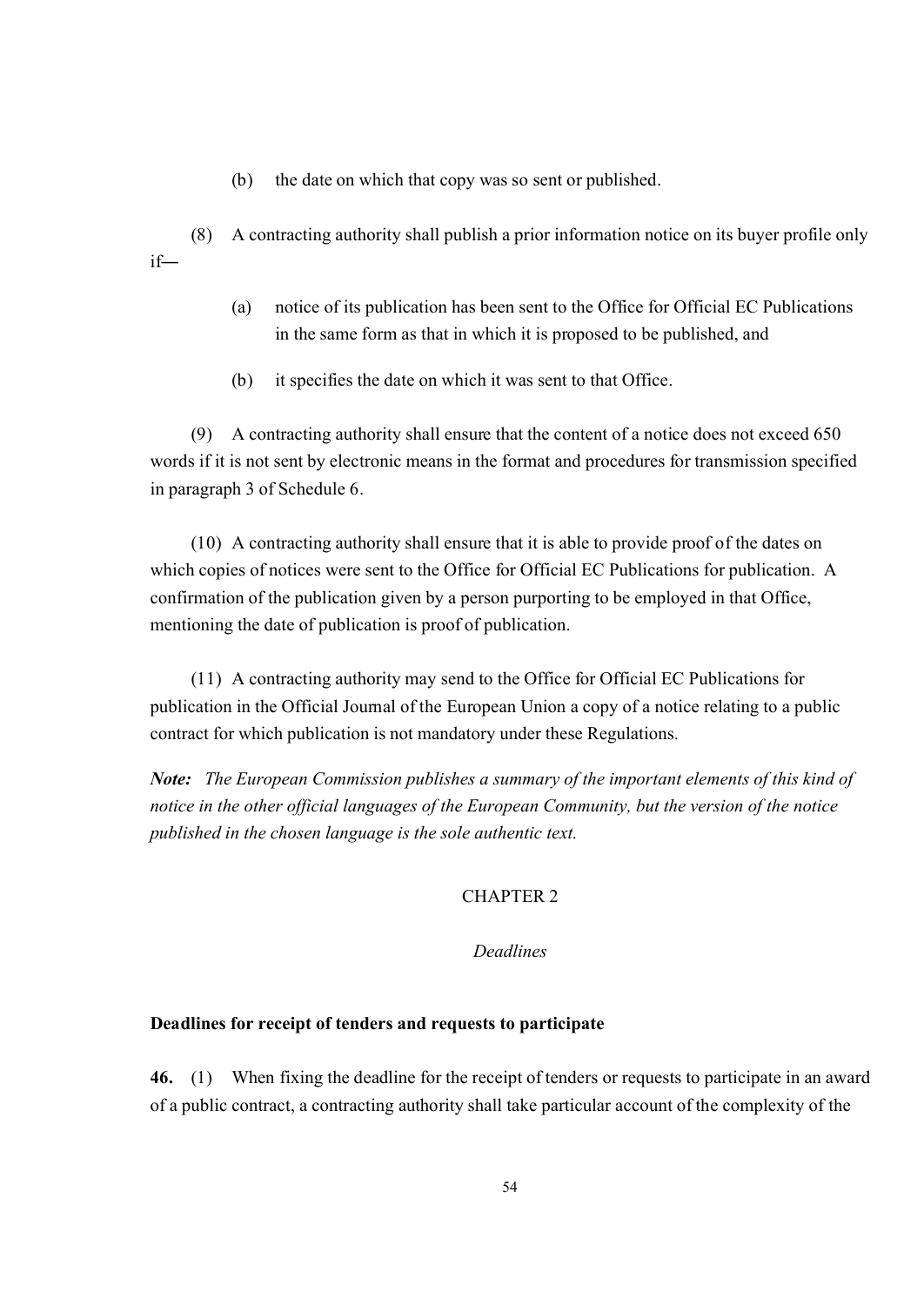(b) the date on which that copy was so sent or published.

(8) A contracting authority shall publish a prior information notice on its buyer profile only if—

(a) notice of its publication has been sent to the Office for Official EC Publications in the same form as that in which it is proposed to be published, and

(b) it specifies the date on which it was sent to that Office.

(9) A contracting authority shall ensure that the content of a notice does not exceed 650 words if it is not sent by electronic means in the format and procedures for transmission specified in paragraph 3 of Schedule 6.

(10) A contracting authority shall ensure that it is able to provide proof of the dates on which copies of notices were sent to the Office for Official EC Publications for publication. A confirmation of the publication given by a person purporting to be employed in that Office, mentioning the date of publication is proof of publication.

(11) A contracting authority may send to the Office for Official EC Publications for publication in the Official Journal of the European Union a copy of a notice relating to a public contract for which publication is not mandatory under these Regulations.

***Note:*** *The European Commission publishes a summary of the important elements of this kind of notice in the other official languages of the European Community, but the version of the notice published in the chosen language is the sole authentic text.*

## CHAPTER 2

### *Deadlines*

**Deadlines for receipt of tenders and requests to participate**

**46.** (1) When fixing the deadline for the receipt of tenders or requests to participate in an award of a public contract, a contracting authority shall take particular account of the complexity of the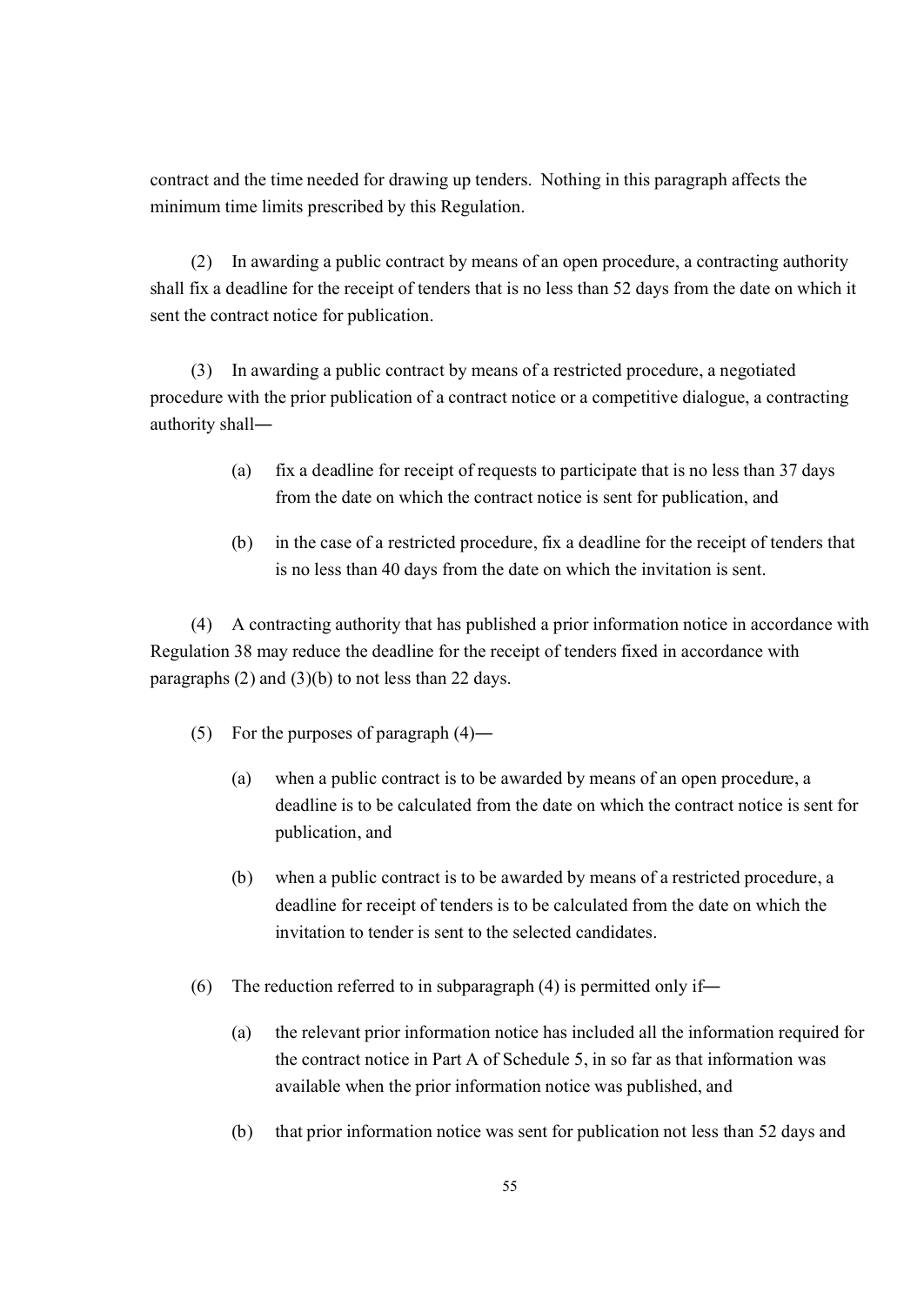contract and the time needed for drawing up tenders. Nothing in this paragraph affects the minimum time limits prescribed by this Regulation.

(2) In awarding a public contract by means of an open procedure, a contracting authority shall fix a deadline for the receipt of tenders that is no less than 52 days from the date on which it sent the contract notice for publication.

(3) In awarding a public contract by means of a restricted procedure, a negotiated procedure with the prior publication of a contract notice or a competitive dialogue, a contracting authority shall—

> (a) fix a deadline for receipt of requests to participate that is no less than 37 days from the date on which the contract notice is sent for publication, and
>
> (b) in the case of a restricted procedure, fix a deadline for the receipt of tenders that is no less than 40 days from the date on which the invitation is sent.

(4) A contracting authority that has published a prior information notice in accordance with Regulation 38 may reduce the deadline for the receipt of tenders fixed in accordance with paragraphs (2) and (3)(b) to not less than 22 days.

(5) For the purposes of paragraph (4)—

> (a) when a public contract is to be awarded by means of an open procedure, a deadline is to be calculated from the date on which the contract notice is sent for publication, and
>
> (b) when a public contract is to be awarded by means of a restricted procedure, a deadline for receipt of tenders is to be calculated from the date on which the invitation to tender is sent to the selected candidates.

(6) The reduction referred to in subparagraph (4) is permitted only if—

> (a) the relevant prior information notice has included all the information required for the contract notice in Part A of Schedule 5, in so far as that information was available when the prior information notice was published, and
>
> (b) that prior information notice was sent for publication not less than 52 days and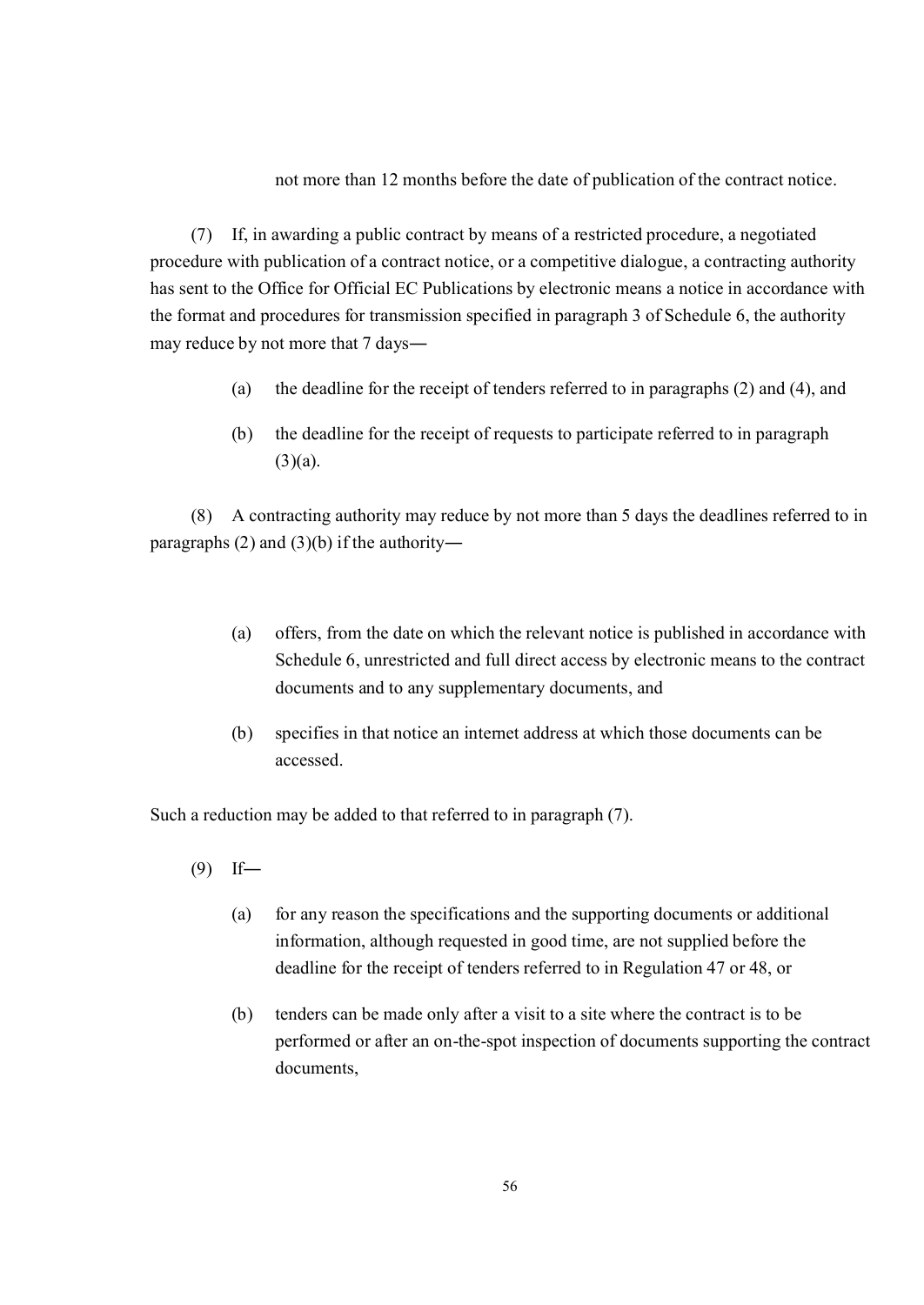not more than 12 months before the date of publication of the contract notice.

(7) If, in awarding a public contract by means of a restricted procedure, a negotiated procedure with publication of a contract notice, or a competitive dialogue, a contracting authority has sent to the Office for Official EC Publications by electronic means a notice in accordance with the format and procedures for transmission specified in paragraph 3 of Schedule 6, the authority may reduce by not more that 7 days—

(a) the deadline for the receipt of tenders referred to in paragraphs (2) and (4), and

(b) the deadline for the receipt of requests to participate referred to in paragraph (3)(a).

(8) A contracting authority may reduce by not more than 5 days the deadlines referred to in paragraphs (2) and (3)(b) if the authority—

(a) offers, from the date on which the relevant notice is published in accordance with Schedule 6, unrestricted and full direct access by electronic means to the contract documents and to any supplementary documents, and

(b) specifies in that notice an internet address at which those documents can be accessed.

Such a reduction may be added to that referred to in paragraph (7).

(9) If—

(a) for any reason the specifications and the supporting documents or additional information, although requested in good time, are not supplied before the deadline for the receipt of tenders referred to in Regulation 47 or 48, or

(b) tenders can be made only after a visit to a site where the contract is to be performed or after an on-the-spot inspection of documents supporting the contract documents,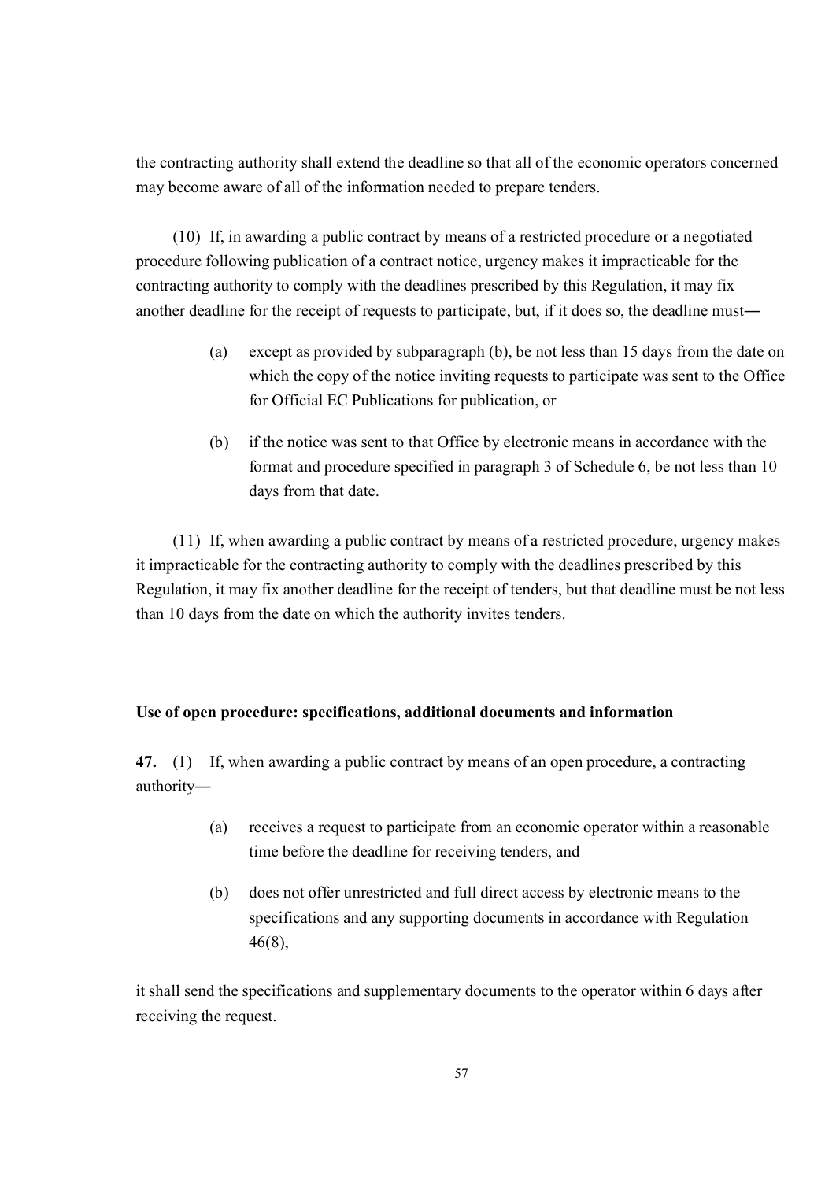the contracting authority shall extend the deadline so that all of the economic operators concerned may become aware of all of the information needed to prepare tenders.

(10) If, in awarding a public contract by means of a restricted procedure or a negotiated procedure following publication of a contract notice, urgency makes it impracticable for the contracting authority to comply with the deadlines prescribed by this Regulation, it may fix another deadline for the receipt of requests to participate, but, if it does so, the deadline must―

(a) except as provided by subparagraph (b), be not less than 15 days from the date on which the copy of the notice inviting requests to participate was sent to the Office for Official EC Publications for publication, or

(b) if the notice was sent to that Office by electronic means in accordance with the format and procedure specified in paragraph 3 of Schedule 6, be not less than 10 days from that date.

(11) If, when awarding a public contract by means of a restricted procedure, urgency makes it impracticable for the contracting authority to comply with the deadlines prescribed by this Regulation, it may fix another deadline for the receipt of tenders, but that deadline must be not less than 10 days from the date on which the authority invites tenders.

**Use of open procedure: specifications, additional documents and information**

**47.** (1) If, when awarding a public contract by means of an open procedure, a contracting authority―

(a) receives a request to participate from an economic operator within a reasonable time before the deadline for receiving tenders, and

(b) does not offer unrestricted and full direct access by electronic means to the specifications and any supporting documents in accordance with Regulation 46(8),

it shall send the specifications and supplementary documents to the operator within 6 days after receiving the request.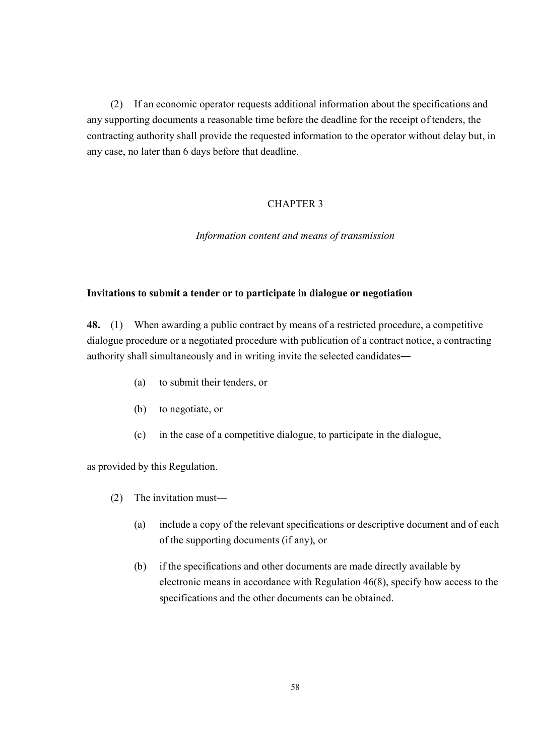(2) If an economic operator requests additional information about the specifications and any supporting documents a reasonable time before the deadline for the receipt of tenders, the contracting authority shall provide the requested information to the operator without delay but, in any case, no later than 6 days before that deadline.

## CHAPTER 3

*Information content and means of transmission*

### Invitations to submit a tender or to participate in dialogue or negotiation

**48.** (1) When awarding a public contract by means of a restricted procedure, a competitive dialogue procedure or a negotiated procedure with publication of a contract notice, a contracting authority shall simultaneously and in writing invite the selected candidates―

(a) to submit their tenders, or

(b) to negotiate, or

(c) in the case of a competitive dialogue, to participate in the dialogue,

as provided by this Regulation.

(2) The invitation must―

(a) include a copy of the relevant specifications or descriptive document and of each of the supporting documents (if any), or

(b) if the specifications and other documents are made directly available by electronic means in accordance with Regulation 46(8), specify how access to the specifications and the other documents can be obtained.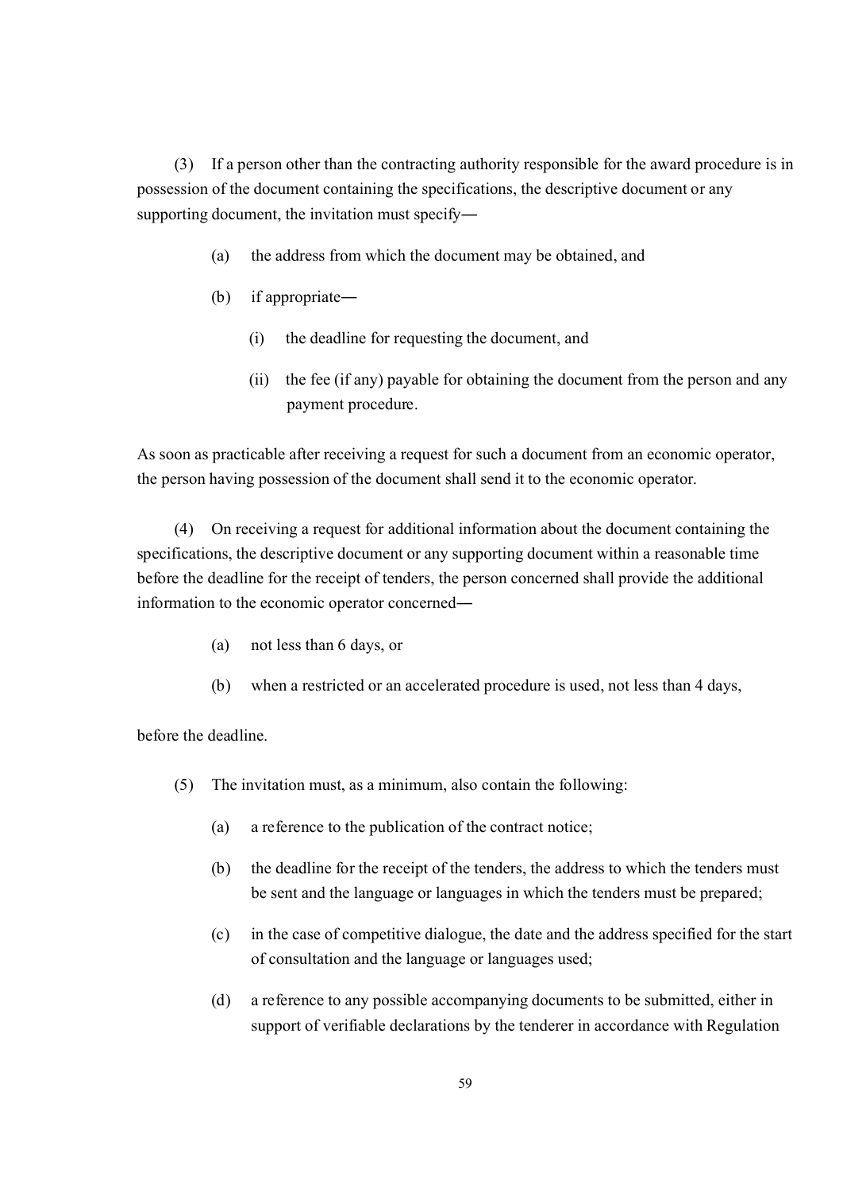(3) If a person other than the contracting authority responsible for the award procedure is in possession of the document containing the specifications, the descriptive document or any supporting document, the invitation must specify―

(a) the address from which the document may be obtained, and

(b) if appropriate―

(i) the deadline for requesting the document, and

(ii) the fee (if any) payable for obtaining the document from the person and any payment procedure.

As soon as practicable after receiving a request for such a document from an economic operator, the person having possession of the document shall send it to the economic operator.

(4) On receiving a request for additional information about the document containing the specifications, the descriptive document or any supporting document within a reasonable time before the deadline for the receipt of tenders, the person concerned shall provide the additional information to the economic operator concerned―

(a) not less than 6 days, or

(b) when a restricted or an accelerated procedure is used, not less than 4 days,

before the deadline.

(5) The invitation must, as a minimum, also contain the following:

(a) a reference to the publication of the contract notice;

(b) the deadline for the receipt of the tenders, the address to which the tenders must be sent and the language or languages in which the tenders must be prepared;

(c) in the case of competitive dialogue, the date and the address specified for the start of consultation and the language or languages used;

(d) a reference to any possible accompanying documents to be submitted, either in support of verifiable declarations by the tenderer in accordance with Regulation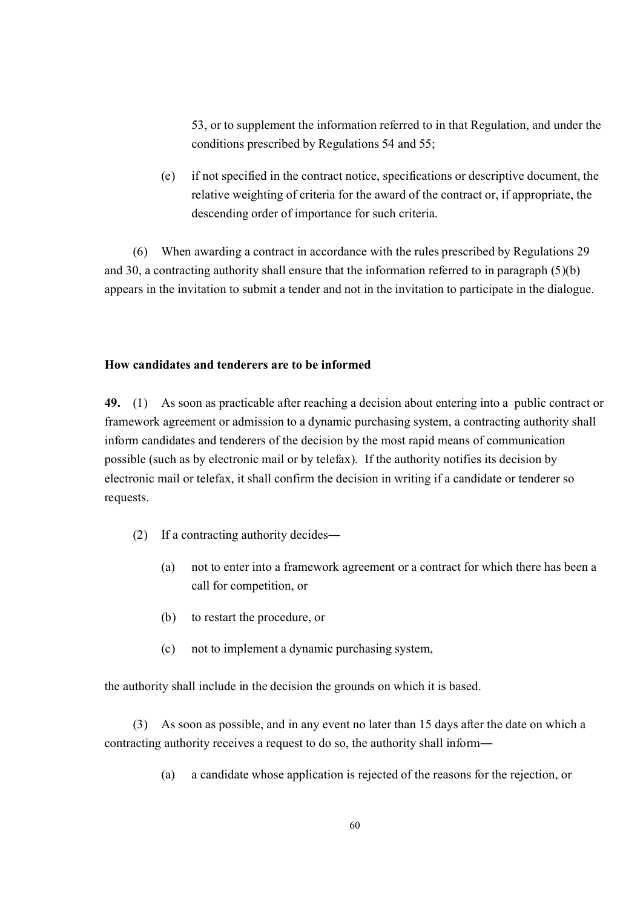53, or to supplement the information referred to in that Regulation, and under the conditions prescribed by Regulations 54 and 55;

(e) if not specified in the contract notice, specifications or descriptive document, the relative weighting of criteria for the award of the contract or, if appropriate, the descending order of importance for such criteria.

(6) When awarding a contract in accordance with the rules prescribed by Regulations 29 and 30, a contracting authority shall ensure that the information referred to in paragraph (5)(b) appears in the invitation to submit a tender and not in the invitation to participate in the dialogue.

**How candidates and tenderers are to be informed**

**49.** (1) As soon as practicable after reaching a decision about entering into a public contract or framework agreement or admission to a dynamic purchasing system, a contracting authority shall inform candidates and tenderers of the decision by the most rapid means of communication possible (such as by electronic mail or by telefax). If the authority notifies its decision by electronic mail or telefax, it shall confirm the decision in writing if a candidate or tenderer so requests.

(2) If a contracting authority decides―

(a) not to enter into a framework agreement or a contract for which there has been a call for competition, or

(b) to restart the procedure, or

(c) not to implement a dynamic purchasing system,

the authority shall include in the decision the grounds on which it is based.

(3) As soon as possible, and in any event no later than 15 days after the date on which a contracting authority receives a request to do so, the authority shall inform―

(a) a candidate whose application is rejected of the reasons for the rejection, or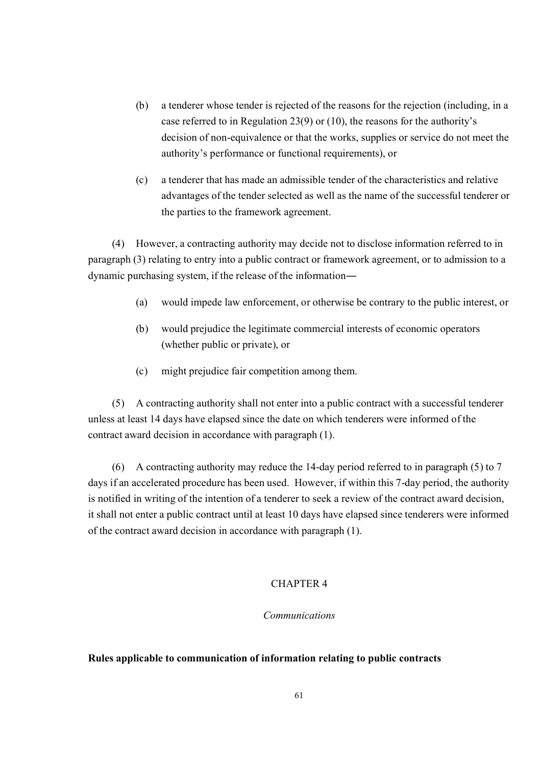(b) a tenderer whose tender is rejected of the reasons for the rejection (including, in a case referred to in Regulation 23(9) or (10), the reasons for the authority's decision of non-equivalence or that the works, supplies or service do not meet the authority's performance or functional requirements), or

(c) a tenderer that has made an admissible tender of the characteristics and relative advantages of the tender selected as well as the name of the successful tenderer or the parties to the framework agreement.

(4) However, a contracting authority may decide not to disclose information referred to in paragraph (3) relating to entry into a public contract or framework agreement, or to admission to a dynamic purchasing system, if the release of the information―

(a) would impede law enforcement, or otherwise be contrary to the public interest, or

(b) would prejudice the legitimate commercial interests of economic operators (whether public or private), or

(c) might prejudice fair competition among them.

(5) A contracting authority shall not enter into a public contract with a successful tenderer unless at least 14 days have elapsed since the date on which tenderers were informed of the contract award decision in accordance with paragraph (1).

(6) A contracting authority may reduce the 14-day period referred to in paragraph (5) to 7 days if an accelerated procedure has been used. However, if within this 7-day period, the authority is notified in writing of the intention of a tenderer to seek a review of the contract award decision, it shall not enter a public contract until at least 10 days have elapsed since tenderers were informed of the contract award decision in accordance with paragraph (1).

## CHAPTER 4

*Communications*

**Rules applicable to communication of information relating to public contracts**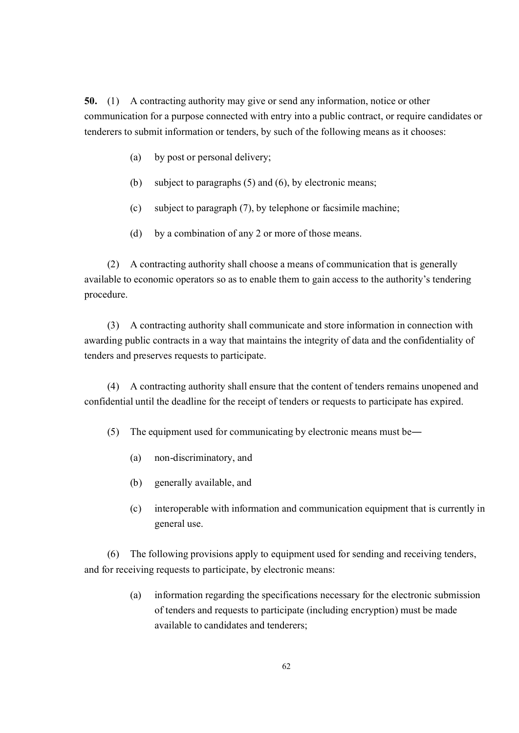**50.** (1) A contracting authority may give or send any information, notice or other communication for a purpose connected with entry into a public contract, or require candidates or tenderers to submit information or tenders, by such of the following means as it chooses:

(a) by post or personal delivery;

(b) subject to paragraphs (5) and (6), by electronic means;

(c) subject to paragraph (7), by telephone or facsimile machine;

(d) by a combination of any 2 or more of those means.

(2) A contracting authority shall choose a means of communication that is generally available to economic operators so as to enable them to gain access to the authority's tendering procedure.

(3) A contracting authority shall communicate and store information in connection with awarding public contracts in a way that maintains the integrity of data and the confidentiality of tenders and preserves requests to participate.

(4) A contracting authority shall ensure that the content of tenders remains unopened and confidential until the deadline for the receipt of tenders or requests to participate has expired.

(5) The equipment used for communicating by electronic means must be―

(a) non-discriminatory, and

(b) generally available, and

(c) interoperable with information and communication equipment that is currently in general use.

(6) The following provisions apply to equipment used for sending and receiving tenders, and for receiving requests to participate, by electronic means:

(a) information regarding the specifications necessary for the electronic submission of tenders and requests to participate (including encryption) must be made available to candidates and tenderers;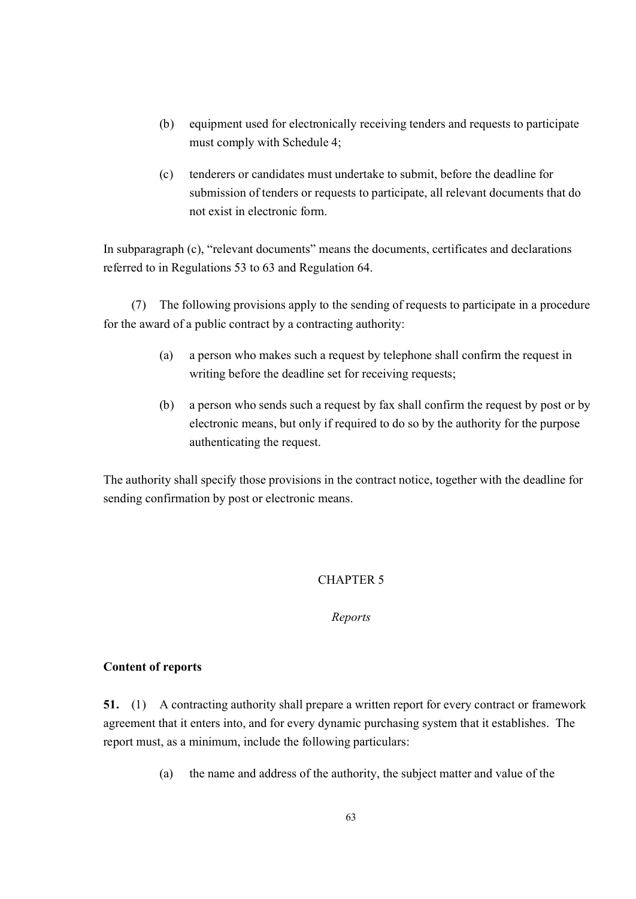(b) equipment used for electronically receiving tenders and requests to participate must comply with Schedule 4;

(c) tenderers or candidates must undertake to submit, before the deadline for submission of tenders or requests to participate, all relevant documents that do not exist in electronic form.

In subparagraph (c), "relevant documents" means the documents, certificates and declarations referred to in Regulations 53 to 63 and Regulation 64.

(7) The following provisions apply to the sending of requests to participate in a procedure for the award of a public contract by a contracting authority:

(a) a person who makes such a request by telephone shall confirm the request in writing before the deadline set for receiving requests;

(b) a person who sends such a request by fax shall confirm the request by post or by electronic means, but only if required to do so by the authority for the purpose authenticating the request.

The authority shall specify those provisions in the contract notice, together with the deadline for sending confirmation by post or electronic means.

## CHAPTER 5

*Reports*

### Content of reports

**51.** (1) A contracting authority shall prepare a written report for every contract or framework agreement that it enters into, and for every dynamic purchasing system that it establishes. The report must, as a minimum, include the following particulars:

(a) the name and address of the authority, the subject matter and value of the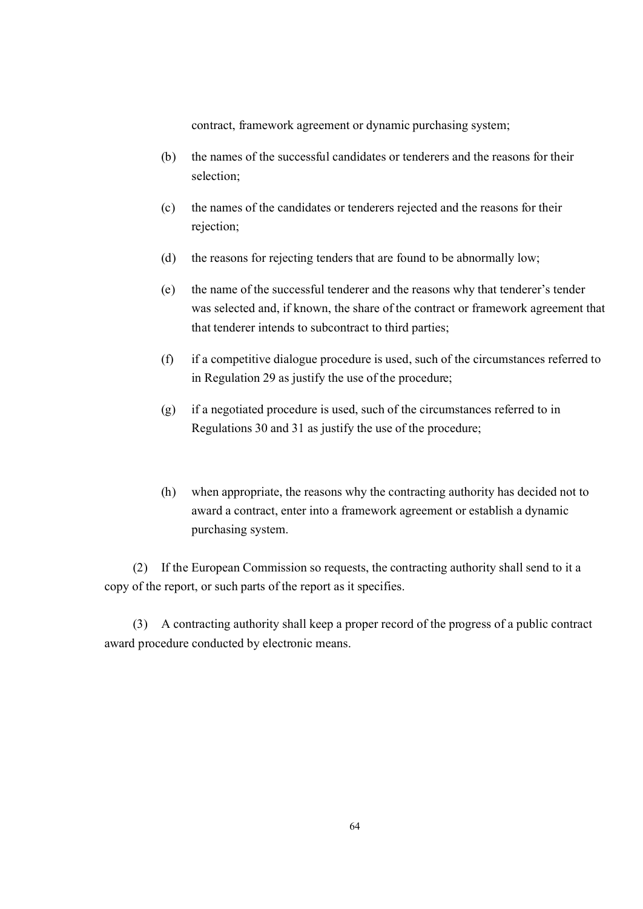contract, framework agreement or dynamic purchasing system;

(b) the names of the successful candidates or tenderers and the reasons for their selection;

(c) the names of the candidates or tenderers rejected and the reasons for their rejection;

(d) the reasons for rejecting tenders that are found to be abnormally low;

(e) the name of the successful tenderer and the reasons why that tenderer's tender was selected and, if known, the share of the contract or framework agreement that that tenderer intends to subcontract to third parties;

(f) if a competitive dialogue procedure is used, such of the circumstances referred to in Regulation 29 as justify the use of the procedure;

(g) if a negotiated procedure is used, such of the circumstances referred to in Regulations 30 and 31 as justify the use of the procedure;

(h) when appropriate, the reasons why the contracting authority has decided not to award a contract, enter into a framework agreement or establish a dynamic purchasing system.

(2) If the European Commission so requests, the contracting authority shall send to it a copy of the report, or such parts of the report as it specifies.

(3) A contracting authority shall keep a proper record of the progress of a public contract award procedure conducted by electronic means.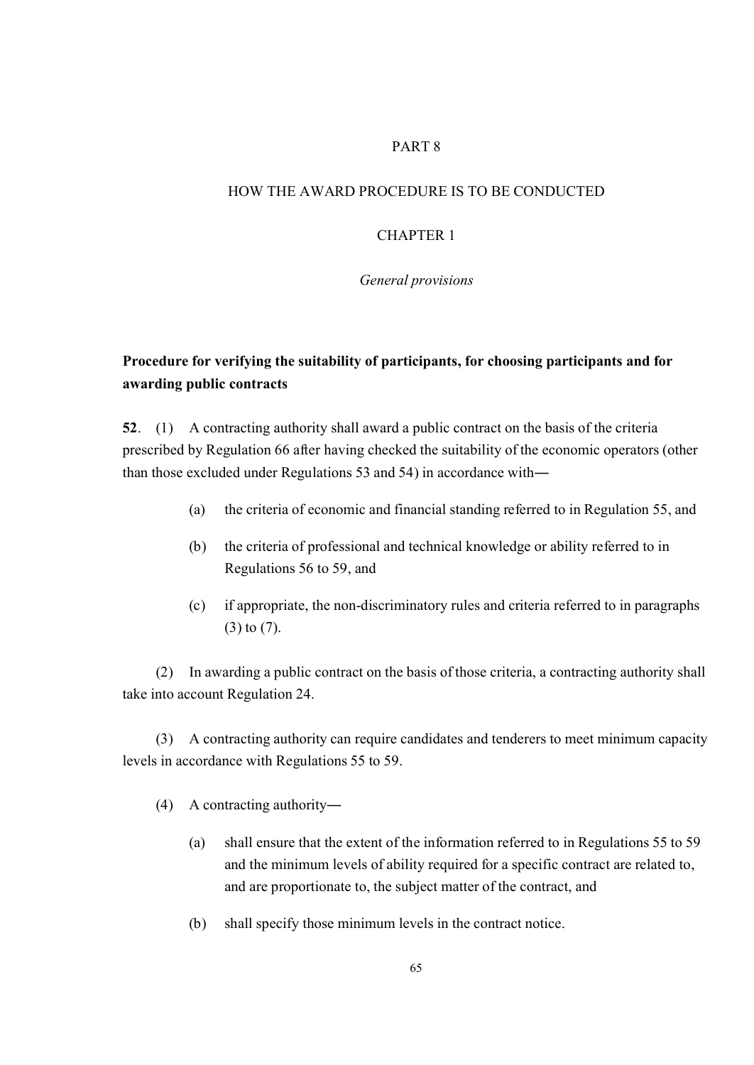# PART 8

## HOW THE AWARD PROCEDURE IS TO BE CONDUCTED

### CHAPTER 1

*General provisions*

**Procedure for verifying the suitability of participants, for choosing participants and for awarding public contracts**

**52**. (1) A contracting authority shall award a public contract on the basis of the criteria prescribed by Regulation 66 after having checked the suitability of the economic operators (other than those excluded under Regulations 53 and 54) in accordance with―

- (a) the criteria of economic and financial standing referred to in Regulation 55, and
- (b) the criteria of professional and technical knowledge or ability referred to in Regulations 56 to 59, and
- (c) if appropriate, the non-discriminatory rules and criteria referred to in paragraphs (3) to (7).

(2) In awarding a public contract on the basis of those criteria, a contracting authority shall take into account Regulation 24.

(3) A contracting authority can require candidates and tenderers to meet minimum capacity levels in accordance with Regulations 55 to 59.

(4) A contracting authority―

- (a) shall ensure that the extent of the information referred to in Regulations 55 to 59 and the minimum levels of ability required for a specific contract are related to, and are proportionate to, the subject matter of the contract, and
- (b) shall specify those minimum levels in the contract notice.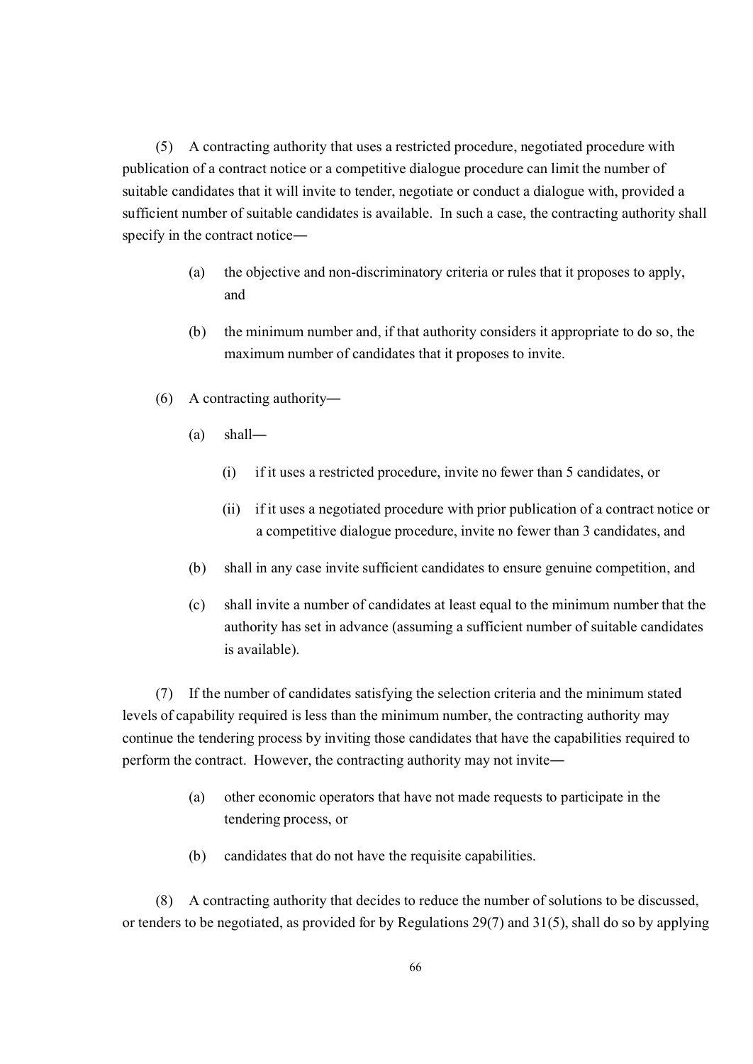(5) A contracting authority that uses a restricted procedure, negotiated procedure with publication of a contract notice or a competitive dialogue procedure can limit the number of suitable candidates that it will invite to tender, negotiate or conduct a dialogue with, provided a sufficient number of suitable candidates is available. In such a case, the contracting authority shall specify in the contract notice―

> (a) the objective and non-discriminatory criteria or rules that it proposes to apply, and
>
> (b) the minimum number and, if that authority considers it appropriate to do so, the maximum number of candidates that it proposes to invite.

(6) A contracting authority―

> (a) shall―
>
> > (i) if it uses a restricted procedure, invite no fewer than 5 candidates, or
> >
> > (ii) if it uses a negotiated procedure with prior publication of a contract notice or a competitive dialogue procedure, invite no fewer than 3 candidates, and
>
> (b) shall in any case invite sufficient candidates to ensure genuine competition, and
>
> (c) shall invite a number of candidates at least equal to the minimum number that the authority has set in advance (assuming a sufficient number of suitable candidates is available).

(7) If the number of candidates satisfying the selection criteria and the minimum stated levels of capability required is less than the minimum number, the contracting authority may continue the tendering process by inviting those candidates that have the capabilities required to perform the contract. However, the contracting authority may not invite―

> (a) other economic operators that have not made requests to participate in the tendering process, or
>
> (b) candidates that do not have the requisite capabilities.

(8) A contracting authority that decides to reduce the number of solutions to be discussed, or tenders to be negotiated, as provided for by Regulations 29(7) and 31(5), shall do so by applying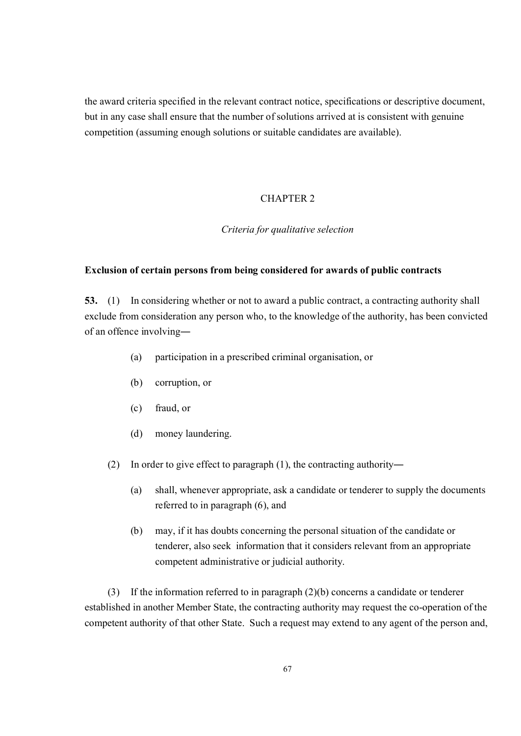the award criteria specified in the relevant contract notice, specifications or descriptive document, but in any case shall ensure that the number of solutions arrived at is consistent with genuine competition (assuming enough solutions or suitable candidates are available).

## CHAPTER 2

*Criteria for qualitative selection*

**Exclusion of certain persons from being considered for awards of public contracts**

**53.** (1) In considering whether or not to award a public contract, a contracting authority shall exclude from consideration any person who, to the knowledge of the authority, has been convicted of an offence involving—

- (a) participation in a prescribed criminal organisation, or
- (b) corruption, or
- (c) fraud, or
- (d) money laundering.

(2) In order to give effect to paragraph (1), the contracting authority—

- (a) shall, whenever appropriate, ask a candidate or tenderer to supply the documents referred to in paragraph (6), and
- (b) may, if it has doubts concerning the personal situation of the candidate or tenderer, also seek information that it considers relevant from an appropriate competent administrative or judicial authority.

(3) If the information referred to in paragraph (2)(b) concerns a candidate or tenderer established in another Member State, the contracting authority may request the co-operation of the competent authority of that other State. Such a request may extend to any agent of the person and,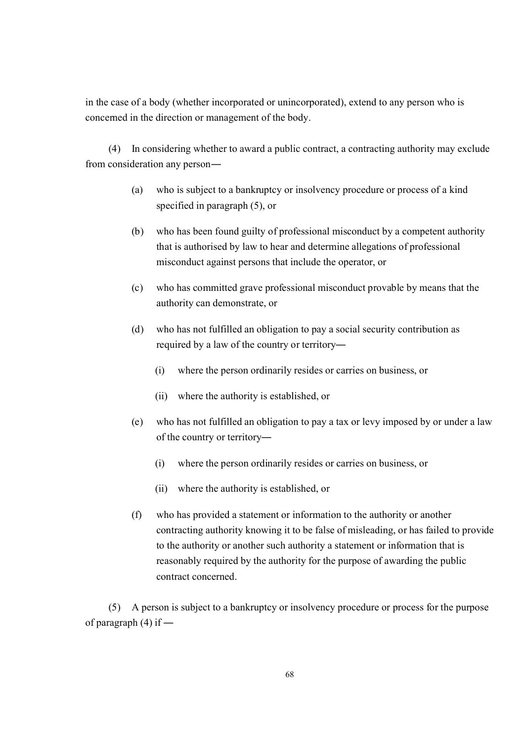in the case of a body (whether incorporated or unincorporated), extend to any person who is concerned in the direction or management of the body.

(4) In considering whether to award a public contract, a contracting authority may exclude from consideration any person—

- (a) who is subject to a bankruptcy or insolvency procedure or process of a kind specified in paragraph (5), or
- (b) who has been found guilty of professional misconduct by a competent authority that is authorised by law to hear and determine allegations of professional misconduct against persons that include the operator, or
- (c) who has committed grave professional misconduct provable by means that the authority can demonstrate, or
- (d) who has not fulfilled an obligation to pay a social security contribution as required by a law of the country or territory—
  - (i) where the person ordinarily resides or carries on business, or
  - (ii) where the authority is established, or
- (e) who has not fulfilled an obligation to pay a tax or levy imposed by or under a law of the country or territory—
  - (i) where the person ordinarily resides or carries on business, or
  - (ii) where the authority is established, or
- (f) who has provided a statement or information to the authority or another contracting authority knowing it to be false of misleading, or has failed to provide to the authority or another such authority a statement or information that is reasonably required by the authority for the purpose of awarding the public contract concerned.

(5) A person is subject to a bankruptcy or insolvency procedure or process for the purpose of paragraph (4) if —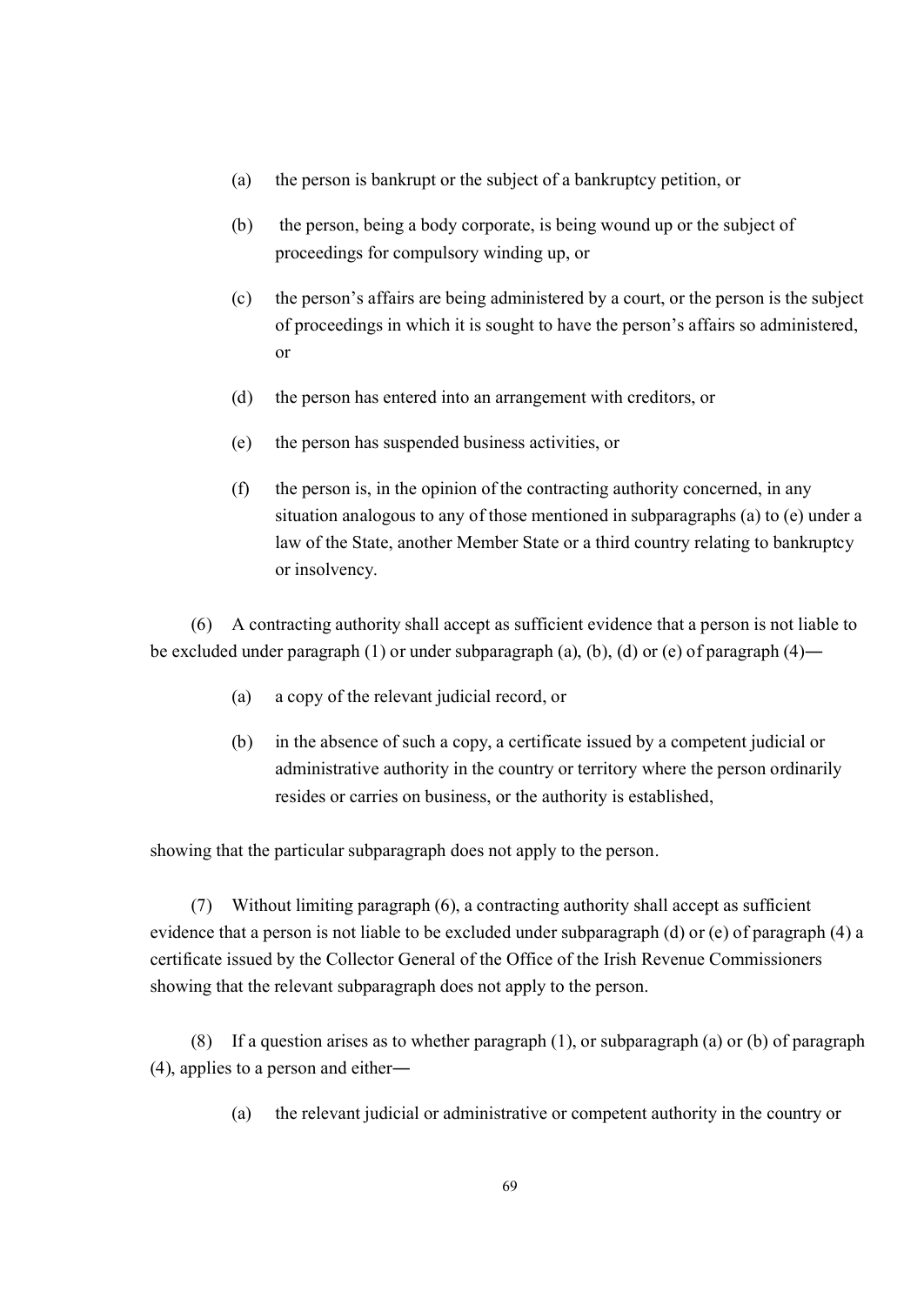(a) the person is bankrupt or the subject of a bankruptcy petition, or

(b) the person, being a body corporate, is being wound up or the subject of proceedings for compulsory winding up, or

(c) the person's affairs are being administered by a court, or the person is the subject of proceedings in which it is sought to have the person's affairs so administered, or

(d) the person has entered into an arrangement with creditors, or

(e) the person has suspended business activities, or

(f) the person is, in the opinion of the contracting authority concerned, in any situation analogous to any of those mentioned in subparagraphs (a) to (e) under a law of the State, another Member State or a third country relating to bankruptcy or insolvency.

(6) A contracting authority shall accept as sufficient evidence that a person is not liable to be excluded under paragraph (1) or under subparagraph (a), (b), (d) or (e) of paragraph (4)―

(a) a copy of the relevant judicial record, or

(b) in the absence of such a copy, a certificate issued by a competent judicial or administrative authority in the country or territory where the person ordinarily resides or carries on business, or the authority is established,

showing that the particular subparagraph does not apply to the person.

(7) Without limiting paragraph (6), a contracting authority shall accept as sufficient evidence that a person is not liable to be excluded under subparagraph (d) or (e) of paragraph (4) a certificate issued by the Collector General of the Office of the Irish Revenue Commissioners showing that the relevant subparagraph does not apply to the person.

(8) If a question arises as to whether paragraph (1), or subparagraph (a) or (b) of paragraph (4), applies to a person and either―

(a) the relevant judicial or administrative or competent authority in the country or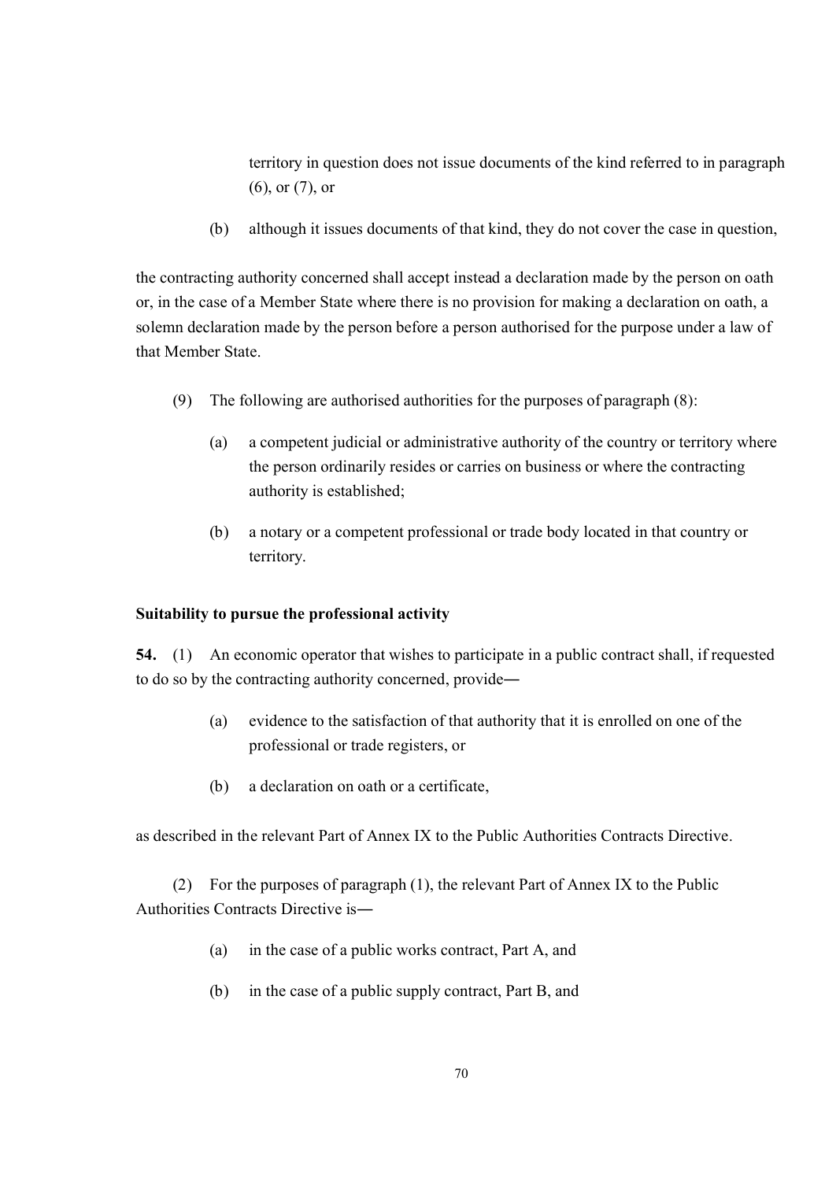territory in question does not issue documents of the kind referred to in paragraph (6), or (7), or

(b) although it issues documents of that kind, they do not cover the case in question,

the contracting authority concerned shall accept instead a declaration made by the person on oath or, in the case of a Member State where there is no provision for making a declaration on oath, a solemn declaration made by the person before a person authorised for the purpose under a law of that Member State.

(9) The following are authorised authorities for the purposes of paragraph (8):

(a) a competent judicial or administrative authority of the country or territory where the person ordinarily resides or carries on business or where the contracting authority is established;

(b) a notary or a competent professional or trade body located in that country or territory.

**Suitability to pursue the professional activity**

**54.** (1) An economic operator that wishes to participate in a public contract shall, if requested to do so by the contracting authority concerned, provide―

(a) evidence to the satisfaction of that authority that it is enrolled on one of the professional or trade registers, or

(b) a declaration on oath or a certificate,

as described in the relevant Part of Annex IX to the Public Authorities Contracts Directive.

(2) For the purposes of paragraph (1), the relevant Part of Annex IX to the Public Authorities Contracts Directive is―

(a) in the case of a public works contract, Part A, and

(b) in the case of a public supply contract, Part B, and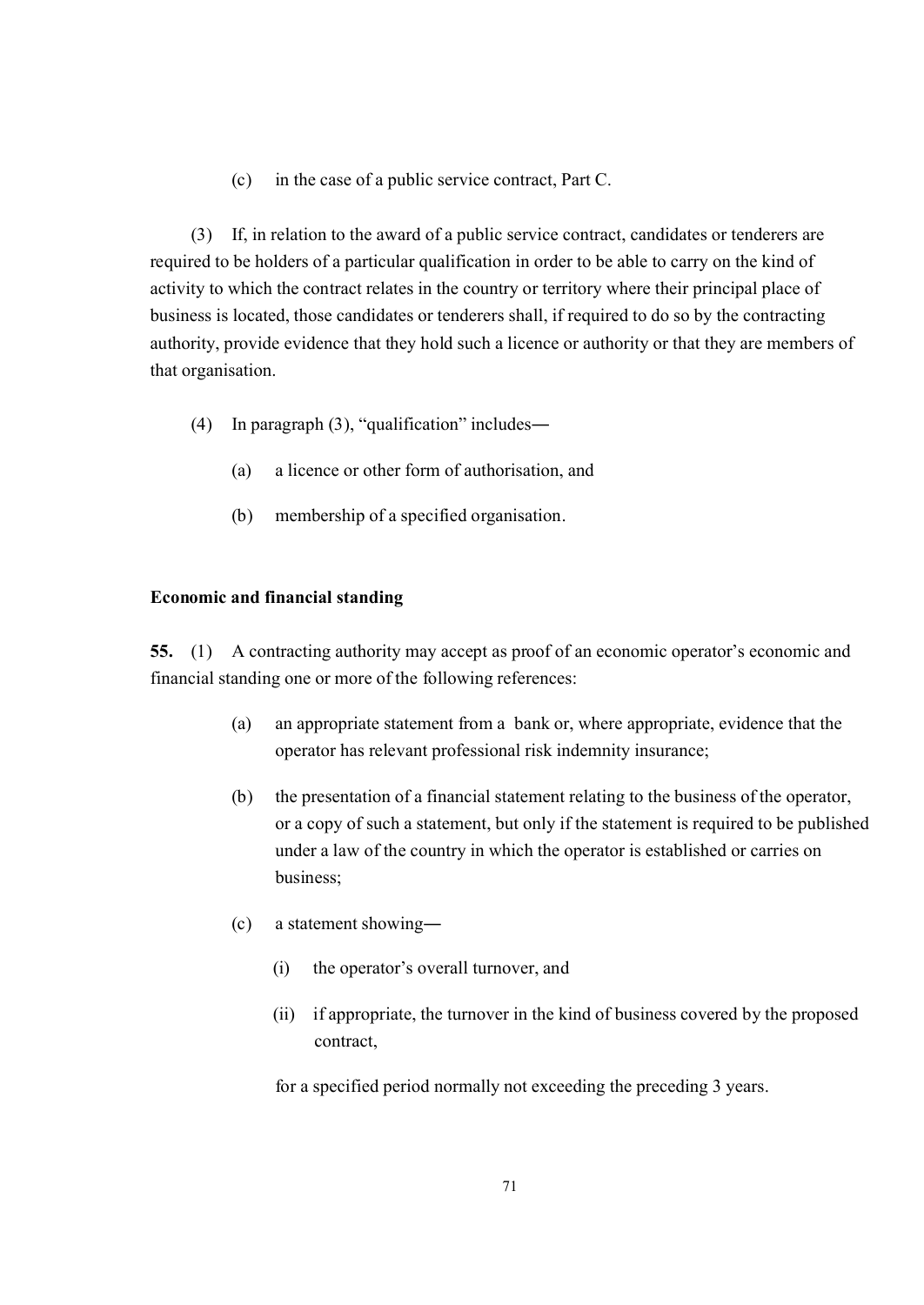(c) in the case of a public service contract, Part C.

(3) If, in relation to the award of a public service contract, candidates or tenderers are required to be holders of a particular qualification in order to be able to carry on the kind of activity to which the contract relates in the country or territory where their principal place of business is located, those candidates or tenderers shall, if required to do so by the contracting authority, provide evidence that they hold such a licence or authority or that they are members of that organisation.

(4) In paragraph (3), "qualification" includes―

(a) a licence or other form of authorisation, and

(b) membership of a specified organisation.

**Economic and financial standing**

**55.** (1) A contracting authority may accept as proof of an economic operator's economic and financial standing one or more of the following references:

(a) an appropriate statement from a bank or, where appropriate, evidence that the operator has relevant professional risk indemnity insurance;

(b) the presentation of a financial statement relating to the business of the operator, or a copy of such a statement, but only if the statement is required to be published under a law of the country in which the operator is established or carries on business;

(c) a statement showing―

(i) the operator's overall turnover, and

(ii) if appropriate, the turnover in the kind of business covered by the proposed contract,

for a specified period normally not exceeding the preceding 3 years.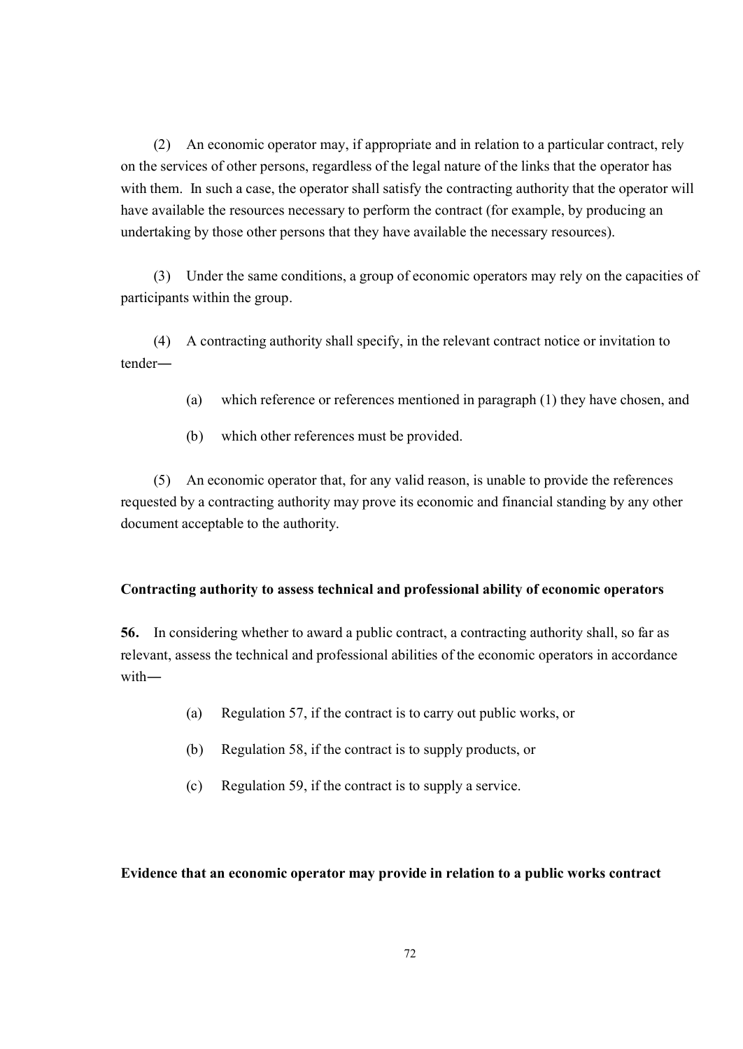(2) An economic operator may, if appropriate and in relation to a particular contract, rely on the services of other persons, regardless of the legal nature of the links that the operator has with them. In such a case, the operator shall satisfy the contracting authority that the operator will have available the resources necessary to perform the contract (for example, by producing an undertaking by those other persons that they have available the necessary resources).

(3) Under the same conditions, a group of economic operators may rely on the capacities of participants within the group.

(4) A contracting authority shall specify, in the relevant contract notice or invitation to tender―

(a) which reference or references mentioned in paragraph (1) they have chosen, and

(b) which other references must be provided.

(5) An economic operator that, for any valid reason, is unable to provide the references requested by a contracting authority may prove its economic and financial standing by any other document acceptable to the authority.

**Contracting authority to assess technical and professional ability of economic operators**

**56.** In considering whether to award a public contract, a contracting authority shall, so far as relevant, assess the technical and professional abilities of the economic operators in accordance with―

(a) Regulation 57, if the contract is to carry out public works, or

(b) Regulation 58, if the contract is to supply products, or

(c) Regulation 59, if the contract is to supply a service.

**Evidence that an economic operator may provide in relation to a public works contract**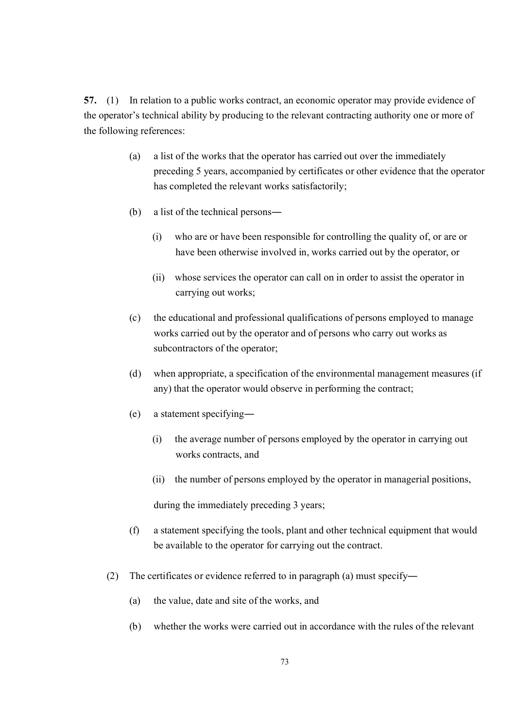**57.** (1) In relation to a public works contract, an economic operator may provide evidence of the operator's technical ability by producing to the relevant contracting authority one or more of the following references:

(a) a list of the works that the operator has carried out over the immediately preceding 5 years, accompanied by certificates or other evidence that the operator has completed the relevant works satisfactorily;

(b) a list of the technical persons―

(i) who are or have been responsible for controlling the quality of, or are or have been otherwise involved in, works carried out by the operator, or

(ii) whose services the operator can call on in order to assist the operator in carrying out works;

(c) the educational and professional qualifications of persons employed to manage works carried out by the operator and of persons who carry out works as subcontractors of the operator;

(d) when appropriate, a specification of the environmental management measures (if any) that the operator would observe in performing the contract;

(e) a statement specifying―

(i) the average number of persons employed by the operator in carrying out works contracts, and

(ii) the number of persons employed by the operator in managerial positions,

during the immediately preceding 3 years;

(f) a statement specifying the tools, plant and other technical equipment that would be available to the operator for carrying out the contract.

(2) The certificates or evidence referred to in paragraph (a) must specify―

(a) the value, date and site of the works, and

(b) whether the works were carried out in accordance with the rules of the relevant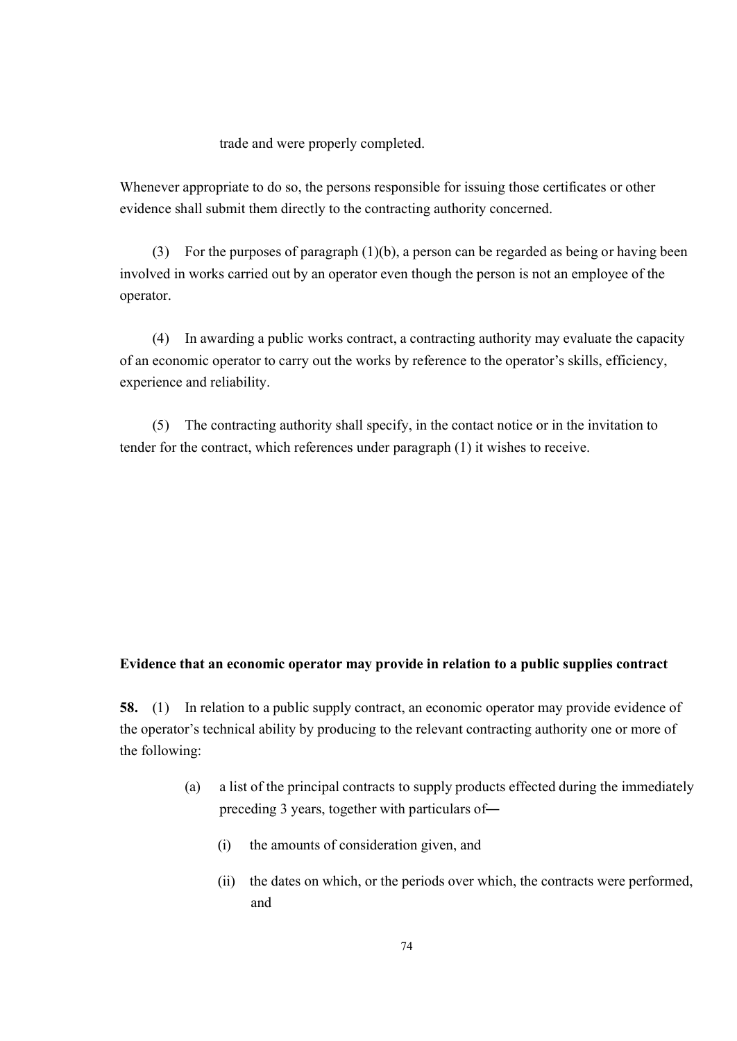trade and were properly completed.

Whenever appropriate to do so, the persons responsible for issuing those certificates or other evidence shall submit them directly to the contracting authority concerned.

(3) For the purposes of paragraph (1)(b), a person can be regarded as being or having been involved in works carried out by an operator even though the person is not an employee of the operator.

(4) In awarding a public works contract, a contracting authority may evaluate the capacity of an economic operator to carry out the works by reference to the operator's skills, efficiency, experience and reliability.

(5) The contracting authority shall specify, in the contact notice or in the invitation to tender for the contract, which references under paragraph (1) it wishes to receive.

**Evidence that an economic operator may provide in relation to a public supplies contract**

**58.** (1) In relation to a public supply contract, an economic operator may provide evidence of the operator's technical ability by producing to the relevant contracting authority one or more of the following:

- (a) a list of the principal contracts to supply products effected during the immediately preceding 3 years, together with particulars of―
  - (i) the amounts of consideration given, and
  - (ii) the dates on which, or the periods over which, the contracts were performed, and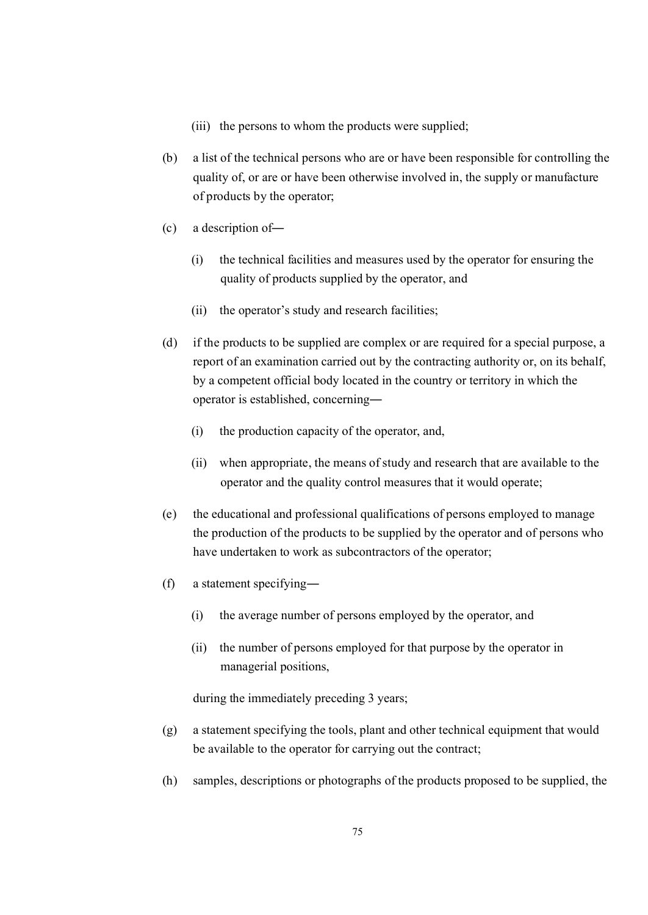(iii) the persons to whom the products were supplied;

(b) a list of the technical persons who are or have been responsible for controlling the quality of, or are or have been otherwise involved in, the supply or manufacture of products by the operator;

(c) a description of—

(i) the technical facilities and measures used by the operator for ensuring the quality of products supplied by the operator, and

(ii) the operator's study and research facilities;

(d) if the products to be supplied are complex or are required for a special purpose, a report of an examination carried out by the contracting authority or, on its behalf, by a competent official body located in the country or territory in which the operator is established, concerning—

(i) the production capacity of the operator, and,

(ii) when appropriate, the means of study and research that are available to the operator and the quality control measures that it would operate;

(e) the educational and professional qualifications of persons employed to manage the production of the products to be supplied by the operator and of persons who have undertaken to work as subcontractors of the operator;

(f) a statement specifying—

(i) the average number of persons employed by the operator, and

(ii) the number of persons employed for that purpose by the operator in managerial positions,

during the immediately preceding 3 years;

(g) a statement specifying the tools, plant and other technical equipment that would be available to the operator for carrying out the contract;

(h) samples, descriptions or photographs of the products proposed to be supplied, the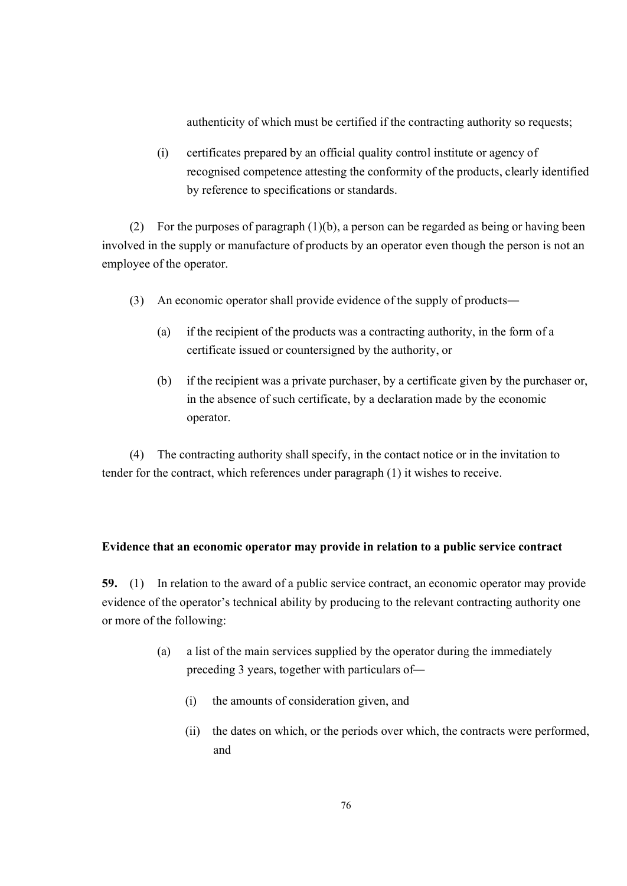authenticity of which must be certified if the contracting authority so requests;

(i) certificates prepared by an official quality control institute or agency of recognised competence attesting the conformity of the products, clearly identified by reference to specifications or standards.

(2) For the purposes of paragraph (1)(b), a person can be regarded as being or having been involved in the supply or manufacture of products by an operator even though the person is not an employee of the operator.

(3) An economic operator shall provide evidence of the supply of products―

(a) if the recipient of the products was a contracting authority, in the form of a certificate issued or countersigned by the authority, or

(b) if the recipient was a private purchaser, by a certificate given by the purchaser or, in the absence of such certificate, by a declaration made by the economic operator.

(4) The contracting authority shall specify, in the contact notice or in the invitation to tender for the contract, which references under paragraph (1) it wishes to receive.

**Evidence that an economic operator may provide in relation to a public service contract**

**59.** (1) In relation to the award of a public service contract, an economic operator may provide evidence of the operator's technical ability by producing to the relevant contracting authority one or more of the following:

(a) a list of the main services supplied by the operator during the immediately preceding 3 years, together with particulars of―

(i) the amounts of consideration given, and

(ii) the dates on which, or the periods over which, the contracts were performed, and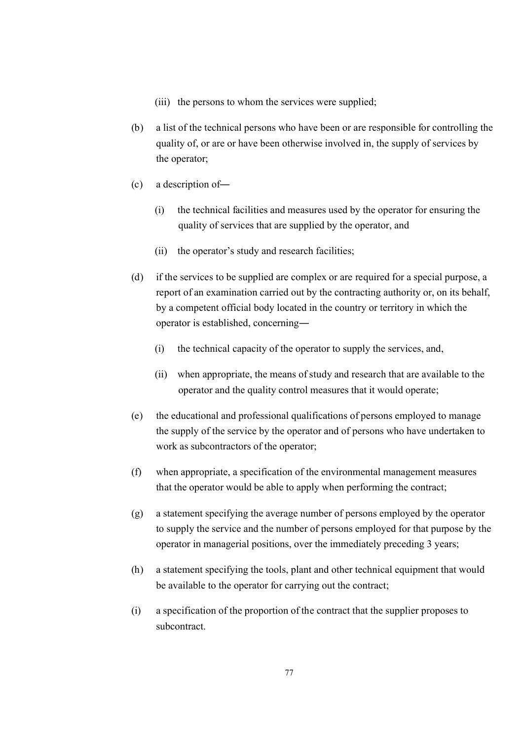(iii) the persons to whom the services were supplied;

(b) a list of the technical persons who have been or are responsible for controlling the quality of, or are or have been otherwise involved in, the supply of services by the operator;

(c) a description of―

(i) the technical facilities and measures used by the operator for ensuring the quality of services that are supplied by the operator, and

(ii) the operator's study and research facilities;

(d) if the services to be supplied are complex or are required for a special purpose, a report of an examination carried out by the contracting authority or, on its behalf, by a competent official body located in the country or territory in which the operator is established, concerning―

(i) the technical capacity of the operator to supply the services, and,

(ii) when appropriate, the means of study and research that are available to the operator and the quality control measures that it would operate;

(e) the educational and professional qualifications of persons employed to manage the supply of the service by the operator and of persons who have undertaken to work as subcontractors of the operator;

(f) when appropriate, a specification of the environmental management measures that the operator would be able to apply when performing the contract;

(g) a statement specifying the average number of persons employed by the operator to supply the service and the number of persons employed for that purpose by the operator in managerial positions, over the immediately preceding 3 years;

(h) a statement specifying the tools, plant and other technical equipment that would be available to the operator for carrying out the contract;

(i) a specification of the proportion of the contract that the supplier proposes to subcontract.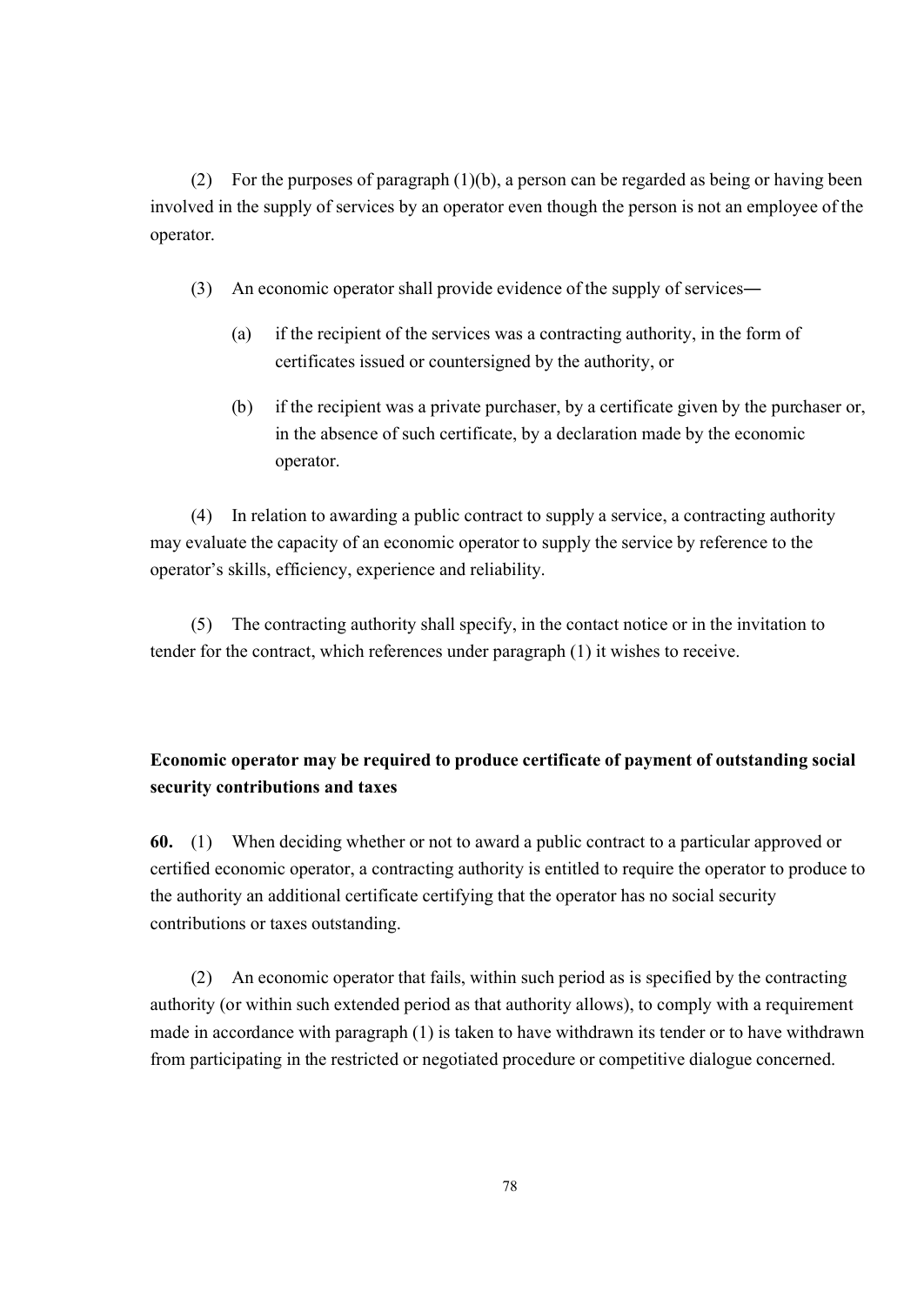(2) For the purposes of paragraph (1)(b), a person can be regarded as being or having been involved in the supply of services by an operator even though the person is not an employee of the operator.

(3) An economic operator shall provide evidence of the supply of services―

(a) if the recipient of the services was a contracting authority, in the form of certificates issued or countersigned by the authority, or

(b) if the recipient was a private purchaser, by a certificate given by the purchaser or, in the absence of such certificate, by a declaration made by the economic operator.

(4) In relation to awarding a public contract to supply a service, a contracting authority may evaluate the capacity of an economic operator to supply the service by reference to the operator's skills, efficiency, experience and reliability.

(5) The contracting authority shall specify, in the contact notice or in the invitation to tender for the contract, which references under paragraph (1) it wishes to receive.

**Economic operator may be required to produce certificate of payment of outstanding social security contributions and taxes**

**60.** (1) When deciding whether or not to award a public contract to a particular approved or certified economic operator, a contracting authority is entitled to require the operator to produce to the authority an additional certificate certifying that the operator has no social security contributions or taxes outstanding.

(2) An economic operator that fails, within such period as is specified by the contracting authority (or within such extended period as that authority allows), to comply with a requirement made in accordance with paragraph (1) is taken to have withdrawn its tender or to have withdrawn from participating in the restricted or negotiated procedure or competitive dialogue concerned.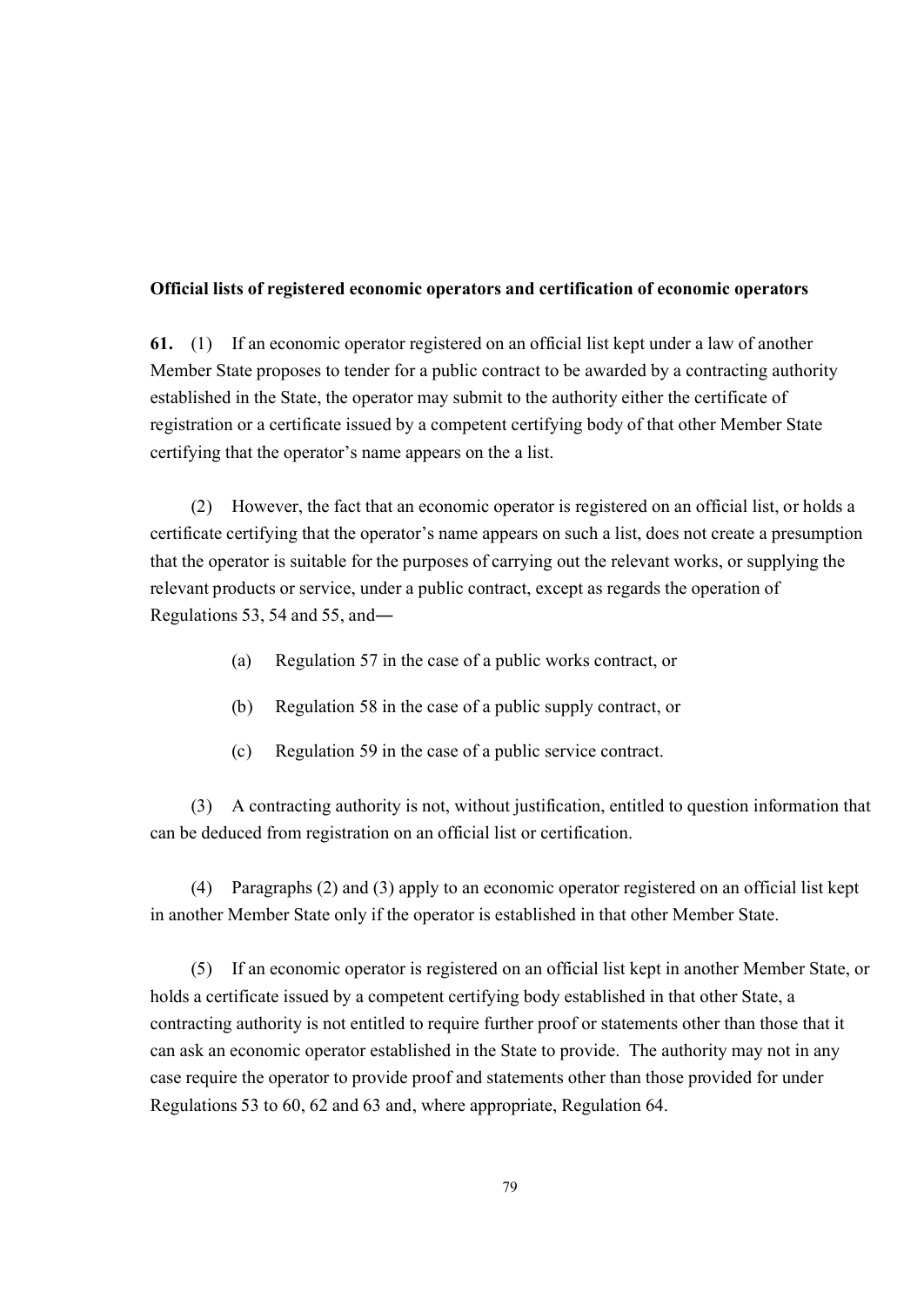**Official lists of registered economic operators and certification of economic operators**

**61.** (1) If an economic operator registered on an official list kept under a law of another Member State proposes to tender for a public contract to be awarded by a contracting authority established in the State, the operator may submit to the authority either the certificate of registration or a certificate issued by a competent certifying body of that other Member State certifying that the operator's name appears on the a list.

(2) However, the fact that an economic operator is registered on an official list, or holds a certificate certifying that the operator's name appears on such a list, does not create a presumption that the operator is suitable for the purposes of carrying out the relevant works, or supplying the relevant products or service, under a public contract, except as regards the operation of Regulations 53, 54 and 55, and―

(a) Regulation 57 in the case of a public works contract, or

(b) Regulation 58 in the case of a public supply contract, or

(c) Regulation 59 in the case of a public service contract.

(3) A contracting authority is not, without justification, entitled to question information that can be deduced from registration on an official list or certification.

(4) Paragraphs (2) and (3) apply to an economic operator registered on an official list kept in another Member State only if the operator is established in that other Member State.

(5) If an economic operator is registered on an official list kept in another Member State, or holds a certificate issued by a competent certifying body established in that other State, a contracting authority is not entitled to require further proof or statements other than those that it can ask an economic operator established in the State to provide. The authority may not in any case require the operator to provide proof and statements other than those provided for under Regulations 53 to 60, 62 and 63 and, where appropriate, Regulation 64.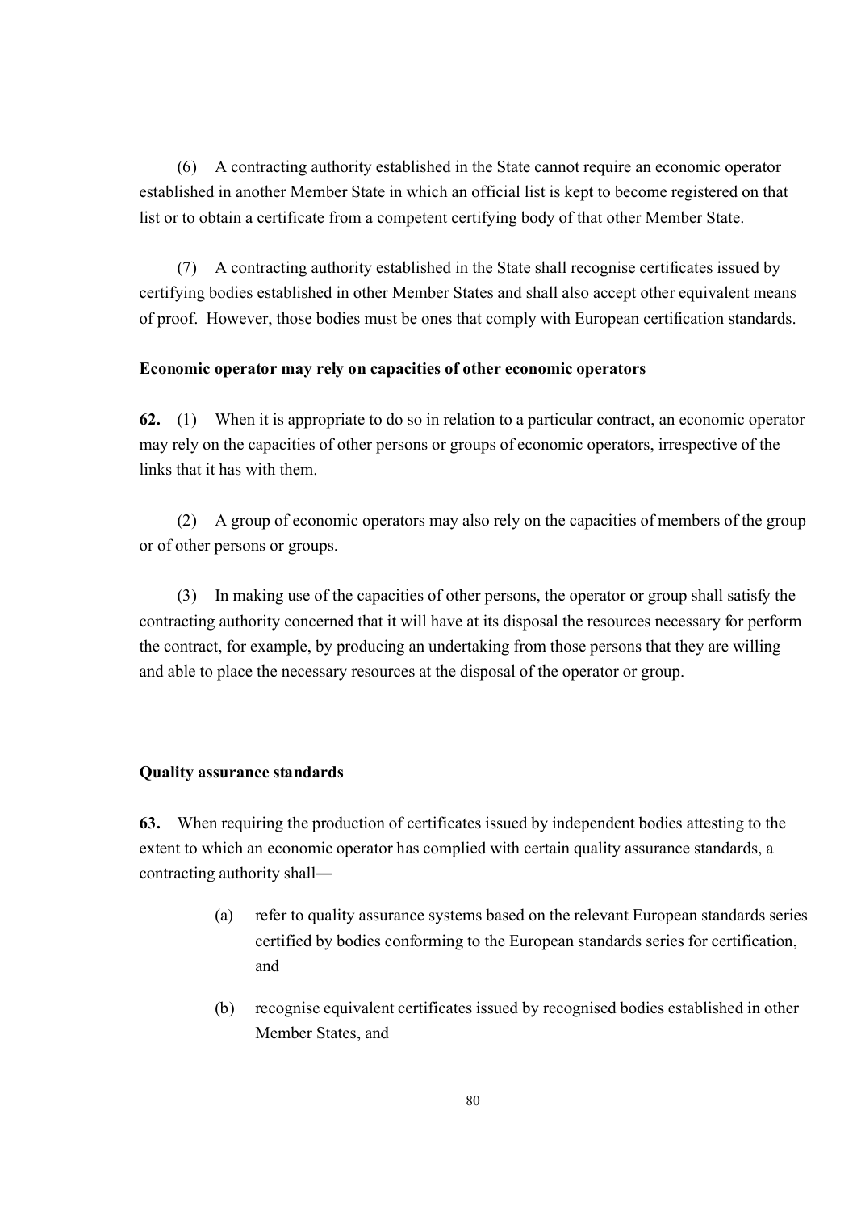(6) A contracting authority established in the State cannot require an economic operator established in another Member State in which an official list is kept to become registered on that list or to obtain a certificate from a competent certifying body of that other Member State.

(7) A contracting authority established in the State shall recognise certificates issued by certifying bodies established in other Member States and shall also accept other equivalent means of proof. However, those bodies must be ones that comply with European certification standards.

**Economic operator may rely on capacities of other economic operators**

**62.** (1) When it is appropriate to do so in relation to a particular contract, an economic operator may rely on the capacities of other persons or groups of economic operators, irrespective of the links that it has with them.

(2) A group of economic operators may also rely on the capacities of members of the group or of other persons or groups.

(3) In making use of the capacities of other persons, the operator or group shall satisfy the contracting authority concerned that it will have at its disposal the resources necessary for perform the contract, for example, by producing an undertaking from those persons that they are willing and able to place the necessary resources at the disposal of the operator or group.

**Quality assurance standards**

**63.** When requiring the production of certificates issued by independent bodies attesting to the extent to which an economic operator has complied with certain quality assurance standards, a contracting authority shall―

(a) refer to quality assurance systems based on the relevant European standards series certified by bodies conforming to the European standards series for certification, and

(b) recognise equivalent certificates issued by recognised bodies established in other Member States, and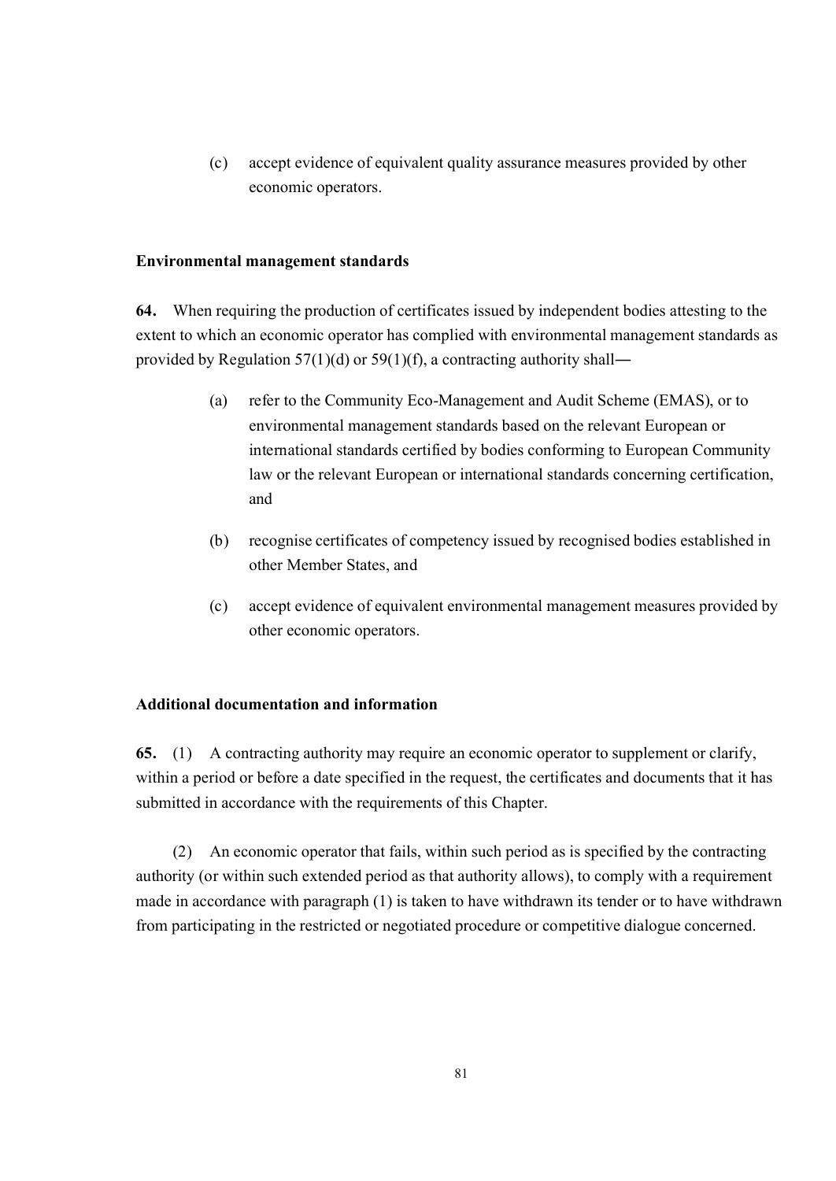(c) accept evidence of equivalent quality assurance measures provided by other economic operators.

**Environmental management standards**

**64.** When requiring the production of certificates issued by independent bodies attesting to the extent to which an economic operator has complied with environmental management standards as provided by Regulation 57(1)(d) or 59(1)(f), a contracting authority shall—

(a) refer to the Community Eco-Management and Audit Scheme (EMAS), or to environmental management standards based on the relevant European or international standards certified by bodies conforming to European Community law or the relevant European or international standards concerning certification, and

(b) recognise certificates of competency issued by recognised bodies established in other Member States, and

(c) accept evidence of equivalent environmental management measures provided by other economic operators.

**Additional documentation and information**

**65.** (1) A contracting authority may require an economic operator to supplement or clarify, within a period or before a date specified in the request, the certificates and documents that it has submitted in accordance with the requirements of this Chapter.

(2) An economic operator that fails, within such period as is specified by the contracting authority (or within such extended period as that authority allows), to comply with a requirement made in accordance with paragraph (1) is taken to have withdrawn its tender or to have withdrawn from participating in the restricted or negotiated procedure or competitive dialogue concerned.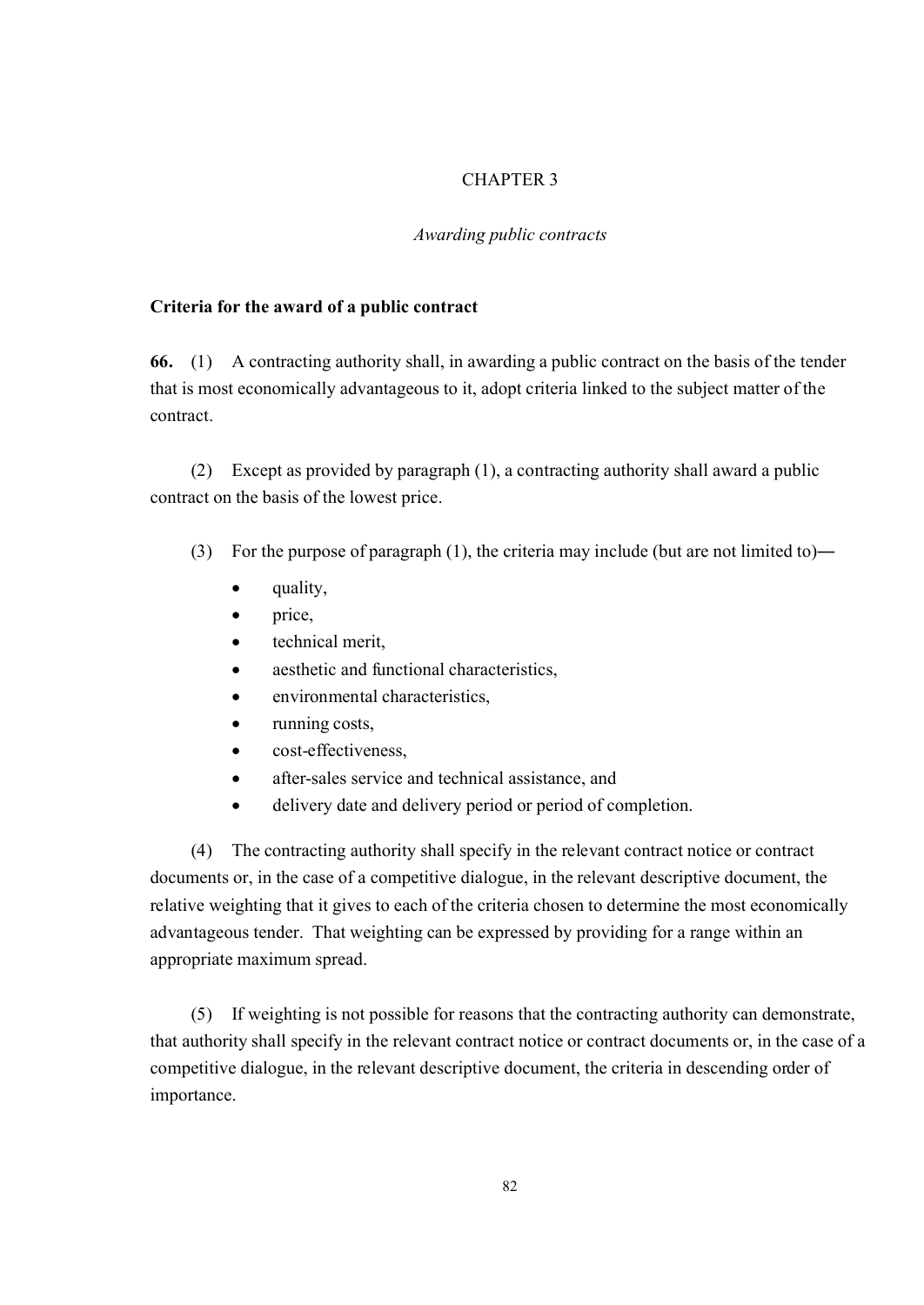# CHAPTER 3

*Awarding public contracts*

**Criteria for the award of a public contract**

**66.** (1) A contracting authority shall, in awarding a public contract on the basis of the tender that is most economically advantageous to it, adopt criteria linked to the subject matter of the contract.

(2) Except as provided by paragraph (1), a contracting authority shall award a public contract on the basis of the lowest price.

(3) For the purpose of paragraph (1), the criteria may include (but are not limited to)―

- quality,
- price,
- technical merit,
- aesthetic and functional characteristics,
- environmental characteristics,
- running costs,
- cost-effectiveness,
- after-sales service and technical assistance, and
- delivery date and delivery period or period of completion.

(4) The contracting authority shall specify in the relevant contract notice or contract documents or, in the case of a competitive dialogue, in the relevant descriptive document, the relative weighting that it gives to each of the criteria chosen to determine the most economically advantageous tender. That weighting can be expressed by providing for a range within an appropriate maximum spread.

(5) If weighting is not possible for reasons that the contracting authority can demonstrate, that authority shall specify in the relevant contract notice or contract documents or, in the case of a competitive dialogue, in the relevant descriptive document, the criteria in descending order of importance.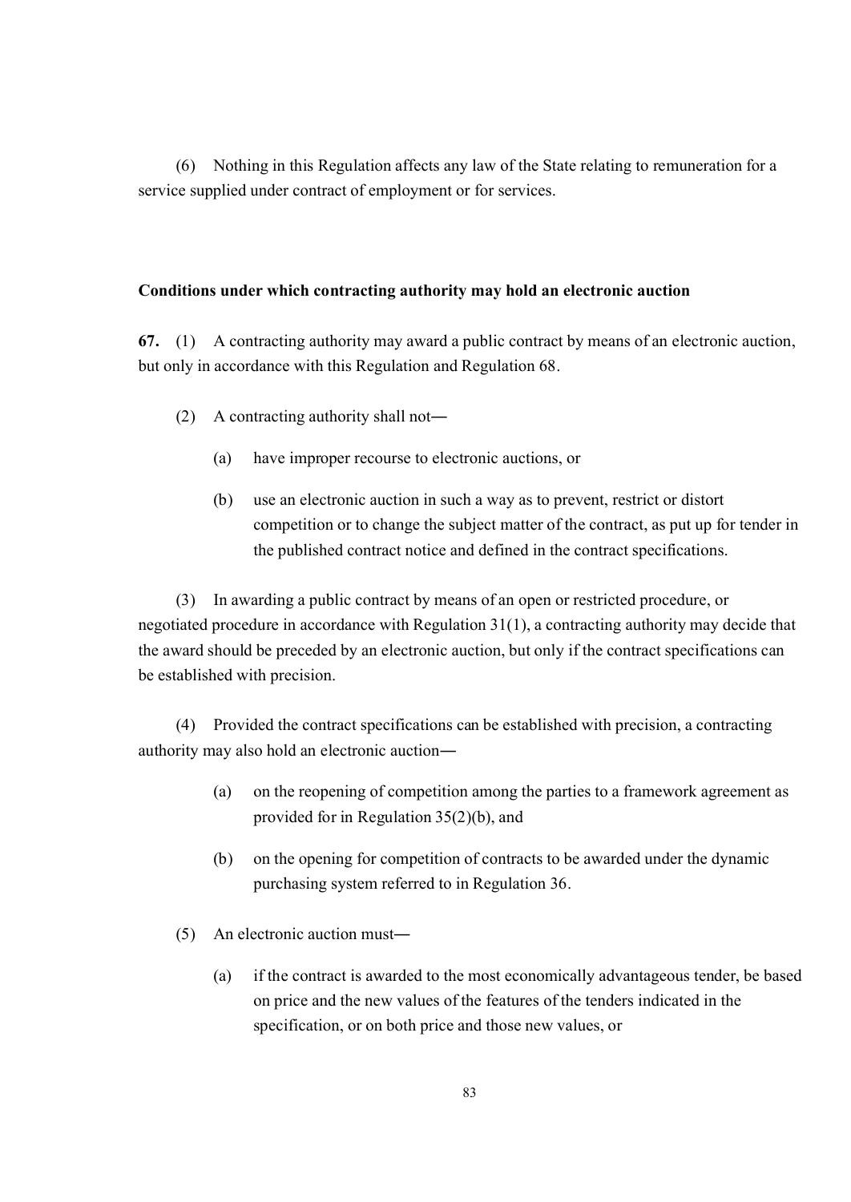(6) Nothing in this Regulation affects any law of the State relating to remuneration for a service supplied under contract of employment or for services.

**Conditions under which contracting authority may hold an electronic auction**

**67.** (1) A contracting authority may award a public contract by means of an electronic auction, but only in accordance with this Regulation and Regulation 68.

(2) A contracting authority shall not―

(a) have improper recourse to electronic auctions, or

(b) use an electronic auction in such a way as to prevent, restrict or distort competition or to change the subject matter of the contract, as put up for tender in the published contract notice and defined in the contract specifications.

(3) In awarding a public contract by means of an open or restricted procedure, or negotiated procedure in accordance with Regulation 31(1), a contracting authority may decide that the award should be preceded by an electronic auction, but only if the contract specifications can be established with precision.

(4) Provided the contract specifications can be established with precision, a contracting authority may also hold an electronic auction―

(a) on the reopening of competition among the parties to a framework agreement as provided for in Regulation 35(2)(b), and

(b) on the opening for competition of contracts to be awarded under the dynamic purchasing system referred to in Regulation 36.

(5) An electronic auction must―

(a) if the contract is awarded to the most economically advantageous tender, be based on price and the new values of the features of the tenders indicated in the specification, or on both price and those new values, or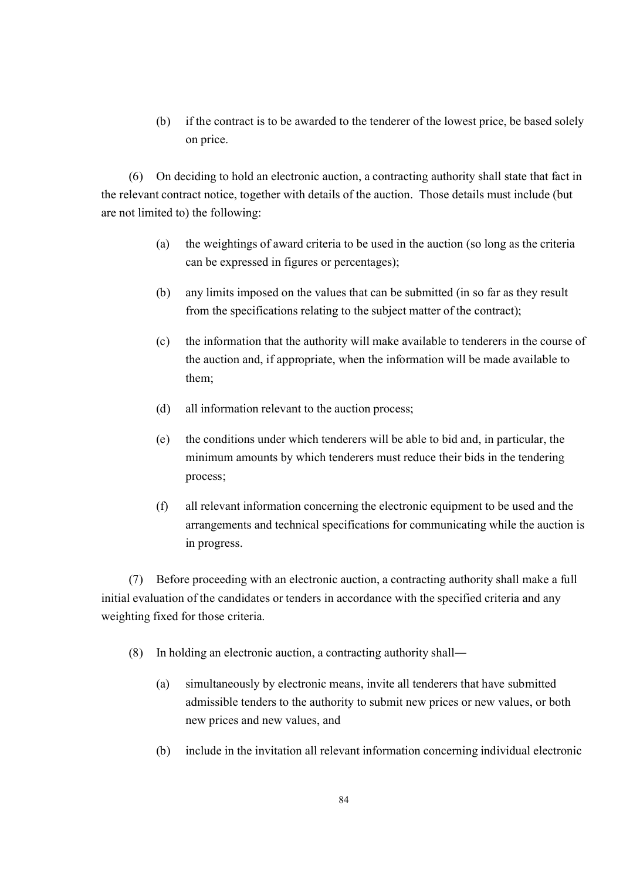(b) if the contract is to be awarded to the tenderer of the lowest price, be based solely on price.

(6) On deciding to hold an electronic auction, a contracting authority shall state that fact in the relevant contract notice, together with details of the auction. Those details must include (but are not limited to) the following:

(a) the weightings of award criteria to be used in the auction (so long as the criteria can be expressed in figures or percentages);

(b) any limits imposed on the values that can be submitted (in so far as they result from the specifications relating to the subject matter of the contract);

(c) the information that the authority will make available to tenderers in the course of the auction and, if appropriate, when the information will be made available to them;

(d) all information relevant to the auction process;

(e) the conditions under which tenderers will be able to bid and, in particular, the minimum amounts by which tenderers must reduce their bids in the tendering process;

(f) all relevant information concerning the electronic equipment to be used and the arrangements and technical specifications for communicating while the auction is in progress.

(7) Before proceeding with an electronic auction, a contracting authority shall make a full initial evaluation of the candidates or tenders in accordance with the specified criteria and any weighting fixed for those criteria.

(8) In holding an electronic auction, a contracting authority shall―

(a) simultaneously by electronic means, invite all tenderers that have submitted admissible tenders to the authority to submit new prices or new values, or both new prices and new values, and

(b) include in the invitation all relevant information concerning individual electronic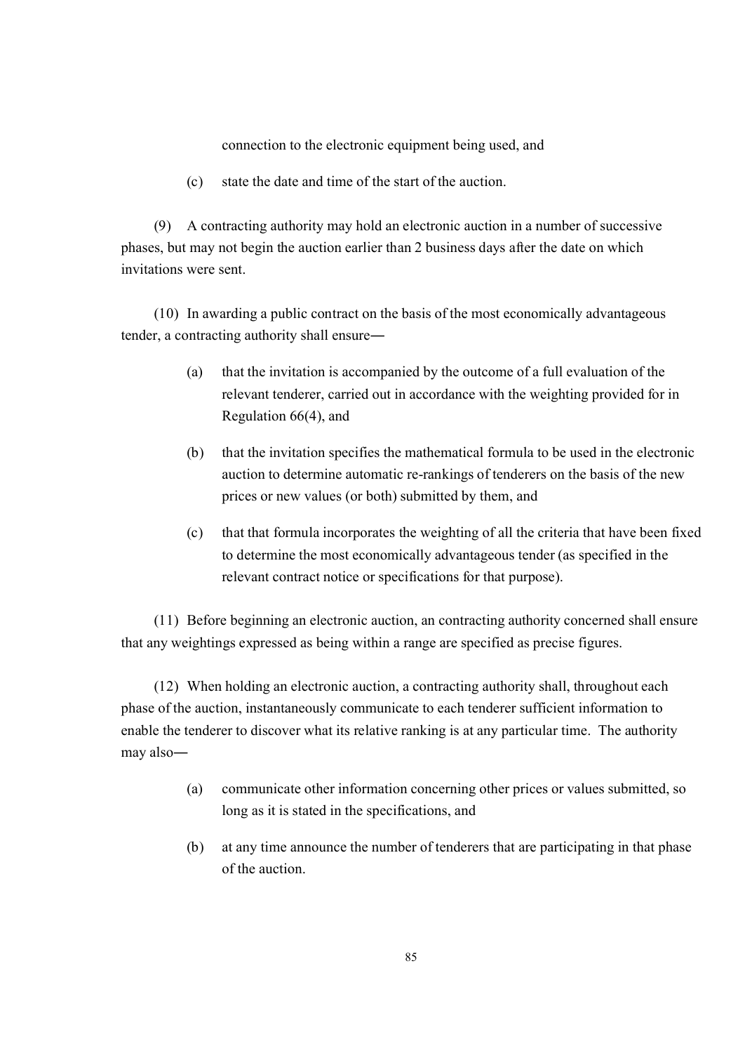connection to the electronic equipment being used, and

(c) state the date and time of the start of the auction.

(9) A contracting authority may hold an electronic auction in a number of successive phases, but may not begin the auction earlier than 2 business days after the date on which invitations were sent.

(10) In awarding a public contract on the basis of the most economically advantageous tender, a contracting authority shall ensure—

(a) that the invitation is accompanied by the outcome of a full evaluation of the relevant tenderer, carried out in accordance with the weighting provided for in Regulation 66(4), and

(b) that the invitation specifies the mathematical formula to be used in the electronic auction to determine automatic re-rankings of tenderers on the basis of the new prices or new values (or both) submitted by them, and

(c) that that formula incorporates the weighting of all the criteria that have been fixed to determine the most economically advantageous tender (as specified in the relevant contract notice or specifications for that purpose).

(11) Before beginning an electronic auction, an contracting authority concerned shall ensure that any weightings expressed as being within a range are specified as precise figures.

(12) When holding an electronic auction, a contracting authority shall, throughout each phase of the auction, instantaneously communicate to each tenderer sufficient information to enable the tenderer to discover what its relative ranking is at any particular time. The authority may also—

(a) communicate other information concerning other prices or values submitted, so long as it is stated in the specifications, and

(b) at any time announce the number of tenderers that are participating in that phase of the auction.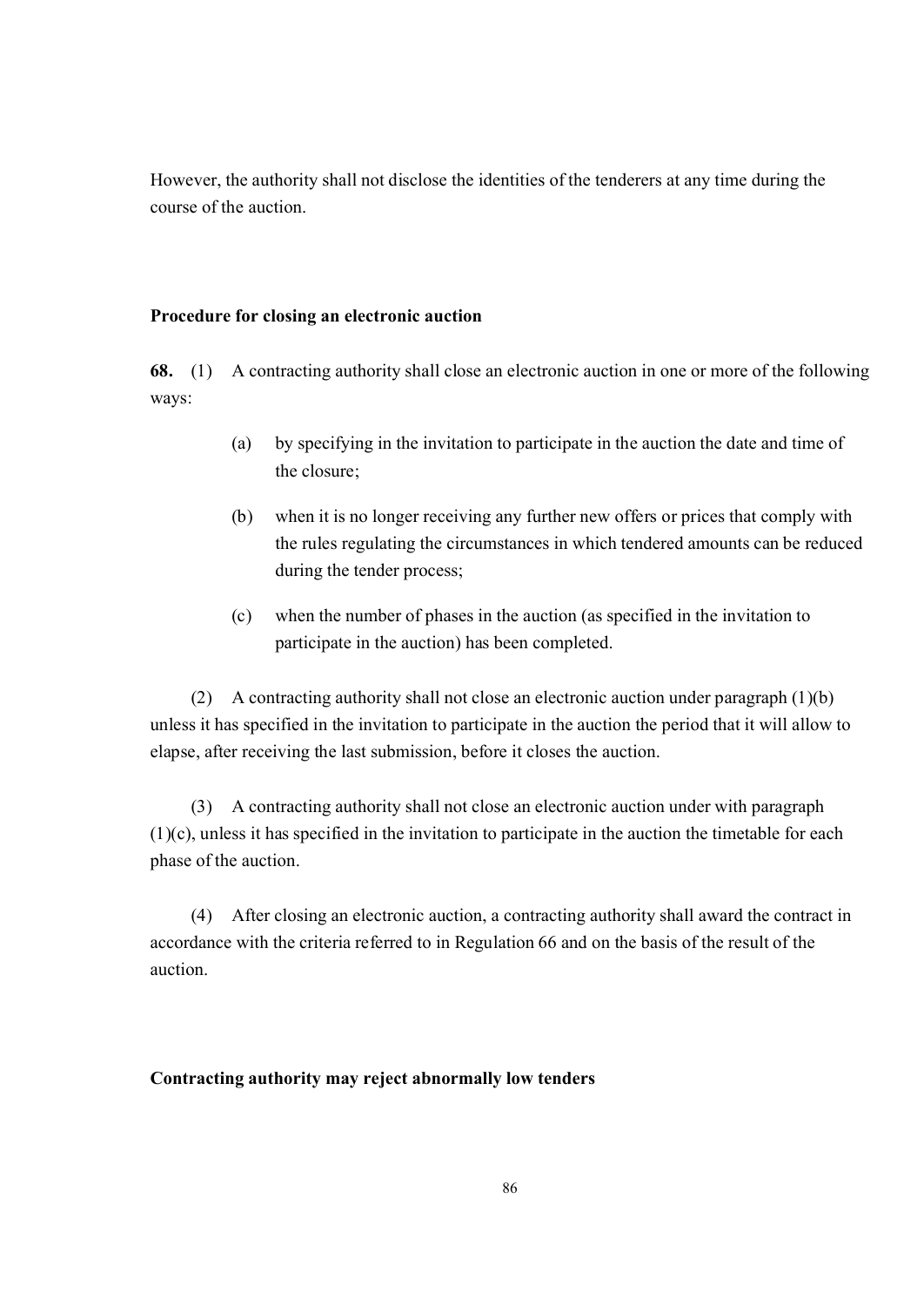However, the authority shall not disclose the identities of the tenderers at any time during the course of the auction.

**Procedure for closing an electronic auction**

**68.** (1) A contracting authority shall close an electronic auction in one or more of the following ways:

(a) by specifying in the invitation to participate in the auction the date and time of the closure;

(b) when it is no longer receiving any further new offers or prices that comply with the rules regulating the circumstances in which tendered amounts can be reduced during the tender process;

(c) when the number of phases in the auction (as specified in the invitation to participate in the auction) has been completed.

(2) A contracting authority shall not close an electronic auction under paragraph (1)(b) unless it has specified in the invitation to participate in the auction the period that it will allow to elapse, after receiving the last submission, before it closes the auction.

(3) A contracting authority shall not close an electronic auction under with paragraph (1)(c), unless it has specified in the invitation to participate in the auction the timetable for each phase of the auction.

(4) After closing an electronic auction, a contracting authority shall award the contract in accordance with the criteria referred to in Regulation 66 and on the basis of the result of the auction.

**Contracting authority may reject abnormally low tenders**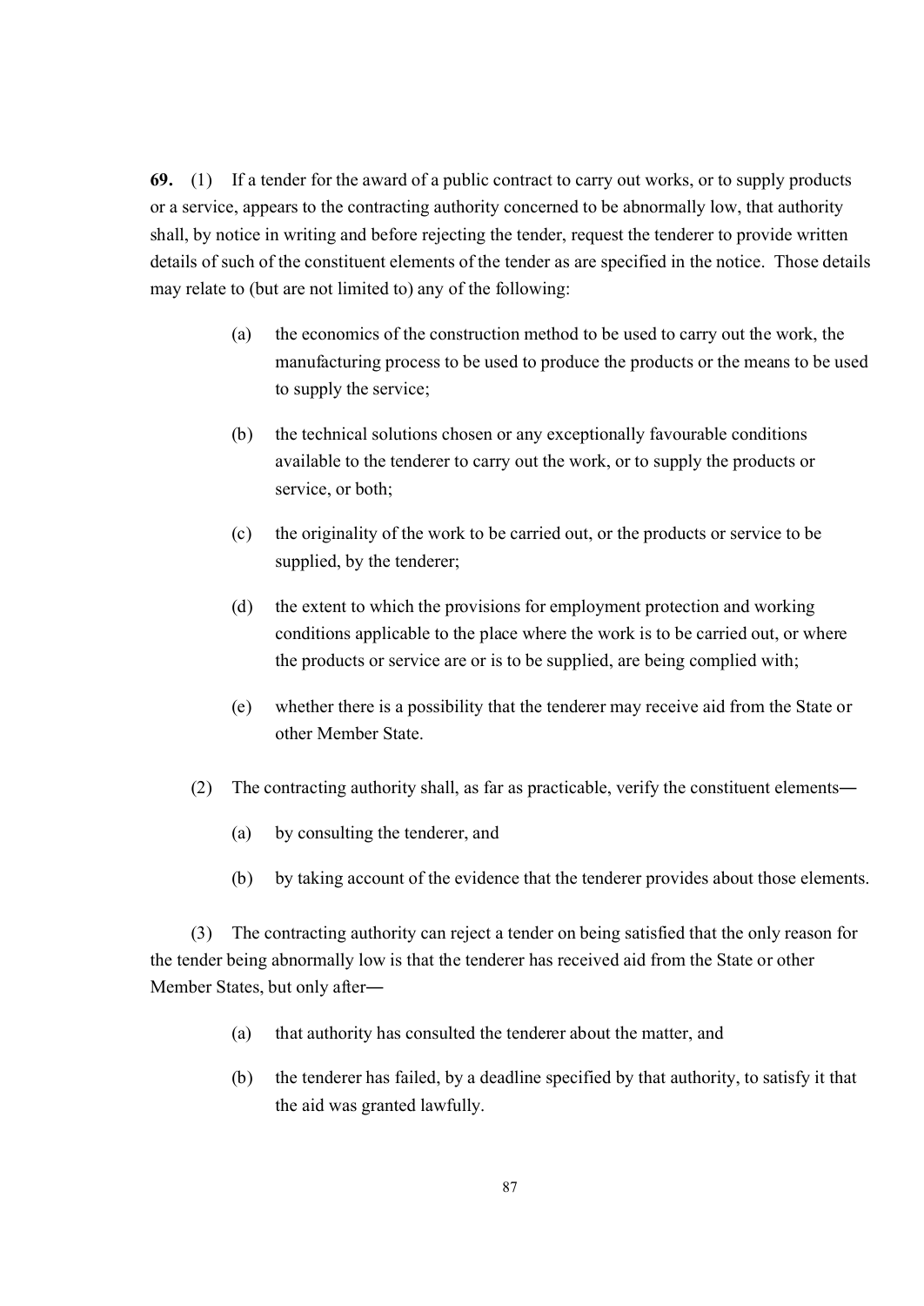**69.** (1) If a tender for the award of a public contract to carry out works, or to supply products or a service, appears to the contracting authority concerned to be abnormally low, that authority shall, by notice in writing and before rejecting the tender, request the tenderer to provide written details of such of the constituent elements of the tender as are specified in the notice. Those details may relate to (but are not limited to) any of the following:

(a) the economics of the construction method to be used to carry out the work, the manufacturing process to be used to produce the products or the means to be used to supply the service;

(b) the technical solutions chosen or any exceptionally favourable conditions available to the tenderer to carry out the work, or to supply the products or service, or both;

(c) the originality of the work to be carried out, or the products or service to be supplied, by the tenderer;

(d) the extent to which the provisions for employment protection and working conditions applicable to the place where the work is to be carried out, or where the products or service are or is to be supplied, are being complied with;

(e) whether there is a possibility that the tenderer may receive aid from the State or other Member State.

(2) The contracting authority shall, as far as practicable, verify the constituent elements―

(a) by consulting the tenderer, and

(b) by taking account of the evidence that the tenderer provides about those elements.

(3) The contracting authority can reject a tender on being satisfied that the only reason for the tender being abnormally low is that the tenderer has received aid from the State or other Member States, but only after―

(a) that authority has consulted the tenderer about the matter, and

(b) the tenderer has failed, by a deadline specified by that authority, to satisfy it that the aid was granted lawfully.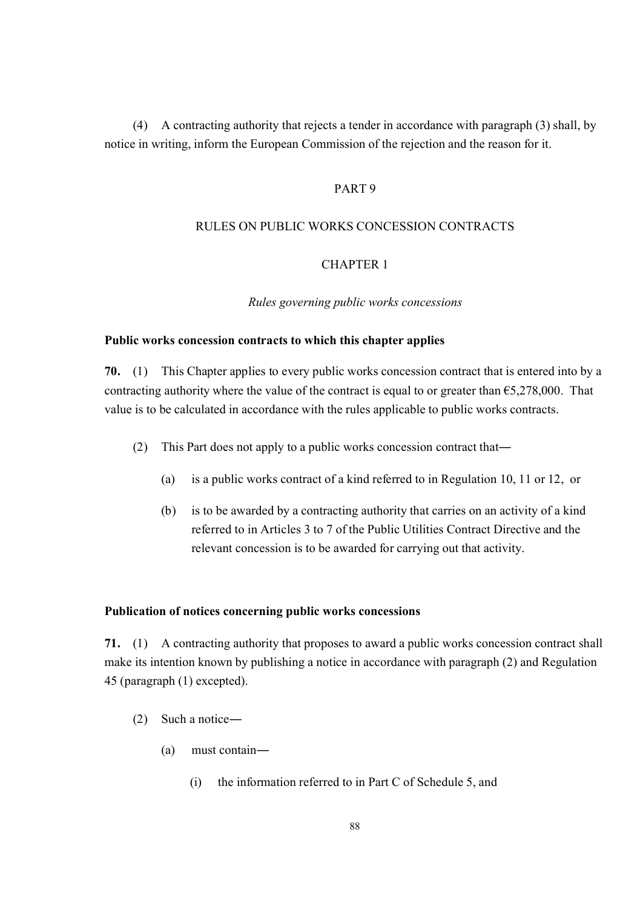(4) A contracting authority that rejects a tender in accordance with paragraph (3) shall, by notice in writing, inform the European Commission of the rejection and the reason for it.

## PART 9

## RULES ON PUBLIC WORKS CONCESSION CONTRACTS

### CHAPTER 1

*Rules governing public works concessions*

**Public works concession contracts to which this chapter applies**

**70.** (1) This Chapter applies to every public works concession contract that is entered into by a contracting authority where the value of the contract is equal to or greater than €5,278,000. That value is to be calculated in accordance with the rules applicable to public works contracts.

(2) This Part does not apply to a public works concession contract that―

(a) is a public works contract of a kind referred to in Regulation 10, 11 or 12, or

(b) is to be awarded by a contracting authority that carries on an activity of a kind referred to in Articles 3 to 7 of the Public Utilities Contract Directive and the relevant concession is to be awarded for carrying out that activity.

**Publication of notices concerning public works concessions**

**71.** (1) A contracting authority that proposes to award a public works concession contract shall make its intention known by publishing a notice in accordance with paragraph (2) and Regulation 45 (paragraph (1) excepted).

(2) Such a notice―

(a) must contain―

(i) the information referred to in Part C of Schedule 5, and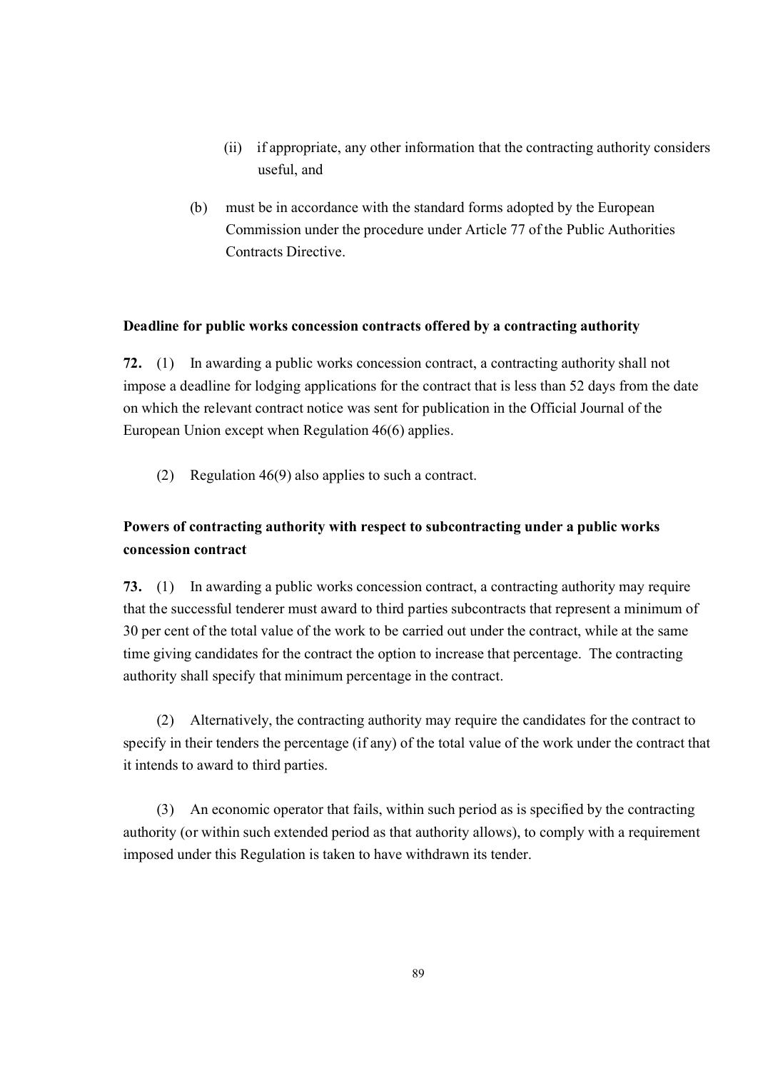(ii) if appropriate, any other information that the contracting authority considers useful, and

(b) must be in accordance with the standard forms adopted by the European Commission under the procedure under Article 77 of the Public Authorities Contracts Directive.

**Deadline for public works concession contracts offered by a contracting authority**

**72.** (1) In awarding a public works concession contract, a contracting authority shall not impose a deadline for lodging applications for the contract that is less than 52 days from the date on which the relevant contract notice was sent for publication in the Official Journal of the European Union except when Regulation 46(6) applies.

(2) Regulation 46(9) also applies to such a contract.

**Powers of contracting authority with respect to subcontracting under a public works concession contract**

**73.** (1) In awarding a public works concession contract, a contracting authority may require that the successful tenderer must award to third parties subcontracts that represent a minimum of 30 per cent of the total value of the work to be carried out under the contract, while at the same time giving candidates for the contract the option to increase that percentage. The contracting authority shall specify that minimum percentage in the contract.

(2) Alternatively, the contracting authority may require the candidates for the contract to specify in their tenders the percentage (if any) of the total value of the work under the contract that it intends to award to third parties.

(3) An economic operator that fails, within such period as is specified by the contracting authority (or within such extended period as that authority allows), to comply with a requirement imposed under this Regulation is taken to have withdrawn its tender.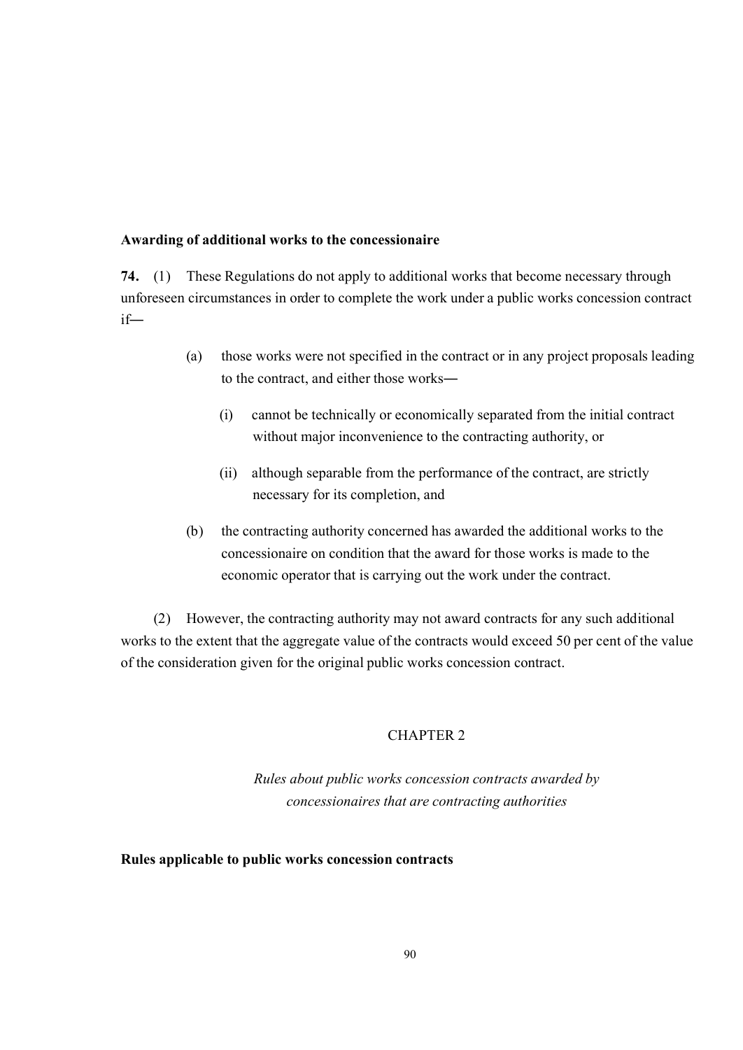### Awarding of additional works to the concessionaire

**74.** (1) These Regulations do not apply to additional works that become necessary through unforeseen circumstances in order to complete the work under a public works concession contract if―

- (a) those works were not specified in the contract or in any project proposals leading to the contract, and either those works―
  - (i) cannot be technically or economically separated from the initial contract without major inconvenience to the contracting authority, or
  - (ii) although separable from the performance of the contract, are strictly necessary for its completion, and
- (b) the contracting authority concerned has awarded the additional works to the concessionaire on condition that the award for those works is made to the economic operator that is carrying out the work under the contract.

(2) However, the contracting authority may not award contracts for any such additional works to the extent that the aggregate value of the contracts would exceed 50 per cent of the value of the consideration given for the original public works concession contract.

## CHAPTER 2

*Rules about public works concession contracts awarded by concessionaires that are contracting authorities*

### Rules applicable to public works concession contracts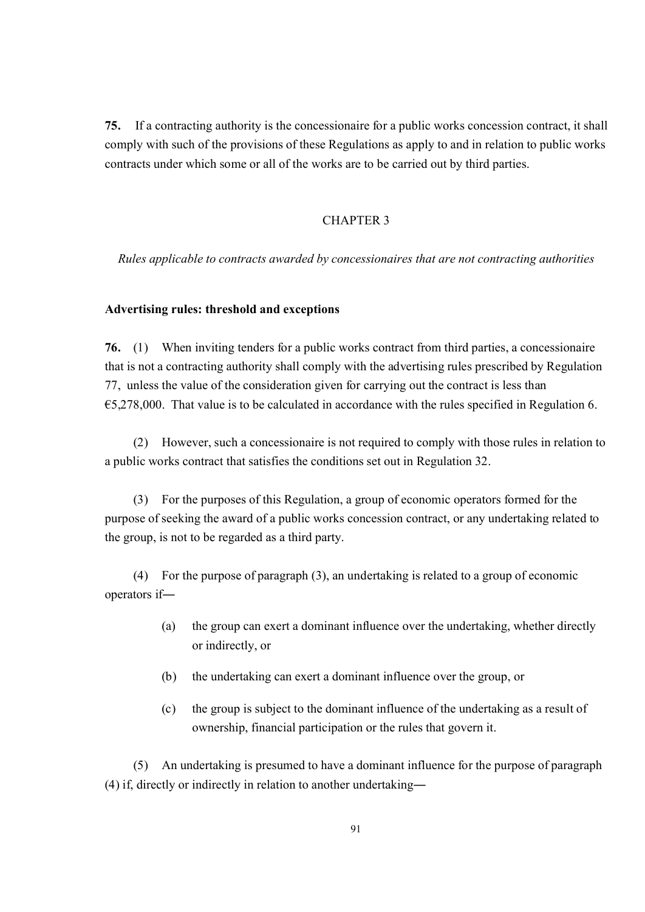**75.** If a contracting authority is the concessionaire for a public works concession contract, it shall comply with such of the provisions of these Regulations as apply to and in relation to public works contracts under which some or all of the works are to be carried out by third parties.

## CHAPTER 3

*Rules applicable to contracts awarded by concessionaires that are not contracting authorities*

### Advertising rules: threshold and exceptions

**76.** (1) When inviting tenders for a public works contract from third parties, a concessionaire that is not a contracting authority shall comply with the advertising rules prescribed by Regulation 77, unless the value of the consideration given for carrying out the contract is less than €5,278,000. That value is to be calculated in accordance with the rules specified in Regulation 6.

(2) However, such a concessionaire is not required to comply with those rules in relation to a public works contract that satisfies the conditions set out in Regulation 32.

(3) For the purposes of this Regulation, a group of economic operators formed for the purpose of seeking the award of a public works concession contract, or any undertaking related to the group, is not to be regarded as a third party.

(4) For the purpose of paragraph (3), an undertaking is related to a group of economic operators if―

- (a) the group can exert a dominant influence over the undertaking, whether directly or indirectly, or
- (b) the undertaking can exert a dominant influence over the group, or
- (c) the group is subject to the dominant influence of the undertaking as a result of ownership, financial participation or the rules that govern it.

(5) An undertaking is presumed to have a dominant influence for the purpose of paragraph (4) if, directly or indirectly in relation to another undertaking―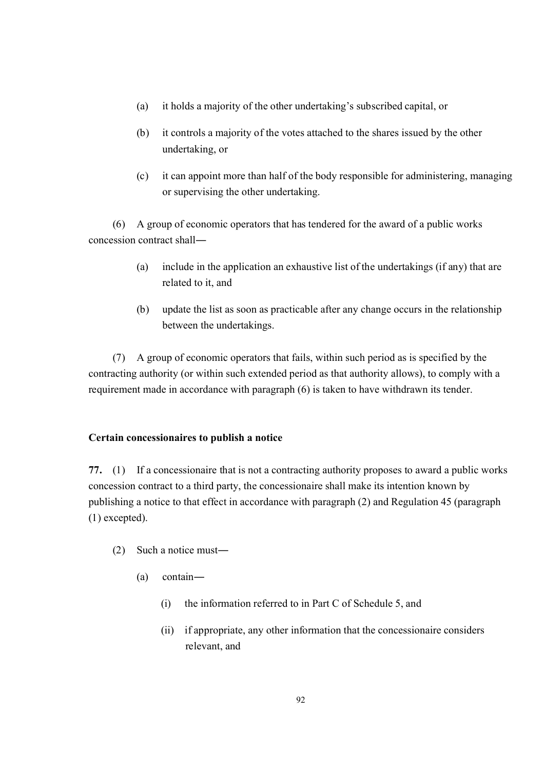(a) it holds a majority of the other undertaking's subscribed capital, or

(b) it controls a majority of the votes attached to the shares issued by the other undertaking, or

(c) it can appoint more than half of the body responsible for administering, managing or supervising the other undertaking.

(6) A group of economic operators that has tendered for the award of a public works concession contract shall—

(a) include in the application an exhaustive list of the undertakings (if any) that are related to it, and

(b) update the list as soon as practicable after any change occurs in the relationship between the undertakings.

(7) A group of economic operators that fails, within such period as is specified by the contracting authority (or within such extended period as that authority allows), to comply with a requirement made in accordance with paragraph (6) is taken to have withdrawn its tender.

**Certain concessionaires to publish a notice**

**77.** (1) If a concessionaire that is not a contracting authority proposes to award a public works concession contract to a third party, the concessionaire shall make its intention known by publishing a notice to that effect in accordance with paragraph (2) and Regulation 45 (paragraph (1) excepted).

(2) Such a notice must—

(a) contain—

(i) the information referred to in Part C of Schedule 5, and

(ii) if appropriate, any other information that the concessionaire considers relevant, and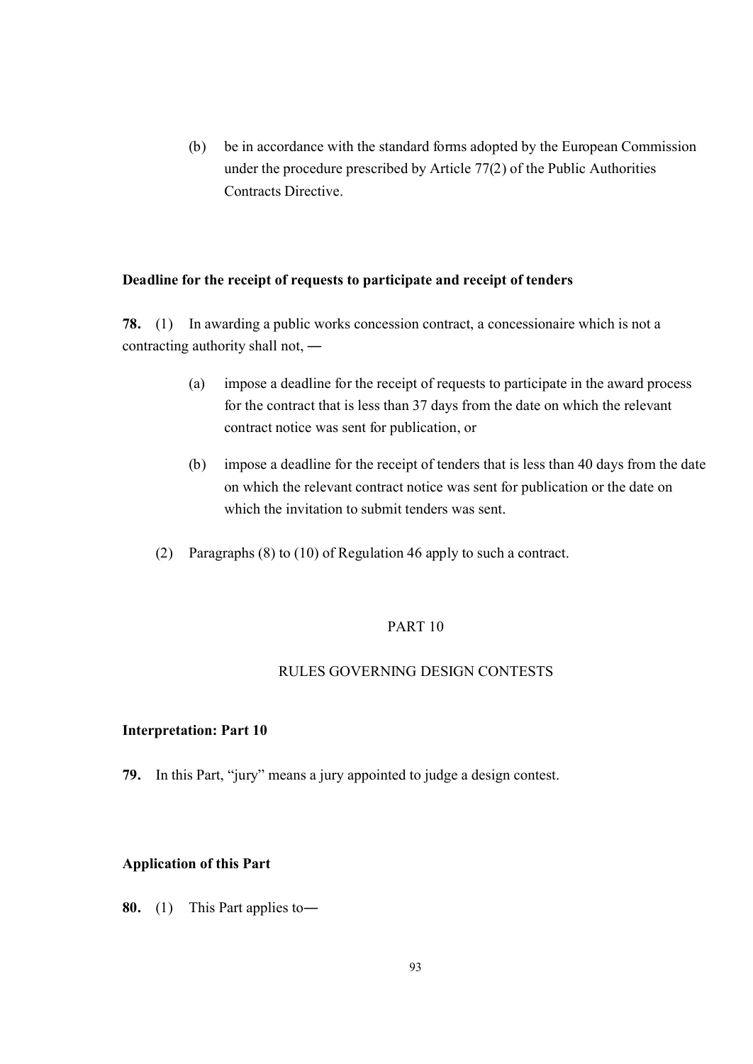(b) be in accordance with the standard forms adopted by the European Commission under the procedure prescribed by Article 77(2) of the Public Authorities Contracts Directive.

**Deadline for the receipt of requests to participate and receipt of tenders**

**78.** (1) In awarding a public works concession contract, a concessionaire which is not a contracting authority shall not, ―

(a) impose a deadline for the receipt of requests to participate in the award process for the contract that is less than 37 days from the date on which the relevant contract notice was sent for publication, or

(b) impose a deadline for the receipt of tenders that is less than 40 days from the date on which the relevant contract notice was sent for publication or the date on which the invitation to submit tenders was sent.

(2) Paragraphs (8) to (10) of Regulation 46 apply to such a contract.

## PART 10

## RULES GOVERNING DESIGN CONTESTS

**Interpretation: Part 10**

**79.** In this Part, "jury" means a jury appointed to judge a design contest.

**Application of this Part**

**80.** (1) This Part applies to―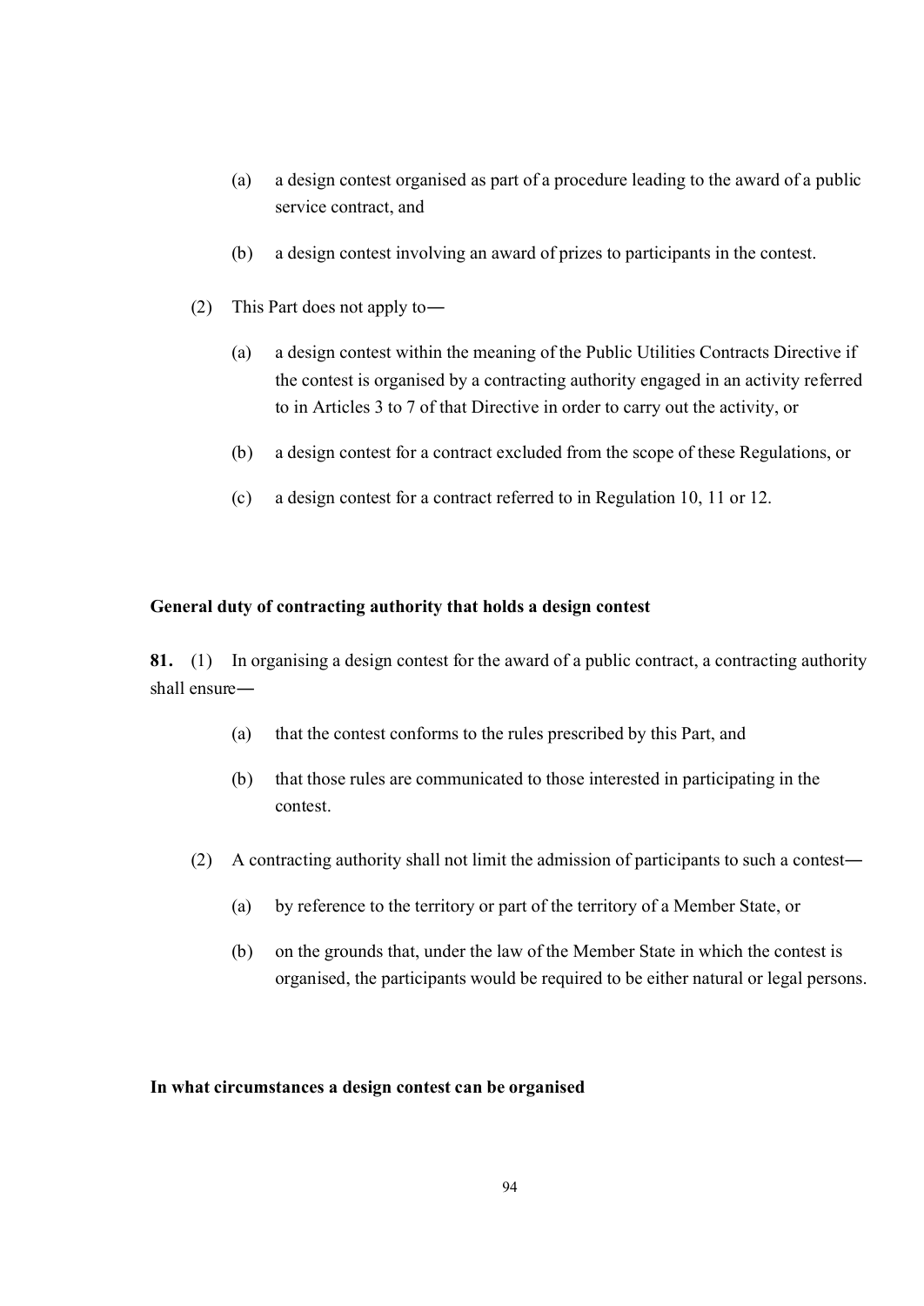(a) a design contest organised as part of a procedure leading to the award of a public service contract, and

(b) a design contest involving an award of prizes to participants in the contest.

(2) This Part does not apply to―

(a) a design contest within the meaning of the Public Utilities Contracts Directive if the contest is organised by a contracting authority engaged in an activity referred to in Articles 3 to 7 of that Directive in order to carry out the activity, or

(b) a design contest for a contract excluded from the scope of these Regulations, or

(c) a design contest for a contract referred to in Regulation 10, 11 or 12.

**General duty of contracting authority that holds a design contest**

**81.** (1) In organising a design contest for the award of a public contract, a contracting authority shall ensure―

(a) that the contest conforms to the rules prescribed by this Part, and

(b) that those rules are communicated to those interested in participating in the contest.

(2) A contracting authority shall not limit the admission of participants to such a contest―

(a) by reference to the territory or part of the territory of a Member State, or

(b) on the grounds that, under the law of the Member State in which the contest is organised, the participants would be required to be either natural or legal persons.

**In what circumstances a design contest can be organised**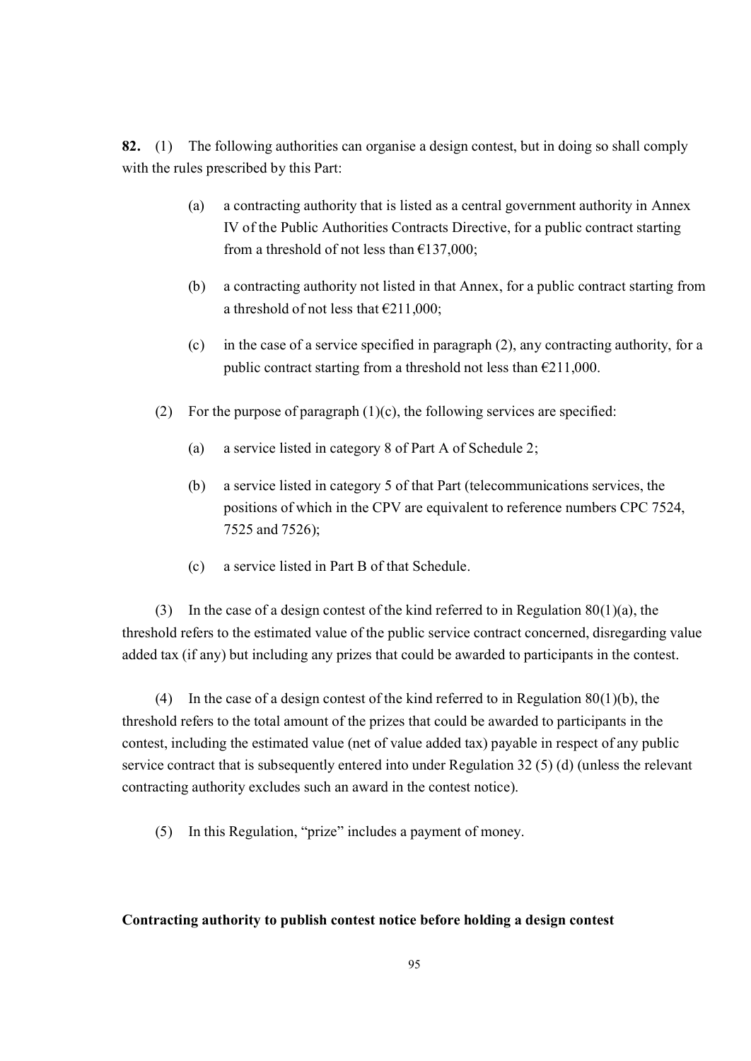**82.** (1) The following authorities can organise a design contest, but in doing so shall comply with the rules prescribed by this Part:

(a) a contracting authority that is listed as a central government authority in Annex IV of the Public Authorities Contracts Directive, for a public contract starting from a threshold of not less than €137,000;

(b) a contracting authority not listed in that Annex, for a public contract starting from a threshold of not less that €211,000;

(c) in the case of a service specified in paragraph (2), any contracting authority, for a public contract starting from a threshold not less than €211,000.

(2) For the purpose of paragraph (1)(c), the following services are specified:

(a) a service listed in category 8 of Part A of Schedule 2;

(b) a service listed in category 5 of that Part (telecommunications services, the positions of which in the CPV are equivalent to reference numbers CPC 7524, 7525 and 7526);

(c) a service listed in Part B of that Schedule.

(3) In the case of a design contest of the kind referred to in Regulation 80(1)(a), the threshold refers to the estimated value of the public service contract concerned, disregarding value added tax (if any) but including any prizes that could be awarded to participants in the contest.

(4) In the case of a design contest of the kind referred to in Regulation 80(1)(b), the threshold refers to the total amount of the prizes that could be awarded to participants in the contest, including the estimated value (net of value added tax) payable in respect of any public service contract that is subsequently entered into under Regulation 32 (5) (d) (unless the relevant contracting authority excludes such an award in the contest notice).

(5) In this Regulation, "prize" includes a payment of money.

**Contracting authority to publish contest notice before holding a design contest**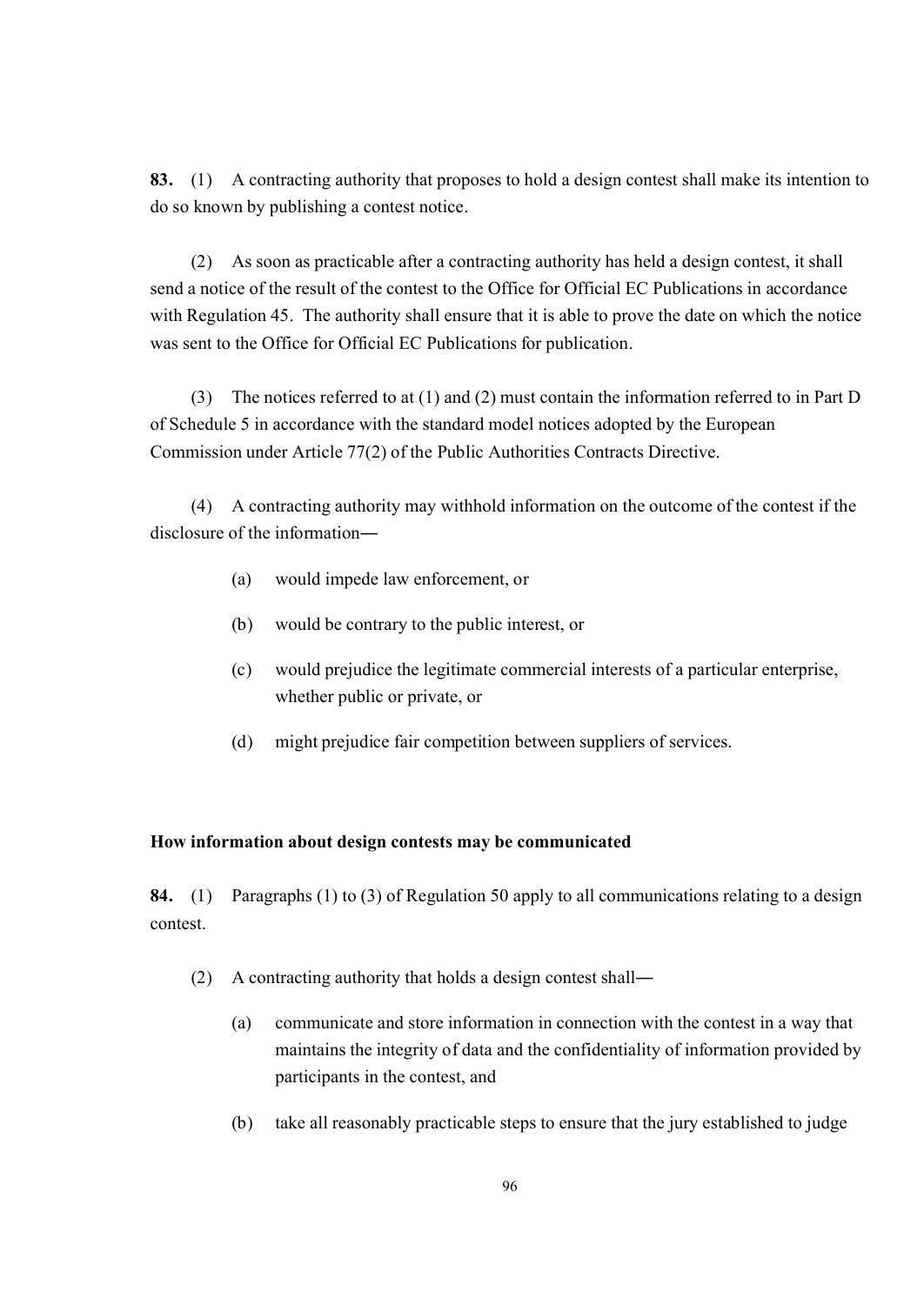**83.** (1) A contracting authority that proposes to hold a design contest shall make its intention to do so known by publishing a contest notice.

(2) As soon as practicable after a contracting authority has held a design contest, it shall send a notice of the result of the contest to the Office for Official EC Publications in accordance with Regulation 45. The authority shall ensure that it is able to prove the date on which the notice was sent to the Office for Official EC Publications for publication.

(3) The notices referred to at (1) and (2) must contain the information referred to in Part D of Schedule 5 in accordance with the standard model notices adopted by the European Commission under Article 77(2) of the Public Authorities Contracts Directive.

(4) A contracting authority may withhold information on the outcome of the contest if the disclosure of the information—

- (a) would impede law enforcement, or
- (b) would be contrary to the public interest, or
- (c) would prejudice the legitimate commercial interests of a particular enterprise, whether public or private, or
- (d) might prejudice fair competition between suppliers of services.

**How information about design contests may be communicated**

**84.** (1) Paragraphs (1) to (3) of Regulation 50 apply to all communications relating to a design contest.

(2) A contracting authority that holds a design contest shall—

- (a) communicate and store information in connection with the contest in a way that maintains the integrity of data and the confidentiality of information provided by participants in the contest, and
- (b) take all reasonably practicable steps to ensure that the jury established to judge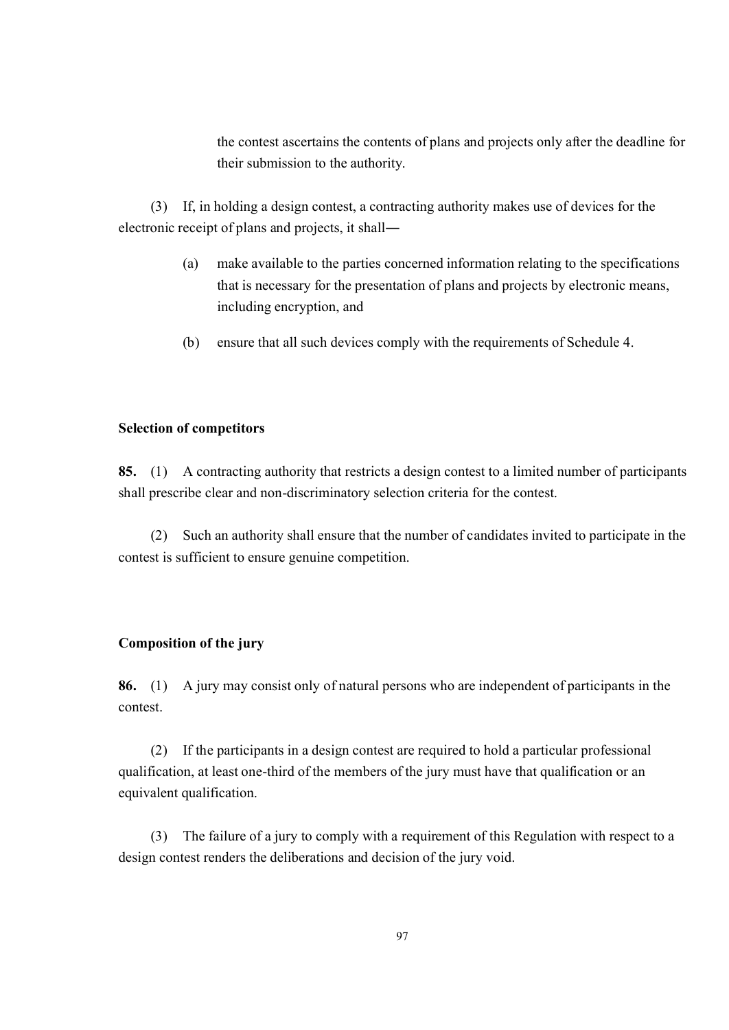the contest ascertains the contents of plans and projects only after the deadline for their submission to the authority.

(3) If, in holding a design contest, a contracting authority makes use of devices for the electronic receipt of plans and projects, it shall―

(a) make available to the parties concerned information relating to the specifications that is necessary for the presentation of plans and projects by electronic means, including encryption, and

(b) ensure that all such devices comply with the requirements of Schedule 4.

### Selection of competitors

**85.** (1) A contracting authority that restricts a design contest to a limited number of participants shall prescribe clear and non-discriminatory selection criteria for the contest.

(2) Such an authority shall ensure that the number of candidates invited to participate in the contest is sufficient to ensure genuine competition.

### Composition of the jury

**86.** (1) A jury may consist only of natural persons who are independent of participants in the contest.

(2) If the participants in a design contest are required to hold a particular professional qualification, at least one-third of the members of the jury must have that qualification or an equivalent qualification.

(3) The failure of a jury to comply with a requirement of this Regulation with respect to a design contest renders the deliberations and decision of the jury void.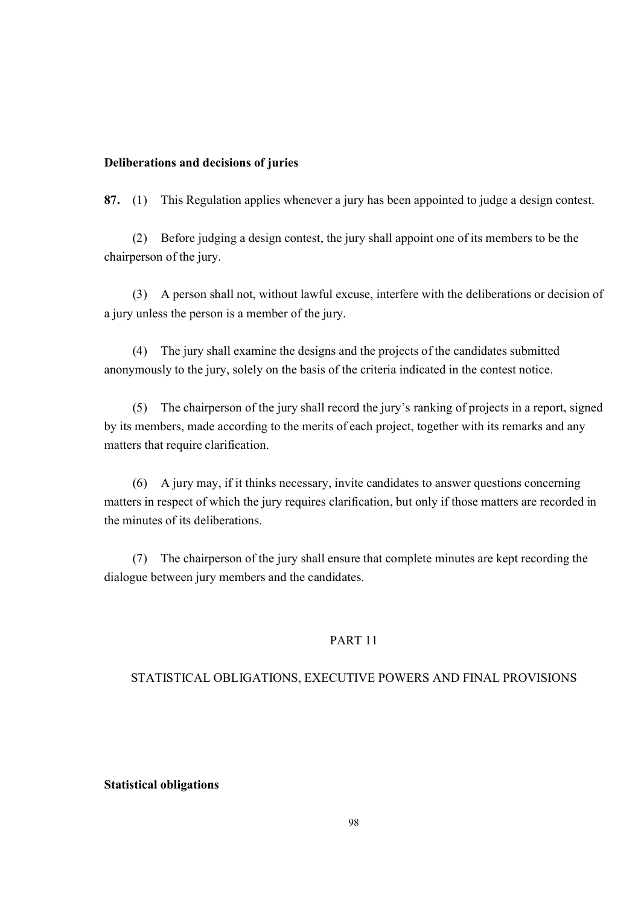**Deliberations and decisions of juries**

**87.** (1) This Regulation applies whenever a jury has been appointed to judge a design contest.

(2) Before judging a design contest, the jury shall appoint one of its members to be the chairperson of the jury.

(3) A person shall not, without lawful excuse, interfere with the deliberations or decision of a jury unless the person is a member of the jury.

(4) The jury shall examine the designs and the projects of the candidates submitted anonymously to the jury, solely on the basis of the criteria indicated in the contest notice.

(5) The chairperson of the jury shall record the jury's ranking of projects in a report, signed by its members, made according to the merits of each project, together with its remarks and any matters that require clarification.

(6) A jury may, if it thinks necessary, invite candidates to answer questions concerning matters in respect of which the jury requires clarification, but only if those matters are recorded in the minutes of its deliberations.

(7) The chairperson of the jury shall ensure that complete minutes are kept recording the dialogue between jury members and the candidates.

## PART 11

## STATISTICAL OBLIGATIONS, EXECUTIVE POWERS AND FINAL PROVISIONS

**Statistical obligations**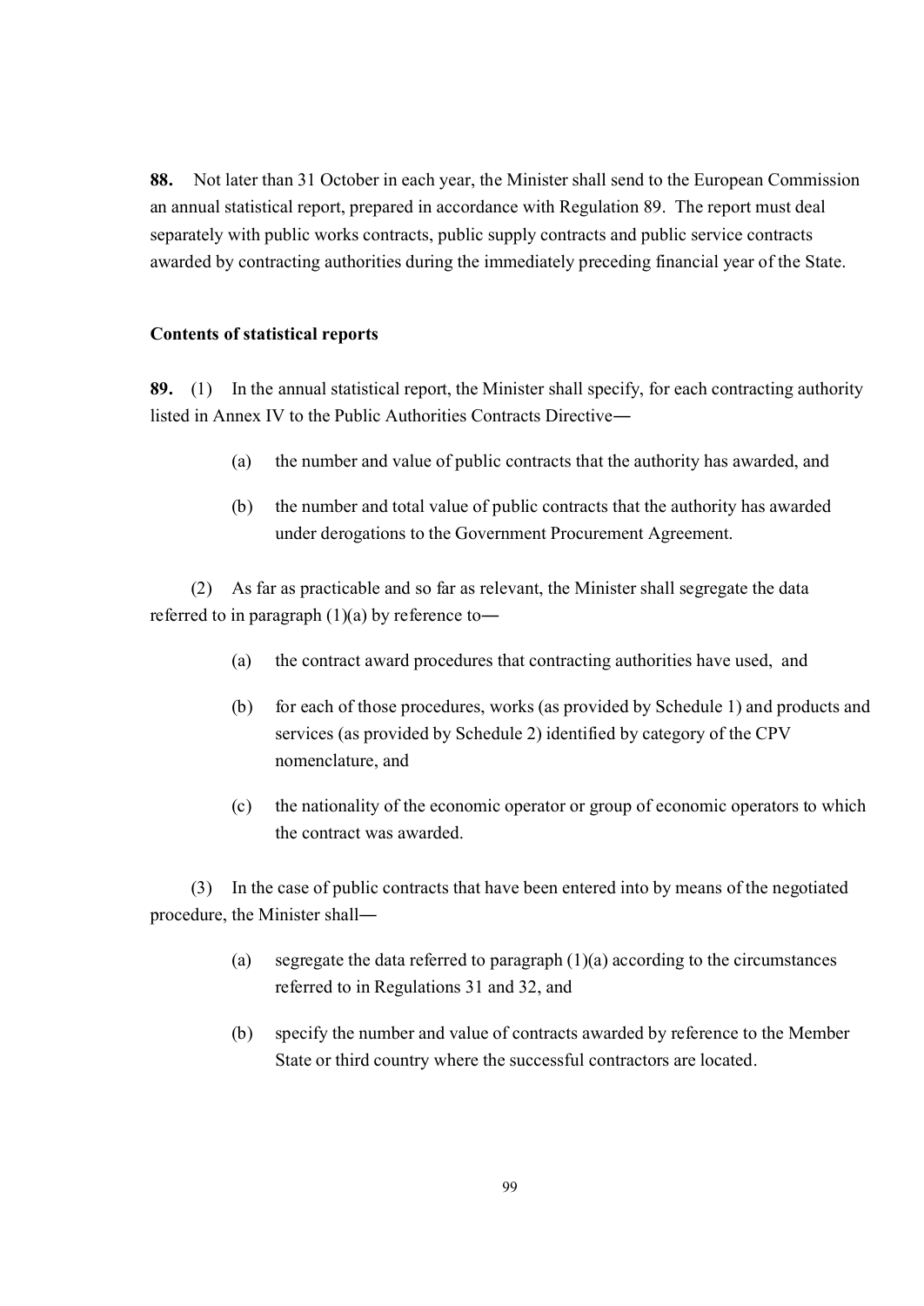**88.** Not later than 31 October in each year, the Minister shall send to the European Commission an annual statistical report, prepared in accordance with Regulation 89. The report must deal separately with public works contracts, public supply contracts and public service contracts awarded by contracting authorities during the immediately preceding financial year of the State.

**Contents of statistical reports**

**89.** (1) In the annual statistical report, the Minister shall specify, for each contracting authority listed in Annex IV to the Public Authorities Contracts Directive―

> (a) the number and value of public contracts that the authority has awarded, and
>
> (b) the number and total value of public contracts that the authority has awarded under derogations to the Government Procurement Agreement.

(2) As far as practicable and so far as relevant, the Minister shall segregate the data referred to in paragraph (1)(a) by reference to―

> (a) the contract award procedures that contracting authorities have used, and
>
> (b) for each of those procedures, works (as provided by Schedule 1) and products and services (as provided by Schedule 2) identified by category of the CPV nomenclature, and
>
> (c) the nationality of the economic operator or group of economic operators to which the contract was awarded.

(3) In the case of public contracts that have been entered into by means of the negotiated procedure, the Minister shall―

> (a) segregate the data referred to paragraph (1)(a) according to the circumstances referred to in Regulations 31 and 32, and
>
> (b) specify the number and value of contracts awarded by reference to the Member State or third country where the successful contractors are located.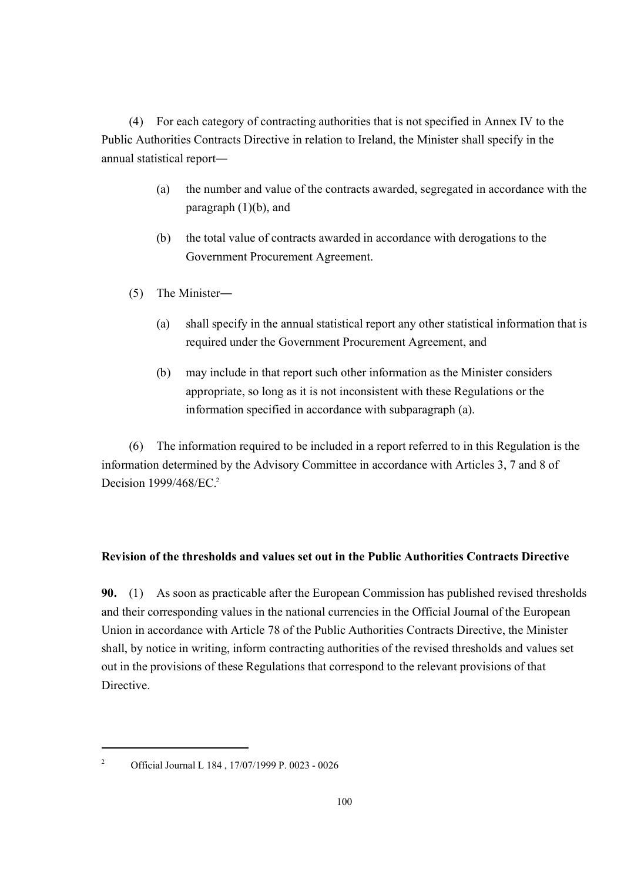(4) For each category of contracting authorities that is not specified in Annex IV to the Public Authorities Contracts Directive in relation to Ireland, the Minister shall specify in the annual statistical report―

(a) the number and value of the contracts awarded, segregated in accordance with the paragraph (1)(b), and

(b) the total value of contracts awarded in accordance with derogations to the Government Procurement Agreement.

(5) The Minister―

(a) shall specify in the annual statistical report any other statistical information that is required under the Government Procurement Agreement, and

(b) may include in that report such other information as the Minister considers appropriate, so long as it is not inconsistent with these Regulations or the information specified in accordance with subparagraph (a).

(6) The information required to be included in a report referred to in this Regulation is the information determined by the Advisory Committee in accordance with Articles 3, 7 and 8 of Decision 1999/468/EC.[2]

**Revision of the thresholds and values set out in the Public Authorities Contracts Directive**

**90.** (1) As soon as practicable after the European Commission has published revised thresholds and their corresponding values in the national currencies in the Official Journal of the European Union in accordance with Article 78 of the Public Authorities Contracts Directive, the Minister shall, by notice in writing, inform contracting authorities of the revised thresholds and values set out in the provisions of these Regulations that correspond to the relevant provisions of that Directive.

---

[2] Official Journal L 184 , 17/07/1999 P. 0023 - 0026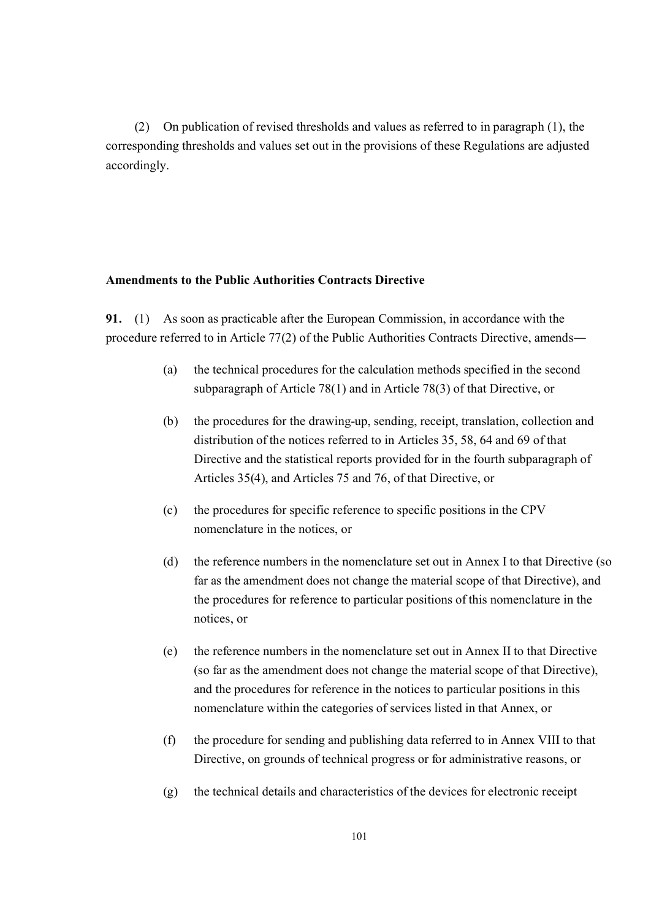(2) On publication of revised thresholds and values as referred to in paragraph (1), the corresponding thresholds and values set out in the provisions of these Regulations are adjusted accordingly.

**Amendments to the Public Authorities Contracts Directive**

**91.** (1) As soon as practicable after the European Commission, in accordance with the procedure referred to in Article 77(2) of the Public Authorities Contracts Directive, amends―

(a) the technical procedures for the calculation methods specified in the second subparagraph of Article 78(1) and in Article 78(3) of that Directive, or

(b) the procedures for the drawing-up, sending, receipt, translation, collection and distribution of the notices referred to in Articles 35, 58, 64 and 69 of that Directive and the statistical reports provided for in the fourth subparagraph of Articles 35(4), and Articles 75 and 76, of that Directive, or

(c) the procedures for specific reference to specific positions in the CPV nomenclature in the notices, or

(d) the reference numbers in the nomenclature set out in Annex I to that Directive (so far as the amendment does not change the material scope of that Directive), and the procedures for reference to particular positions of this nomenclature in the notices, or

(e) the reference numbers in the nomenclature set out in Annex II to that Directive (so far as the amendment does not change the material scope of that Directive), and the procedures for reference in the notices to particular positions in this nomenclature within the categories of services listed in that Annex, or

(f) the procedure for sending and publishing data referred to in Annex VIII to that Directive, on grounds of technical progress or for administrative reasons, or

(g) the technical details and characteristics of the devices for electronic receipt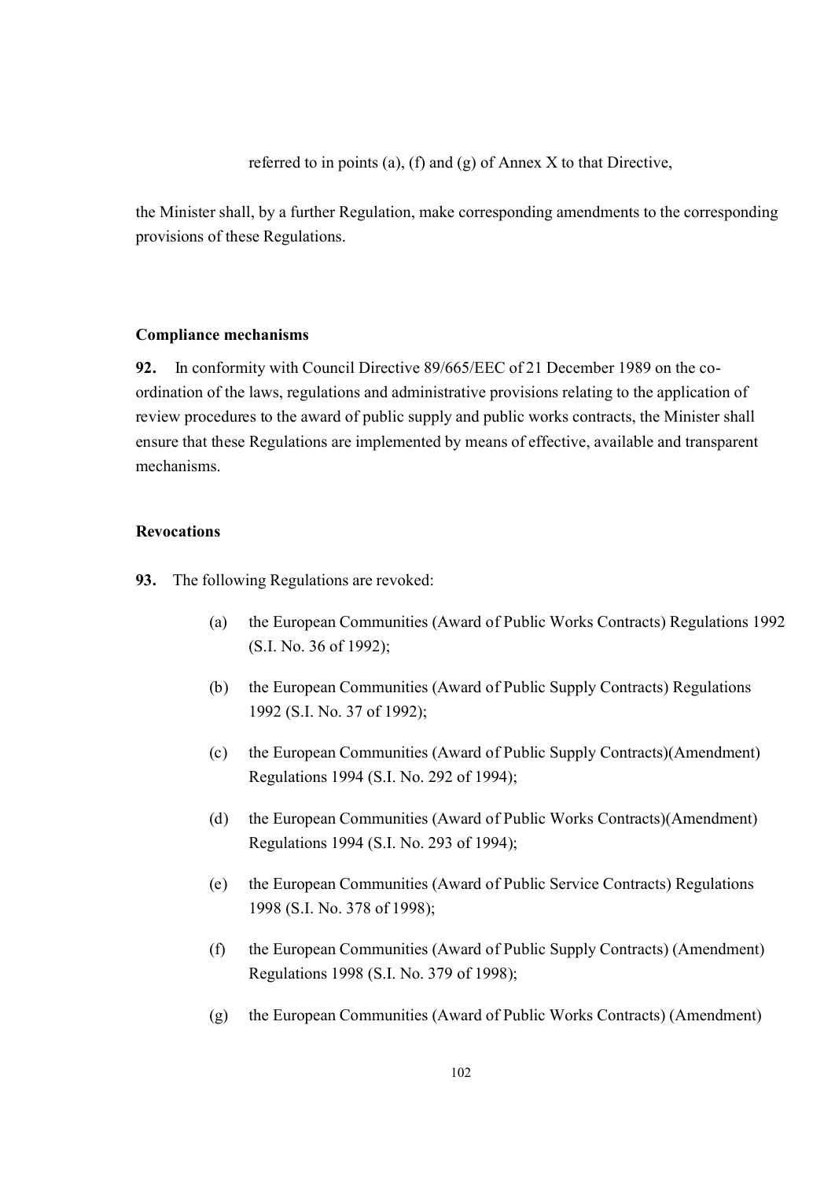referred to in points (a), (f) and (g) of Annex X to that Directive,

the Minister shall, by a further Regulation, make corresponding amendments to the corresponding provisions of these Regulations.

**Compliance mechanisms**

**92.** In conformity with Council Directive 89/665/EEC of 21 December 1989 on the co-ordination of the laws, regulations and administrative provisions relating to the application of review procedures to the award of public supply and public works contracts, the Minister shall ensure that these Regulations are implemented by means of effective, available and transparent mechanisms.

**Revocations**

**93.** The following Regulations are revoked:

(a) the European Communities (Award of Public Works Contracts) Regulations 1992 (S.I. No. 36 of 1992);

(b) the European Communities (Award of Public Supply Contracts) Regulations 1992 (S.I. No. 37 of 1992);

(c) the European Communities (Award of Public Supply Contracts)(Amendment) Regulations 1994 (S.I. No. 292 of 1994);

(d) the European Communities (Award of Public Works Contracts)(Amendment) Regulations 1994 (S.I. No. 293 of 1994);

(e) the European Communities (Award of Public Service Contracts) Regulations 1998 (S.I. No. 378 of 1998);

(f) the European Communities (Award of Public Supply Contracts) (Amendment) Regulations 1998 (S.I. No. 379 of 1998);

(g) the European Communities (Award of Public Works Contracts) (Amendment)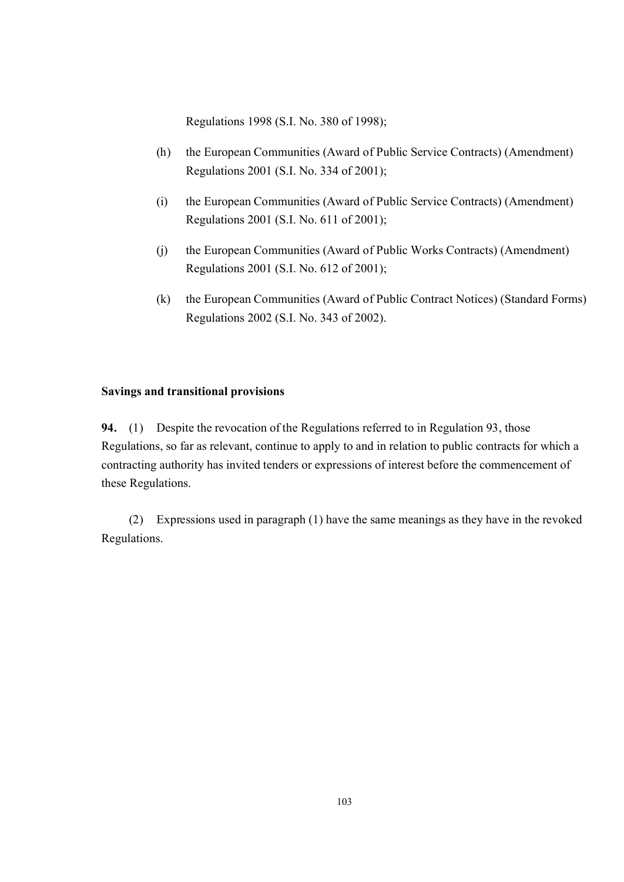Regulations 1998 (S.I. No. 380 of 1998);

(h) the European Communities (Award of Public Service Contracts) (Amendment) Regulations 2001 (S.I. No. 334 of 2001);

(i) the European Communities (Award of Public Service Contracts) (Amendment) Regulations 2001 (S.I. No. 611 of 2001);

(j) the European Communities (Award of Public Works Contracts) (Amendment) Regulations 2001 (S.I. No. 612 of 2001);

(k) the European Communities (Award of Public Contract Notices) (Standard Forms) Regulations 2002 (S.I. No. 343 of 2002).

**Savings and transitional provisions**

**94.** (1) Despite the revocation of the Regulations referred to in Regulation 93, those Regulations, so far as relevant, continue to apply to and in relation to public contracts for which a contracting authority has invited tenders or expressions of interest before the commencement of these Regulations.

(2) Expressions used in paragraph (1) have the same meanings as they have in the revoked Regulations.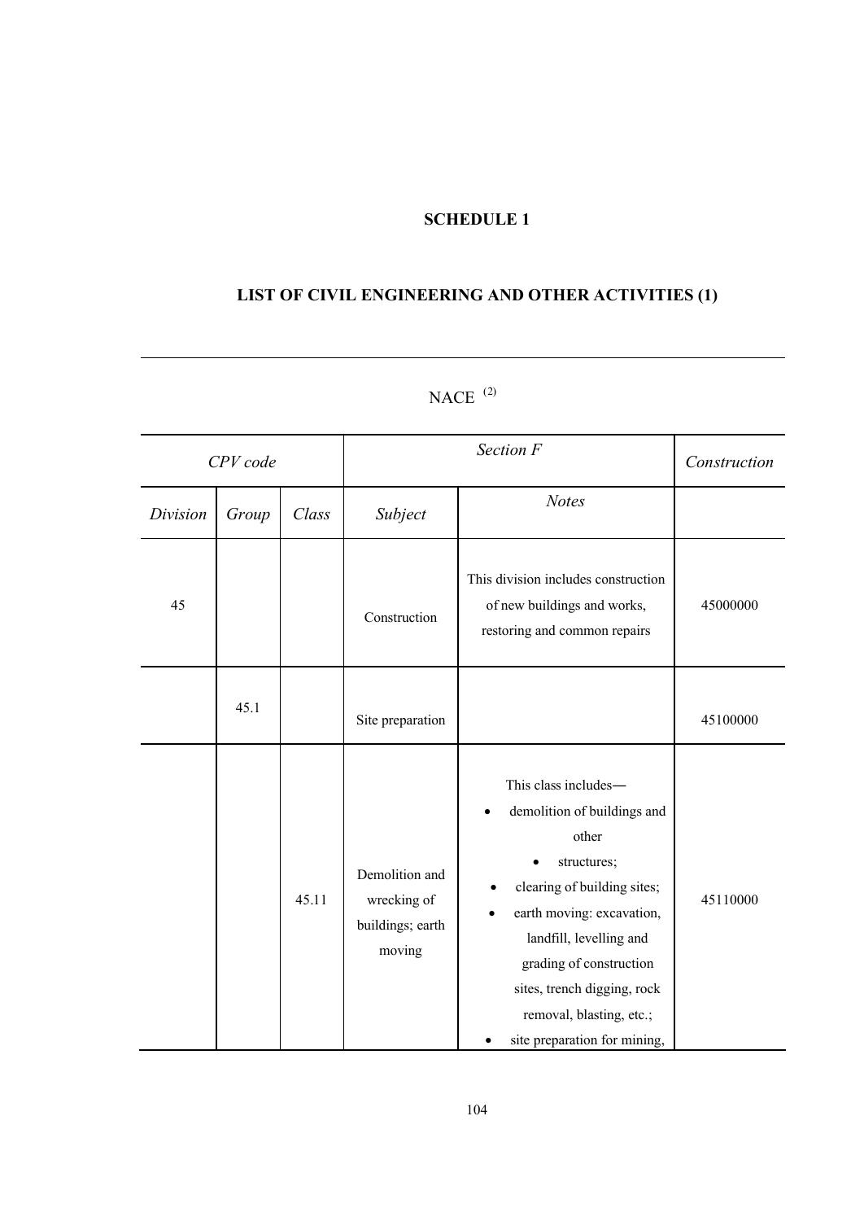**SCHEDULE 1**

**LIST OF CIVIL ENGINEERING AND OTHER ACTIVITIES (1)**

NACE [(2)]

| *CPV code* | | | *Section F* | | *Construction* |
|---|---|---|---|---|---|
| *Division* | *Group* | *Class* | *Subject* | *Notes* | |
| 45 | | | Construction | This division includes construction of new buildings and works, restoring and common repairs | 45000000 |
| | 45.1 | | Site preparation | | 45100000 |
| | | 45.11 | Demolition and wrecking of buildings; earth moving | This class includes— <br>• demolition of buildings and other <br>• structures; <br>• clearing of building sites; <br>• earth moving: excavation, landfill, levelling and grading of construction sites, trench digging, rock removal, blasting, etc.; <br>• site preparation for mining, | 45110000 |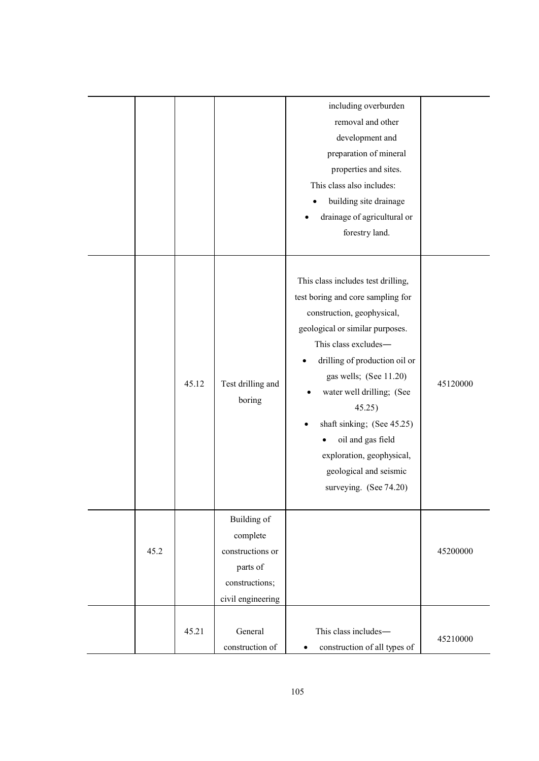| | | | | | |
|---|---|---|---|---|---|
| | | | | including overburden removal and other development and preparation of mineral properties and sites.<br>This class also includes:<br>• building site drainage<br>• drainage of agricultural or forestry land. | |
| | | 45.12 | Test drilling and boring | This class includes test drilling, test boring and core sampling for construction, geophysical, geological or similar purposes.<br>This class excludes—<br>• drilling of production oil or gas wells; (See 11.20)<br>• water well drilling; (See 45.25)<br>• shaft sinking; (See 45.25)<br>• oil and gas field exploration, geophysical, geological and seismic surveying. (See 74.20) | 45120000 |
| | 45.2 | | Building of complete constructions or parts of constructions; civil engineering | | 45200000 |
| | | 45.21 | General construction of | This class includes—<br>• construction of all types of | 45210000 |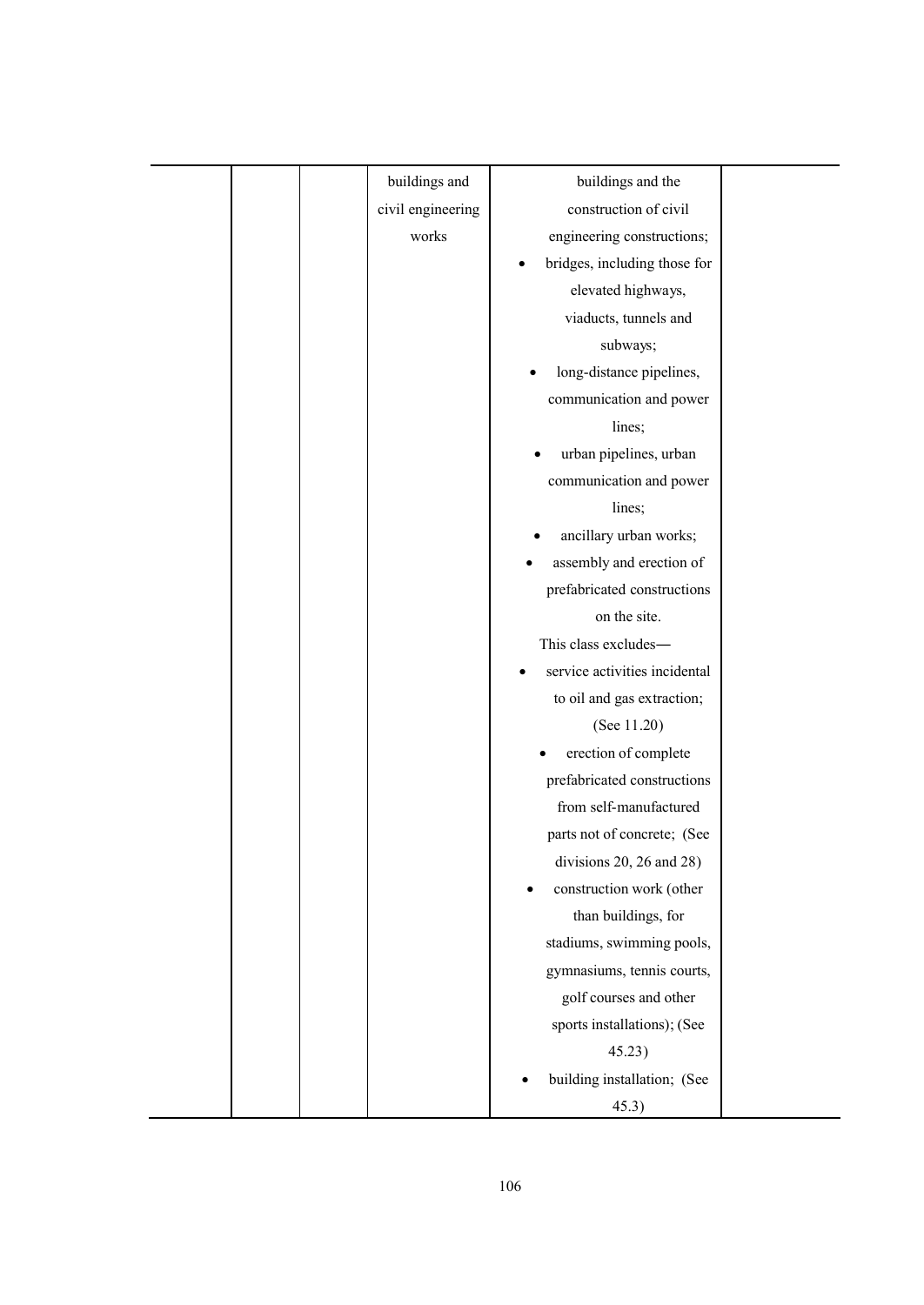|  |  |  | buildings and civil engineering works | buildings and the construction of civil engineering constructions;<br>• bridges, including those for elevated highways, viaducts, tunnels and subways;<br>• long-distance pipelines, communication and power lines;<br>• urban pipelines, urban communication and power lines;<br>• ancillary urban works;<br>• assembly and erection of prefabricated constructions on the site.<br>This class excludes—<br>• service activities incidental to oil and gas extraction; (See 11.20)<br>• erection of complete prefabricated constructions from self-manufactured parts not of concrete; (See divisions 20, 26 and 28)<br>• construction work (other than buildings, for stadiums, swimming pools, gymnasiums, tennis courts, golf courses and other sports installations); (See 45.23)<br>• building installation; (See 45.3) |  |
|---|---|---|---|---|---|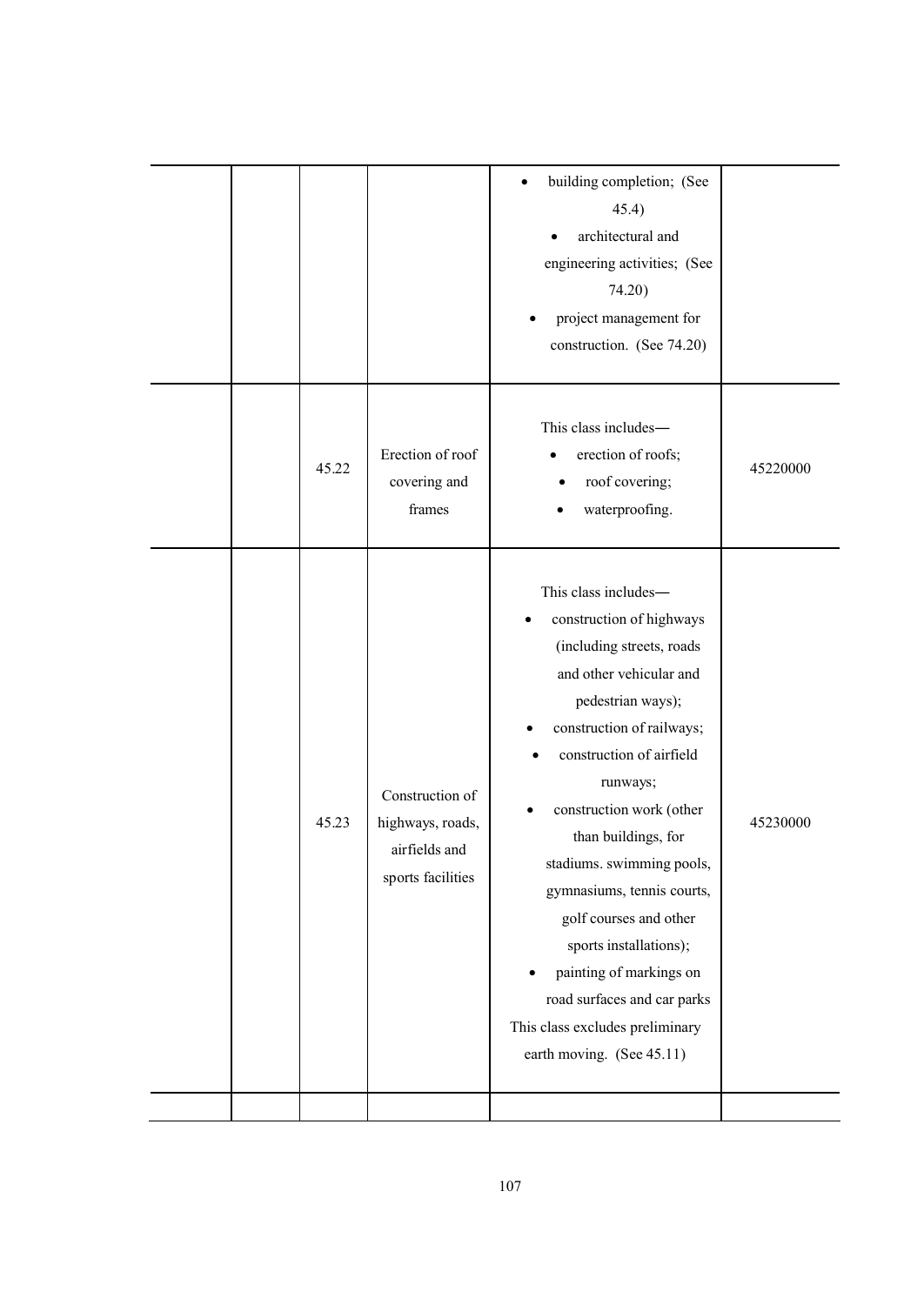|  |  |  |  |  |  |
|---|---|---|---|---|---|
|  |  |  |  | • building completion; (See 45.4)<br>• architectural and engineering activities; (See 74.20)<br>• project management for construction. (See 74.20) |  |
|  |  | 45.22 | Erection of roof covering and frames | This class includes—<br>• erection of roofs;<br>• roof covering;<br>• waterproofing. | 45220000 |
|  |  | 45.23 | Construction of highways, roads, airfields and sports facilities | This class includes—<br>• construction of highways (including streets, roads and other vehicular and pedestrian ways);<br>• construction of railways;<br>• construction of airfield runways;<br>• construction work (other than buildings, for stadiums. swimming pools, gymnasiums, tennis courts, golf courses and other sports installations);<br>• painting of markings on road surfaces and car parks<br>This class excludes preliminary earth moving. (See 45.11) | 45230000 |
|  |  |  |  |  |  |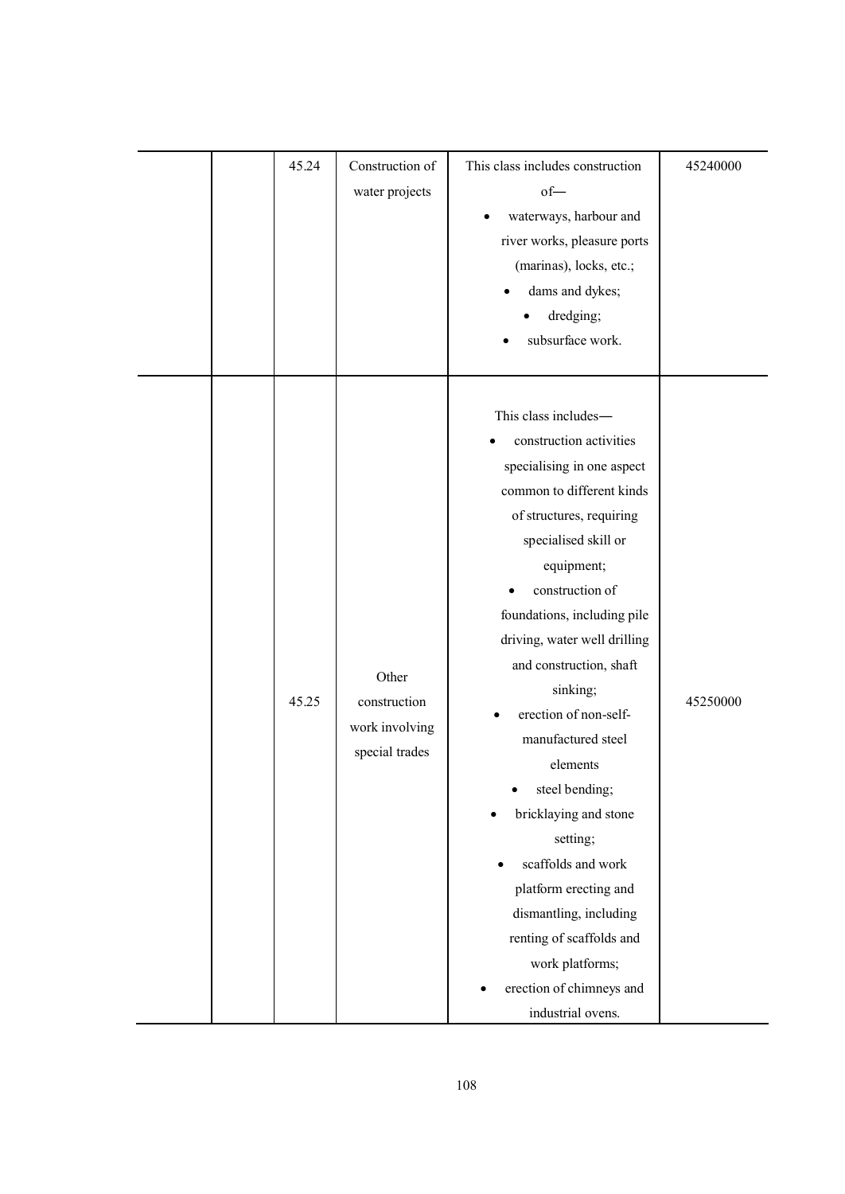| | | | | | |
|---|---|---|---|---|---|
| | | 45.24 | Construction of water projects | This class includes construction of—<br>• waterways, harbour and river works, pleasure ports (marinas), locks, etc.;<br>• dams and dykes;<br>• dredging;<br>• subsurface work. | 45240000 |
| | | 45.25 | Other construction work involving special trades | This class includes—<br>• construction activities specialising in one aspect common to different kinds of structures, requiring specialised skill or equipment;<br>• construction of foundations, including pile driving, water well drilling and construction, shaft sinking;<br>• erection of non-self-manufactured steel elements<br>• steel bending;<br>• bricklaying and stone setting;<br>• scaffolds and work platform erecting and dismantling, including renting of scaffolds and work platforms;<br>• erection of chimneys and industrial ovens. | 45250000 |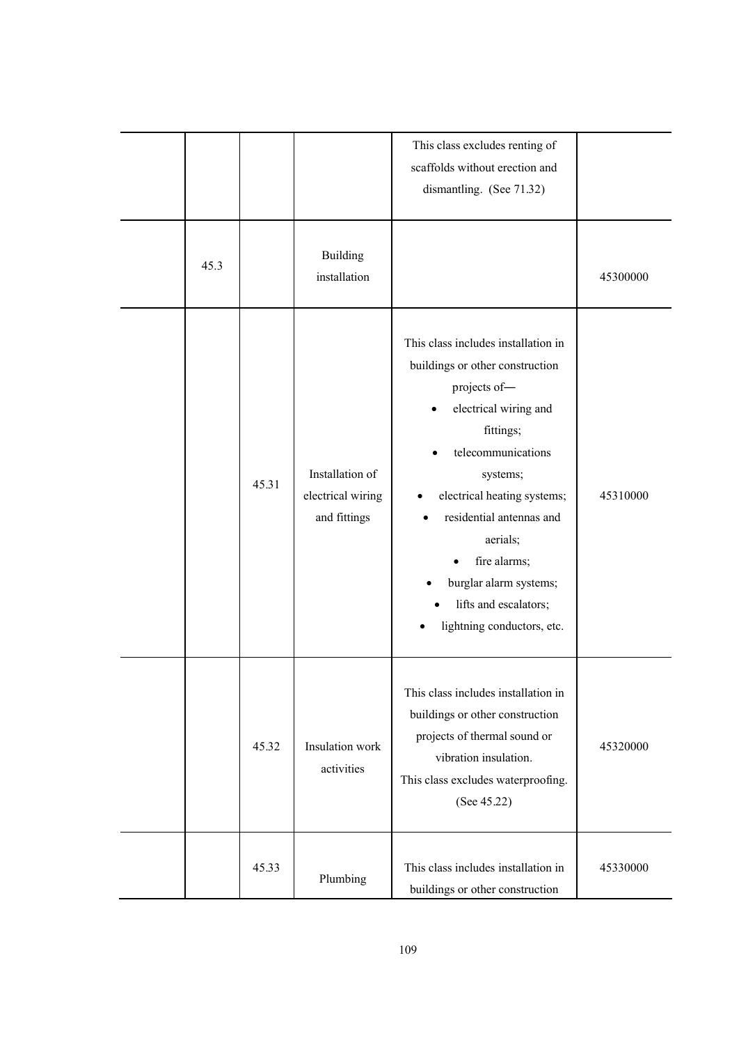| | | | | | |
|---|---|---|---|---|---|
| | | | | This class excludes renting of scaffolds without erection and dismantling. (See 71.32) | |
| | 45.3 | | Building installation | | 45300000 |
| | | 45.31 | Installation of electrical wiring and fittings | This class includes installation in buildings or other construction projects of— <br>• electrical wiring and fittings; <br>• telecommunications systems; <br>• electrical heating systems; <br>• residential antennas and aerials; <br>• fire alarms; <br>• burglar alarm systems; <br>• lifts and escalators; <br>• lightning conductors, etc. | 45310000 |
| | | 45.32 | Insulation work activities | This class includes installation in buildings or other construction projects of thermal sound or vibration insulation. <br>This class excludes waterproofing. (See 45.22) | 45320000 |
| | | 45.33 | Plumbing | This class includes installation in buildings or other construction | 45330000 |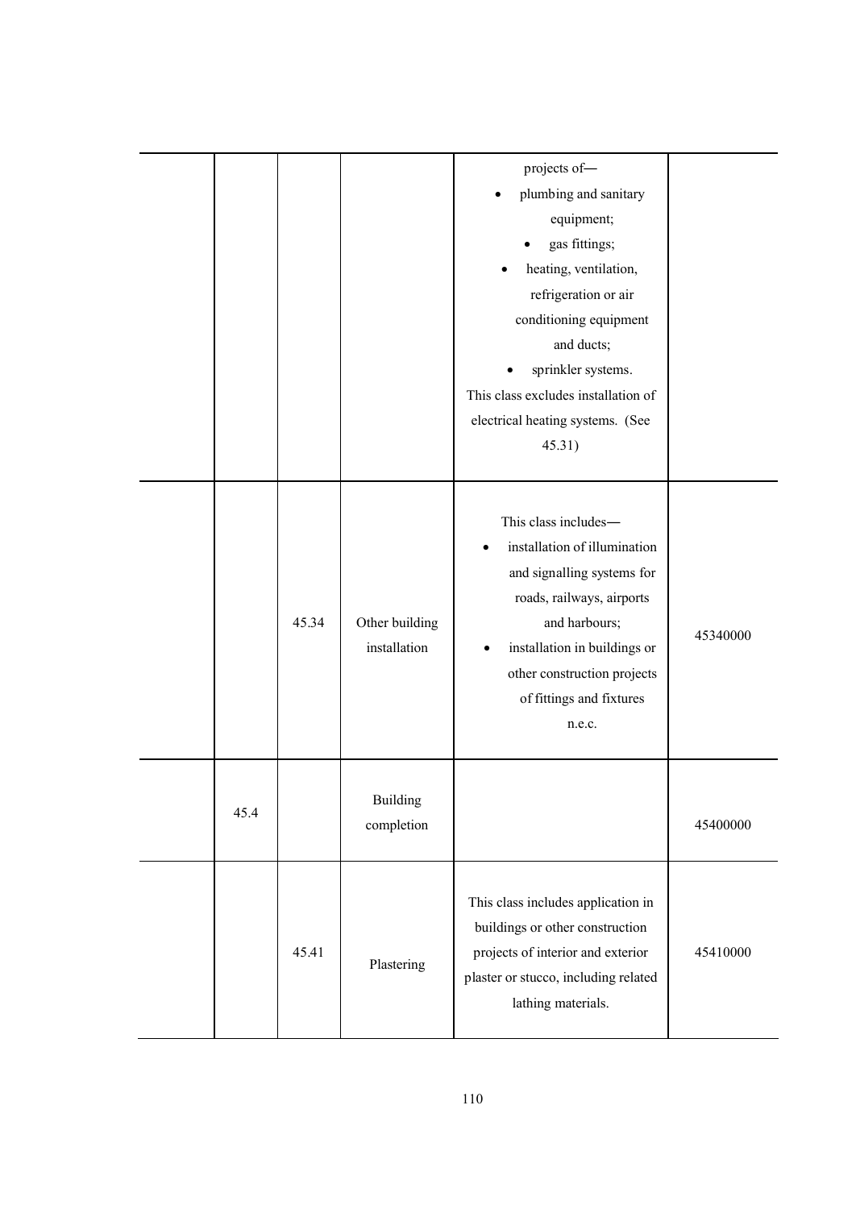| | | | | |
|---|---|---|---|---|
| | | | projects of— <br>• plumbing and sanitary equipment; <br>• gas fittings; <br>• heating, ventilation, refrigeration or air conditioning equipment and ducts; <br>• sprinkler systems. <br>This class excludes installation of electrical heating systems. (See 45.31) | |
| | 45.34 | Other building installation | This class includes— <br>• installation of illumination and signalling systems for roads, railways, airports and harbours; <br>• installation in buildings or other construction projects of fittings and fixtures n.e.c. | 45340000 |
| 45.4 | | Building completion | | 45400000 |
| | 45.41 | Plastering | This class includes application in buildings or other construction projects of interior and exterior plaster or stucco, including related lathing materials. | 45410000 |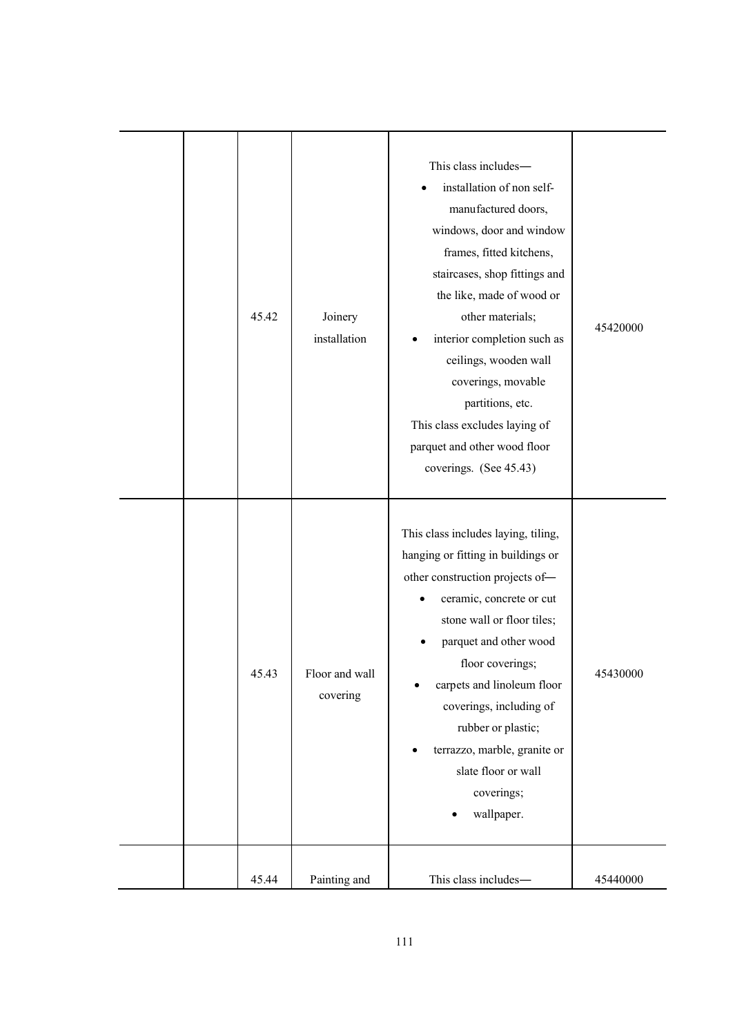| | | | | | |
|---|---|---|---|---|---|
| | | 45.42 | Joinery installation | This class includes—<br>• installation of non self-manufactured doors, windows, door and window frames, fitted kitchens, staircases, shop fittings and the like, made of wood or other materials;<br>• interior completion such as ceilings, wooden wall coverings, movable partitions, etc.<br>This class excludes laying of parquet and other wood floor coverings. (See 45.43) | 45420000 |
| | | 45.43 | Floor and wall covering | This class includes laying, tiling, hanging or fitting in buildings or other construction projects of—<br>• ceramic, concrete or cut stone wall or floor tiles;<br>• parquet and other wood floor coverings;<br>• carpets and linoleum floor coverings, including of rubber or plastic;<br>• terrazzo, marble, granite or slate floor or wall coverings;<br>• wallpaper. | 45430000 |
| | | 45.44 | Painting and | This class includes— | 45440000 |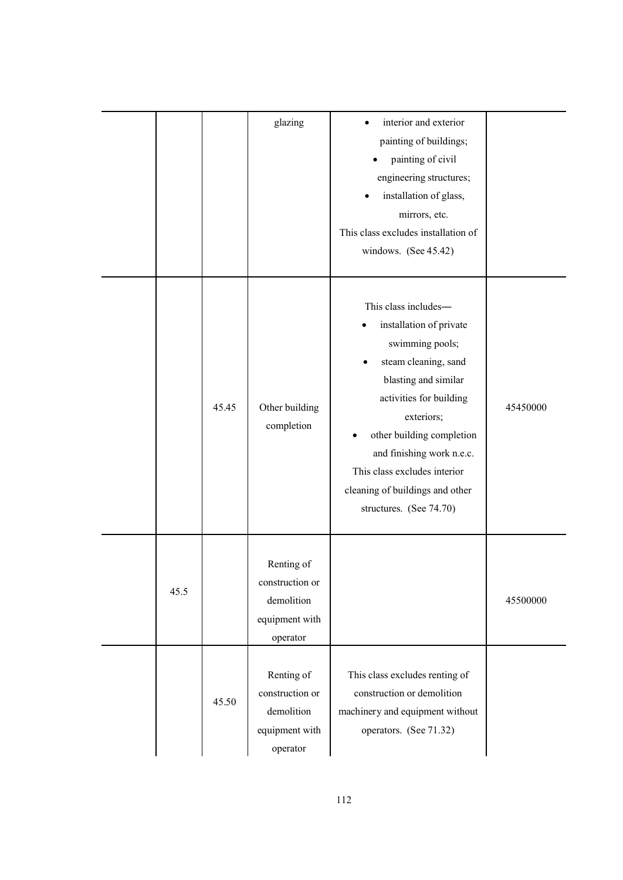|  |  |  |  |  |  |
|---|---|---|---|---|---|
|  |  |  | glazing | • interior and exterior painting of buildings; • painting of civil engineering structures; • installation of glass, mirrors, etc. This class excludes installation of windows. (See 45.42) |  |
|  |  | 45.45 | Other building completion | This class includes— • installation of private swimming pools; • steam cleaning, sand blasting and similar activities for building exteriors; • other building completion and finishing work n.e.c. This class excludes interior cleaning of buildings and other structures. (See 74.70) | 45450000 |
|  | 45.5 |  | Renting of construction or demolition equipment with operator |  | 45500000 |
|  |  | 45.50 | Renting of construction or demolition equipment with operator | This class excludes renting of construction or demolition machinery and equipment without operators. (See 71.32) |  |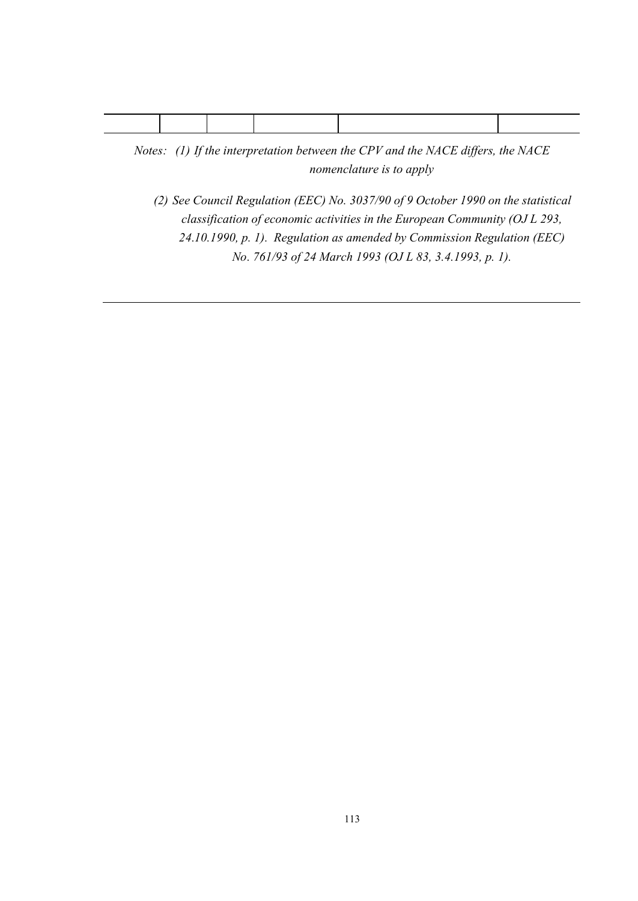| | | | | | |
|---|---|---|---|---|---|
| | | | | | |

*Notes: (1) If the interpretation between the CPV and the NACE differs, the NACE nomenclature is to apply*

*(2) See Council Regulation (EEC) No. 3037/90 of 9 October 1990 on the statistical classification of economic activities in the European Community (OJ L 293, 24.10.1990, p. 1). Regulation as amended by Commission Regulation (EEC) No. 761/93 of 24 March 1993 (OJ L 83, 3.4.1993, p. 1).*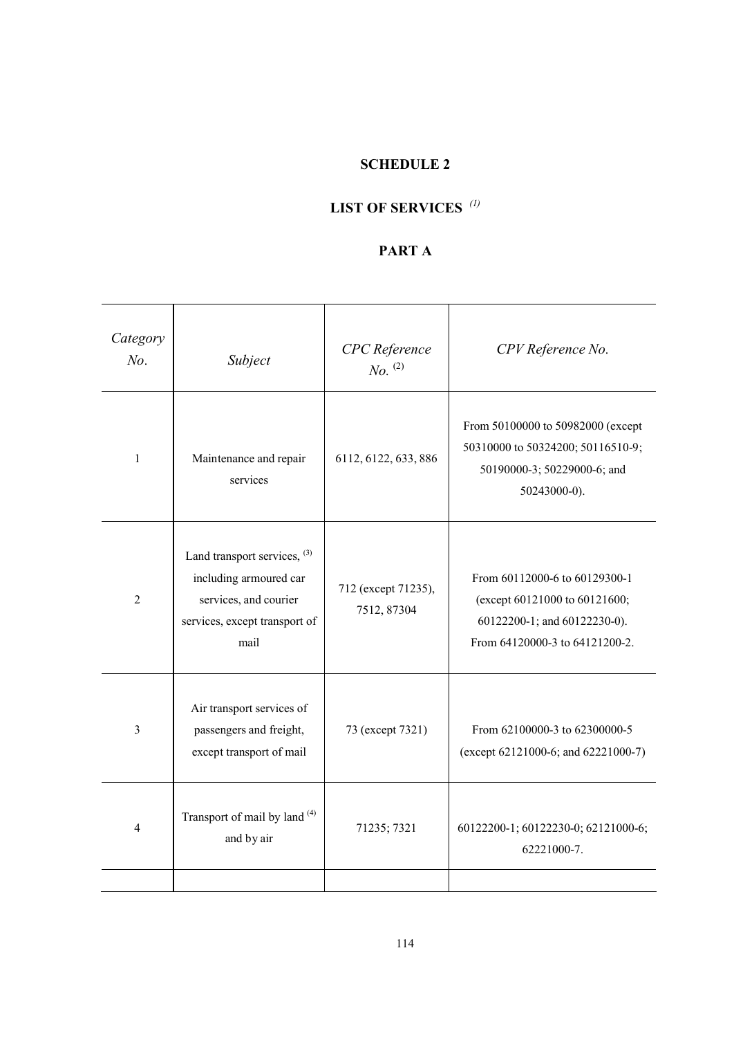# SCHEDULE 2

## LIST OF SERVICES [(1)]

## PART A

| *Category No.* | *Subject* | *CPC Reference No.* [(2)] | *CPV Reference No.* |
|---|---|---|---|
| 1 | Maintenance and repair services | 6112, 6122, 633, 886 | From 50100000 to 50982000 (except 50310000 to 50324200; 50116510-9; 50190000-3; 50229000-6; and 50243000-0). |
| 2 | Land transport services, [(3)] including armoured car services, and courier services, except transport of mail | 712 (except 71235), 7512, 87304 | From 60112000-6 to 60129300-1 (except 60121000 to 60121600; 60122200-1; and 60122230-0). From 64120000-3 to 64121200-2. |
| 3 | Air transport services of passengers and freight, except transport of mail | 73 (except 7321) | From 62100000-3 to 62300000-5 (except 62121000-6; and 62221000-7) |
| 4 | Transport of mail by land [(4)] and by air | 71235; 7321 | 60122200-1; 60122230-0; 62121000-6; 62221000-7. |
| | | | |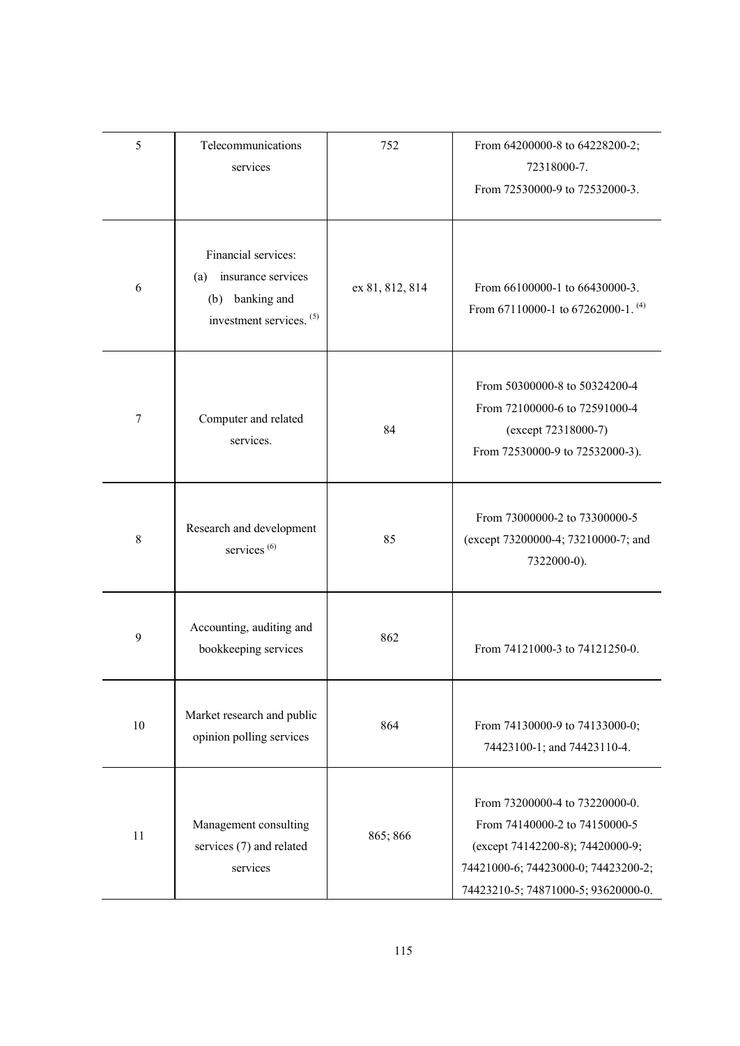| 5 | Telecommunications services | 752 | From 64200000-8 to 64228200-2; 72318000-7. From 72530000-9 to 72532000-3. |
|---|---|---|---|
| 6 | Financial services: (a) insurance services (b) banking and investment services. [(5)] | ex 81, 812, 814 | From 66100000-1 to 66430000-3. From 67110000-1 to 67262000-1. [(4)] |
| 7 | Computer and related services. | 84 | From 50300000-8 to 50324200-4 From 72100000-6 to 72591000-4 (except 72318000-7) From 72530000-9 to 72532000-3). |
| 8 | Research and development services [(6)] | 85 | From 73000000-2 to 73300000-5 (except 73200000-4; 73210000-7; and 7322000-0). |
| 9 | Accounting, auditing and bookkeeping services | 862 | From 74121000-3 to 74121250-0. |
| 10 | Market research and public opinion polling services | 864 | From 74130000-9 to 74133000-0; 74423100-1; and 74423110-4. |
| 11 | Management consulting services (7) and related services | 865; 866 | From 73200000-4 to 73220000-0. From 74140000-2 to 74150000-5 (except 74142200-8); 74420000-9; 74421000-6; 74423000-0; 74423200-2; 74423210-5; 74871000-5; 93620000-0. |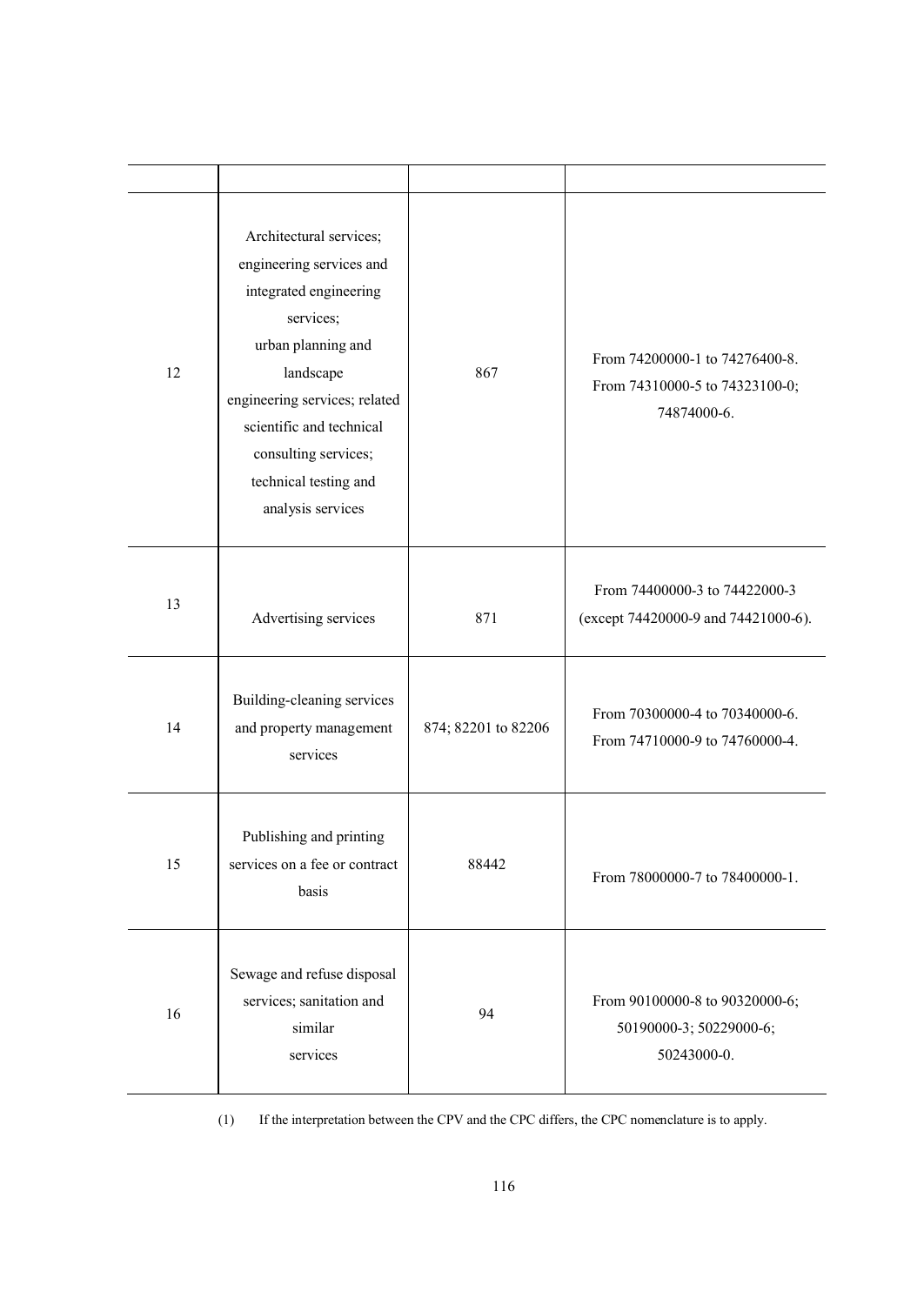| | | | |
|---|---|---|---|
| 12 | Architectural services; engineering services and integrated engineering services; urban planning and landscape engineering services; related scientific and technical consulting services; technical testing and analysis services | 867 | From 74200000-1 to 74276400-8. From 74310000-5 to 74323100-0; 74874000-6. |
| 13 | Advertising services | 871 | From 74400000-3 to 74422000-3 (except 74420000-9 and 74421000-6). |
| 14 | Building-cleaning services and property management services | 874; 82201 to 82206 | From 70300000-4 to 70340000-6. From 74710000-9 to 74760000-4. |
| 15 | Publishing and printing services on a fee or contract basis | 88442 | From 78000000-7 to 78400000-1. |
| 16 | Sewage and refuse disposal services; sanitation and similar services | 94 | From 90100000-8 to 90320000-6; 50190000-3; 50229000-6; 50243000-0. |

(1) If the interpretation between the CPV and the CPC differs, the CPC nomenclature is to apply.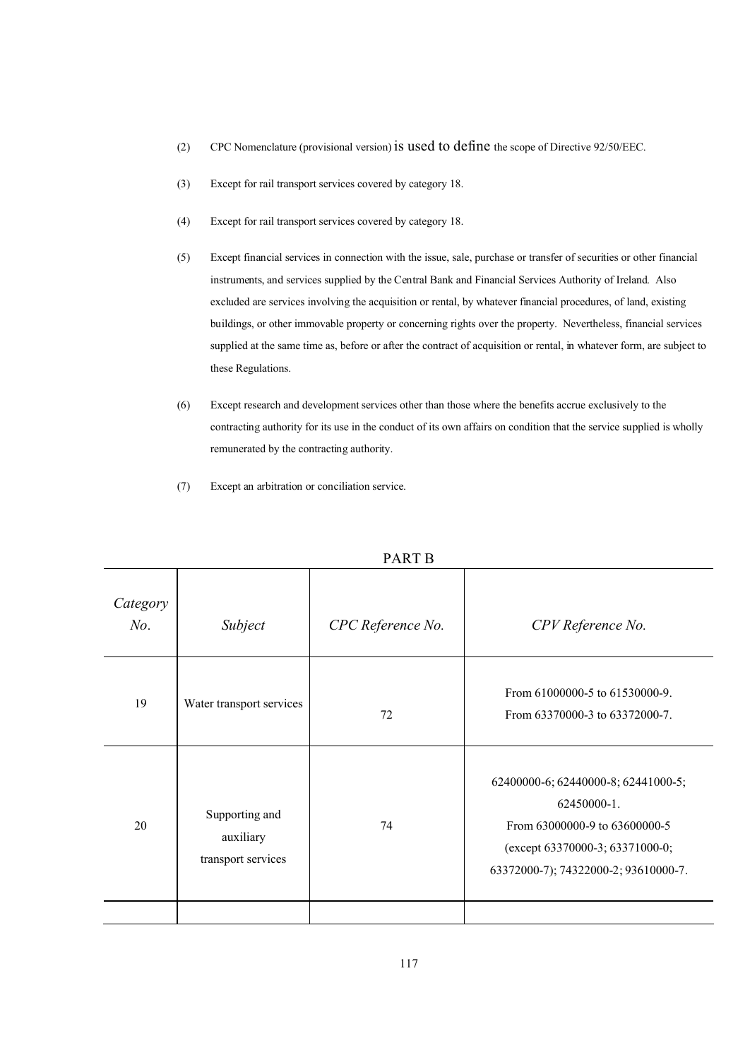(2) CPC Nomenclature (provisional version) is used to define the scope of Directive 92/50/EEC.

(3) Except for rail transport services covered by category 18.

(4) Except for rail transport services covered by category 18.

(5) Except financial services in connection with the issue, sale, purchase or transfer of securities or other financial instruments, and services supplied by the Central Bank and Financial Services Authority of Ireland. Also excluded are services involving the acquisition or rental, by whatever financial procedures, of land, existing buildings, or other immovable property or concerning rights over the property. Nevertheless, financial services supplied at the same time as, before or after the contract of acquisition or rental, in whatever form, are subject to these Regulations.

(6) Except research and development services other than those where the benefits accrue exclusively to the contracting authority for its use in the conduct of its own affairs on condition that the service supplied is wholly remunerated by the contracting authority.

(7) Except an arbitration or conciliation service.

PART B

| *Category No.* | *Subject* | *CPC Reference No.* | *CPV Reference No.* |
|---|---|---|---|
| 19 | Water transport services | 72 | From 61000000-5 to 61530000-9. From 63370000-3 to 63372000-7. |
| 20 | Supporting and auxiliary transport services | 74 | 62400000-6; 62440000-8; 62441000-5; 62450000-1. From 63000000-9 to 63600000-5 (except 63370000-3; 63371000-0; 63372000-7); 74322000-2; 93610000-7. |
| | | | |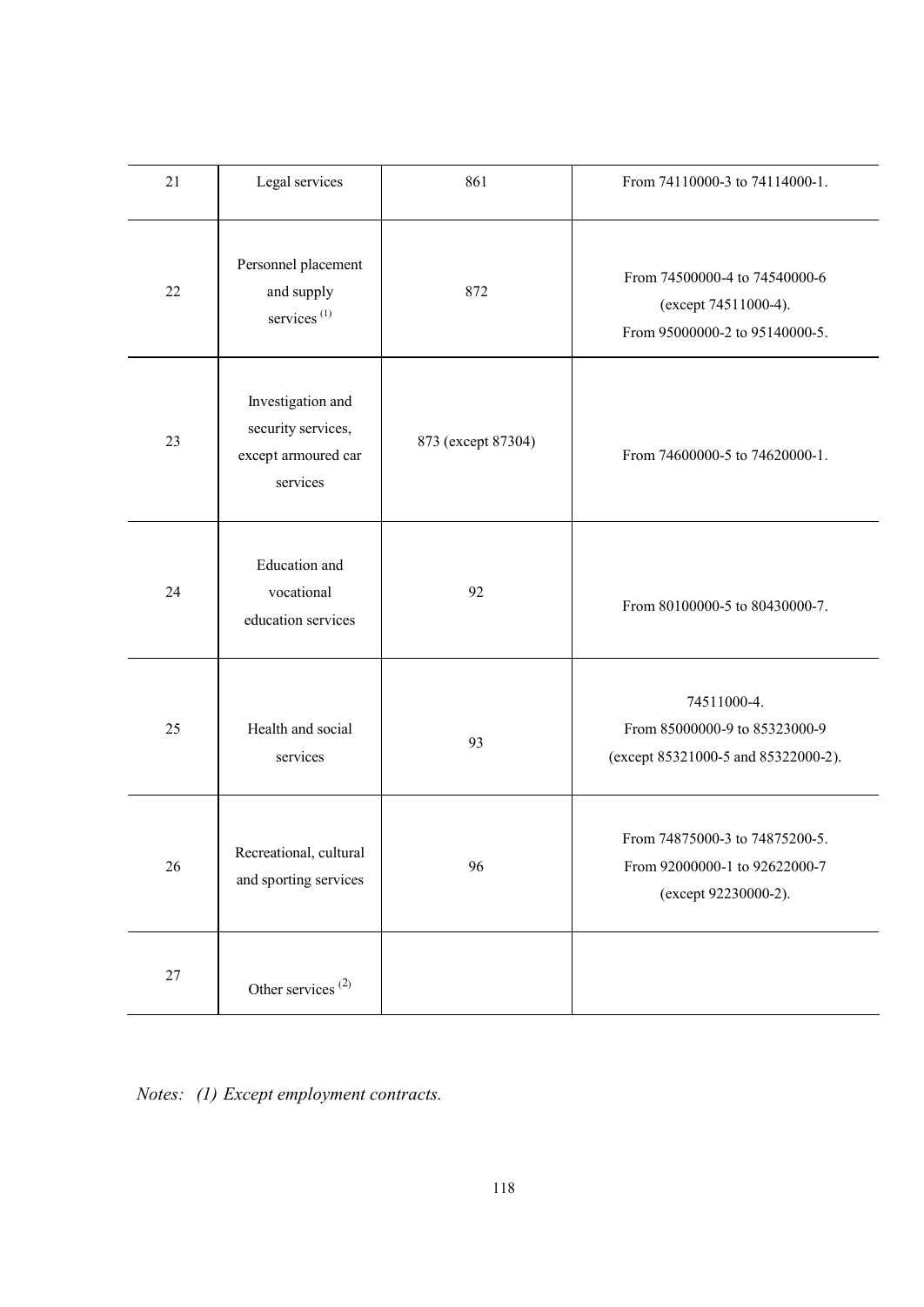| 21 | Legal services | 861 | From 74110000-3 to 74114000-1. |
|---|---|---|---|
| 22 | Personnel placement and supply services (1) | 872 | From 74500000-4 to 74540000-6 (except 74511000-4). From 95000000-2 to 95140000-5. |
| 23 | Investigation and security services, except armoured car services | 873 (except 87304) | From 74600000-5 to 74620000-1. |
| 24 | Education and vocational education services | 92 | From 80100000-5 to 80430000-7. |
| 25 | Health and social services | 93 | 74511000-4. From 85000000-9 to 85323000-9 (except 85321000-5 and 85322000-2). |
| 26 | Recreational, cultural and sporting services | 96 | From 74875000-3 to 74875200-5. From 92000000-1 to 92622000-7 (except 92230000-2). |
| 27 | Other services (2) | | |

*Notes: (1) Except employment contracts.*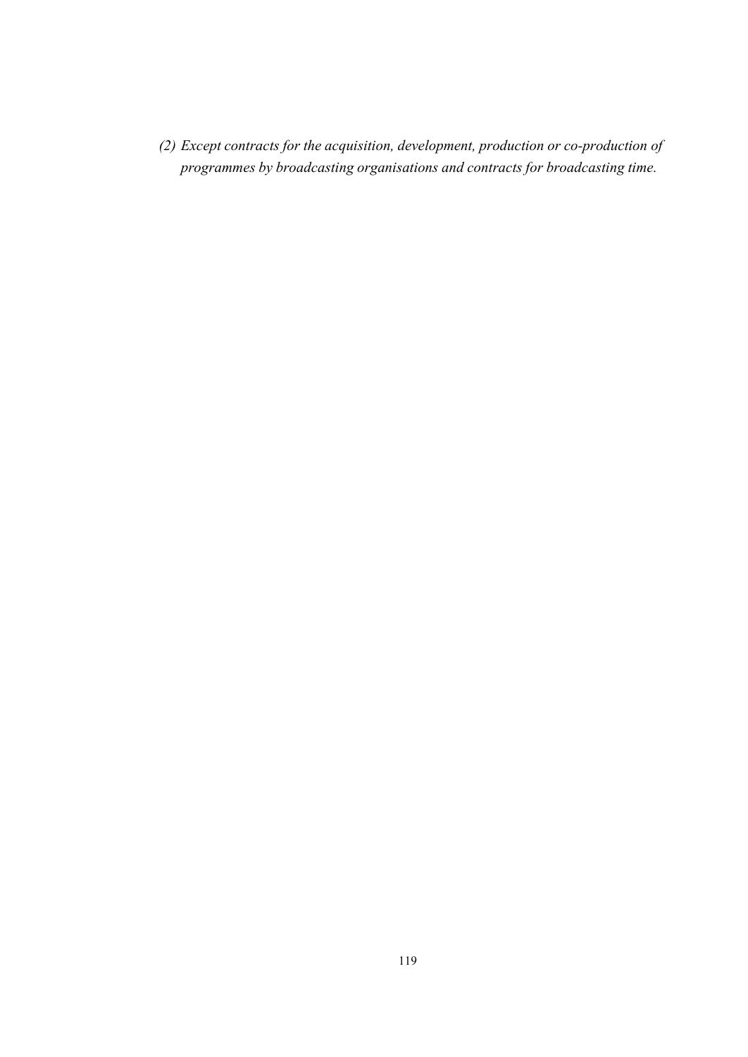*(2) Except contracts for the acquisition, development, production or co-production of programmes by broadcasting organisations and contracts for broadcasting time.*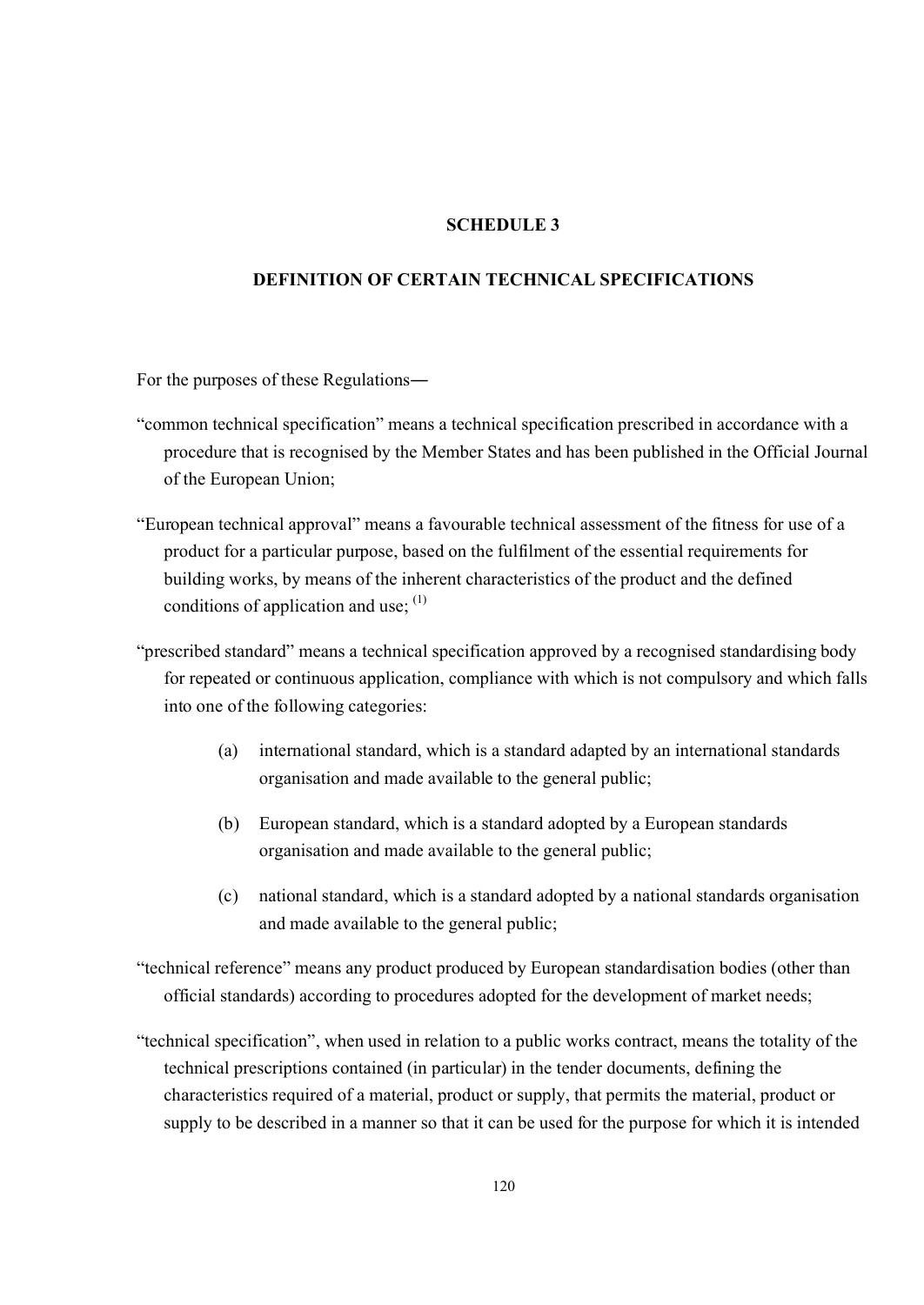## SCHEDULE 3

## DEFINITION OF CERTAIN TECHNICAL SPECIFICATIONS

For the purposes of these Regulations―

"common technical specification" means a technical specification prescribed in accordance with a procedure that is recognised by the Member States and has been published in the Official Journal of the European Union;

"European technical approval" means a favourable technical assessment of the fitness for use of a product for a particular purpose, based on the fulfilment of the essential requirements for building works, by means of the inherent characteristics of the product and the defined conditions of application and use; (1)

"prescribed standard" means a technical specification approved by a recognised standardising body for repeated or continuous application, compliance with which is not compulsory and which falls into one of the following categories:

(a) international standard, which is a standard adapted by an international standards organisation and made available to the general public;

(b) European standard, which is a standard adopted by a European standards organisation and made available to the general public;

(c) national standard, which is a standard adopted by a national standards organisation and made available to the general public;

"technical reference" means any product produced by European standardisation bodies (other than official standards) according to procedures adopted for the development of market needs;

"technical specification", when used in relation to a public works contract, means the totality of the technical prescriptions contained (in particular) in the tender documents, defining the characteristics required of a material, product or supply, that permits the material, product or supply to be described in a manner so that it can be used for the purpose for which it is intended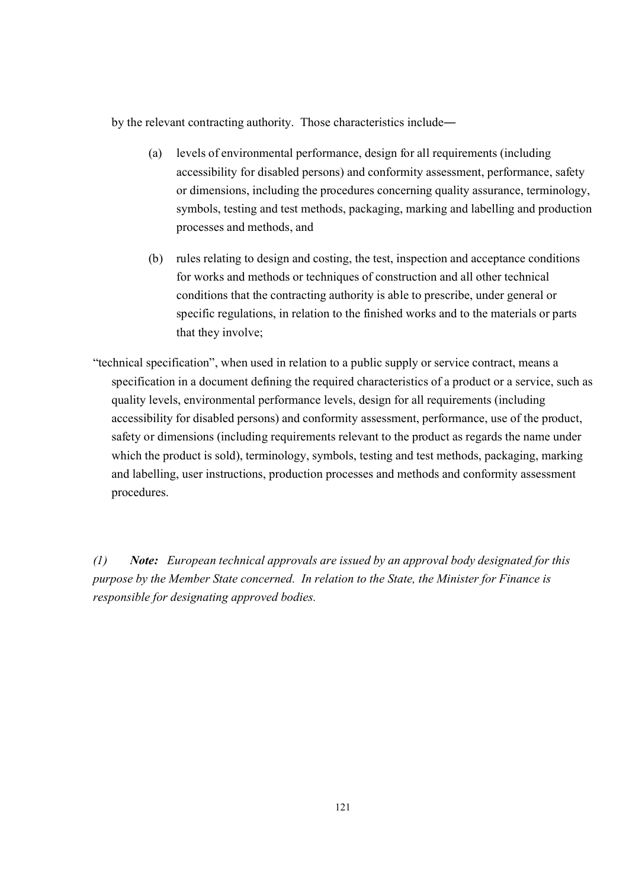by the relevant contracting authority. Those characteristics include—

(a) levels of environmental performance, design for all requirements (including accessibility for disabled persons) and conformity assessment, performance, safety or dimensions, including the procedures concerning quality assurance, terminology, symbols, testing and test methods, packaging, marking and labelling and production processes and methods, and

(b) rules relating to design and costing, the test, inspection and acceptance conditions for works and methods or techniques of construction and all other technical conditions that the contracting authority is able to prescribe, under general or specific regulations, in relation to the finished works and to the materials or parts that they involve;

"technical specification", when used in relation to a public supply or service contract, means a specification in a document defining the required characteristics of a product or a service, such as quality levels, environmental performance levels, design for all requirements (including accessibility for disabled persons) and conformity assessment, performance, use of the product, safety or dimensions (including requirements relevant to the product as regards the name under which the product is sold), terminology, symbols, testing and test methods, packaging, marking and labelling, user instructions, production processes and methods and conformity assessment procedures.

*(1)* ***Note:*** *European technical approvals are issued by an approval body designated for this purpose by the Member State concerned. In relation to the State, the Minister for Finance is responsible for designating approved bodies.*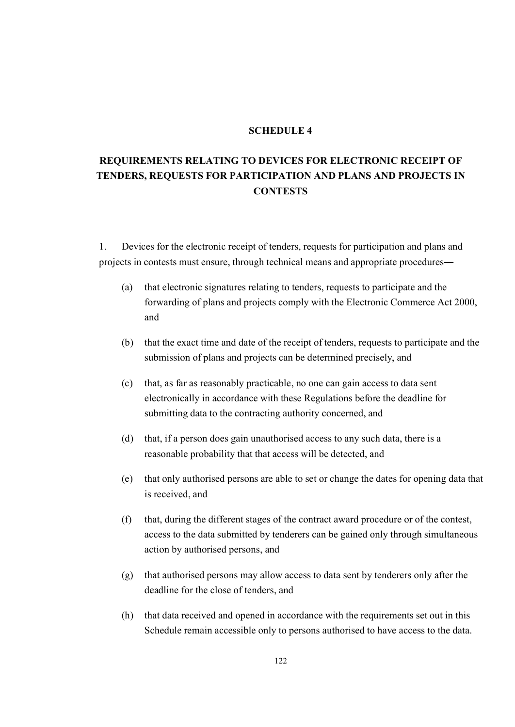## SCHEDULE 4

## REQUIREMENTS RELATING TO DEVICES FOR ELECTRONIC RECEIPT OF TENDERS, REQUESTS FOR PARTICIPATION AND PLANS AND PROJECTS IN CONTESTS

1. Devices for the electronic receipt of tenders, requests for participation and plans and projects in contests must ensure, through technical means and appropriate procedures―

   (a) that electronic signatures relating to tenders, requests to participate and the forwarding of plans and projects comply with the Electronic Commerce Act 2000, and

   (b) that the exact time and date of the receipt of tenders, requests to participate and the submission of plans and projects can be determined precisely, and

   (c) that, as far as reasonably practicable, no one can gain access to data sent electronically in accordance with these Regulations before the deadline for submitting data to the contracting authority concerned, and

   (d) that, if a person does gain unauthorised access to any such data, there is a reasonable probability that that access will be detected, and

   (e) that only authorised persons are able to set or change the dates for opening data that is received, and

   (f) that, during the different stages of the contract award procedure or of the contest, access to the data submitted by tenderers can be gained only through simultaneous action by authorised persons, and

   (g) that authorised persons may allow access to data sent by tenderers only after the deadline for the close of tenders, and

   (h) that data received and opened in accordance with the requirements set out in this Schedule remain accessible only to persons authorised to have access to the data.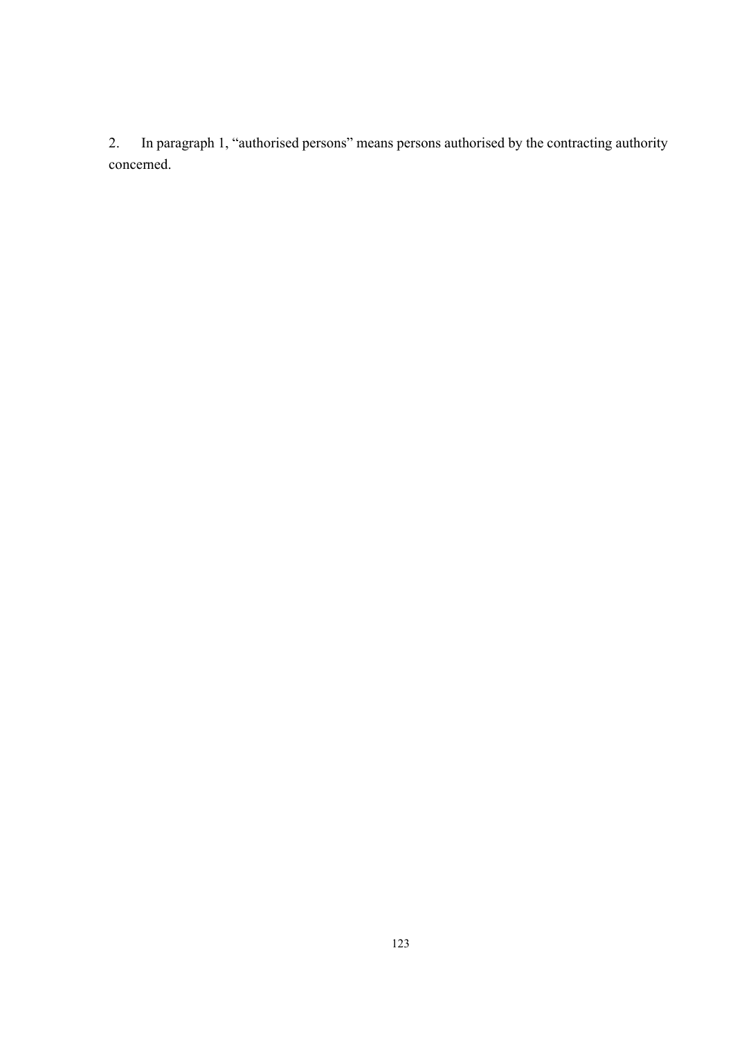2. In paragraph 1, "authorised persons" means persons authorised by the contracting authority concerned.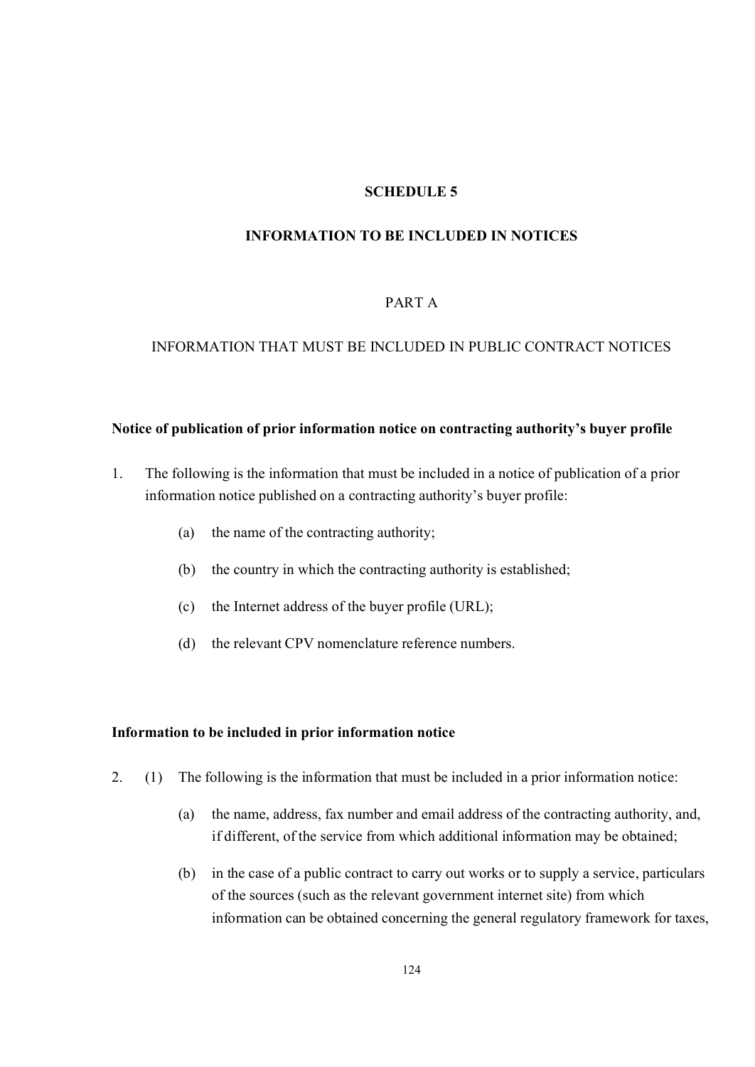# SCHEDULE 5

## INFORMATION TO BE INCLUDED IN NOTICES

## PART A

## INFORMATION THAT MUST BE INCLUDED IN PUBLIC CONTRACT NOTICES

**Notice of publication of prior information notice on contracting authority's buyer profile**

1. The following is the information that must be included in a notice of publication of a prior information notice published on a contracting authority's buyer profile:

    (a) the name of the contracting authority;

    (b) the country in which the contracting authority is established;

    (c) the Internet address of the buyer profile (URL);

    (d) the relevant CPV nomenclature reference numbers.

**Information to be included in prior information notice**

2. (1) The following is the information that must be included in a prior information notice:

    (a) the name, address, fax number and email address of the contracting authority, and, if different, of the service from which additional information may be obtained;

    (b) in the case of a public contract to carry out works or to supply a service, particulars of the sources (such as the relevant government internet site) from which information can be obtained concerning the general regulatory framework for taxes,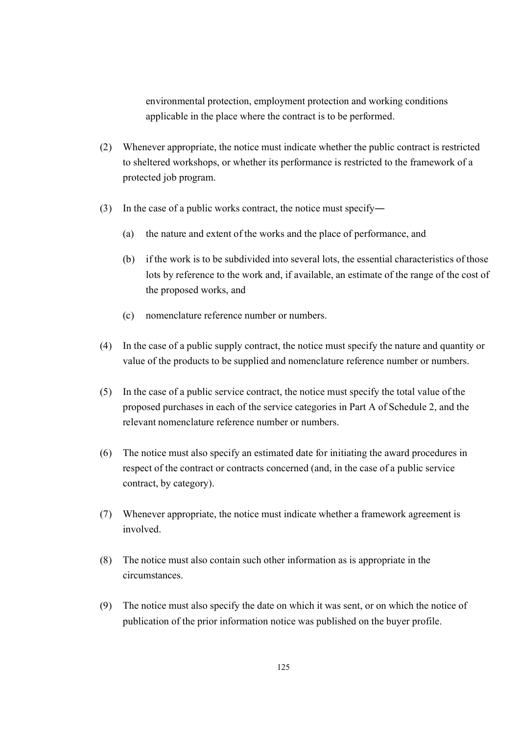environmental protection, employment protection and working conditions applicable in the place where the contract is to be performed.

(2) Whenever appropriate, the notice must indicate whether the public contract is restricted to sheltered workshops, or whether its performance is restricted to the framework of a protected job program.

(3) In the case of a public works contract, the notice must specify—

(a) the nature and extent of the works and the place of performance, and

(b) if the work is to be subdivided into several lots, the essential characteristics of those lots by reference to the work and, if available, an estimate of the range of the cost of the proposed works, and

(c) nomenclature reference number or numbers.

(4) In the case of a public supply contract, the notice must specify the nature and quantity or value of the products to be supplied and nomenclature reference number or numbers.

(5) In the case of a public service contract, the notice must specify the total value of the proposed purchases in each of the service categories in Part A of Schedule 2, and the relevant nomenclature reference number or numbers.

(6) The notice must also specify an estimated date for initiating the award procedures in respect of the contract or contracts concerned (and, in the case of a public service contract, by category).

(7) Whenever appropriate, the notice must indicate whether a framework agreement is involved.

(8) The notice must also contain such other information as is appropriate in the circumstances.

(9) The notice must also specify the date on which it was sent, or on which the notice of publication of the prior information notice was published on the buyer profile.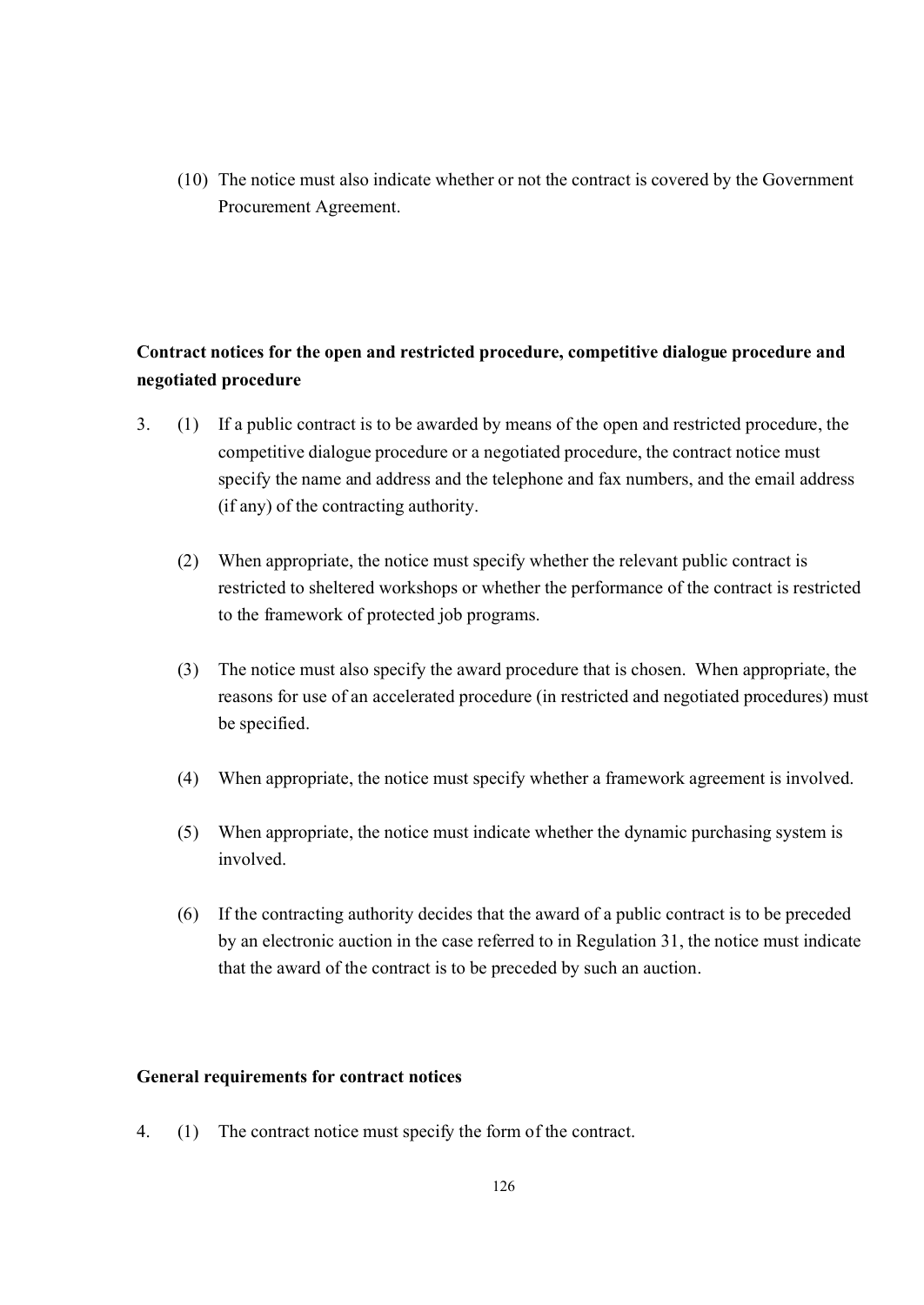(10) The notice must also indicate whether or not the contract is covered by the Government Procurement Agreement.

**Contract notices for the open and restricted procedure, competitive dialogue procedure and negotiated procedure**

3. (1) If a public contract is to be awarded by means of the open and restricted procedure, the competitive dialogue procedure or a negotiated procedure, the contract notice must specify the name and address and the telephone and fax numbers, and the email address (if any) of the contracting authority.

(2) When appropriate, the notice must specify whether the relevant public contract is restricted to sheltered workshops or whether the performance of the contract is restricted to the framework of protected job programs.

(3) The notice must also specify the award procedure that is chosen. When appropriate, the reasons for use of an accelerated procedure (in restricted and negotiated procedures) must be specified.

(4) When appropriate, the notice must specify whether a framework agreement is involved.

(5) When appropriate, the notice must indicate whether the dynamic purchasing system is involved.

(6) If the contracting authority decides that the award of a public contract is to be preceded by an electronic auction in the case referred to in Regulation 31, the notice must indicate that the award of the contract is to be preceded by such an auction.

**General requirements for contract notices**

4. (1) The contract notice must specify the form of the contract.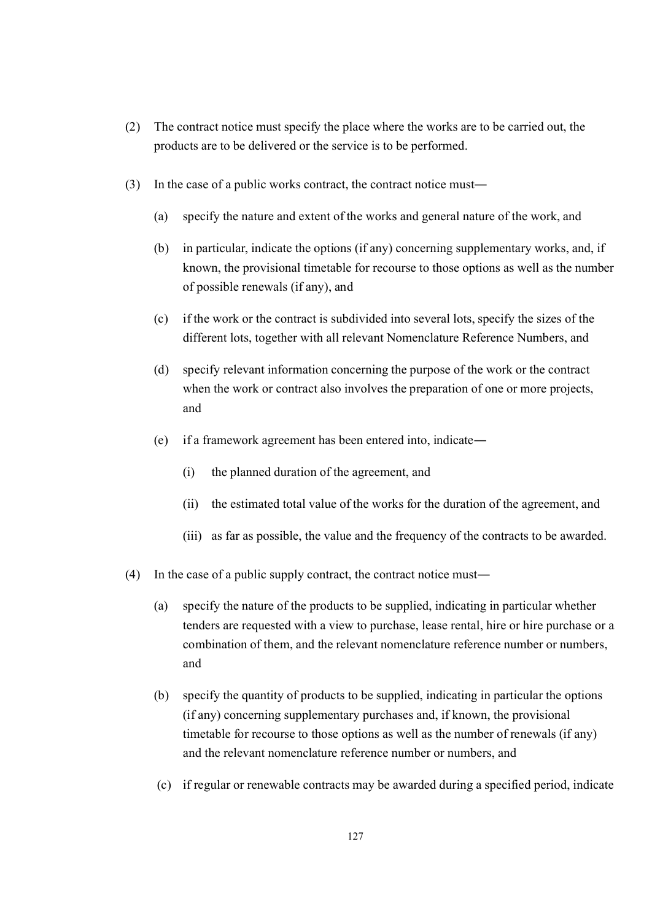(2) The contract notice must specify the place where the works are to be carried out, the products are to be delivered or the service is to be performed.

(3) In the case of a public works contract, the contract notice must―

(a) specify the nature and extent of the works and general nature of the work, and

(b) in particular, indicate the options (if any) concerning supplementary works, and, if known, the provisional timetable for recourse to those options as well as the number of possible renewals (if any), and

(c) if the work or the contract is subdivided into several lots, specify the sizes of the different lots, together with all relevant Nomenclature Reference Numbers, and

(d) specify relevant information concerning the purpose of the work or the contract when the work or contract also involves the preparation of one or more projects, and

(e) if a framework agreement has been entered into, indicate―

(i) the planned duration of the agreement, and

(ii) the estimated total value of the works for the duration of the agreement, and

(iii) as far as possible, the value and the frequency of the contracts to be awarded.

(4) In the case of a public supply contract, the contract notice must―

(a) specify the nature of the products to be supplied, indicating in particular whether tenders are requested with a view to purchase, lease rental, hire or hire purchase or a combination of them, and the relevant nomenclature reference number or numbers, and

(b) specify the quantity of products to be supplied, indicating in particular the options (if any) concerning supplementary purchases and, if known, the provisional timetable for recourse to those options as well as the number of renewals (if any) and the relevant nomenclature reference number or numbers, and

(c) if regular or renewable contracts may be awarded during a specified period, indicate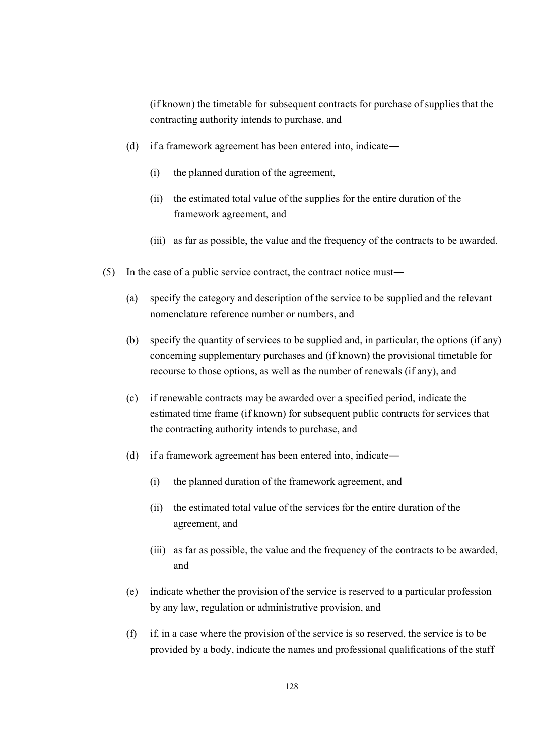(if known) the timetable for subsequent contracts for purchase of supplies that the contracting authority intends to purchase, and

(d) if a framework agreement has been entered into, indicate―

   (i) the planned duration of the agreement,

   (ii) the estimated total value of the supplies for the entire duration of the framework agreement, and

   (iii) as far as possible, the value and the frequency of the contracts to be awarded.

(5) In the case of a public service contract, the contract notice must―

(a) specify the category and description of the service to be supplied and the relevant nomenclature reference number or numbers, and

(b) specify the quantity of services to be supplied and, in particular, the options (if any) concerning supplementary purchases and (if known) the provisional timetable for recourse to those options, as well as the number of renewals (if any), and

(c) if renewable contracts may be awarded over a specified period, indicate the estimated time frame (if known) for subsequent public contracts for services that the contracting authority intends to purchase, and

(d) if a framework agreement has been entered into, indicate―

   (i) the planned duration of the framework agreement, and

   (ii) the estimated total value of the services for the entire duration of the agreement, and

   (iii) as far as possible, the value and the frequency of the contracts to be awarded, and

(e) indicate whether the provision of the service is reserved to a particular profession by any law, regulation or administrative provision, and

(f) if, in a case where the provision of the service is so reserved, the service is to be provided by a body, indicate the names and professional qualifications of the staff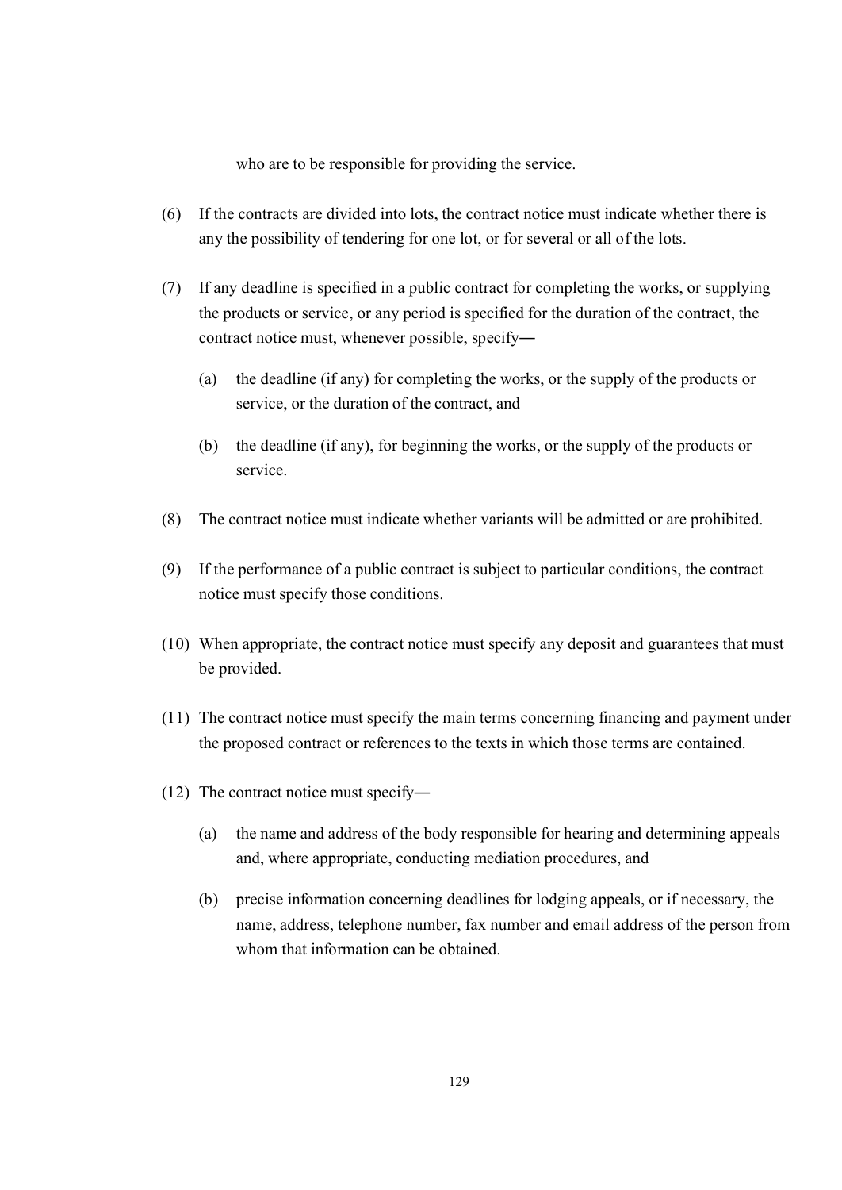who are to be responsible for providing the service.

(6) If the contracts are divided into lots, the contract notice must indicate whether there is any the possibility of tendering for one lot, or for several or all of the lots.

(7) If any deadline is specified in a public contract for completing the works, or supplying the products or service, or any period is specified for the duration of the contract, the contract notice must, whenever possible, specify—

(a) the deadline (if any) for completing the works, or the supply of the products or service, or the duration of the contract, and

(b) the deadline (if any), for beginning the works, or the supply of the products or service.

(8) The contract notice must indicate whether variants will be admitted or are prohibited.

(9) If the performance of a public contract is subject to particular conditions, the contract notice must specify those conditions.

(10) When appropriate, the contract notice must specify any deposit and guarantees that must be provided.

(11) The contract notice must specify the main terms concerning financing and payment under the proposed contract or references to the texts in which those terms are contained.

(12) The contract notice must specify—

(a) the name and address of the body responsible for hearing and determining appeals and, where appropriate, conducting mediation procedures, and

(b) precise information concerning deadlines for lodging appeals, or if necessary, the name, address, telephone number, fax number and email address of the person from whom that information can be obtained.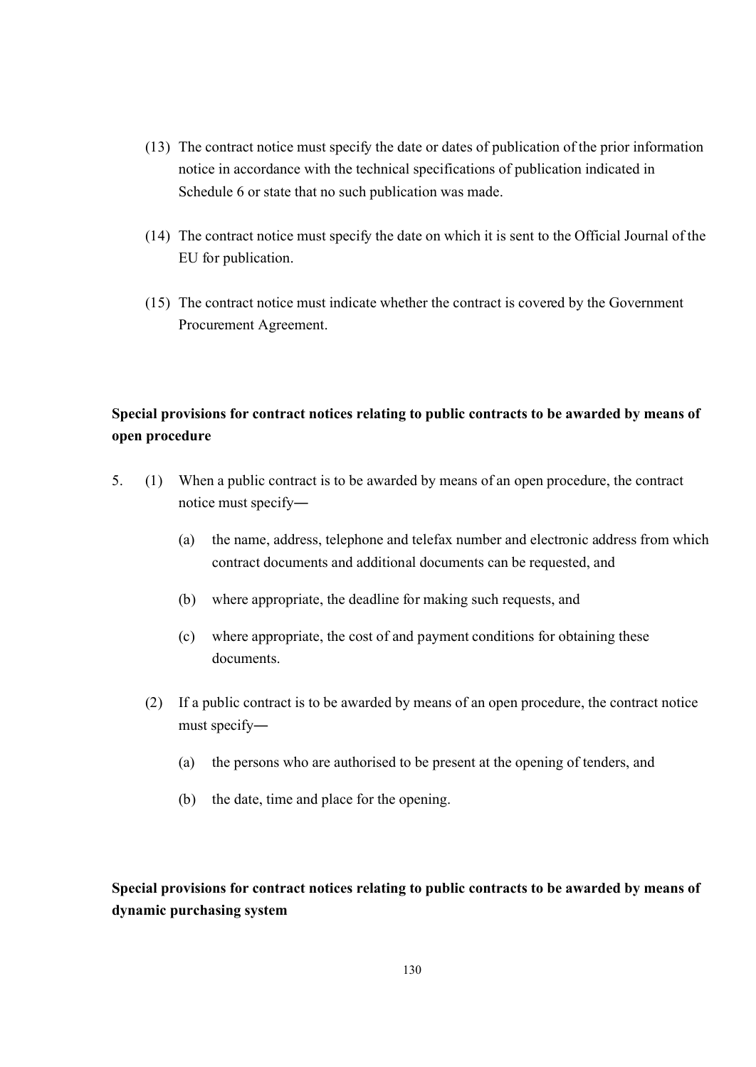(13) The contract notice must specify the date or dates of publication of the prior information notice in accordance with the technical specifications of publication indicated in Schedule 6 or state that no such publication was made.

(14) The contract notice must specify the date on which it is sent to the Official Journal of the EU for publication.

(15) The contract notice must indicate whether the contract is covered by the Government Procurement Agreement.

**Special provisions for contract notices relating to public contracts to be awarded by means of open procedure**

5. (1) When a public contract is to be awarded by means of an open procedure, the contract notice must specify—

   (a) the name, address, telephone and telefax number and electronic address from which contract documents and additional documents can be requested, and

   (b) where appropriate, the deadline for making such requests, and

   (c) where appropriate, the cost of and payment conditions for obtaining these documents.

   (2) If a public contract is to be awarded by means of an open procedure, the contract notice must specify—

   (a) the persons who are authorised to be present at the opening of tenders, and

   (b) the date, time and place for the opening.

**Special provisions for contract notices relating to public contracts to be awarded by means of dynamic purchasing system**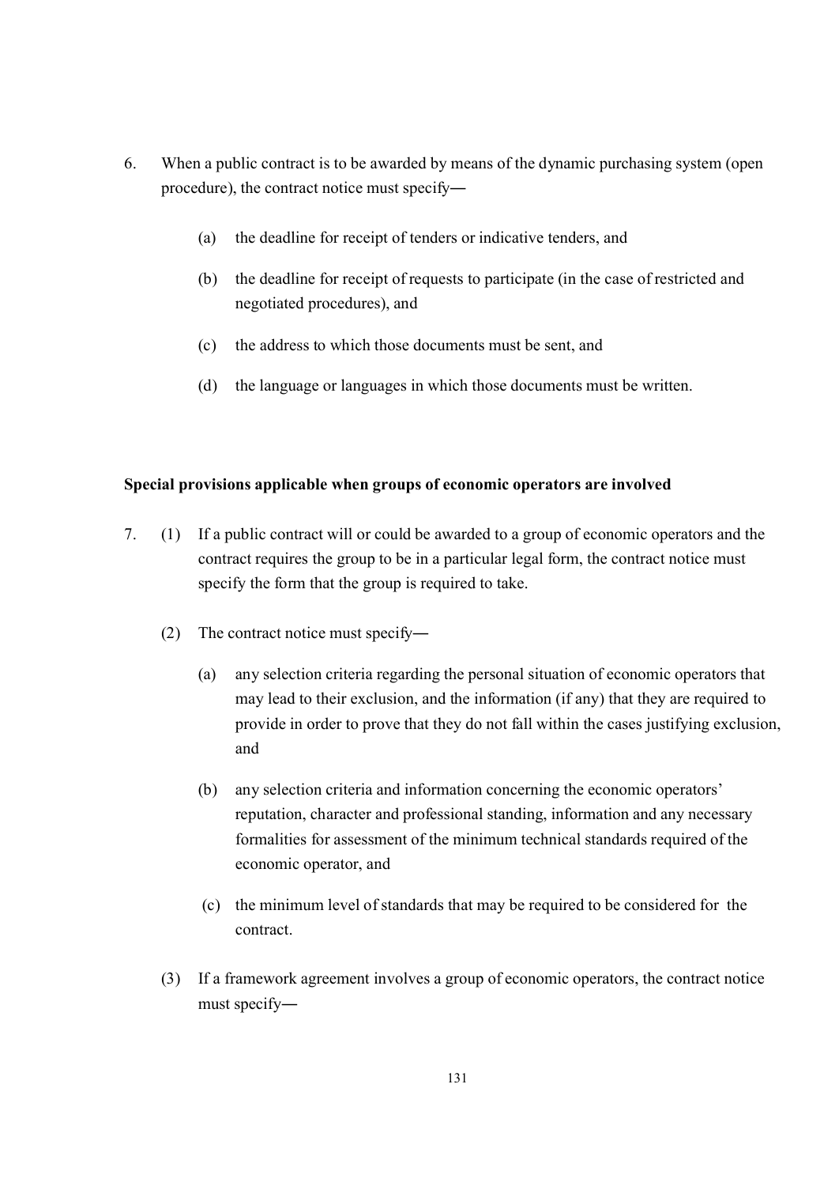6. When a public contract is to be awarded by means of the dynamic purchasing system (open procedure), the contract notice must specify―

    (a) the deadline for receipt of tenders or indicative tenders, and

    (b) the deadline for receipt of requests to participate (in the case of restricted and negotiated procedures), and

    (c) the address to which those documents must be sent, and

    (d) the language or languages in which those documents must be written.

**Special provisions applicable when groups of economic operators are involved**

7. (1) If a public contract will or could be awarded to a group of economic operators and the contract requires the group to be in a particular legal form, the contract notice must specify the form that the group is required to take.

    (2) The contract notice must specify―

    (a) any selection criteria regarding the personal situation of economic operators that may lead to their exclusion, and the information (if any) that they are required to provide in order to prove that they do not fall within the cases justifying exclusion, and

    (b) any selection criteria and information concerning the economic operators' reputation, character and professional standing, information and any necessary formalities for assessment of the minimum technical standards required of the economic operator, and

    (c) the minimum level of standards that may be required to be considered for the contract.

    (3) If a framework agreement involves a group of economic operators, the contract notice must specify―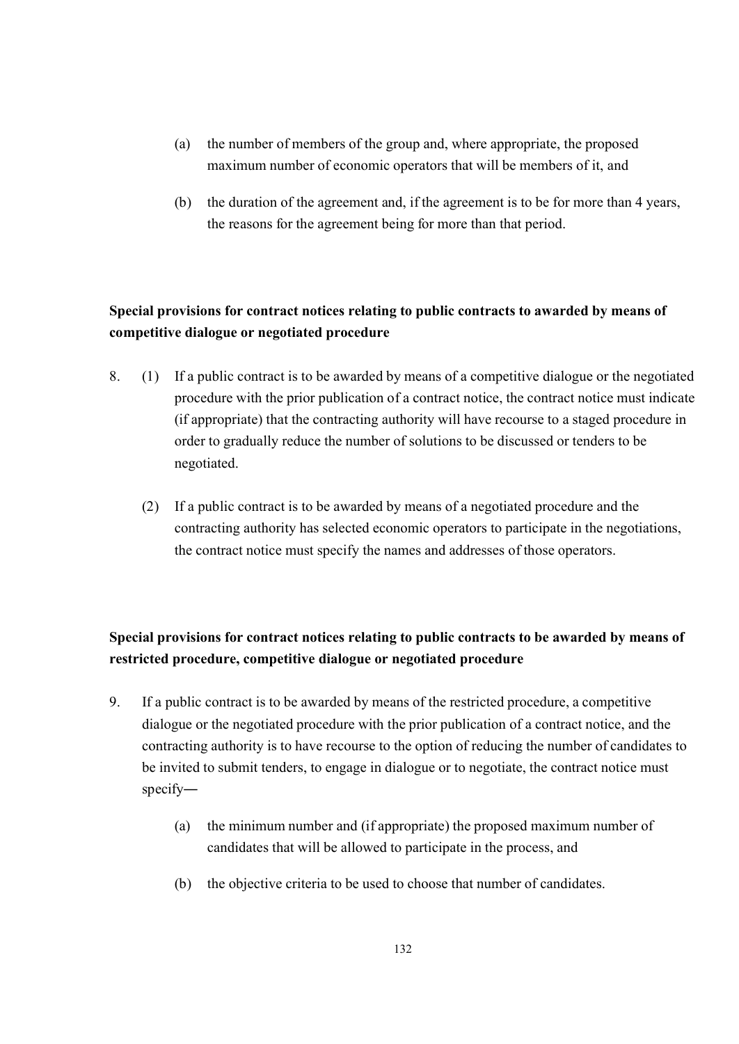(a) the number of members of the group and, where appropriate, the proposed maximum number of economic operators that will be members of it, and

(b) the duration of the agreement and, if the agreement is to be for more than 4 years, the reasons for the agreement being for more than that period.

**Special provisions for contract notices relating to public contracts to awarded by means of competitive dialogue or negotiated procedure**

8. (1) If a public contract is to be awarded by means of a competitive dialogue or the negotiated procedure with the prior publication of a contract notice, the contract notice must indicate (if appropriate) that the contracting authority will have recourse to a staged procedure in order to gradually reduce the number of solutions to be discussed or tenders to be negotiated.

(2) If a public contract is to be awarded by means of a negotiated procedure and the contracting authority has selected economic operators to participate in the negotiations, the contract notice must specify the names and addresses of those operators.

**Special provisions for contract notices relating to public contracts to be awarded by means of restricted procedure, competitive dialogue or negotiated procedure**

9. If a public contract is to be awarded by means of the restricted procedure, a competitive dialogue or the negotiated procedure with the prior publication of a contract notice, and the contracting authority is to have recourse to the option of reducing the number of candidates to be invited to submit tenders, to engage in dialogue or to negotiate, the contract notice must specify―

(a) the minimum number and (if appropriate) the proposed maximum number of candidates that will be allowed to participate in the process, and

(b) the objective criteria to be used to choose that number of candidates.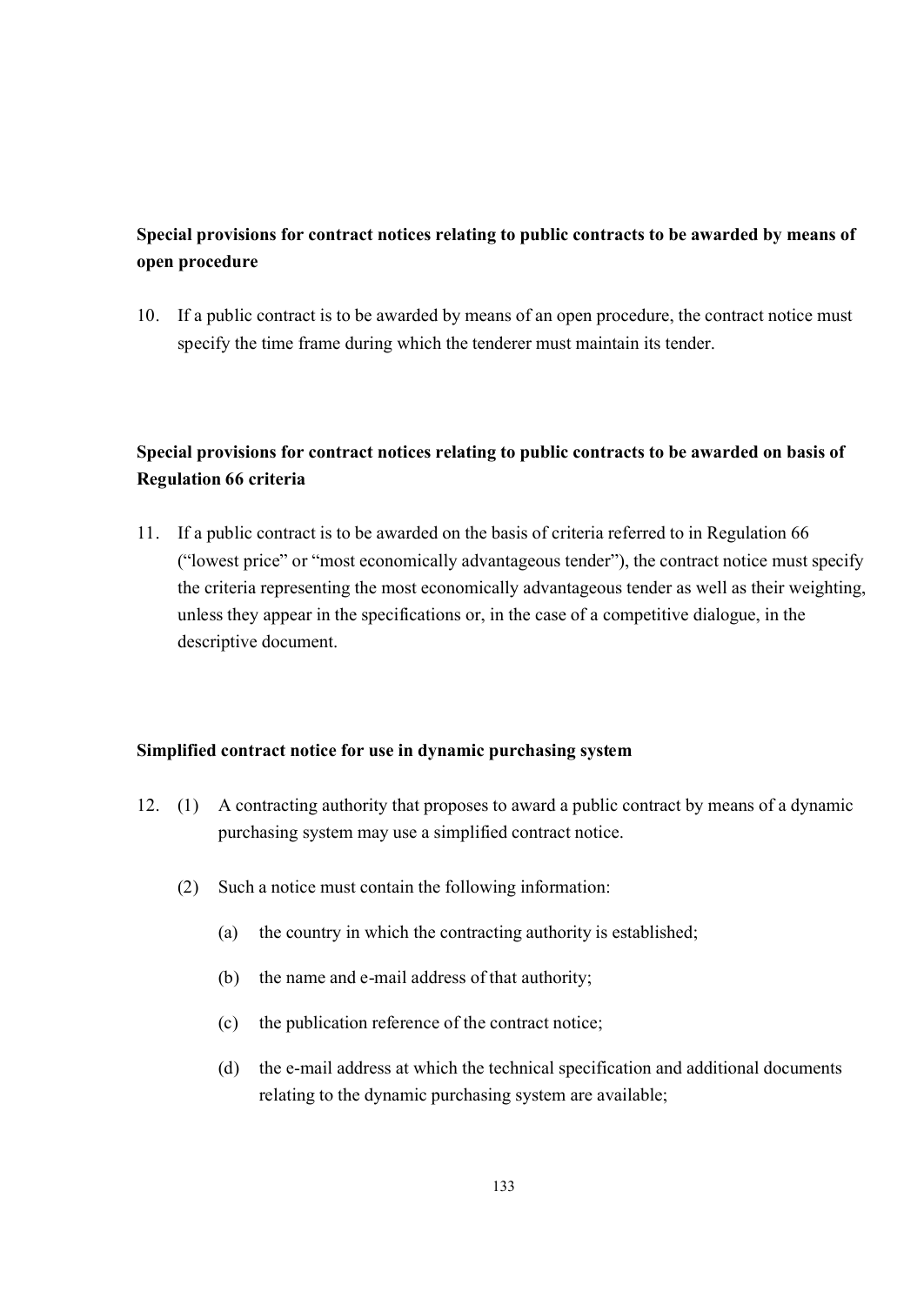**Special provisions for contract notices relating to public contracts to be awarded by means of open procedure**

10. If a public contract is to be awarded by means of an open procedure, the contract notice must specify the time frame during which the tenderer must maintain its tender.

**Special provisions for contract notices relating to public contracts to be awarded on basis of Regulation 66 criteria**

11. If a public contract is to be awarded on the basis of criteria referred to in Regulation 66 ("lowest price" or "most economically advantageous tender"), the contract notice must specify the criteria representing the most economically advantageous tender as well as their weighting, unless they appear in the specifications or, in the case of a competitive dialogue, in the descriptive document.

**Simplified contract notice for use in dynamic purchasing system**

12. (1) A contracting authority that proposes to award a public contract by means of a dynamic purchasing system may use a simplified contract notice.

    (2) Such a notice must contain the following information:

        (a) the country in which the contracting authority is established;

        (b) the name and e-mail address of that authority;

        (c) the publication reference of the contract notice;

        (d) the e-mail address at which the technical specification and additional documents relating to the dynamic purchasing system are available;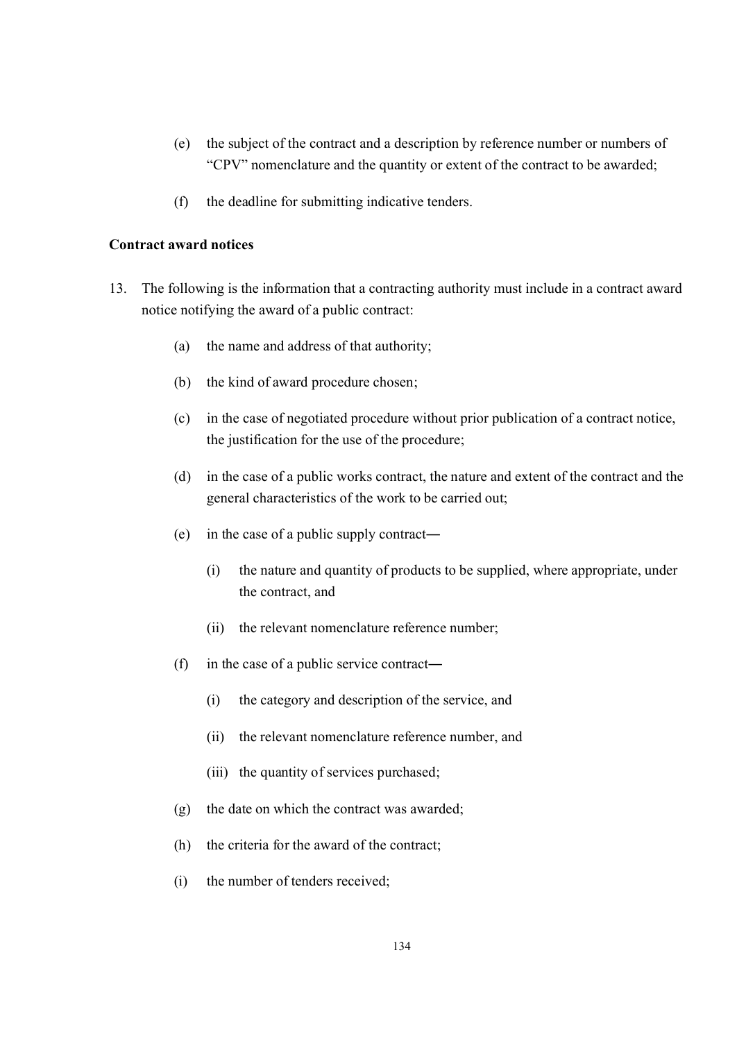(e) the subject of the contract and a description by reference number or numbers of "CPV" nomenclature and the quantity or extent of the contract to be awarded;

(f) the deadline for submitting indicative tenders.

**Contract award notices**

13. The following is the information that a contracting authority must include in a contract award notice notifying the award of a public contract:

   (a) the name and address of that authority;

   (b) the kind of award procedure chosen;

   (c) in the case of negotiated procedure without prior publication of a contract notice, the justification for the use of the procedure;

   (d) in the case of a public works contract, the nature and extent of the contract and the general characteristics of the work to be carried out;

   (e) in the case of a public supply contract―

      (i) the nature and quantity of products to be supplied, where appropriate, under the contract, and

      (ii) the relevant nomenclature reference number;

   (f) in the case of a public service contract―

      (i) the category and description of the service, and

      (ii) the relevant nomenclature reference number, and

      (iii) the quantity of services purchased;

   (g) the date on which the contract was awarded;

   (h) the criteria for the award of the contract;

   (i) the number of tenders received;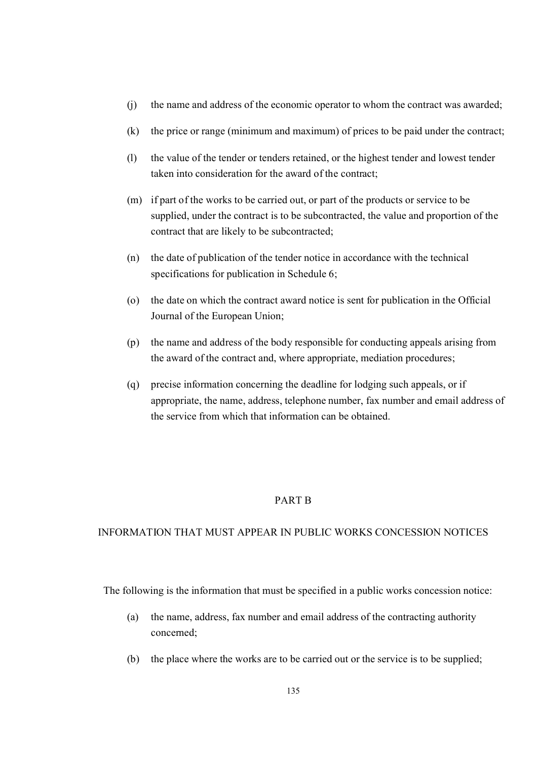(j) the name and address of the economic operator to whom the contract was awarded;

(k) the price or range (minimum and maximum) of prices to be paid under the contract;

(l) the value of the tender or tenders retained, or the highest tender and lowest tender taken into consideration for the award of the contract;

(m) if part of the works to be carried out, or part of the products or service to be supplied, under the contract is to be subcontracted, the value and proportion of the contract that are likely to be subcontracted;

(n) the date of publication of the tender notice in accordance with the technical specifications for publication in Schedule 6;

(o) the date on which the contract award notice is sent for publication in the Official Journal of the European Union;

(p) the name and address of the body responsible for conducting appeals arising from the award of the contract and, where appropriate, mediation procedures;

(q) precise information concerning the deadline for lodging such appeals, or if appropriate, the name, address, telephone number, fax number and email address of the service from which that information can be obtained.

## PART B

## INFORMATION THAT MUST APPEAR IN PUBLIC WORKS CONCESSION NOTICES

The following is the information that must be specified in a public works concession notice:

(a) the name, address, fax number and email address of the contracting authority concerned;

(b) the place where the works are to be carried out or the service is to be supplied;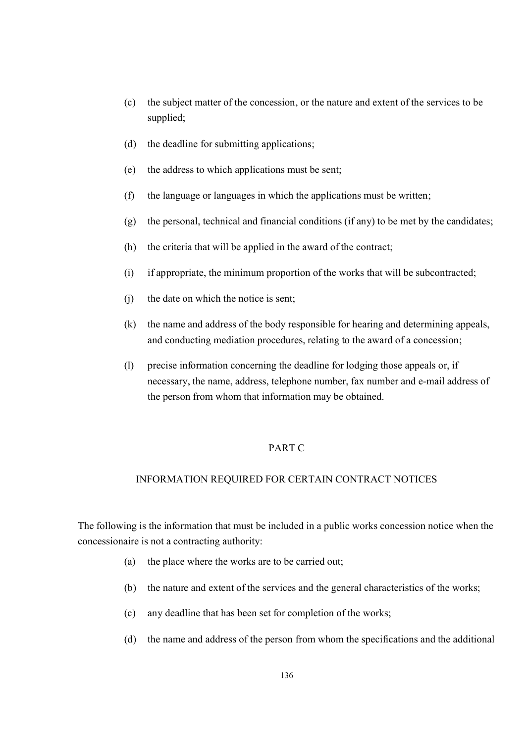(c) the subject matter of the concession, or the nature and extent of the services to be supplied;

(d) the deadline for submitting applications;

(e) the address to which applications must be sent;

(f) the language or languages in which the applications must be written;

(g) the personal, technical and financial conditions (if any) to be met by the candidates;

(h) the criteria that will be applied in the award of the contract;

(i) if appropriate, the minimum proportion of the works that will be subcontracted;

(j) the date on which the notice is sent;

(k) the name and address of the body responsible for hearing and determining appeals, and conducting mediation procedures, relating to the award of a concession;

(l) precise information concerning the deadline for lodging those appeals or, if necessary, the name, address, telephone number, fax number and e-mail address of the person from whom that information may be obtained.

## PART C

## INFORMATION REQUIRED FOR CERTAIN CONTRACT NOTICES

The following is the information that must be included in a public works concession notice when the concessionaire is not a contracting authority:

(a) the place where the works are to be carried out;

(b) the nature and extent of the services and the general characteristics of the works;

(c) any deadline that has been set for completion of the works;

(d) the name and address of the person from whom the specifications and the additional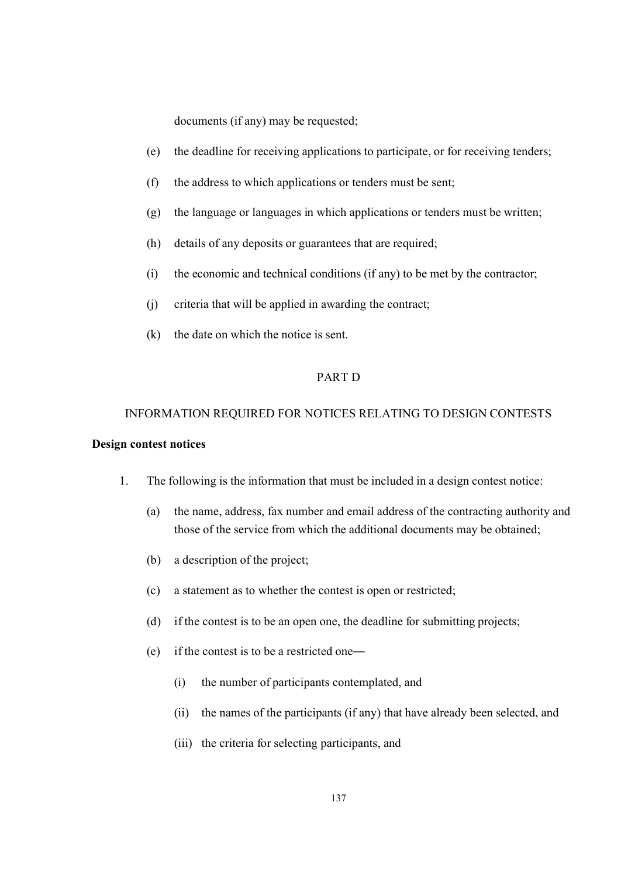documents (if any) may be requested;

(e) the deadline for receiving applications to participate, or for receiving tenders;

(f) the address to which applications or tenders must be sent;

(g) the language or languages in which applications or tenders must be written;

(h) details of any deposits or guarantees that are required;

(i) the economic and technical conditions (if any) to be met by the contractor;

(j) criteria that will be applied in awarding the contract;

(k) the date on which the notice is sent.

## PART D

## INFORMATION REQUIRED FOR NOTICES RELATING TO DESIGN CONTESTS

**Design contest notices**

1. The following is the information that must be included in a design contest notice:

   (a) the name, address, fax number and email address of the contracting authority and those of the service from which the additional documents may be obtained;

   (b) a description of the project;

   (c) a statement as to whether the contest is open or restricted;

   (d) if the contest is to be an open one, the deadline for submitting projects;

   (e) if the contest is to be a restricted one—

      (i) the number of participants contemplated, and

      (ii) the names of the participants (if any) that have already been selected, and

      (iii) the criteria for selecting participants, and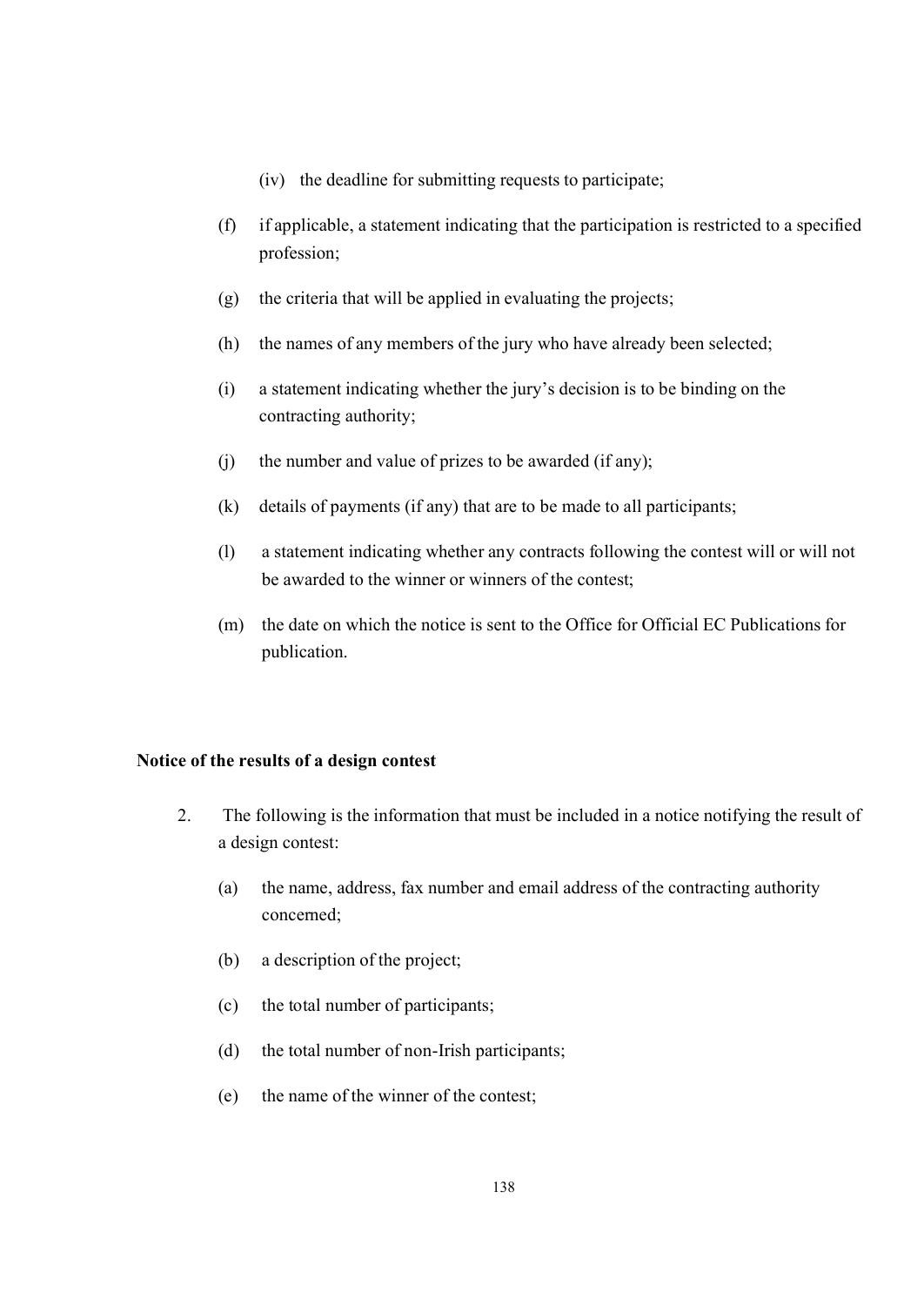(iv) the deadline for submitting requests to participate;

(f) if applicable, a statement indicating that the participation is restricted to a specified profession;

(g) the criteria that will be applied in evaluating the projects;

(h) the names of any members of the jury who have already been selected;

(i) a statement indicating whether the jury's decision is to be binding on the contracting authority;

(j) the number and value of prizes to be awarded (if any);

(k) details of payments (if any) that are to be made to all participants;

(l) a statement indicating whether any contracts following the contest will or will not be awarded to the winner or winners of the contest;

(m) the date on which the notice is sent to the Office for Official EC Publications for publication.

**Notice of the results of a design contest**

2. The following is the information that must be included in a notice notifying the result of a design contest:

(a) the name, address, fax number and email address of the contracting authority concerned;

(b) a description of the project;

(c) the total number of participants;

(d) the total number of non-Irish participants;

(e) the name of the winner of the contest;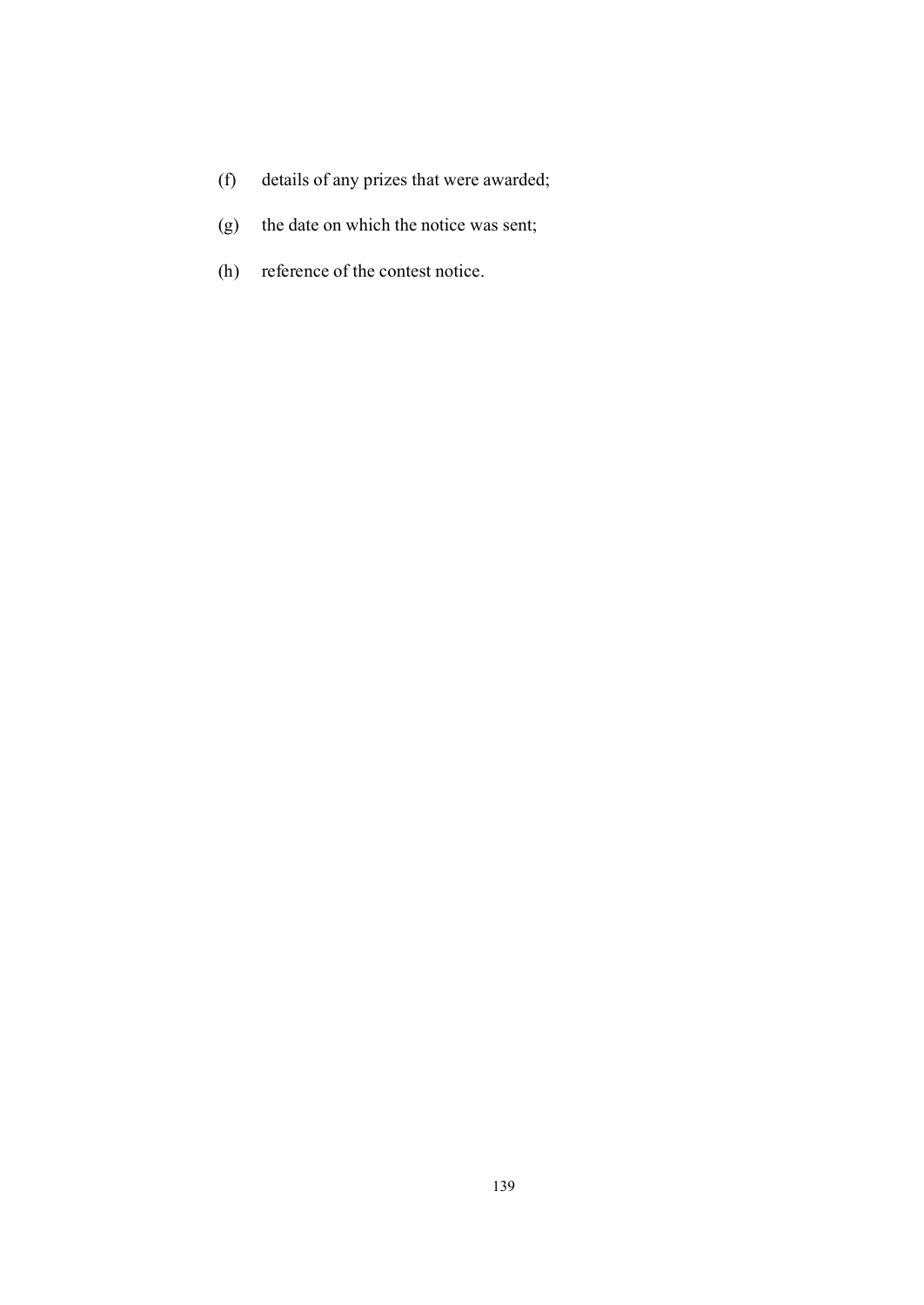(f) details of any prizes that were awarded;

(g) the date on which the notice was sent;

(h) reference of the contest notice.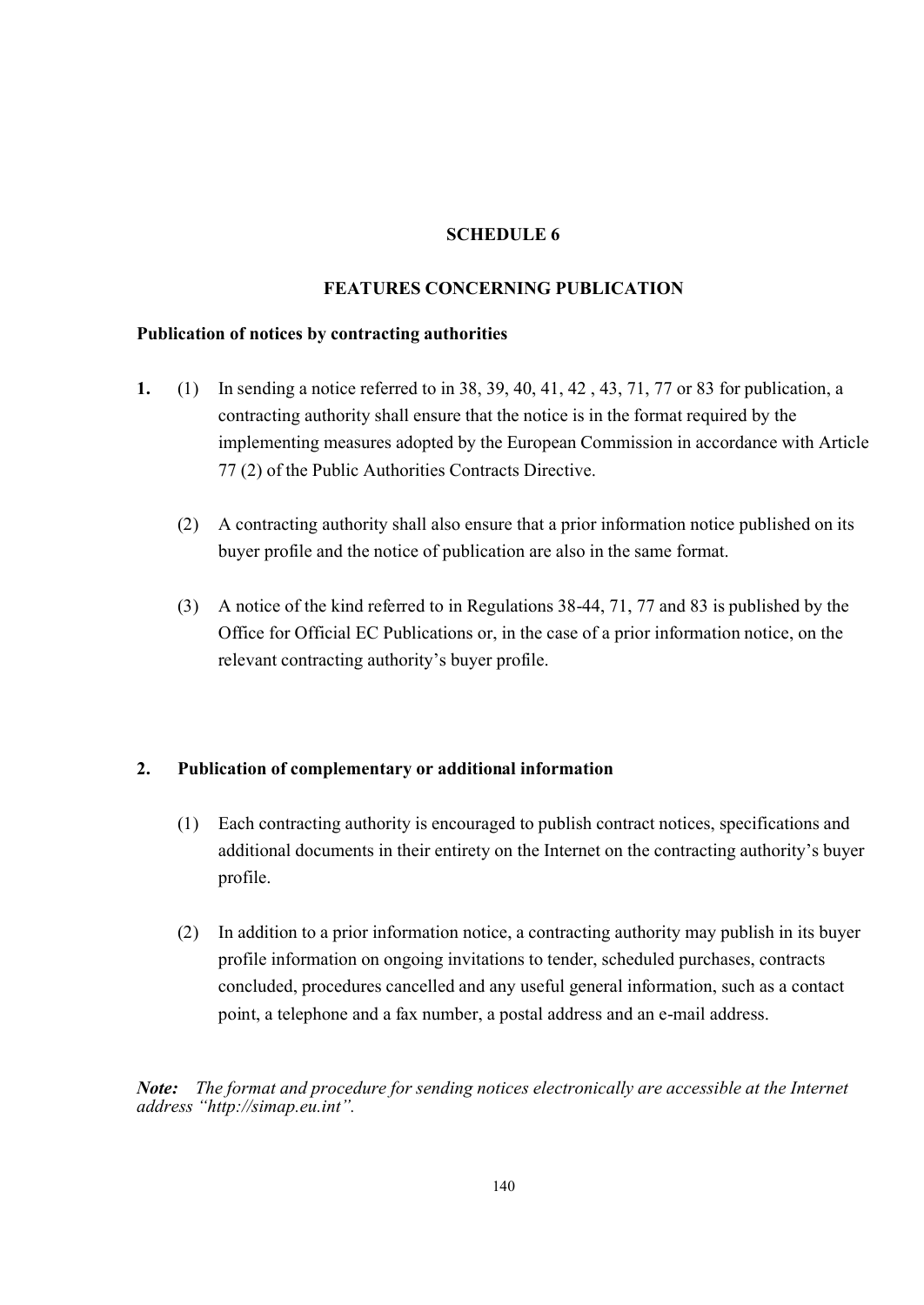# SCHEDULE 6

## FEATURES CONCERNING PUBLICATION

### Publication of notices by contracting authorities

**1.** (1) In sending a notice referred to in 38, 39, 40, 41, 42 , 43, 71, 77 or 83 for publication, a contracting authority shall ensure that the notice is in the format required by the implementing measures adopted by the European Commission in accordance with Article 77 (2) of the Public Authorities Contracts Directive.

(2) A contracting authority shall also ensure that a prior information notice published on its buyer profile and the notice of publication are also in the same format.

(3) A notice of the kind referred to in Regulations 38-44, 71, 77 and 83 is published by the Office for Official EC Publications or, in the case of a prior information notice, on the relevant contracting authority's buyer profile.

### 2. Publication of complementary or additional information

(1) Each contracting authority is encouraged to publish contract notices, specifications and additional documents in their entirety on the Internet on the contracting authority's buyer profile.

(2) In addition to a prior information notice, a contracting authority may publish in its buyer profile information on ongoing invitations to tender, scheduled purchases, contracts concluded, procedures cancelled and any useful general information, such as a contact point, a telephone and a fax number, a postal address and an e-mail address.

***Note:*** *The format and procedure for sending notices electronically are accessible at the Internet address "http://simap.eu.int".*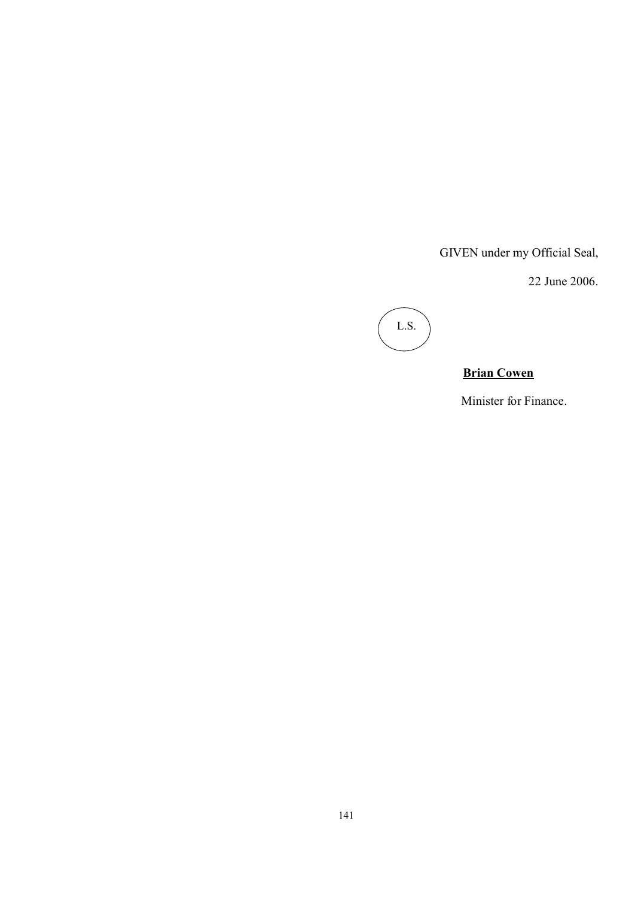GIVEN under my Official Seal,

22 June 2006.

L.S.

**Brian Cowen**

Minister for Finance.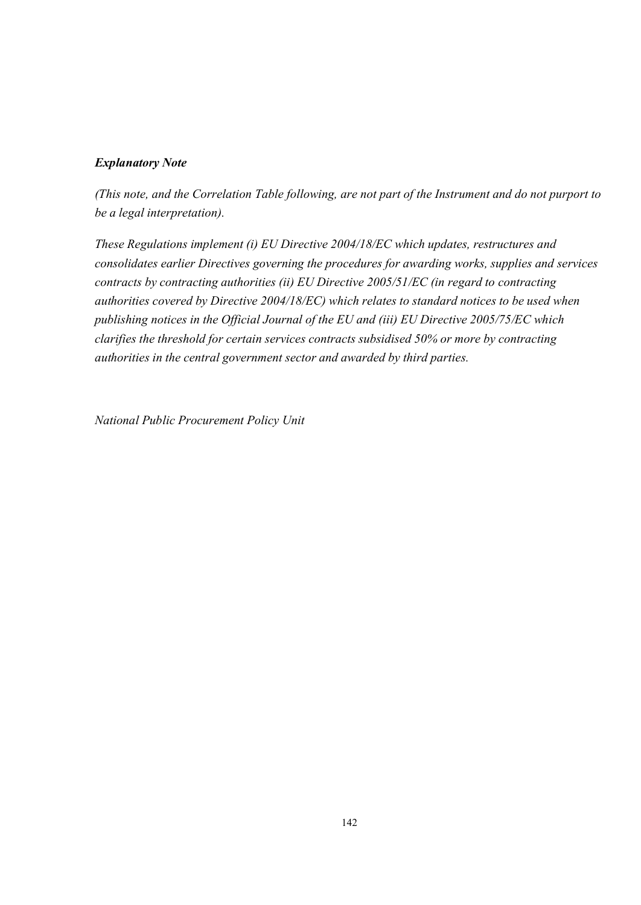***Explanatory Note***

*(This note, and the Correlation Table following, are not part of the Instrument and do not purport to be a legal interpretation).*

*These Regulations implement (i) EU Directive 2004/18/EC which updates, restructures and consolidates earlier Directives governing the procedures for awarding works, supplies and services contracts by contracting authorities (ii) EU Directive 2005/51/EC (in regard to contracting authorities covered by Directive 2004/18/EC) which relates to standard notices to be used when publishing notices in the Official Journal of the EU and (iii) EU Directive 2005/75/EC which clarifies the threshold for certain services contracts subsidised 50% or more by contracting authorities in the central government sector and awarded by third parties.*

*National Public Procurement Policy Unit*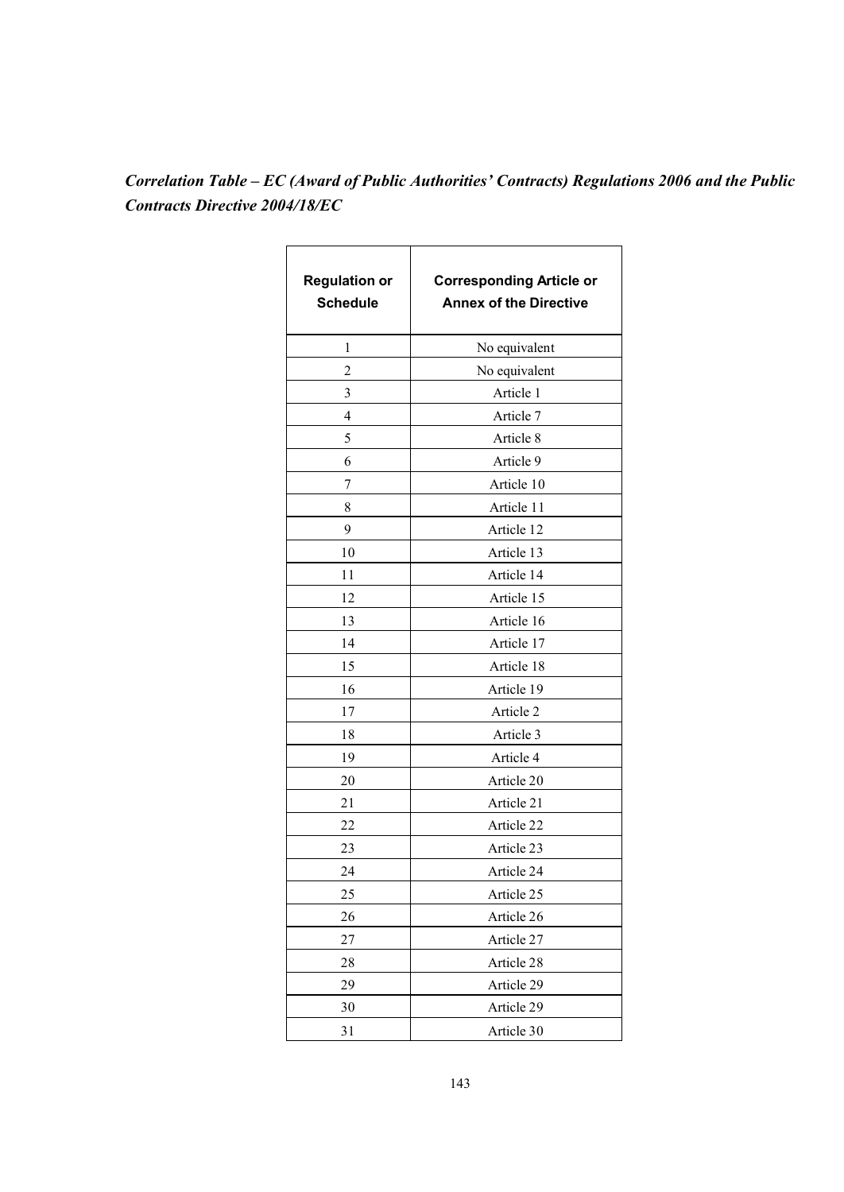*Correlation Table – EC (Award of Public Authorities' Contracts) Regulations 2006 and the Public Contracts Directive 2004/18/EC*

| Regulation or Schedule | Corresponding Article or Annex of the Directive |
|---|---|
| 1 | No equivalent |
| 2 | No equivalent |
| 3 | Article 1 |
| 4 | Article 7 |
| 5 | Article 8 |
| 6 | Article 9 |
| 7 | Article 10 |
| 8 | Article 11 |
| 9 | Article 12 |
| 10 | Article 13 |
| 11 | Article 14 |
| 12 | Article 15 |
| 13 | Article 16 |
| 14 | Article 17 |
| 15 | Article 18 |
| 16 | Article 19 |
| 17 | Article 2 |
| 18 | Article 3 |
| 19 | Article 4 |
| 20 | Article 20 |
| 21 | Article 21 |
| 22 | Article 22 |
| 23 | Article 23 |
| 24 | Article 24 |
| 25 | Article 25 |
| 26 | Article 26 |
| 27 | Article 27 |
| 28 | Article 28 |
| 29 | Article 29 |
| 30 | Article 29 |
| 31 | Article 30 |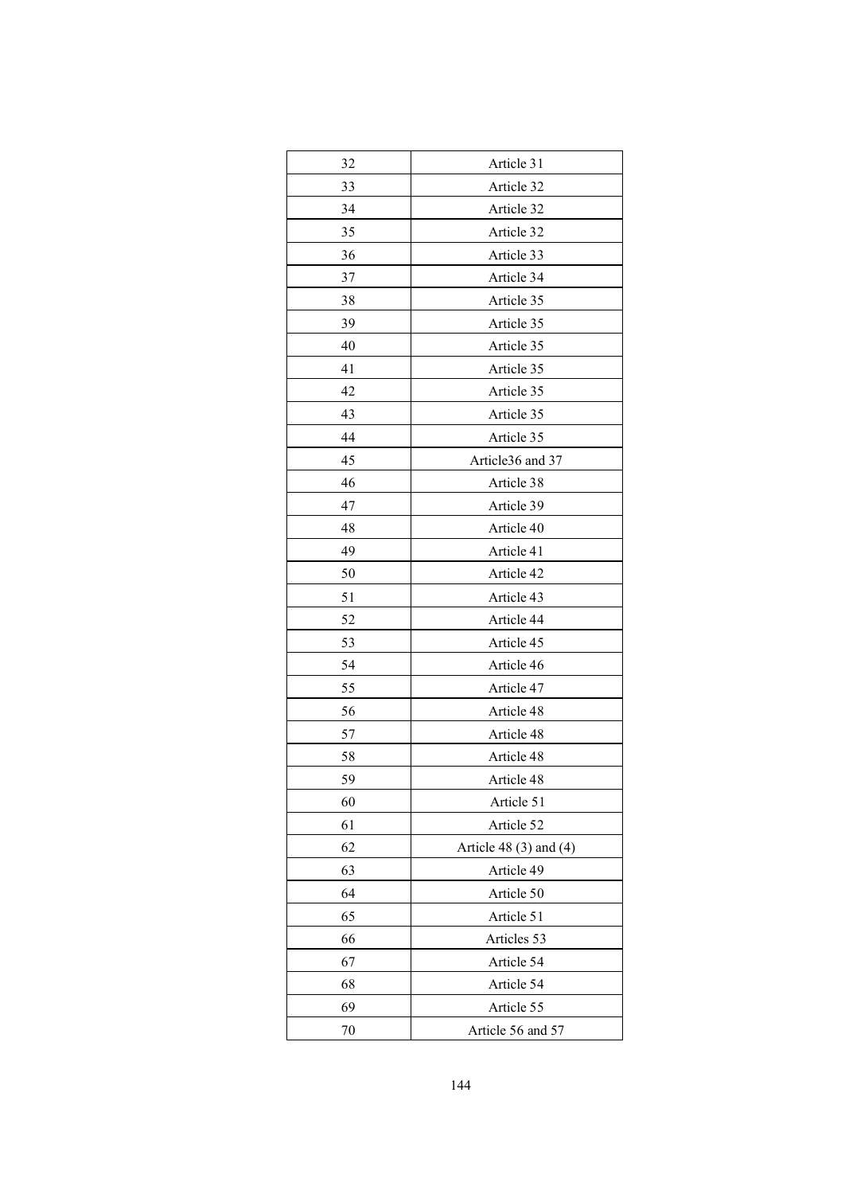| 32 | Article 31 |
|---|---|
| 33 | Article 32 |
| 34 | Article 32 |
| 35 | Article 32 |
| 36 | Article 33 |
| 37 | Article 34 |
| 38 | Article 35 |
| 39 | Article 35 |
| 40 | Article 35 |
| 41 | Article 35 |
| 42 | Article 35 |
| 43 | Article 35 |
| 44 | Article 35 |
| 45 | Article36 and 37 |
| 46 | Article 38 |
| 47 | Article 39 |
| 48 | Article 40 |
| 49 | Article 41 |
| 50 | Article 42 |
| 51 | Article 43 |
| 52 | Article 44 |
| 53 | Article 45 |
| 54 | Article 46 |
| 55 | Article 47 |
| 56 | Article 48 |
| 57 | Article 48 |
| 58 | Article 48 |
| 59 | Article 48 |
| 60 | Article 51 |
| 61 | Article 52 |
| 62 | Article 48 (3) and (4) |
| 63 | Article 49 |
| 64 | Article 50 |
| 65 | Article 51 |
| 66 | Articles 53 |
| 67 | Article 54 |
| 68 | Article 54 |
| 69 | Article 55 |
| 70 | Article 56 and 57 |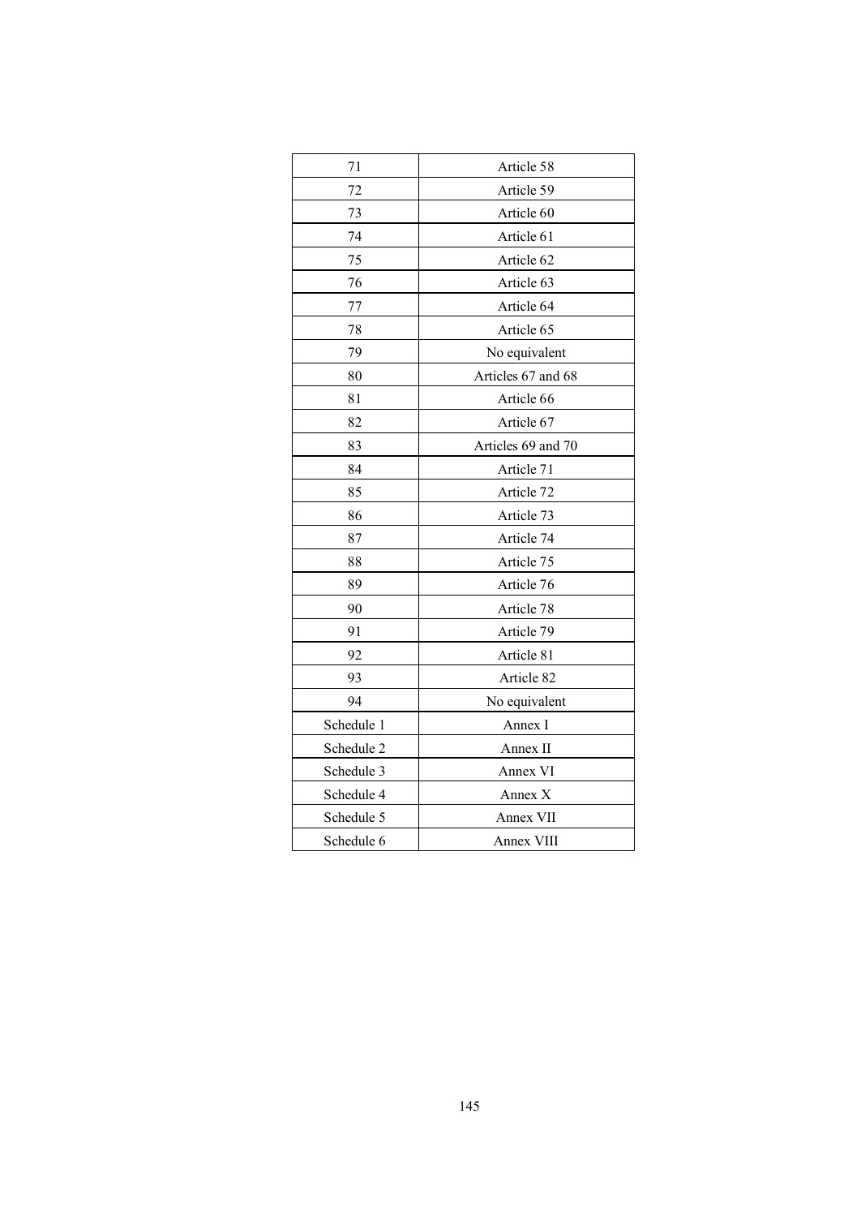| | |
|---|---|
| 71 | Article 58 |
| 72 | Article 59 |
| 73 | Article 60 |
| 74 | Article 61 |
| 75 | Article 62 |
| 76 | Article 63 |
| 77 | Article 64 |
| 78 | Article 65 |
| 79 | No equivalent |
| 80 | Articles 67 and 68 |
| 81 | Article 66 |
| 82 | Article 67 |
| 83 | Articles 69 and 70 |
| 84 | Article 71 |
| 85 | Article 72 |
| 86 | Article 73 |
| 87 | Article 74 |
| 88 | Article 75 |
| 89 | Article 76 |
| 90 | Article 78 |
| 91 | Article 79 |
| 92 | Article 81 |
| 93 | Article 82 |
| 94 | No equivalent |
| Schedule 1 | Annex I |
| Schedule 2 | Annex II |
| Schedule 3 | Annex VI |
| Schedule 4 | Annex X |
| Schedule 5 | Annex VII |
| Schedule 6 | Annex VIII |